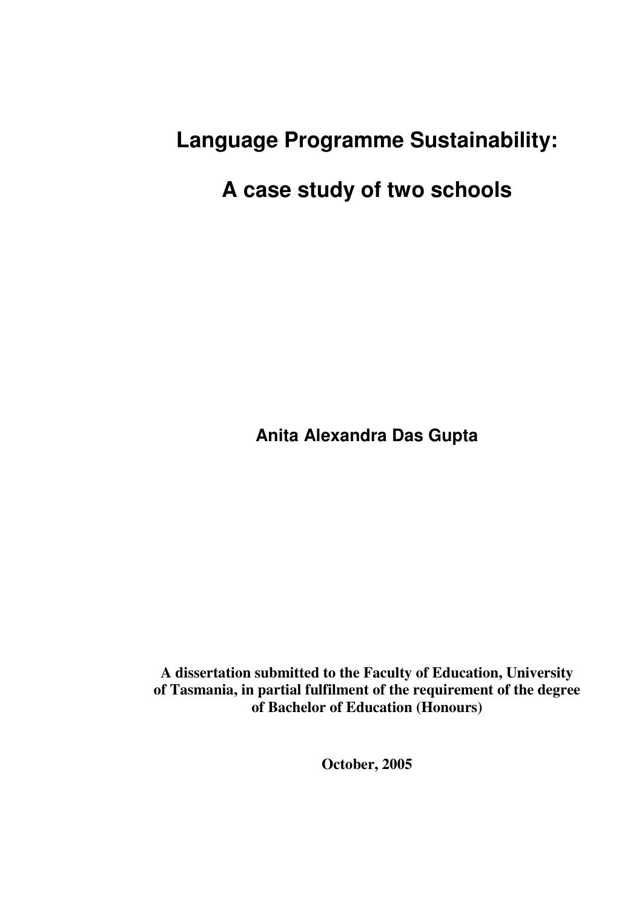# Language Programme Sustainability:

# A case study of two schools

**Anita Alexandra Das Gupta**

**A dissertation submitted to the Faculty of Education, University of Tasmania, in partial fulfilment of the requirement of the degree of Bachelor of Education (Honours)**

**October, 2005**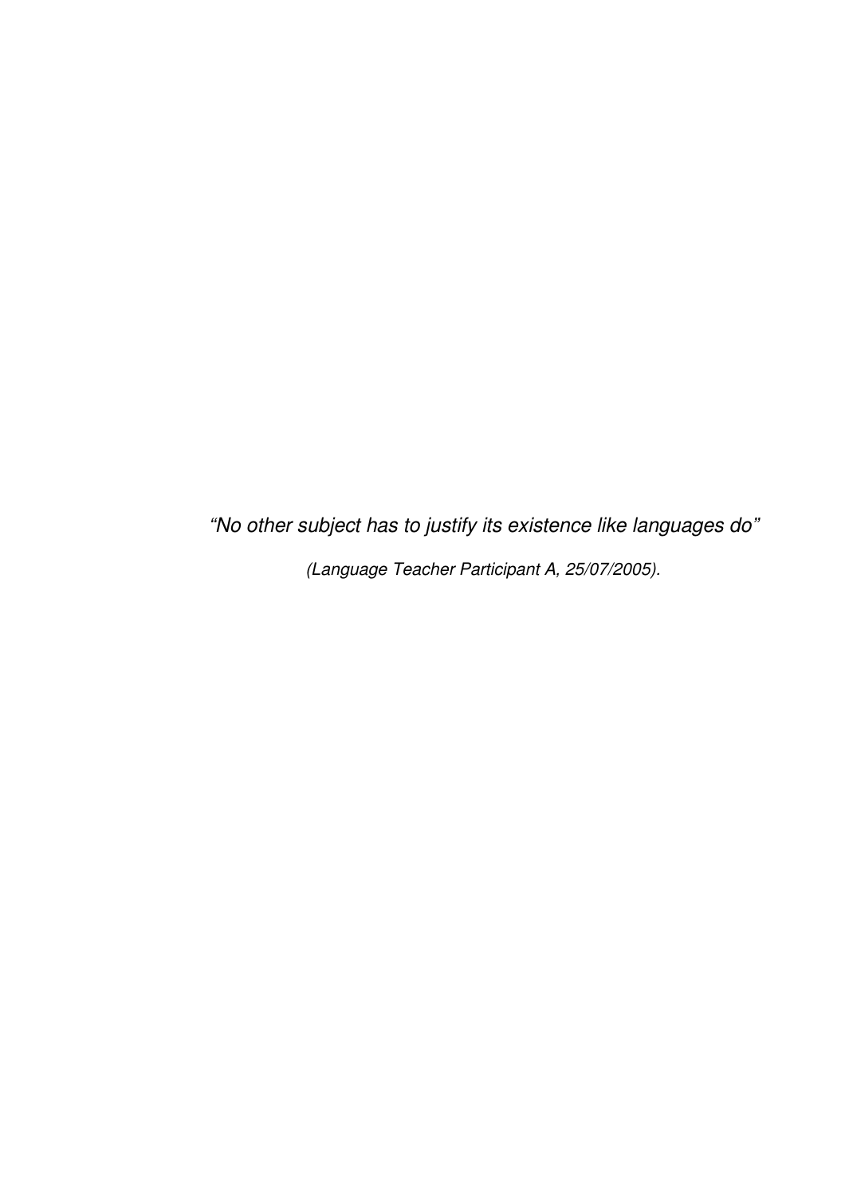*“No other subject has to justify its existence like languages do”*

*(Language Teacher Participant A, 25/07/2005).*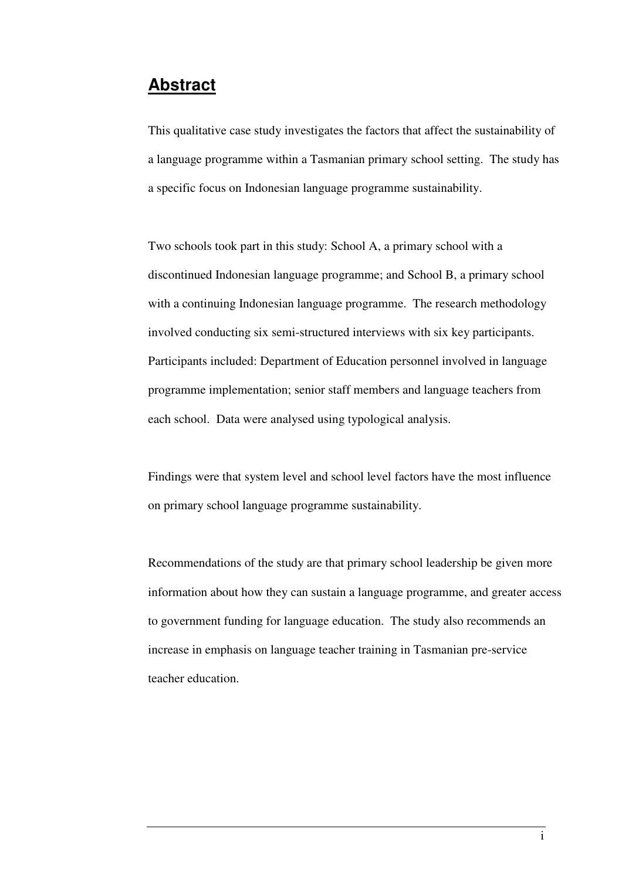## Abstract

This qualitative case study investigates the factors that affect the sustainability of a language programme within a Tasmanian primary school setting. The study has a specific focus on Indonesian language programme sustainability.

Two schools took part in this study: School A, a primary school with a discontinued Indonesian language programme; and School B, a primary school with a continuing Indonesian language programme. The research methodology involved conducting six semi-structured interviews with six key participants. Participants included: Department of Education personnel involved in language programme implementation; senior staff members and language teachers from each school. Data were analysed using typological analysis.

Findings were that system level and school level factors have the most influence on primary school language programme sustainability.

Recommendations of the study are that primary school leadership be given more information about how they can sustain a language programme, and greater access to government funding for language education. The study also recommends an increase in emphasis on language teacher training in Tasmanian pre-service teacher education.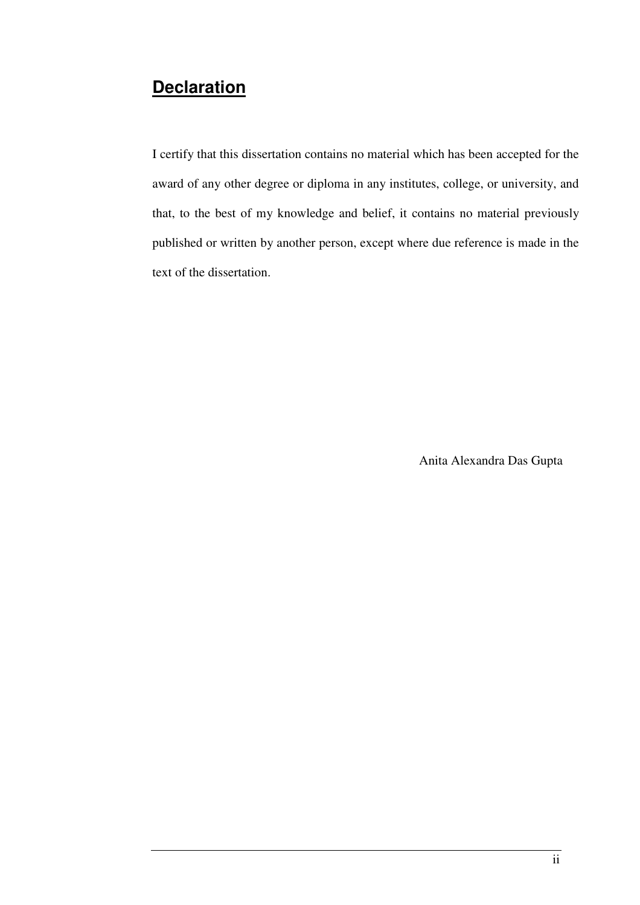## **Declaration**

I certify that this dissertation contains no material which has been accepted for the award of any other degree or diploma in any institutes, college, or university, and that, to the best of my knowledge and belief, it contains no material previously published or written by another person, except where due reference is made in the text of the dissertation.

Anita Alexandra Das Gupta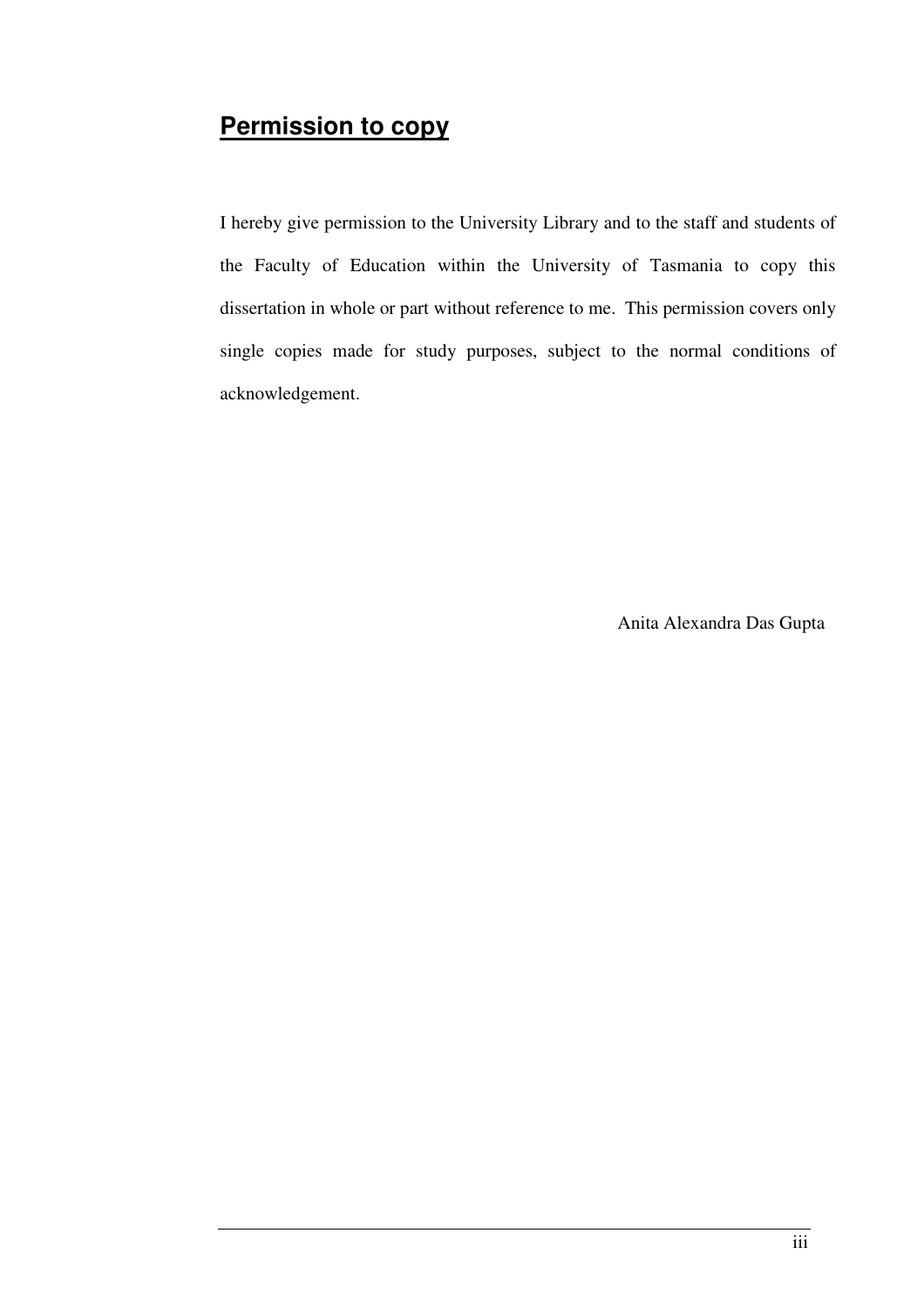## Permission to copy

I hereby give permission to the University Library and to the staff and students of the Faculty of Education within the University of Tasmania to copy this dissertation in whole or part without reference to me. This permission covers only single copies made for study purposes, subject to the normal conditions of acknowledgement.

Anita Alexandra Das Gupta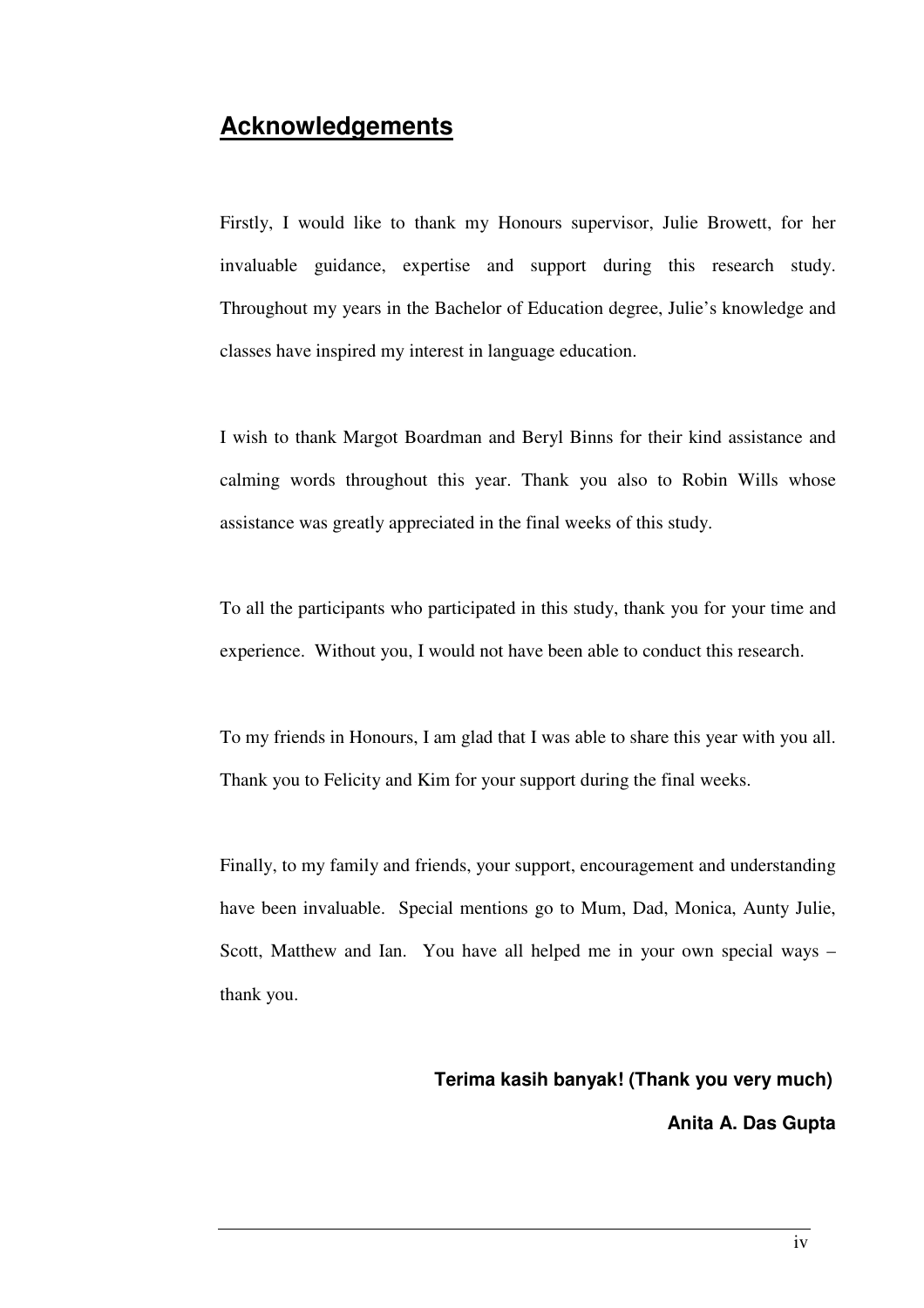## Acknowledgements

Firstly, I would like to thank my Honours supervisor, Julie Browett, for her invaluable guidance, expertise and support during this research study. Throughout my years in the Bachelor of Education degree, Julie's knowledge and classes have inspired my interest in language education.

I wish to thank Margot Boardman and Beryl Binns for their kind assistance and calming words throughout this year. Thank you also to Robin Wills whose assistance was greatly appreciated in the final weeks of this study.

To all the participants who participated in this study, thank you for your time and experience. Without you, I would not have been able to conduct this research.

To my friends in Honours, I am glad that I was able to share this year with you all. Thank you to Felicity and Kim for your support during the final weeks.

Finally, to my family and friends, your support, encouragement and understanding have been invaluable. Special mentions go to Mum, Dad, Monica, Aunty Julie, Scott, Matthew and Ian. You have all helped me in your own special ways – thank you.

**Terima kasih banyak! (Thank you very much)**

**Anita A. Das Gupta**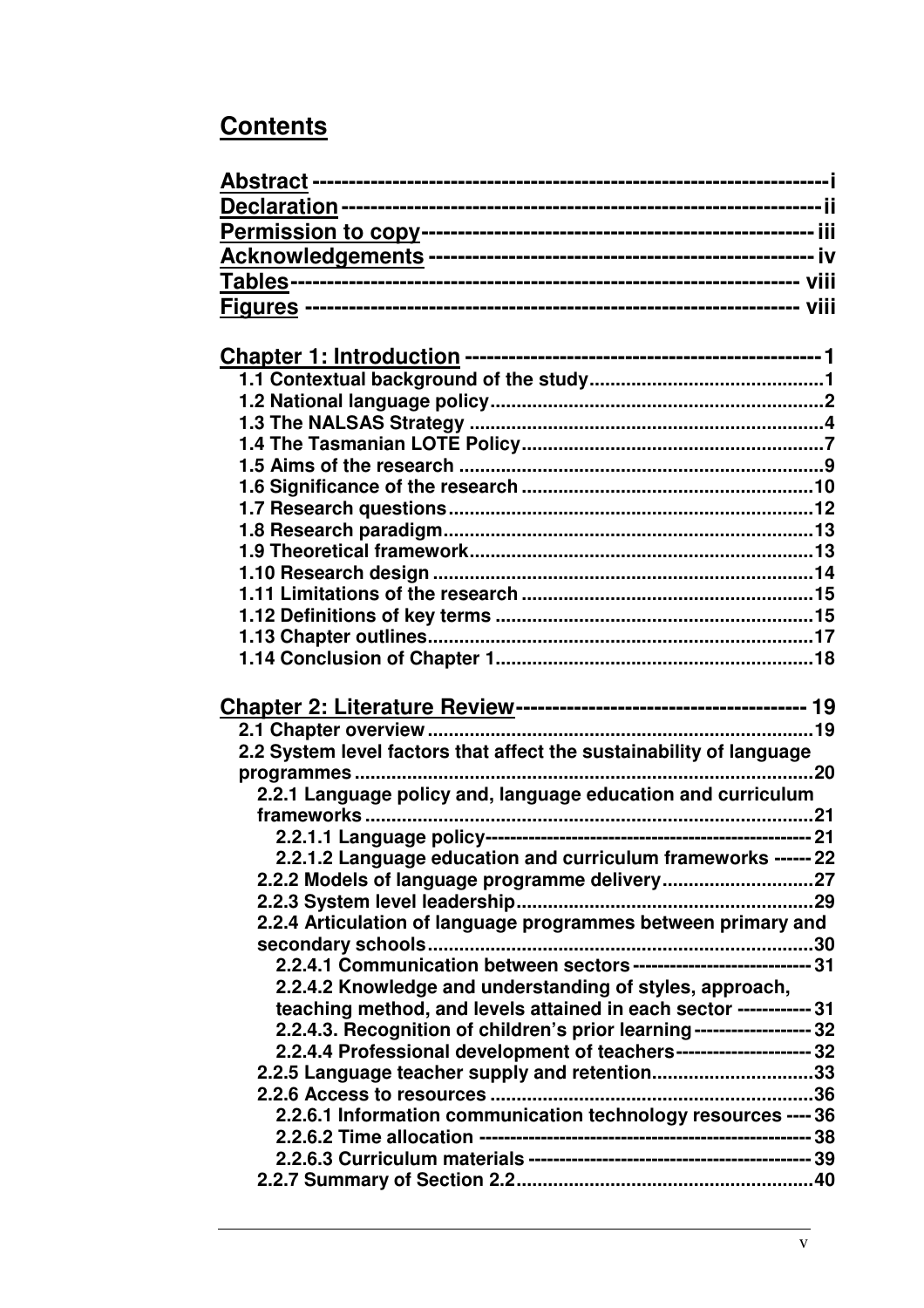# Contents

Abstract ----- i
Declaration ----- ii
Permission to copy ----- iii
Acknowledgements ----- iv
Tables ----- viii
Figures ----- viii

**Chapter 1: Introduction ----- 1**
- 1.1 Contextual background of the study ..... 1
- 1.2 National language policy ..... 2
- 1.3 The NALSAS Strategy ..... 4
- 1.4 The Tasmanian LOTE Policy ..... 7
- 1.5 Aims of the research ..... 9
- 1.6 Significance of the research ..... 10
- 1.7 Research questions ..... 12
- 1.8 Research paradigm ..... 13
- 1.9 Theoretical framework ..... 13
- 1.10 Research design ..... 14
- 1.11 Limitations of the research ..... 15
- 1.12 Definitions of key terms ..... 15
- 1.13 Chapter outlines ..... 17
- 1.14 Conclusion of Chapter 1 ..... 18

**Chapter 2: Literature Review ----- 19**
- 2.1 Chapter overview ..... 19
- 2.2 System level factors that affect the sustainability of language programmes ..... 20
  - 2.2.1 Language policy and, language education and curriculum frameworks ..... 21
    - 2.2.1.1 Language policy ----- 21
    - 2.2.1.2 Language education and curriculum frameworks ----- 22
  - 2.2.2 Models of language programme delivery ..... 27
  - 2.2.3 System level leadership ..... 29
  - 2.2.4 Articulation of language programmes between primary and secondary schools ..... 30
    - 2.2.4.1 Communication between sectors ----- 31
    - 2.2.4.2 Knowledge and understanding of styles, approach, teaching method, and levels attained in each sector ----- 31
    - 2.2.4.3. Recognition of children's prior learning ----- 32
    - 2.2.4.4 Professional development of teachers ----- 32
  - 2.2.5 Language teacher supply and retention ..... 33
  - 2.2.6 Access to resources ..... 36
    - 2.2.6.1 Information communication technology resources ----- 36
    - 2.2.6.2 Time allocation ----- 38
    - 2.2.6.3 Curriculum materials ----- 39
  - 2.2.7 Summary of Section 2.2 ..... 40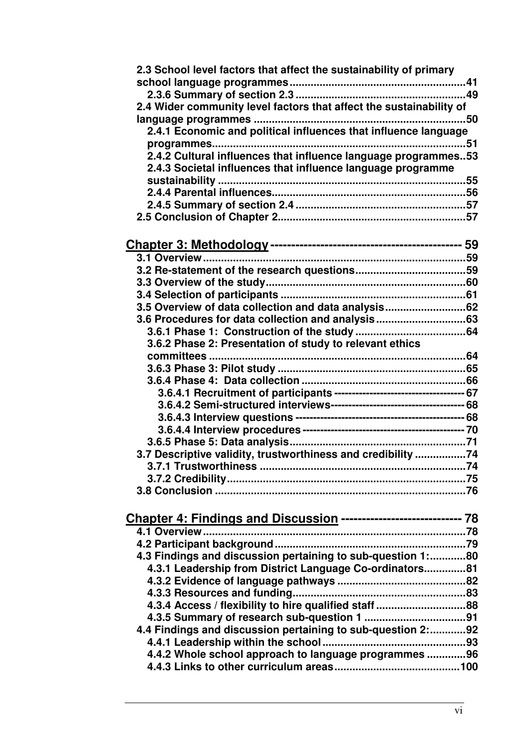2.3 School level factors that affect the sustainability of primary school language programmes..........................................................41
2.3.6 Summary of section 2.3 .........................................................49
2.4 Wider community level factors that affect the sustainability of language programmes ......................................................................50
2.4.1 Economic and political influences that influence language programmes.....................................................................................51
2.4.2 Cultural influences that influence language programmes..53
2.4.3 Societal influences that influence language programme sustainability ..................................................................................55
2.4.4 Parental influences.................................................................56
2.4.5 Summary of section 2.4 .........................................................57
2.5 Conclusion of Chapter 2..............................................................57

**Chapter 3: Methodology** -------------------------------------------- 59
3.1 Overview.......................................................................................59
3.2 Re-statement of the research questions.....................................59
3.3 Overview of the study...................................................................60
3.4 Selection of participants ..............................................................61
3.5 Overview of data collection and data analysis...........................62
3.6 Procedures for data collection and analysis ..............................63
3.6.1 Phase 1: Construction of the study .....................................64
3.6.2 Phase 2: Presentation of study to relevant ethics committees ......................................................................................64
3.6.3 Phase 3: Pilot study ...............................................................65
3.6.4 Phase 4: Data collection .......................................................66
3.6.4.1 Recruitment of participants ---------------------------------- 67
3.6.4.2 Semi-structured interviews------------------------------------ 68
3.6.4.3 Interview questions --------------------------------------------- 68
3.6.4.4 Interview procedures ------------------------------------------- 70
3.6.5 Phase 5: Data analysis...........................................................71
3.7 Descriptive validity, trustworthiness and credibility .................74
3.7.1 Trustworthiness .....................................................................74
3.7.2 Credibility.................................................................................75
3.8 Conclusion ....................................................................................76

**Chapter 4: Findings and Discussion** ---------------------------- 78
4.1 Overview.......................................................................................78
4.2 Participant background................................................................79
4.3 Findings and discussion pertaining to sub-question 1:............80
4.3.1 Leadership from District Language Co-ordinators..............81
4.3.2 Evidence of language pathways ...........................................82
4.3.3 Resources and funding..........................................................83
4.3.4 Access / flexibility to hire qualified staff ..............................88
4.3.5 Summary of research sub-question 1 ..................................91
4.4 Findings and discussion pertaining to sub-question 2:............92
4.4.1 Leadership within the school................................................93
4.4.2 Whole school approach to language programmes .............96
4.4.3 Links to other curriculum areas..........................................100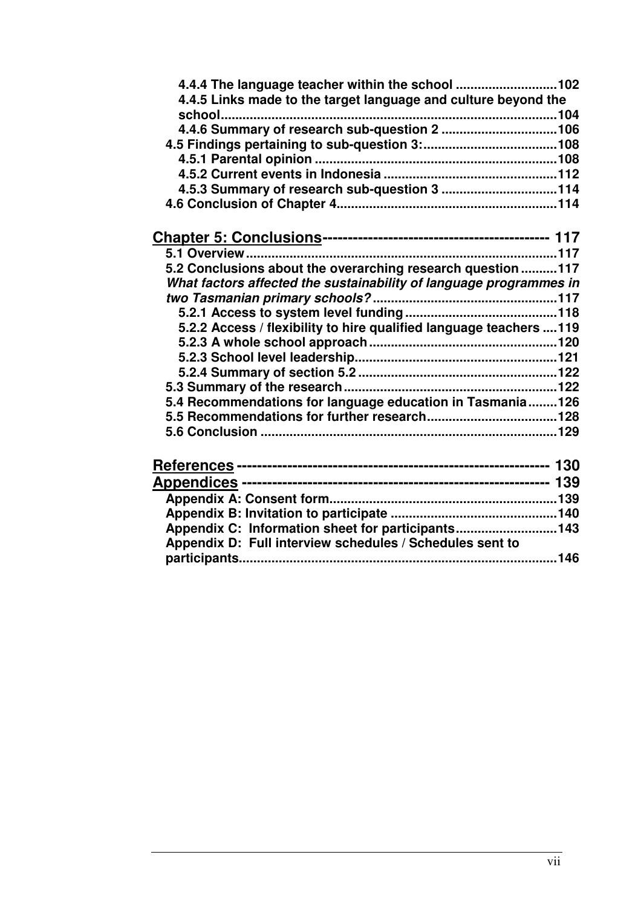4.4.4 The language teacher within the school ............................102
4.4.5 Links made to the target language and culture beyond the school.............................................................................................104
4.4.6 Summary of research sub-question 2 ................................106
4.5 Findings pertaining to sub-question 3:.....................................108
4.5.1 Parental opinion ..................................................................108
4.5.2 Current events in Indonesia ................................................112
4.5.3 Summary of research sub-question 3 ................................114
4.6 Conclusion of Chapter 4............................................................114

**Chapter 5: Conclusions------------------------------------------- 117**
5.1 Overview....................................................................................117
5.2 Conclusions about the overarching research question ..........117
*What factors affected the sustainability of language programmes in two Tasmanian primary schools?*..................................................117
5.2.1 Access to system level funding ..........................................118
5.2.2 Access / flexibility to hire qualified language teachers ....119
5.2.3 A whole school approach ....................................................120
5.2.3 School level leadership........................................................121
5.2.4 Summary of section 5.2 .......................................................122
5.3 Summary of the research...........................................................122
5.4 Recommendations for language education in Tasmania........126
5.5 Recommendations for further research....................................128
5.6 Conclusion .................................................................................129

**References ---------------------------------------------------------- 130**
**Appendices --------------------------------------------------------- 139**
Appendix A: Consent form..............................................................139
Appendix B: Invitation to participate .............................................140
Appendix C: Information sheet for participants............................143
Appendix D: Full interview schedules / Schedules sent to participants.......................................................................................146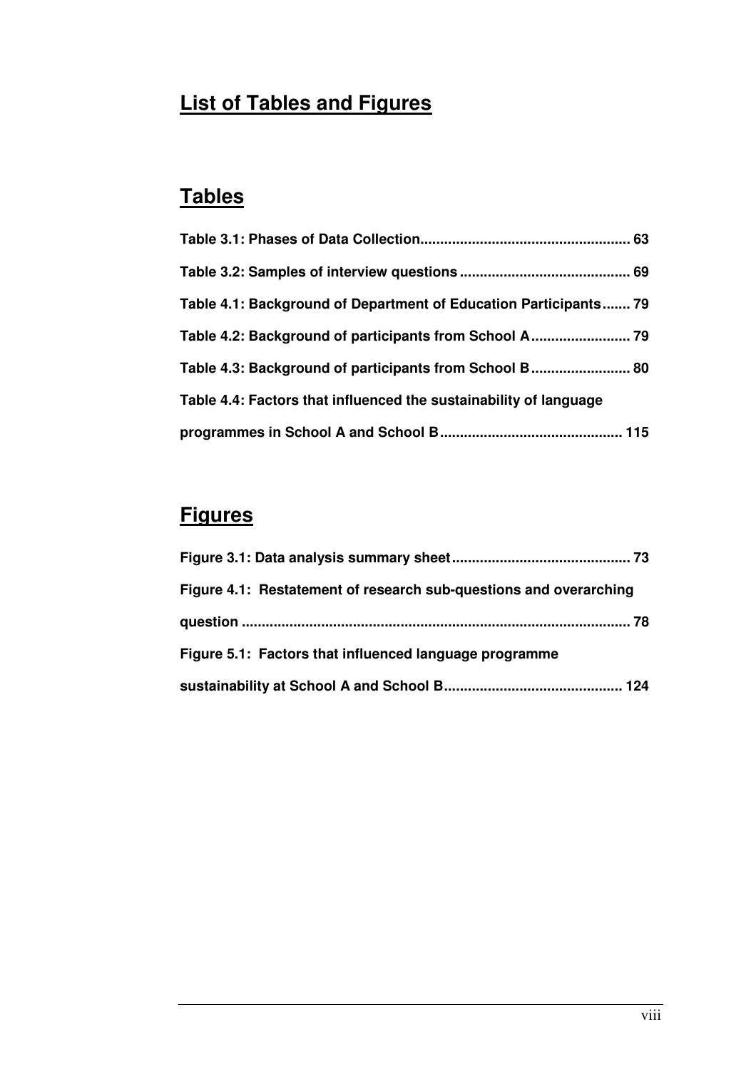## List of Tables and Figures

## Tables

**Table 3.1: Phases of Data Collection.................................................... 63**

**Table 3.2: Samples of interview questions ........................................... 69**

**Table 4.1: Background of Department of Education Participants....... 79**

**Table 4.2: Background of participants from School A......................... 79**

**Table 4.3: Background of participants from School B......................... 80**

**Table 4.4: Factors that influenced the sustainability of language programmes in School A and School B.............................................. 115**

## Figures

**Figure 3.1: Data analysis summary sheet............................................ 73**

**Figure 4.1: Restatement of research sub-questions and overarching question ................................................................................................ 78**

**Figure 5.1: Factors that influenced language programme sustainability at School A and School B............................................ 124**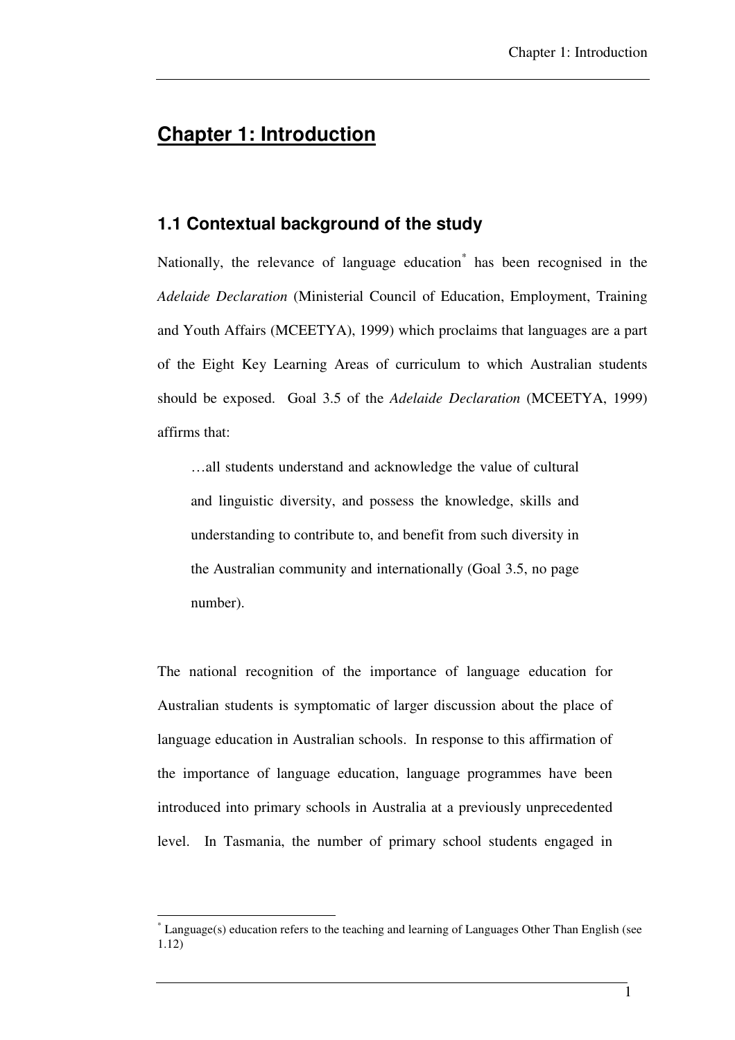# Chapter 1: Introduction

## 1.1 Contextual background of the study

Nationally, the relevance of language education* has been recognised in the *Adelaide Declaration* (Ministerial Council of Education, Employment, Training and Youth Affairs (MCEETYA), 1999) which proclaims that languages are a part of the Eight Key Learning Areas of curriculum to which Australian students should be exposed. Goal 3.5 of the *Adelaide Declaration* (MCEETYA, 1999) affirms that:

> …all students understand and acknowledge the value of cultural and linguistic diversity, and possess the knowledge, skills and understanding to contribute to, and benefit from such diversity in the Australian community and internationally (Goal 3.5, no page number).

The national recognition of the importance of language education for Australian students is symptomatic of larger discussion about the place of language education in Australian schools. In response to this affirmation of the importance of language education, language programmes have been introduced into primary schools in Australia at a previously unprecedented level. In Tasmania, the number of primary school students engaged in

---

* Language(s) education refers to the teaching and learning of Languages Other Than English (see 1.12)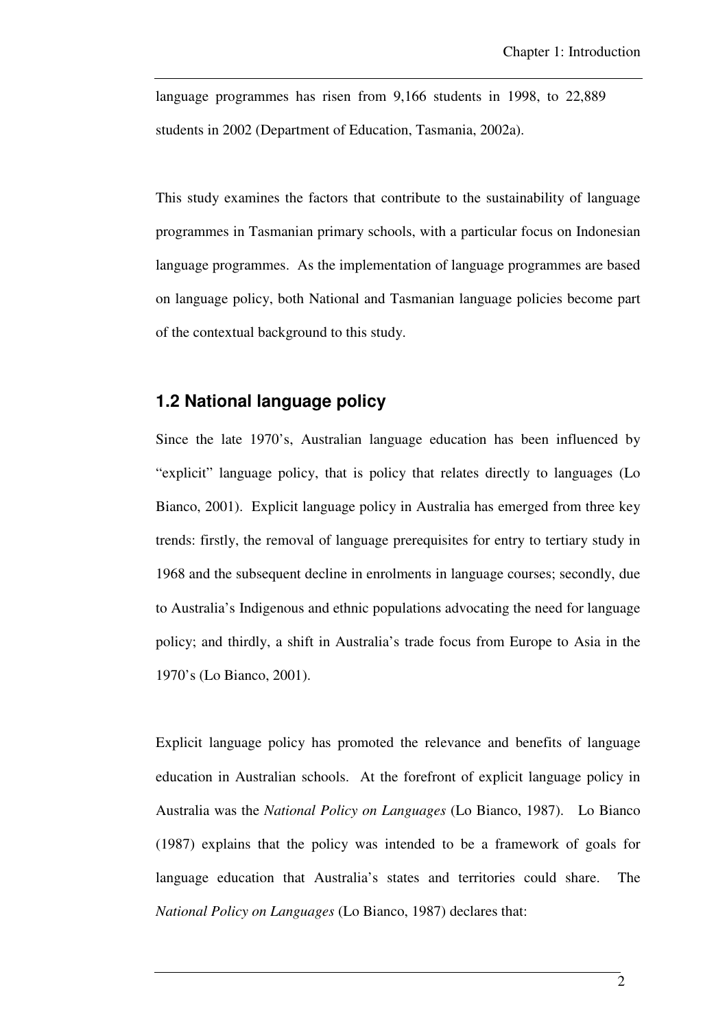language programmes has risen from 9,166 students in 1998, to 22,889 students in 2002 (Department of Education, Tasmania, 2002a).

This study examines the factors that contribute to the sustainability of language programmes in Tasmanian primary schools, with a particular focus on Indonesian language programmes. As the implementation of language programmes are based on language policy, both National and Tasmanian language policies become part of the contextual background to this study.

## 1.2 National language policy

Since the late 1970's, Australian language education has been influenced by "explicit" language policy, that is policy that relates directly to languages (Lo Bianco, 2001). Explicit language policy in Australia has emerged from three key trends: firstly, the removal of language prerequisites for entry to tertiary study in 1968 and the subsequent decline in enrolments in language courses; secondly, due to Australia's Indigenous and ethnic populations advocating the need for language policy; and thirdly, a shift in Australia's trade focus from Europe to Asia in the 1970's (Lo Bianco, 2001).

Explicit language policy has promoted the relevance and benefits of language education in Australian schools. At the forefront of explicit language policy in Australia was the *National Policy on Languages* (Lo Bianco, 1987). Lo Bianco (1987) explains that the policy was intended to be a framework of goals for language education that Australia's states and territories could share. The *National Policy on Languages* (Lo Bianco, 1987) declares that: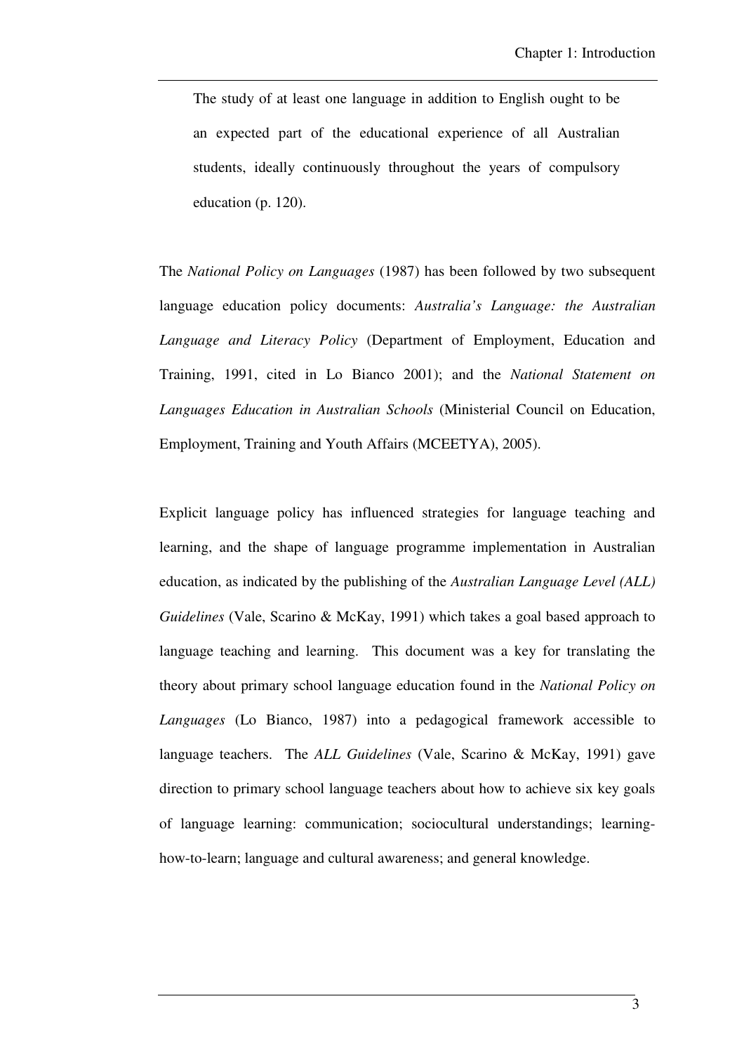> The study of at least one language in addition to English ought to be an expected part of the educational experience of all Australian students, ideally continuously throughout the years of compulsory education (p. 120).

The *National Policy on Languages* (1987) has been followed by two subsequent language education policy documents: *Australia's Language: the Australian Language and Literacy Policy* (Department of Employment, Education and Training, 1991, cited in Lo Bianco 2001); and the *National Statement on Languages Education in Australian Schools* (Ministerial Council on Education, Employment, Training and Youth Affairs (MCEETYA), 2005).

Explicit language policy has influenced strategies for language teaching and learning, and the shape of language programme implementation in Australian education, as indicated by the publishing of the *Australian Language Level (ALL) Guidelines* (Vale, Scarino & McKay, 1991) which takes a goal based approach to language teaching and learning. This document was a key for translating the theory about primary school language education found in the *National Policy on Languages* (Lo Bianco, 1987) into a pedagogical framework accessible to language teachers. The *ALL Guidelines* (Vale, Scarino & McKay, 1991) gave direction to primary school language teachers about how to achieve six key goals of language learning: communication; sociocultural understandings; learning-how-to-learn; language and cultural awareness; and general knowledge.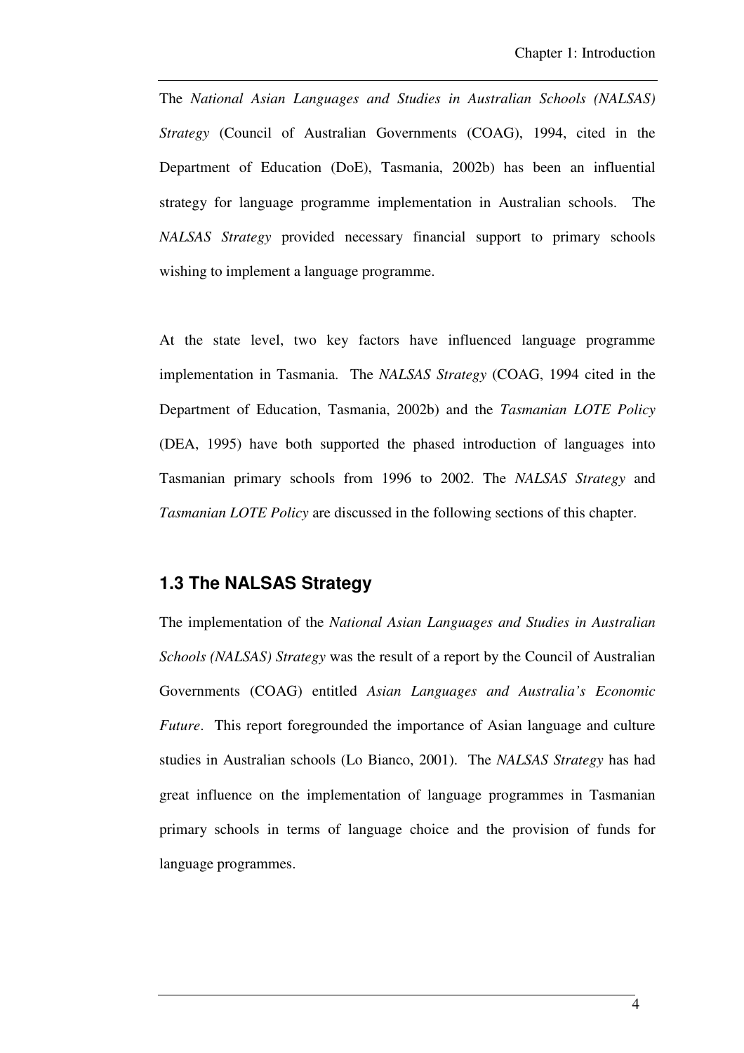The *National Asian Languages and Studies in Australian Schools (NALSAS) Strategy* (Council of Australian Governments (COAG), 1994, cited in the Department of Education (DoE), Tasmania, 2002b) has been an influential strategy for language programme implementation in Australian schools. The *NALSAS Strategy* provided necessary financial support to primary schools wishing to implement a language programme.

At the state level, two key factors have influenced language programme implementation in Tasmania. The *NALSAS Strategy* (COAG, 1994 cited in the Department of Education, Tasmania, 2002b) and the *Tasmanian LOTE Policy* (DEA, 1995) have both supported the phased introduction of languages into Tasmanian primary schools from 1996 to 2002. The *NALSAS Strategy* and *Tasmanian LOTE Policy* are discussed in the following sections of this chapter.

## 1.3 The NALSAS Strategy

The implementation of the *National Asian Languages and Studies in Australian Schools (NALSAS) Strategy* was the result of a report by the Council of Australian Governments (COAG) entitled *Asian Languages and Australia's Economic Future*. This report foregrounded the importance of Asian language and culture studies in Australian schools (Lo Bianco, 2001). The *NALSAS Strategy* has had great influence on the implementation of language programmes in Tasmanian primary schools in terms of language choice and the provision of funds for language programmes.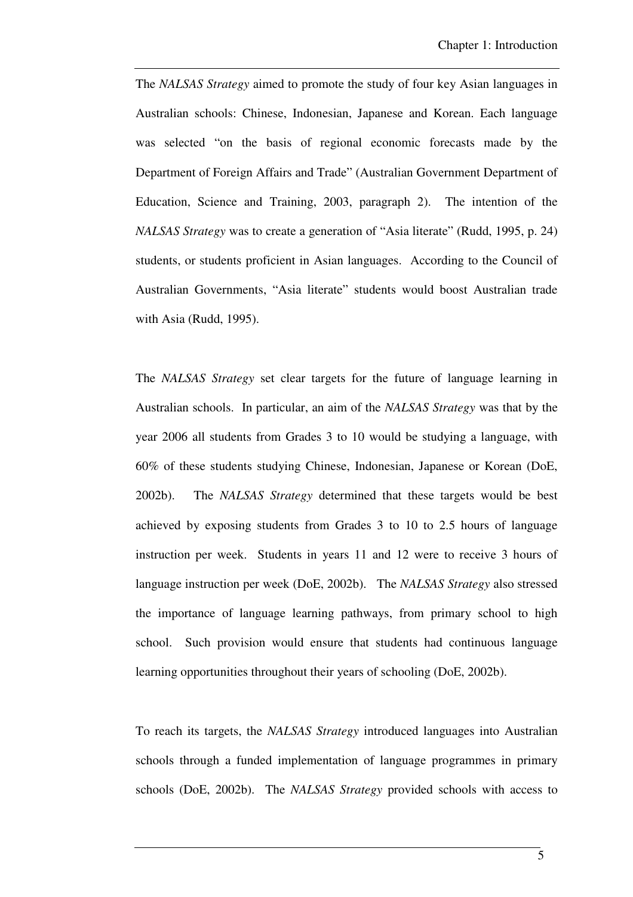The *NALSAS Strategy* aimed to promote the study of four key Asian languages in Australian schools: Chinese, Indonesian, Japanese and Korean. Each language was selected "on the basis of regional economic forecasts made by the Department of Foreign Affairs and Trade" (Australian Government Department of Education, Science and Training, 2003, paragraph 2). The intention of the *NALSAS Strategy* was to create a generation of "Asia literate" (Rudd, 1995, p. 24) students, or students proficient in Asian languages. According to the Council of Australian Governments, "Asia literate" students would boost Australian trade with Asia (Rudd, 1995).

The *NALSAS Strategy* set clear targets for the future of language learning in Australian schools. In particular, an aim of the *NALSAS Strategy* was that by the year 2006 all students from Grades 3 to 10 would be studying a language, with 60% of these students studying Chinese, Indonesian, Japanese or Korean (DoE, 2002b). The *NALSAS Strategy* determined that these targets would be best achieved by exposing students from Grades 3 to 10 to 2.5 hours of language instruction per week. Students in years 11 and 12 were to receive 3 hours of language instruction per week (DoE, 2002b). The *NALSAS Strategy* also stressed the importance of language learning pathways, from primary school to high school. Such provision would ensure that students had continuous language learning opportunities throughout their years of schooling (DoE, 2002b).

To reach its targets, the *NALSAS Strategy* introduced languages into Australian schools through a funded implementation of language programmes in primary schools (DoE, 2002b). The *NALSAS Strategy* provided schools with access to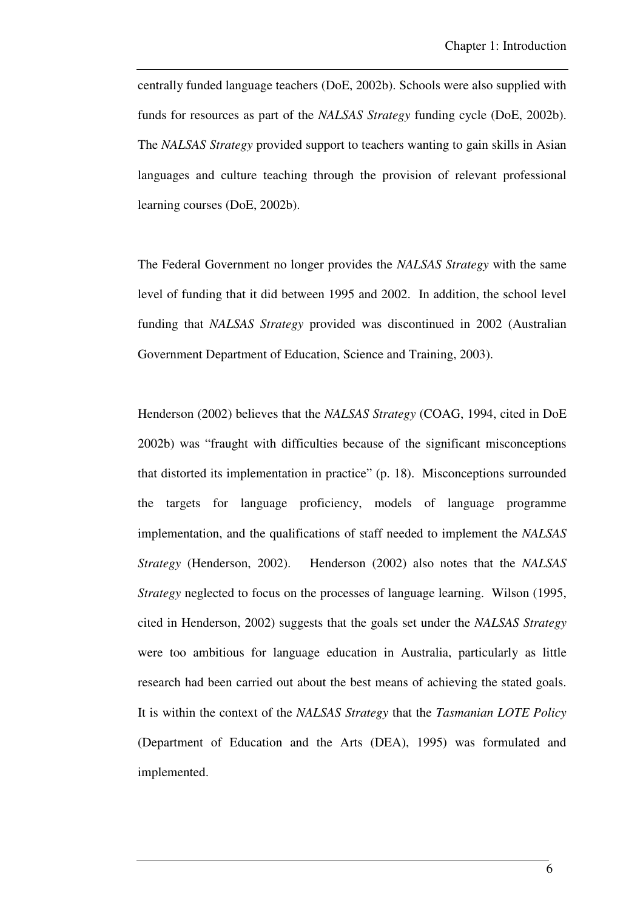centrally funded language teachers (DoE, 2002b). Schools were also supplied with funds for resources as part of the *NALSAS Strategy* funding cycle (DoE, 2002b). The *NALSAS Strategy* provided support to teachers wanting to gain skills in Asian languages and culture teaching through the provision of relevant professional learning courses (DoE, 2002b).

The Federal Government no longer provides the *NALSAS Strategy* with the same level of funding that it did between 1995 and 2002. In addition, the school level funding that *NALSAS Strategy* provided was discontinued in 2002 (Australian Government Department of Education, Science and Training, 2003).

Henderson (2002) believes that the *NALSAS Strategy* (COAG, 1994, cited in DoE 2002b) was "fraught with difficulties because of the significant misconceptions that distorted its implementation in practice" (p. 18). Misconceptions surrounded the targets for language proficiency, models of language programme implementation, and the qualifications of staff needed to implement the *NALSAS Strategy* (Henderson, 2002). Henderson (2002) also notes that the *NALSAS Strategy* neglected to focus on the processes of language learning. Wilson (1995, cited in Henderson, 2002) suggests that the goals set under the *NALSAS Strategy* were too ambitious for language education in Australia, particularly as little research had been carried out about the best means of achieving the stated goals. It is within the context of the *NALSAS Strategy* that the *Tasmanian LOTE Policy* (Department of Education and the Arts (DEA), 1995) was formulated and implemented.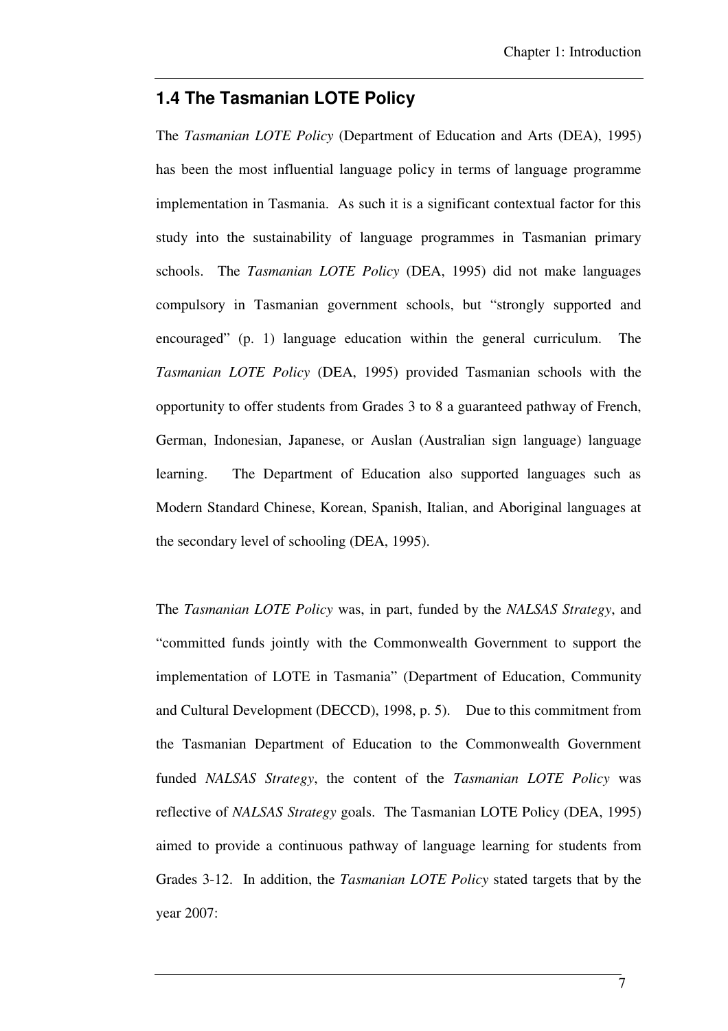## 1.4 The Tasmanian LOTE Policy

The *Tasmanian LOTE Policy* (Department of Education and Arts (DEA), 1995) has been the most influential language policy in terms of language programme implementation in Tasmania. As such it is a significant contextual factor for this study into the sustainability of language programmes in Tasmanian primary schools. The *Tasmanian LOTE Policy* (DEA, 1995) did not make languages compulsory in Tasmanian government schools, but "strongly supported and encouraged" (p. 1) language education within the general curriculum. The *Tasmanian LOTE Policy* (DEA, 1995) provided Tasmanian schools with the opportunity to offer students from Grades 3 to 8 a guaranteed pathway of French, German, Indonesian, Japanese, or Auslan (Australian sign language) language learning. The Department of Education also supported languages such as Modern Standard Chinese, Korean, Spanish, Italian, and Aboriginal languages at the secondary level of schooling (DEA, 1995).

The *Tasmanian LOTE Policy* was, in part, funded by the *NALSAS Strategy*, and "committed funds jointly with the Commonwealth Government to support the implementation of LOTE in Tasmania" (Department of Education, Community and Cultural Development (DECCD), 1998, p. 5). Due to this commitment from the Tasmanian Department of Education to the Commonwealth Government funded *NALSAS Strategy*, the content of the *Tasmanian LOTE Policy* was reflective of *NALSAS Strategy* goals. The Tasmanian LOTE Policy (DEA, 1995) aimed to provide a continuous pathway of language learning for students from Grades 3-12. In addition, the *Tasmanian LOTE Policy* stated targets that by the year 2007: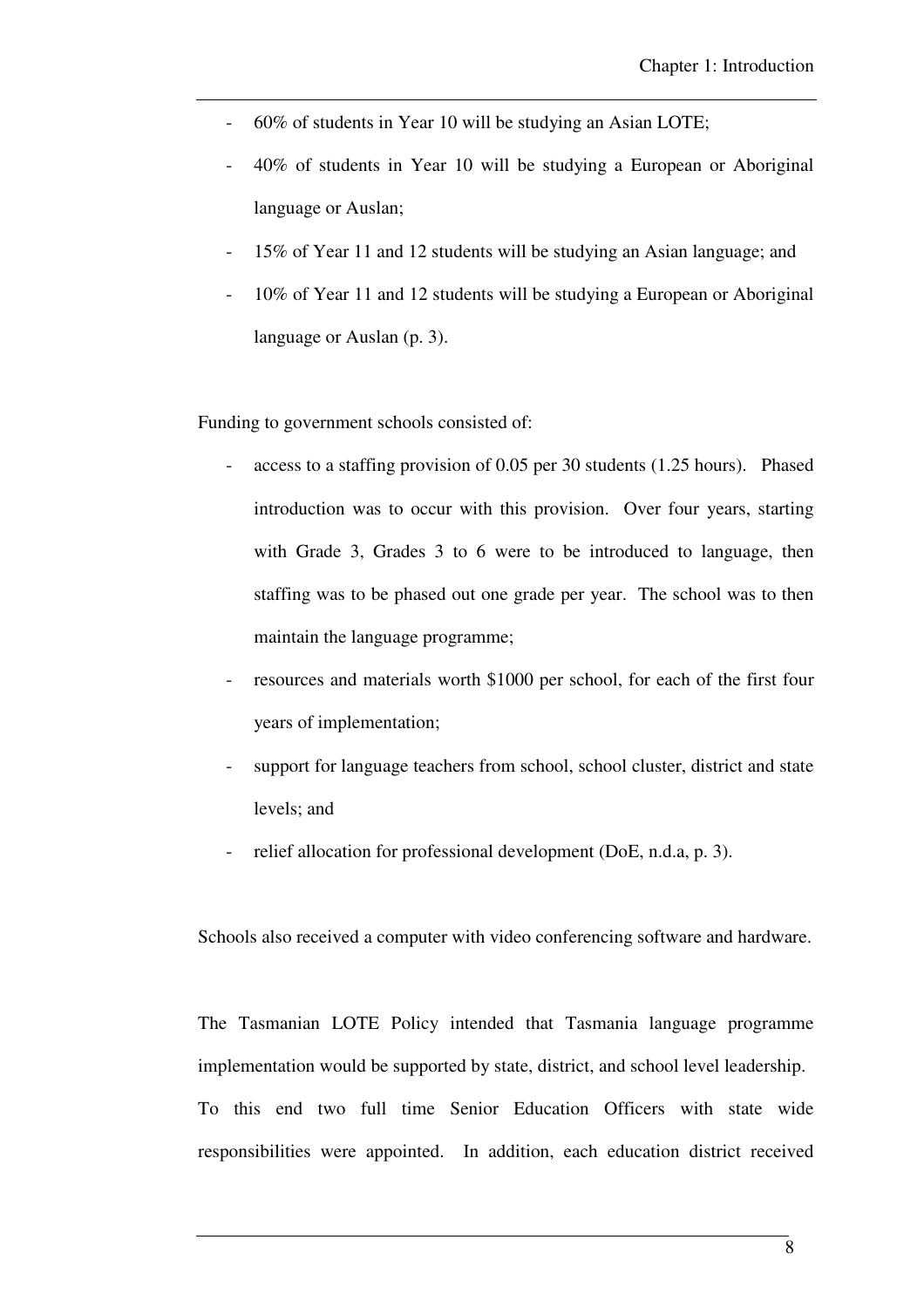- 60% of students in Year 10 will be studying an Asian LOTE;
- 40% of students in Year 10 will be studying a European or Aboriginal language or Auslan;
- 15% of Year 11 and 12 students will be studying an Asian language; and
- 10% of Year 11 and 12 students will be studying a European or Aboriginal language or Auslan (p. 3).

Funding to government schools consisted of:

- access to a staffing provision of 0.05 per 30 students (1.25 hours). Phased introduction was to occur with this provision. Over four years, starting with Grade 3, Grades 3 to 6 were to be introduced to language, then staffing was to be phased out one grade per year. The school was to then maintain the language programme;
- resources and materials worth $1000 per school, for each of the first four years of implementation;
- support for language teachers from school, school cluster, district and state levels; and
- relief allocation for professional development (DoE, n.d.a, p. 3).

Schools also received a computer with video conferencing software and hardware.

The Tasmanian LOTE Policy intended that Tasmania language programme implementation would be supported by state, district, and school level leadership. To this end two full time Senior Education Officers with state wide responsibilities were appointed. In addition, each education district received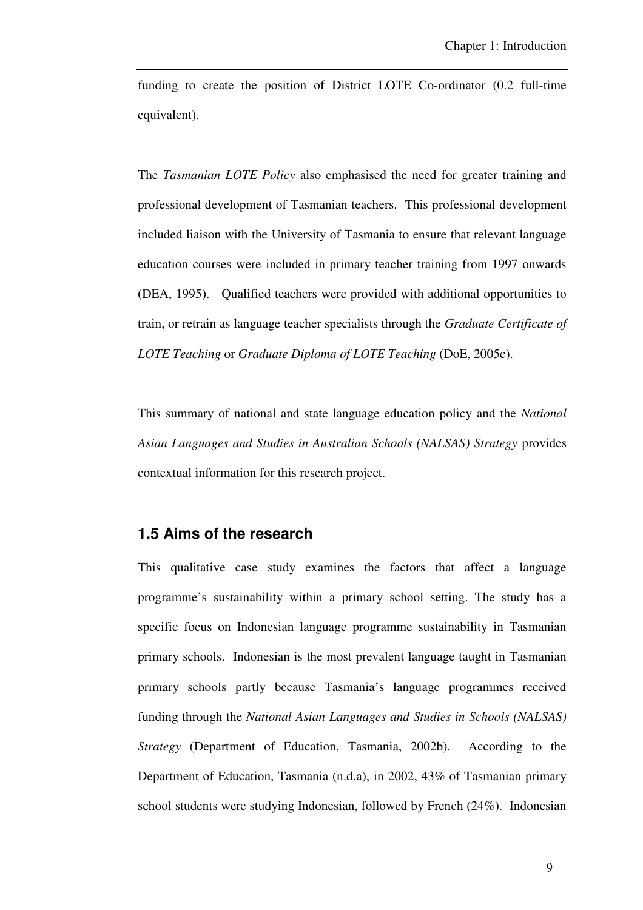funding to create the position of District LOTE Co-ordinator (0.2 full-time equivalent).

The *Tasmanian LOTE Policy* also emphasised the need for greater training and professional development of Tasmanian teachers. This professional development included liaison with the University of Tasmania to ensure that relevant language education courses were included in primary teacher training from 1997 onwards (DEA, 1995). Qualified teachers were provided with additional opportunities to train, or retrain as language teacher specialists through the *Graduate Certificate of LOTE Teaching* or *Graduate Diploma of LOTE Teaching* (DoE, 2005c).

This summary of national and state language education policy and the *National Asian Languages and Studies in Australian Schools (NALSAS) Strategy* provides contextual information for this research project.

## 1.5 Aims of the research

This qualitative case study examines the factors that affect a language programme's sustainability within a primary school setting. The study has a specific focus on Indonesian language programme sustainability in Tasmanian primary schools. Indonesian is the most prevalent language taught in Tasmanian primary schools partly because Tasmania's language programmes received funding through the *National Asian Languages and Studies in Schools (NALSAS) Strategy* (Department of Education, Tasmania, 2002b). According to the Department of Education, Tasmania (n.d.a), in 2002, 43% of Tasmanian primary school students were studying Indonesian, followed by French (24%). Indonesian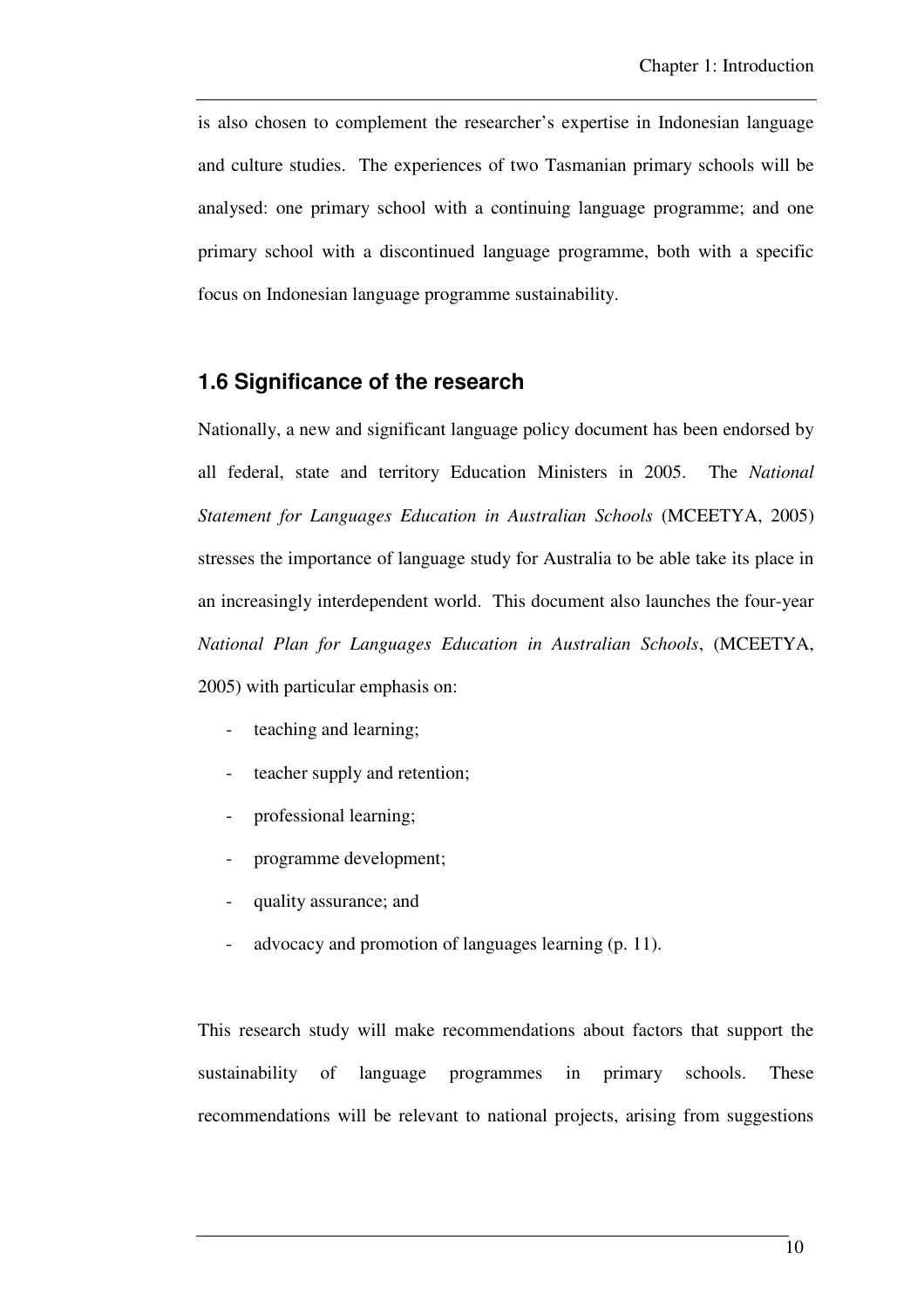is also chosen to complement the researcher's expertise in Indonesian language and culture studies. The experiences of two Tasmanian primary schools will be analysed: one primary school with a continuing language programme; and one primary school with a discontinued language programme, both with a specific focus on Indonesian language programme sustainability.

## 1.6 Significance of the research

Nationally, a new and significant language policy document has been endorsed by all federal, state and territory Education Ministers in 2005. The *National Statement for Languages Education in Australian Schools* (MCEETYA, 2005) stresses the importance of language study for Australia to be able take its place in an increasingly interdependent world. This document also launches the four-year *National Plan for Languages Education in Australian Schools*, (MCEETYA, 2005) with particular emphasis on:

- teaching and learning;
- teacher supply and retention;
- professional learning;
- programme development;
- quality assurance; and
- advocacy and promotion of languages learning (p. 11).

This research study will make recommendations about factors that support the sustainability of language programmes in primary schools. These recommendations will be relevant to national projects, arising from suggestions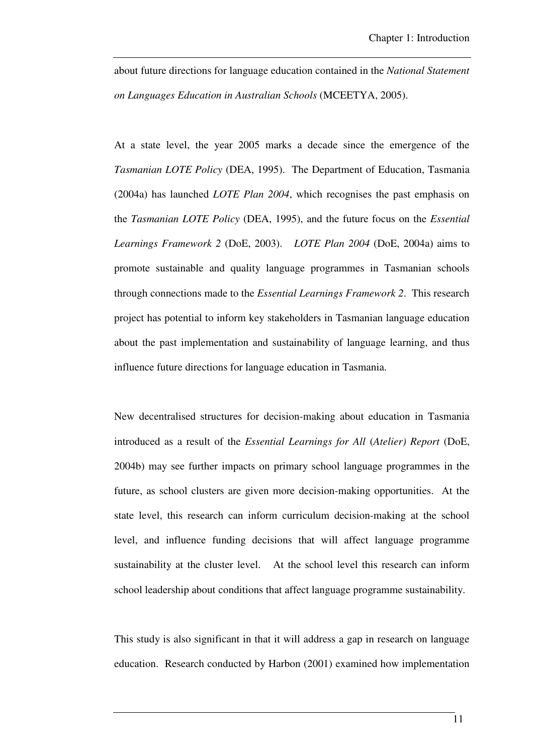about future directions for language education contained in the *National Statement on Languages Education in Australian Schools* (MCEETYA, 2005).

At a state level, the year 2005 marks a decade since the emergence of the *Tasmanian LOTE Policy* (DEA, 1995). The Department of Education, Tasmania (2004a) has launched *LOTE Plan 2004*, which recognises the past emphasis on the *Tasmanian LOTE Policy* (DEA, 1995), and the future focus on the *Essential Learnings Framework 2* (DoE, 2003). *LOTE Plan 2004* (DoE, 2004a) aims to promote sustainable and quality language programmes in Tasmanian schools through connections made to the *Essential Learnings Framework 2*. This research project has potential to inform key stakeholders in Tasmanian language education about the past implementation and sustainability of language learning, and thus influence future directions for language education in Tasmania.

New decentralised structures for decision-making about education in Tasmania introduced as a result of the *Essential Learnings for All* (*Atelier) Report* (DoE, 2004b) may see further impacts on primary school language programmes in the future, as school clusters are given more decision-making opportunities. At the state level, this research can inform curriculum decision-making at the school level, and influence funding decisions that will affect language programme sustainability at the cluster level. At the school level this research can inform school leadership about conditions that affect language programme sustainability.

This study is also significant in that it will address a gap in research on language education. Research conducted by Harbon (2001) examined how implementation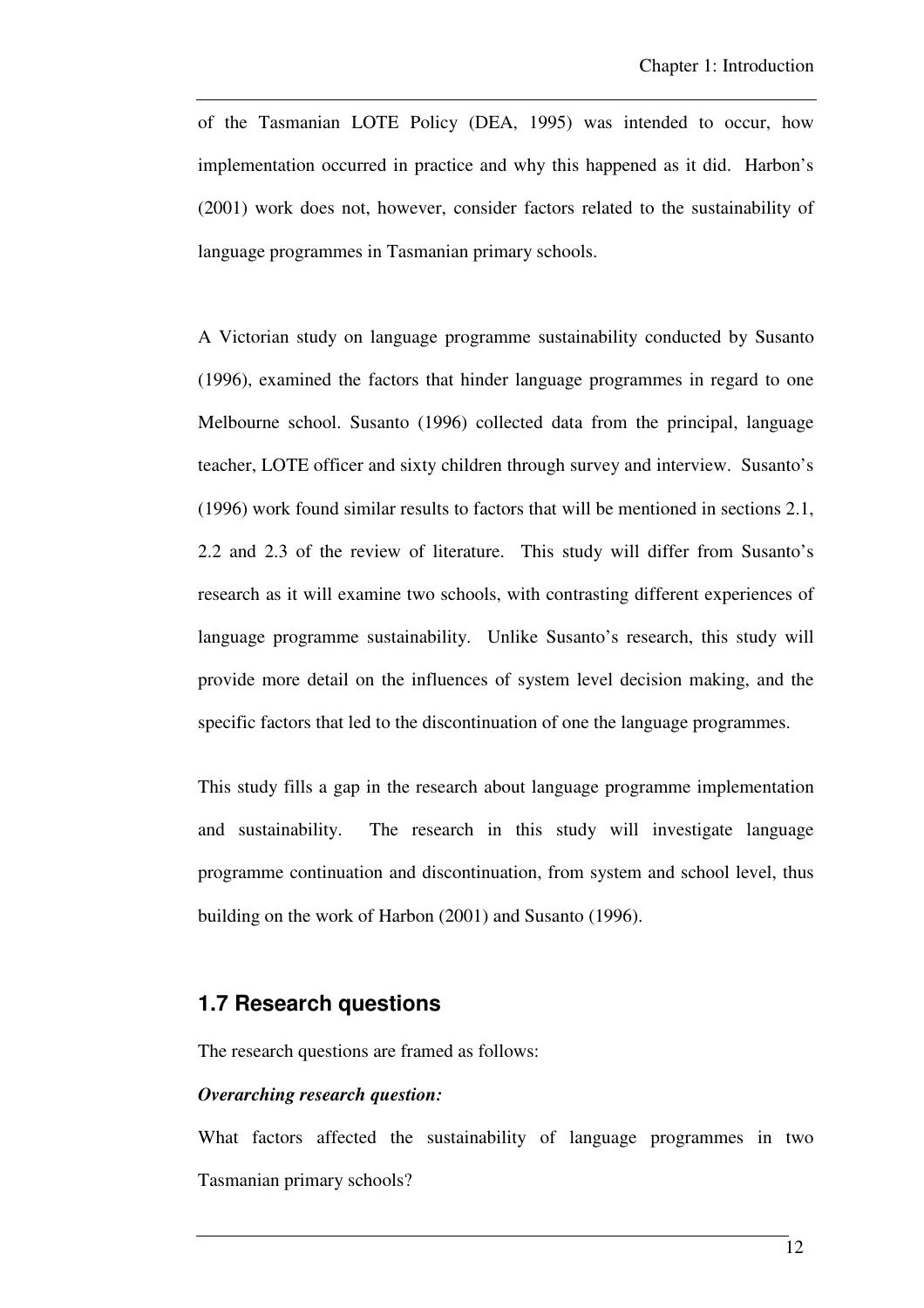of the Tasmanian LOTE Policy (DEA, 1995) was intended to occur, how implementation occurred in practice and why this happened as it did. Harbon's (2001) work does not, however, consider factors related to the sustainability of language programmes in Tasmanian primary schools.

A Victorian study on language programme sustainability conducted by Susanto (1996), examined the factors that hinder language programmes in regard to one Melbourne school. Susanto (1996) collected data from the principal, language teacher, LOTE officer and sixty children through survey and interview. Susanto's (1996) work found similar results to factors that will be mentioned in sections 2.1, 2.2 and 2.3 of the review of literature. This study will differ from Susanto's research as it will examine two schools, with contrasting different experiences of language programme sustainability. Unlike Susanto's research, this study will provide more detail on the influences of system level decision making, and the specific factors that led to the discontinuation of one the language programmes.

This study fills a gap in the research about language programme implementation and sustainability. The research in this study will investigate language programme continuation and discontinuation, from system and school level, thus building on the work of Harbon (2001) and Susanto (1996).

## 1.7 Research questions

The research questions are framed as follows:

***Overarching research question:***

What factors affected the sustainability of language programmes in two Tasmanian primary schools?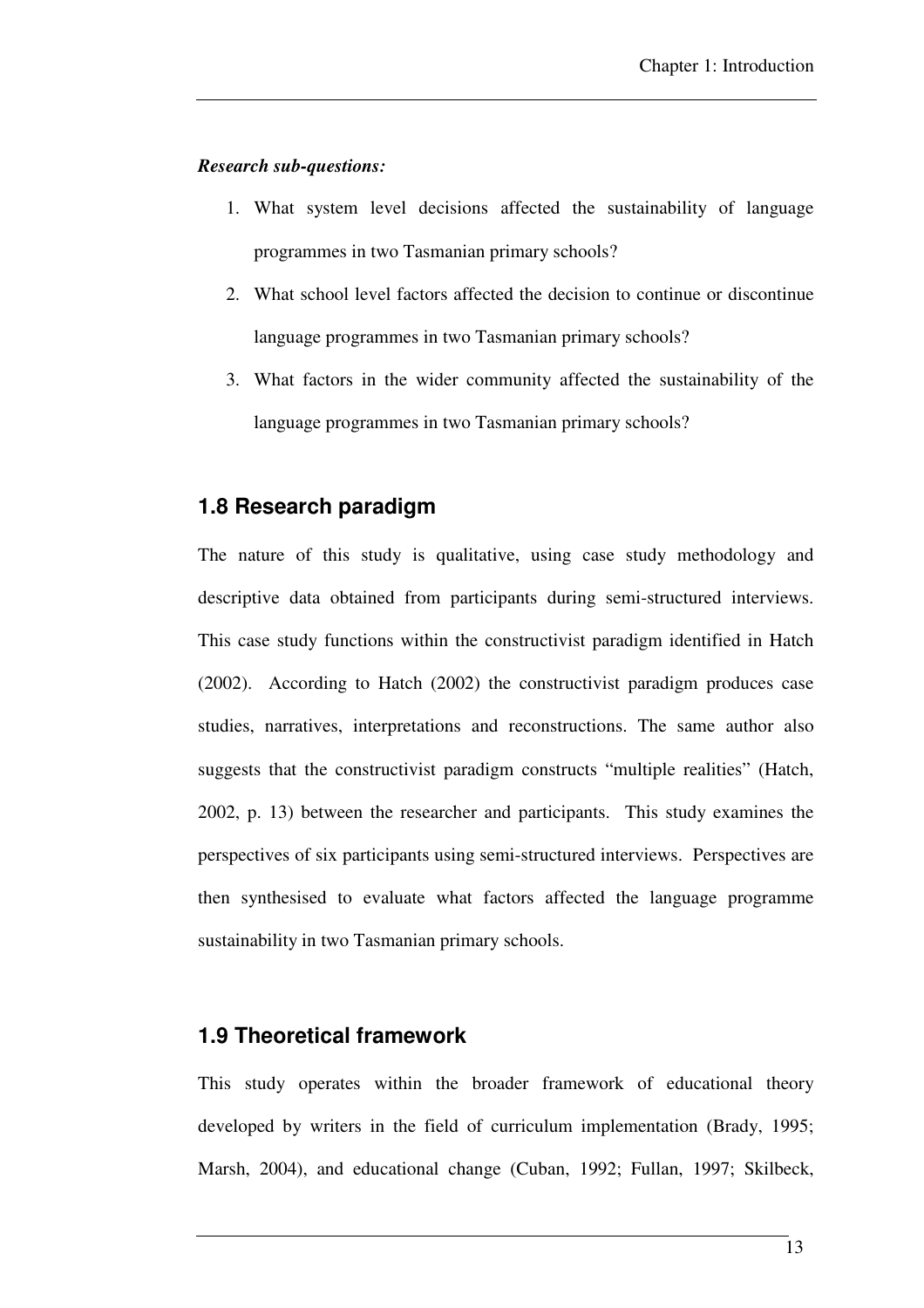***Research sub-questions:***

1. What system level decisions affected the sustainability of language programmes in two Tasmanian primary schools?
2. What school level factors affected the decision to continue or discontinue language programmes in two Tasmanian primary schools?
3. What factors in the wider community affected the sustainability of the language programmes in two Tasmanian primary schools?

## 1.8 Research paradigm

The nature of this study is qualitative, using case study methodology and descriptive data obtained from participants during semi-structured interviews. This case study functions within the constructivist paradigm identified in Hatch (2002). According to Hatch (2002) the constructivist paradigm produces case studies, narratives, interpretations and reconstructions. The same author also suggests that the constructivist paradigm constructs "multiple realities" (Hatch, 2002, p. 13) between the researcher and participants. This study examines the perspectives of six participants using semi-structured interviews. Perspectives are then synthesised to evaluate what factors affected the language programme sustainability in two Tasmanian primary schools.

## 1.9 Theoretical framework

This study operates within the broader framework of educational theory developed by writers in the field of curriculum implementation (Brady, 1995; Marsh, 2004), and educational change (Cuban, 1992; Fullan, 1997; Skilbeck,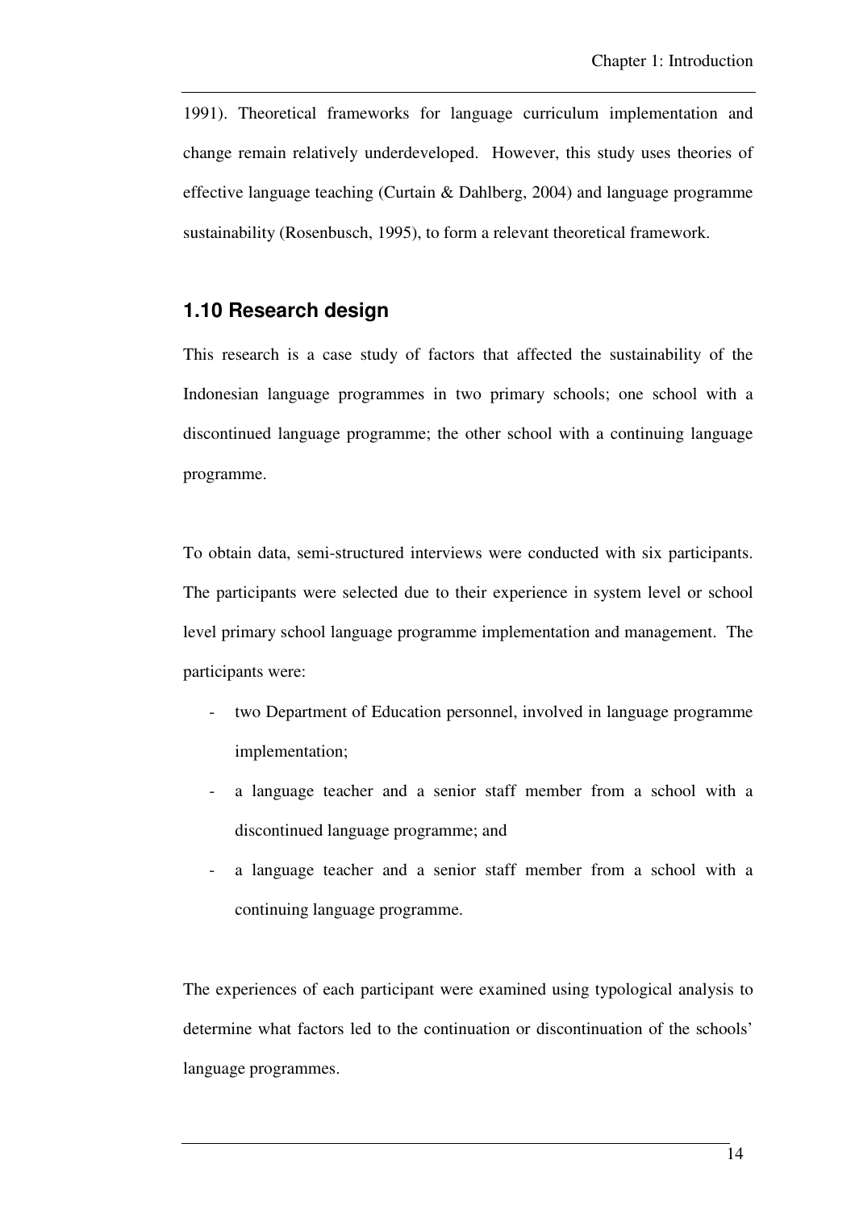1991). Theoretical frameworks for language curriculum implementation and change remain relatively underdeveloped. However, this study uses theories of effective language teaching (Curtain & Dahlberg, 2004) and language programme sustainability (Rosenbusch, 1995), to form a relevant theoretical framework.

## 1.10 Research design

This research is a case study of factors that affected the sustainability of the Indonesian language programmes in two primary schools; one school with a discontinued language programme; the other school with a continuing language programme.

To obtain data, semi-structured interviews were conducted with six participants. The participants were selected due to their experience in system level or school level primary school language programme implementation and management. The participants were:

- two Department of Education personnel, involved in language programme implementation;
- a language teacher and a senior staff member from a school with a discontinued language programme; and
- a language teacher and a senior staff member from a school with a continuing language programme.

The experiences of each participant were examined using typological analysis to determine what factors led to the continuation or discontinuation of the schools' language programmes.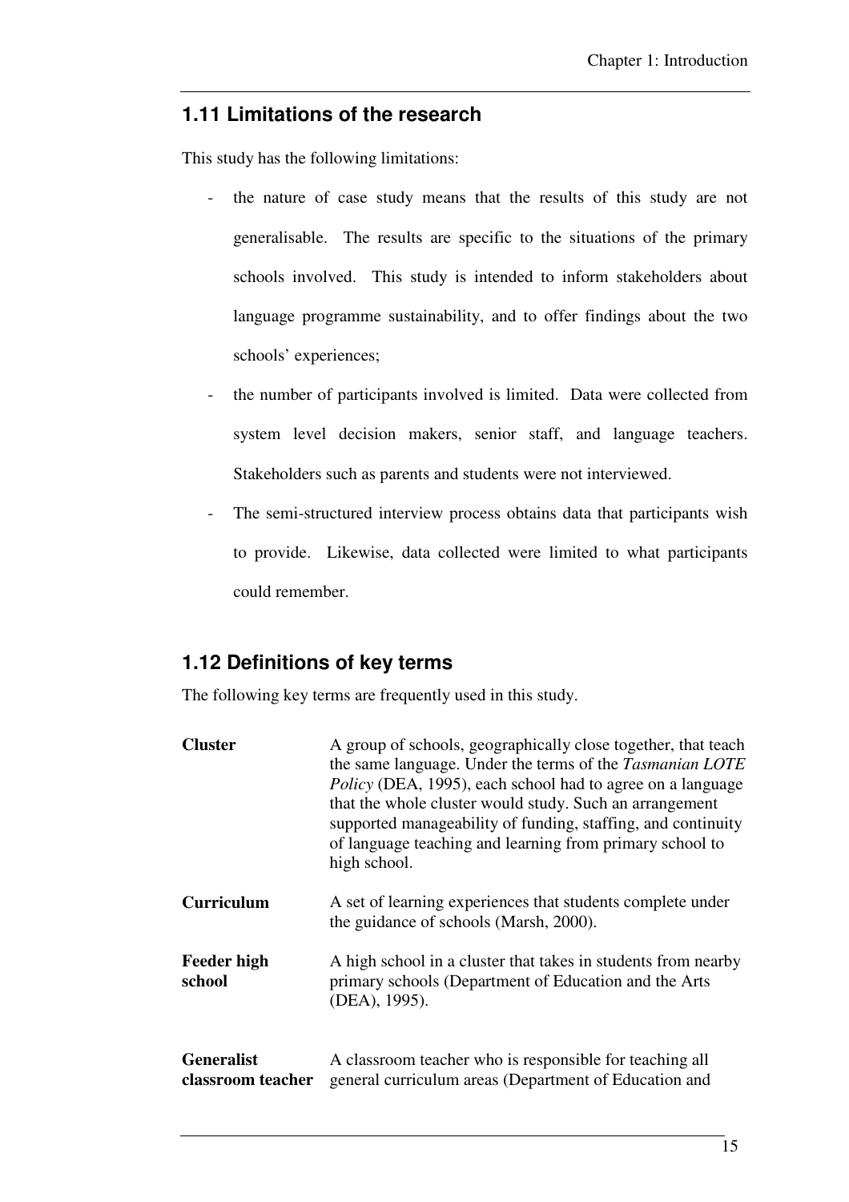## 1.11 Limitations of the research

This study has the following limitations:

- the nature of case study means that the results of this study are not generalisable. The results are specific to the situations of the primary schools involved. This study is intended to inform stakeholders about language programme sustainability, and to offer findings about the two schools' experiences;
- the number of participants involved is limited. Data were collected from system level decision makers, senior staff, and language teachers. Stakeholders such as parents and students were not interviewed.
- The semi-structured interview process obtains data that participants wish to provide. Likewise, data collected were limited to what participants could remember.

## 1.12 Definitions of key terms

The following key terms are frequently used in this study.

**Cluster** — A group of schools, geographically close together, that teach the same language. Under the terms of the *Tasmanian LOTE Policy* (DEA, 1995), each school had to agree on a language that the whole cluster would study. Such an arrangement supported manageability of funding, staffing, and continuity of language teaching and learning from primary school to high school.

**Curriculum** — A set of learning experiences that students complete under the guidance of schools (Marsh, 2000).

**Feeder high school** — A high school in a cluster that takes in students from nearby primary schools (Department of Education and the Arts (DEA), 1995).

**Generalist classroom teacher** — A classroom teacher who is responsible for teaching all general curriculum areas (Department of Education and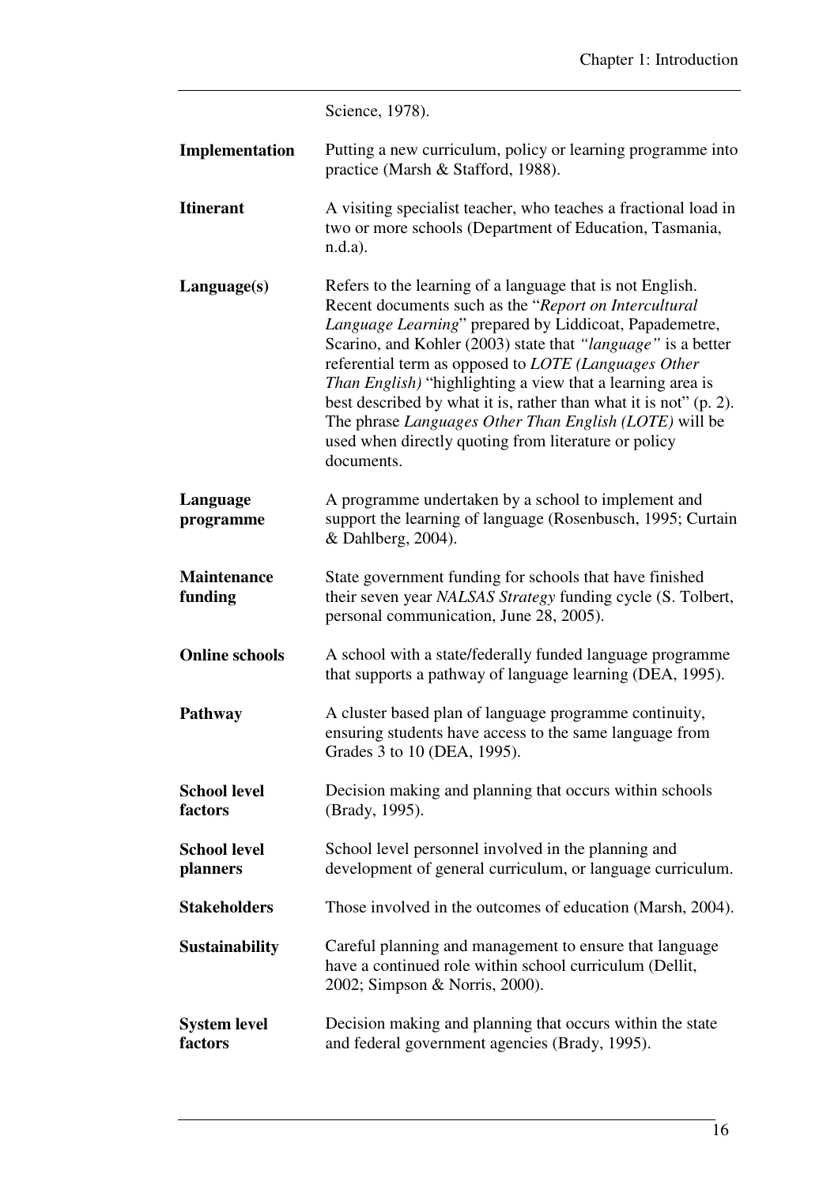Science, 1978).

**Implementation** Putting a new curriculum, policy or learning programme into practice (Marsh & Stafford, 1988).

**Itinerant** A visiting specialist teacher, who teaches a fractional load in two or more schools (Department of Education, Tasmania, n.d.a).

**Language(s)** Refers to the learning of a language that is not English. Recent documents such as the "*Report on Intercultural Language Learning*" prepared by Liddicoat, Papademetre, Scarino, and Kohler (2003) state that *"language"* is a better referential term as opposed to *LOTE (Languages Other Than English)* "highlighting a view that a learning area is best described by what it is, rather than what it is not" (p. 2). The phrase *Languages Other Than English (LOTE)* will be used when directly quoting from literature or policy documents.

**Language programme** A programme undertaken by a school to implement and support the learning of language (Rosenbusch, 1995; Curtain & Dahlberg, 2004).

**Maintenance funding** State government funding for schools that have finished their seven year *NALSAS Strategy* funding cycle (S. Tolbert, personal communication, June 28, 2005).

**Online schools** A school with a state/federally funded language programme that supports a pathway of language learning (DEA, 1995).

**Pathway** A cluster based plan of language programme continuity, ensuring students have access to the same language from Grades 3 to 10 (DEA, 1995).

**School level factors** Decision making and planning that occurs within schools (Brady, 1995).

**School level planners** School level personnel involved in the planning and development of general curriculum, or language curriculum.

**Stakeholders** Those involved in the outcomes of education (Marsh, 2004).

**Sustainability** Careful planning and management to ensure that language have a continued role within school curriculum (Dellit, 2002; Simpson & Norris, 2000).

**System level factors** Decision making and planning that occurs within the state and federal government agencies (Brady, 1995).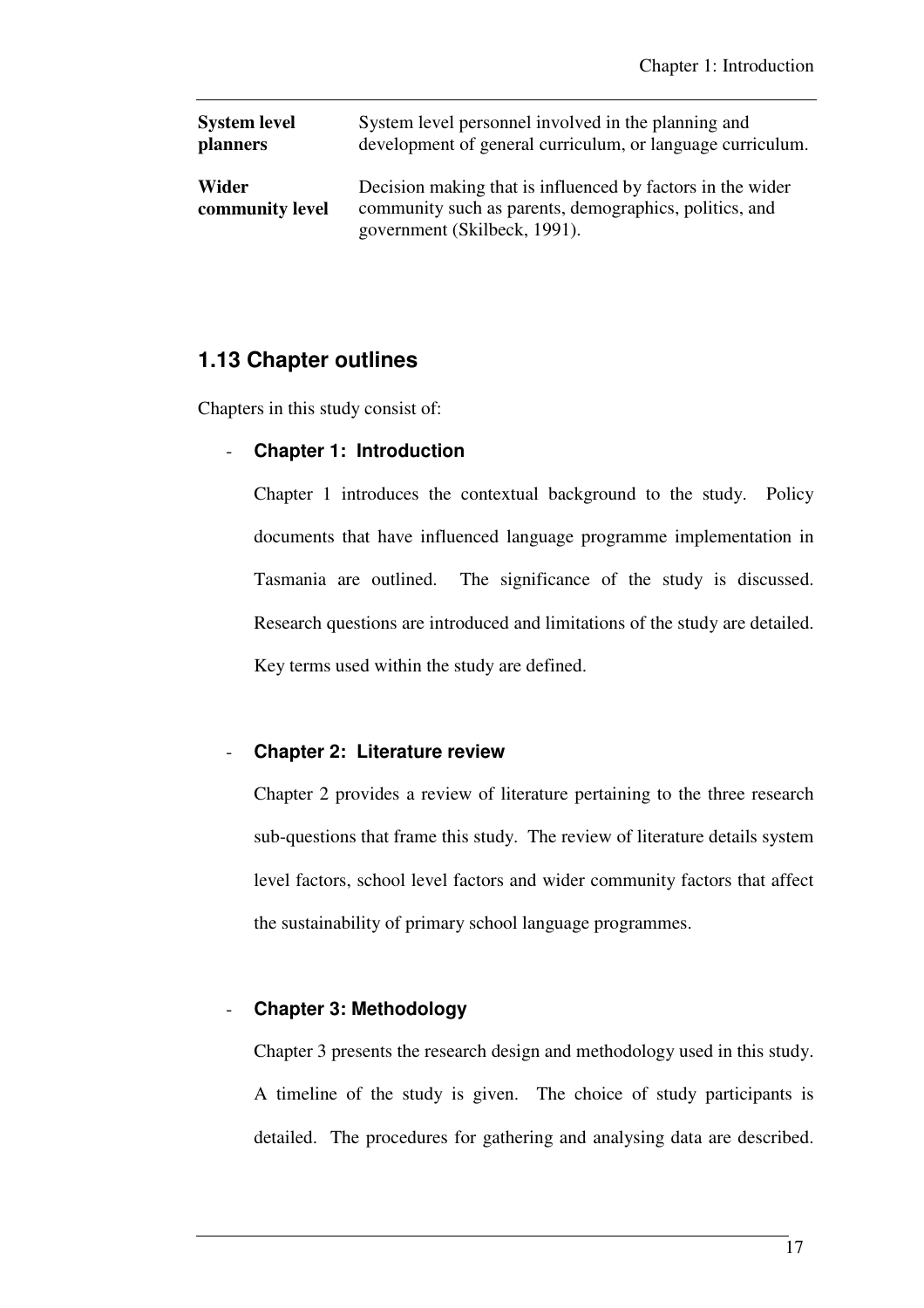| | |
|---|---|
| **System level planners** | System level personnel involved in the planning and development of general curriculum, or language curriculum. |
| **Wider community level** | Decision making that is influenced by factors in the wider community such as parents, demographics, politics, and government (Skilbeck, 1991). |

## 1.13 Chapter outlines

Chapters in this study consist of:

- **Chapter 1: Introduction**

  Chapter 1 introduces the contextual background to the study. Policy documents that have influenced language programme implementation in Tasmania are outlined. The significance of the study is discussed. Research questions are introduced and limitations of the study are detailed. Key terms used within the study are defined.

- **Chapter 2: Literature review**

  Chapter 2 provides a review of literature pertaining to the three research sub-questions that frame this study. The review of literature details system level factors, school level factors and wider community factors that affect the sustainability of primary school language programmes.

- **Chapter 3: Methodology**

  Chapter 3 presents the research design and methodology used in this study. A timeline of the study is given. The choice of study participants is detailed. The procedures for gathering and analysing data are described.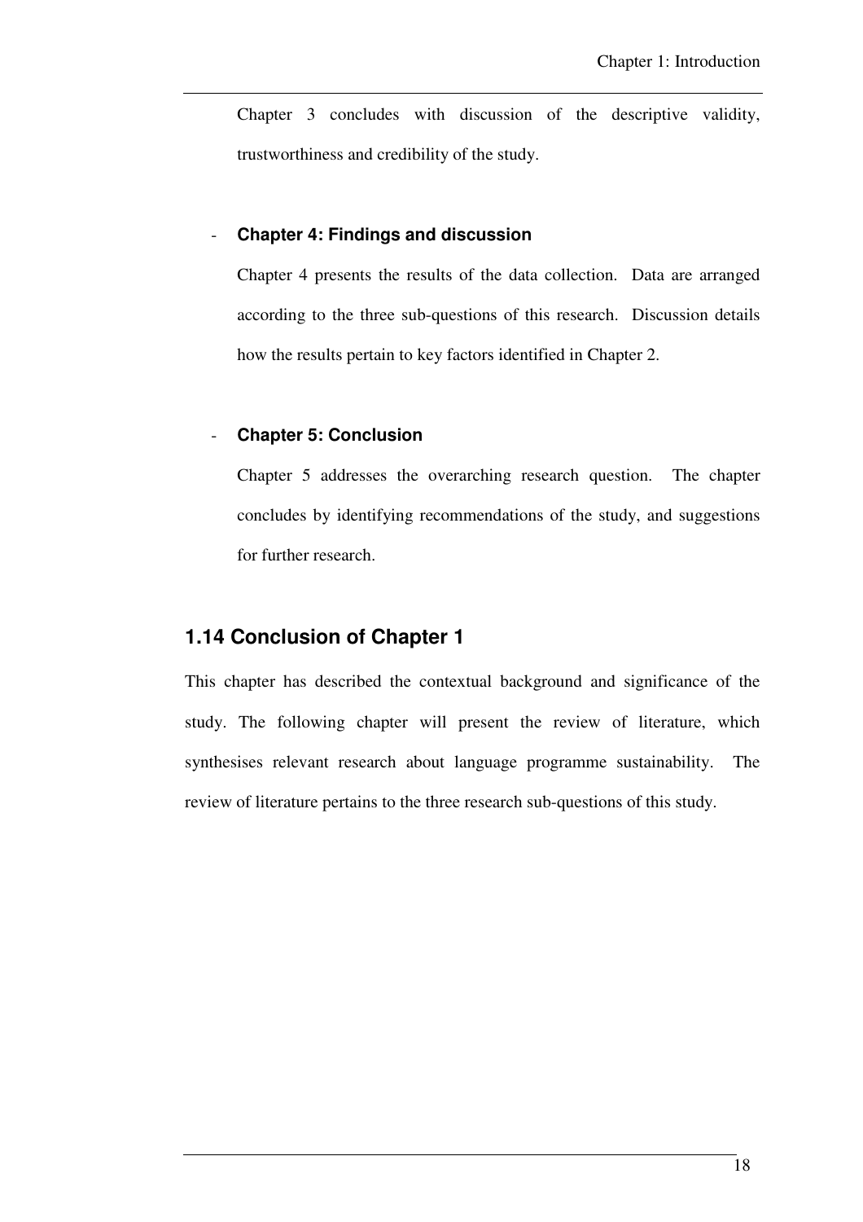Chapter 3 concludes with discussion of the descriptive validity, trustworthiness and credibility of the study.

- **Chapter 4: Findings and discussion**

  Chapter 4 presents the results of the data collection. Data are arranged according to the three sub-questions of this research. Discussion details how the results pertain to key factors identified in Chapter 2.

- **Chapter 5: Conclusion**

  Chapter 5 addresses the overarching research question. The chapter concludes by identifying recommendations of the study, and suggestions for further research.

## 1.14 Conclusion of Chapter 1

This chapter has described the contextual background and significance of the study. The following chapter will present the review of literature, which synthesises relevant research about language programme sustainability. The review of literature pertains to the three research sub-questions of this study.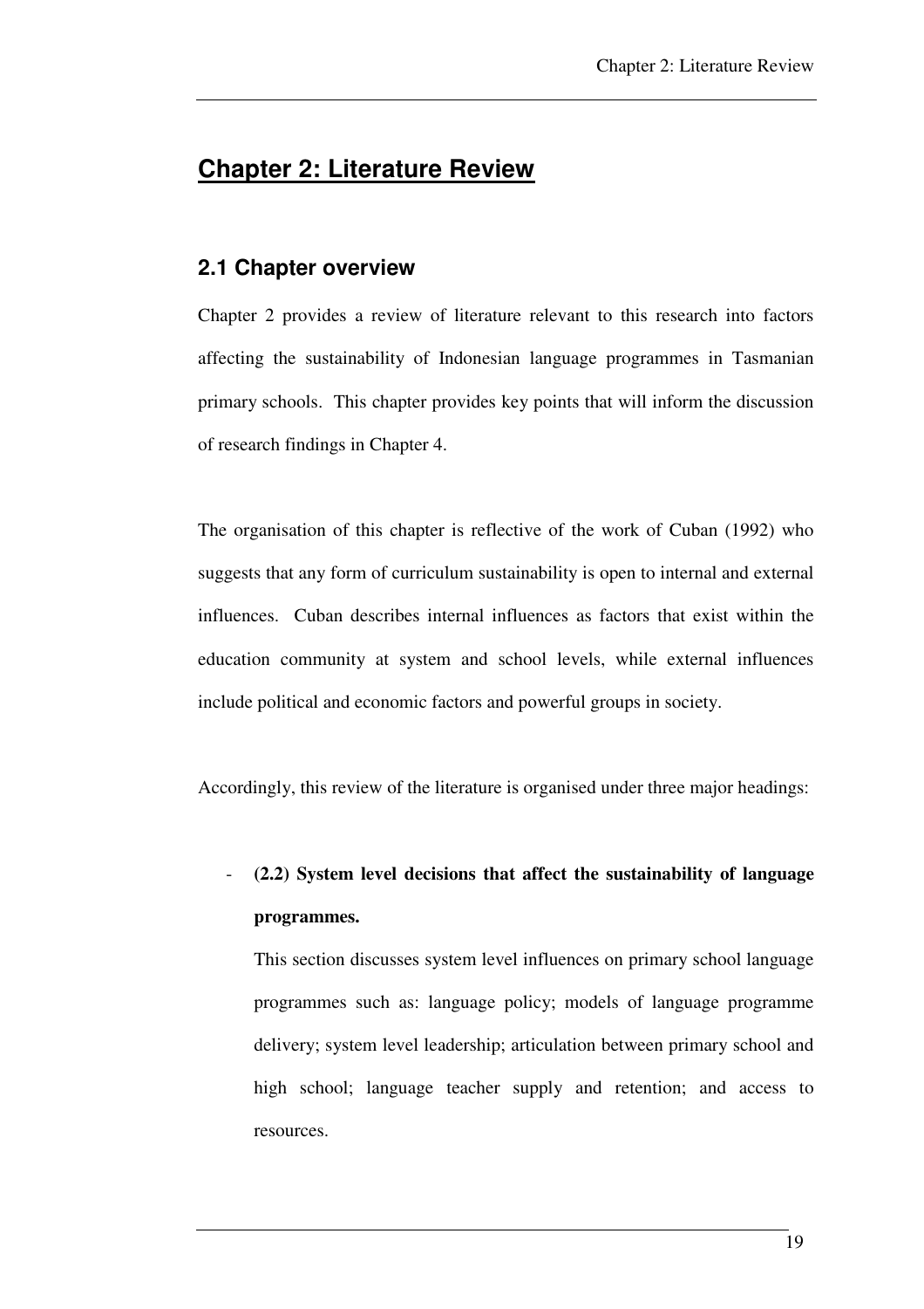# Chapter 2: Literature Review

## 2.1 Chapter overview

Chapter 2 provides a review of literature relevant to this research into factors affecting the sustainability of Indonesian language programmes in Tasmanian primary schools. This chapter provides key points that will inform the discussion of research findings in Chapter 4.

The organisation of this chapter is reflective of the work of Cuban (1992) who suggests that any form of curriculum sustainability is open to internal and external influences. Cuban describes internal influences as factors that exist within the education community at system and school levels, while external influences include political and economic factors and powerful groups in society.

Accordingly, this review of the literature is organised under three major headings:

- **(2.2) System level decisions that affect the sustainability of language programmes.**

  This section discusses system level influences on primary school language programmes such as: language policy; models of language programme delivery; system level leadership; articulation between primary school and high school; language teacher supply and retention; and access to resources.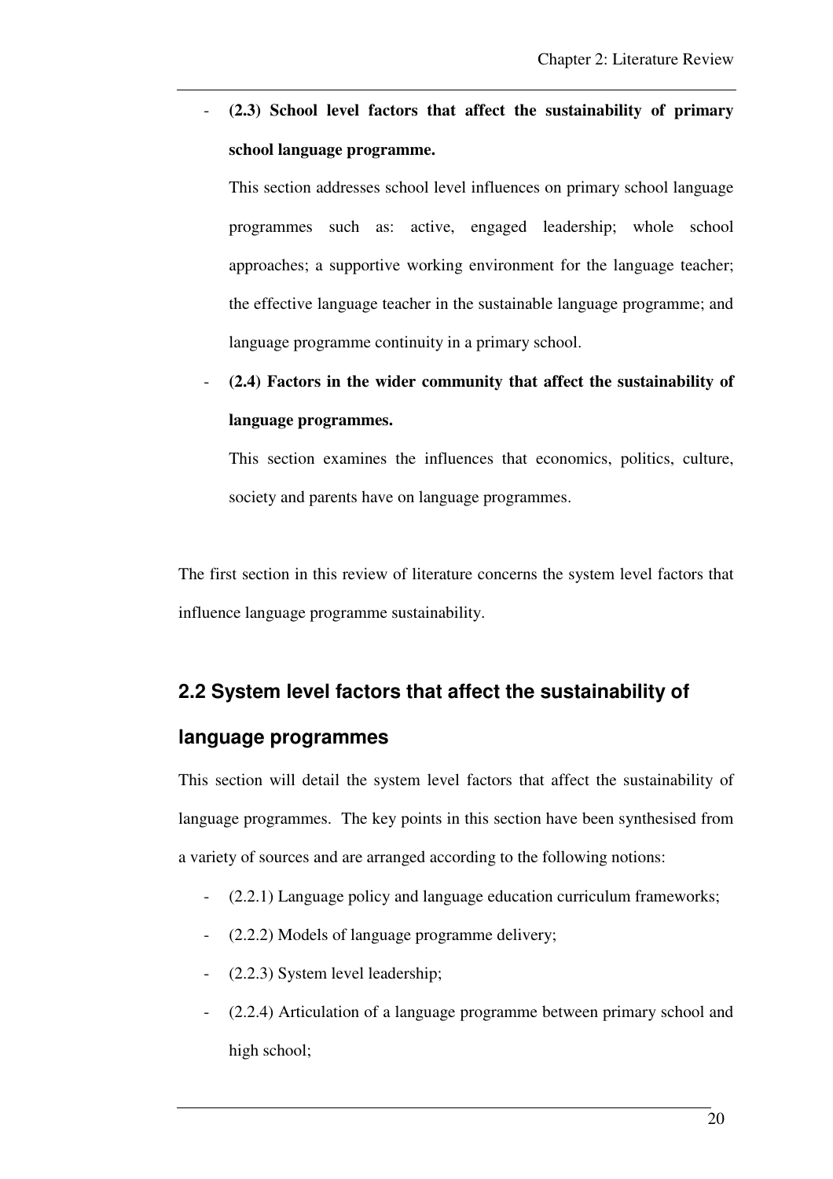- **(2.3) School level factors that affect the sustainability of primary school language programme.**

  This section addresses school level influences on primary school language programmes such as: active, engaged leadership; whole school approaches; a supportive working environment for the language teacher; the effective language teacher in the sustainable language programme; and language programme continuity in a primary school.

- **(2.4) Factors in the wider community that affect the sustainability of language programmes.**

  This section examines the influences that economics, politics, culture, society and parents have on language programmes.

The first section in this review of literature concerns the system level factors that influence language programme sustainability.

## 2.2 System level factors that affect the sustainability of language programmes

This section will detail the system level factors that affect the sustainability of language programmes. The key points in this section have been synthesised from a variety of sources and are arranged according to the following notions:

- (2.2.1) Language policy and language education curriculum frameworks;
- (2.2.2) Models of language programme delivery;
- (2.2.3) System level leadership;
- (2.2.4) Articulation of a language programme between primary school and high school;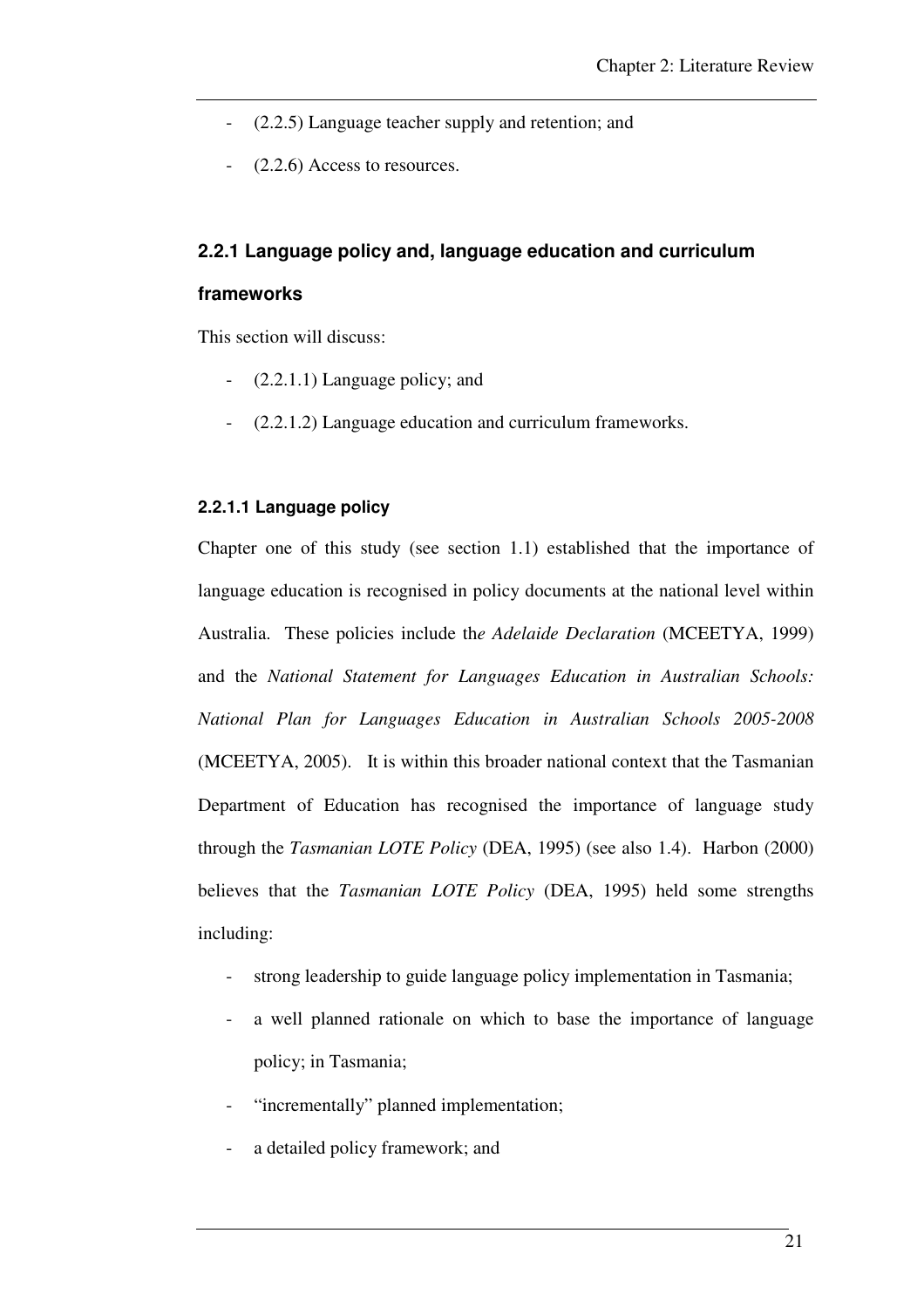- (2.2.5) Language teacher supply and retention; and
- (2.2.6) Access to resources.

### 2.2.1 Language policy and, language education and curriculum frameworks

This section will discuss:

- (2.2.1.1) Language policy; and
- (2.2.1.2) Language education and curriculum frameworks.

#### 2.2.1.1 Language policy

Chapter one of this study (see section 1.1) established that the importance of language education is recognised in policy documents at the national level within Australia. These policies include th*e Adelaide Declaration* (MCEETYA, 1999) and the *National Statement for Languages Education in Australian Schools: National Plan for Languages Education in Australian Schools 2005-2008* (MCEETYA, 2005). It is within this broader national context that the Tasmanian Department of Education has recognised the importance of language study through the *Tasmanian LOTE Policy* (DEA, 1995) (see also 1.4). Harbon (2000) believes that the *Tasmanian LOTE Policy* (DEA, 1995) held some strengths including:

- strong leadership to guide language policy implementation in Tasmania;
- a well planned rationale on which to base the importance of language policy; in Tasmania;
- "incrementally" planned implementation;
- a detailed policy framework; and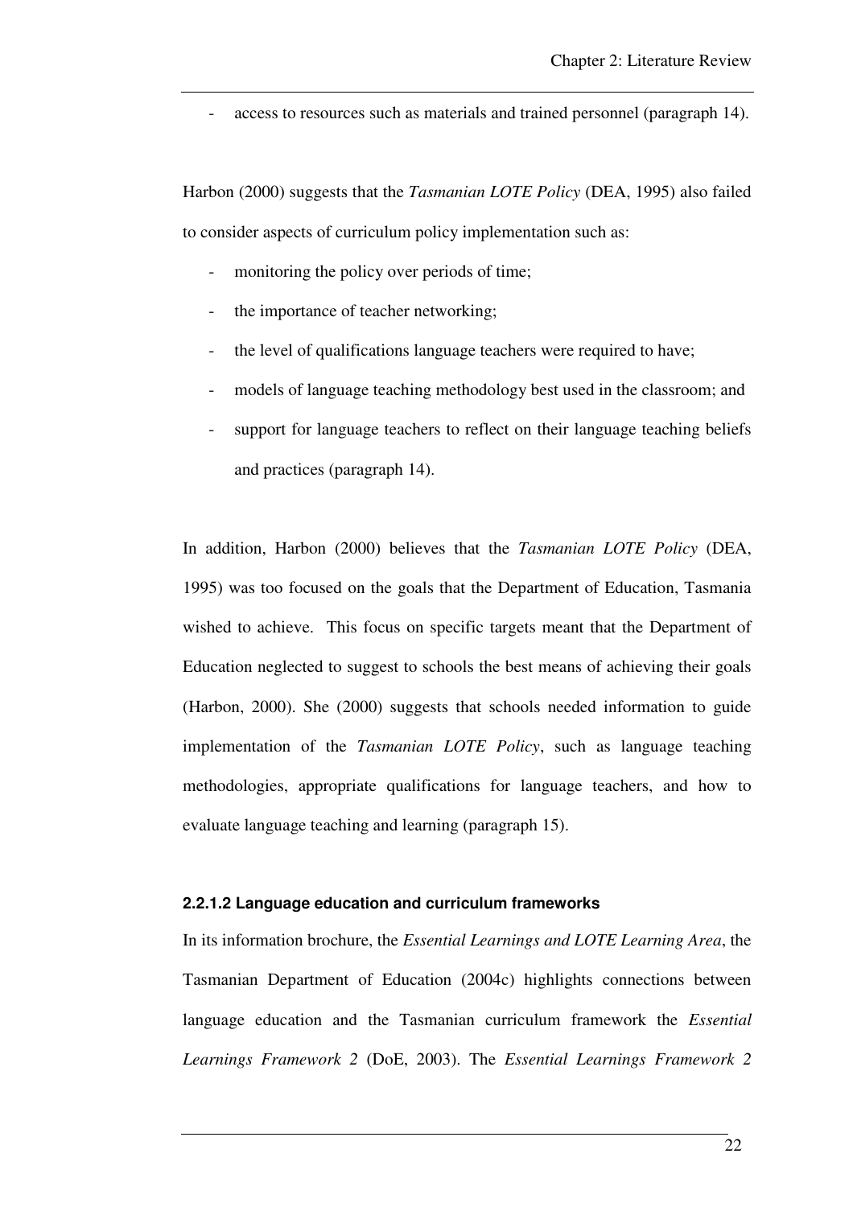- access to resources such as materials and trained personnel (paragraph 14).

Harbon (2000) suggests that the *Tasmanian LOTE Policy* (DEA, 1995) also failed to consider aspects of curriculum policy implementation such as:

- monitoring the policy over periods of time;
- the importance of teacher networking;
- the level of qualifications language teachers were required to have;
- models of language teaching methodology best used in the classroom; and
- support for language teachers to reflect on their language teaching beliefs and practices (paragraph 14).

In addition, Harbon (2000) believes that the *Tasmanian LOTE Policy* (DEA, 1995) was too focused on the goals that the Department of Education, Tasmania wished to achieve. This focus on specific targets meant that the Department of Education neglected to suggest to schools the best means of achieving their goals (Harbon, 2000). She (2000) suggests that schools needed information to guide implementation of the *Tasmanian LOTE Policy*, such as language teaching methodologies, appropriate qualifications for language teachers, and how to evaluate language teaching and learning (paragraph 15).

#### 2.2.1.2 Language education and curriculum frameworks

In its information brochure, the *Essential Learnings and LOTE Learning Area*, the Tasmanian Department of Education (2004c) highlights connections between language education and the Tasmanian curriculum framework the *Essential Learnings Framework 2* (DoE, 2003). The *Essential Learnings Framework 2*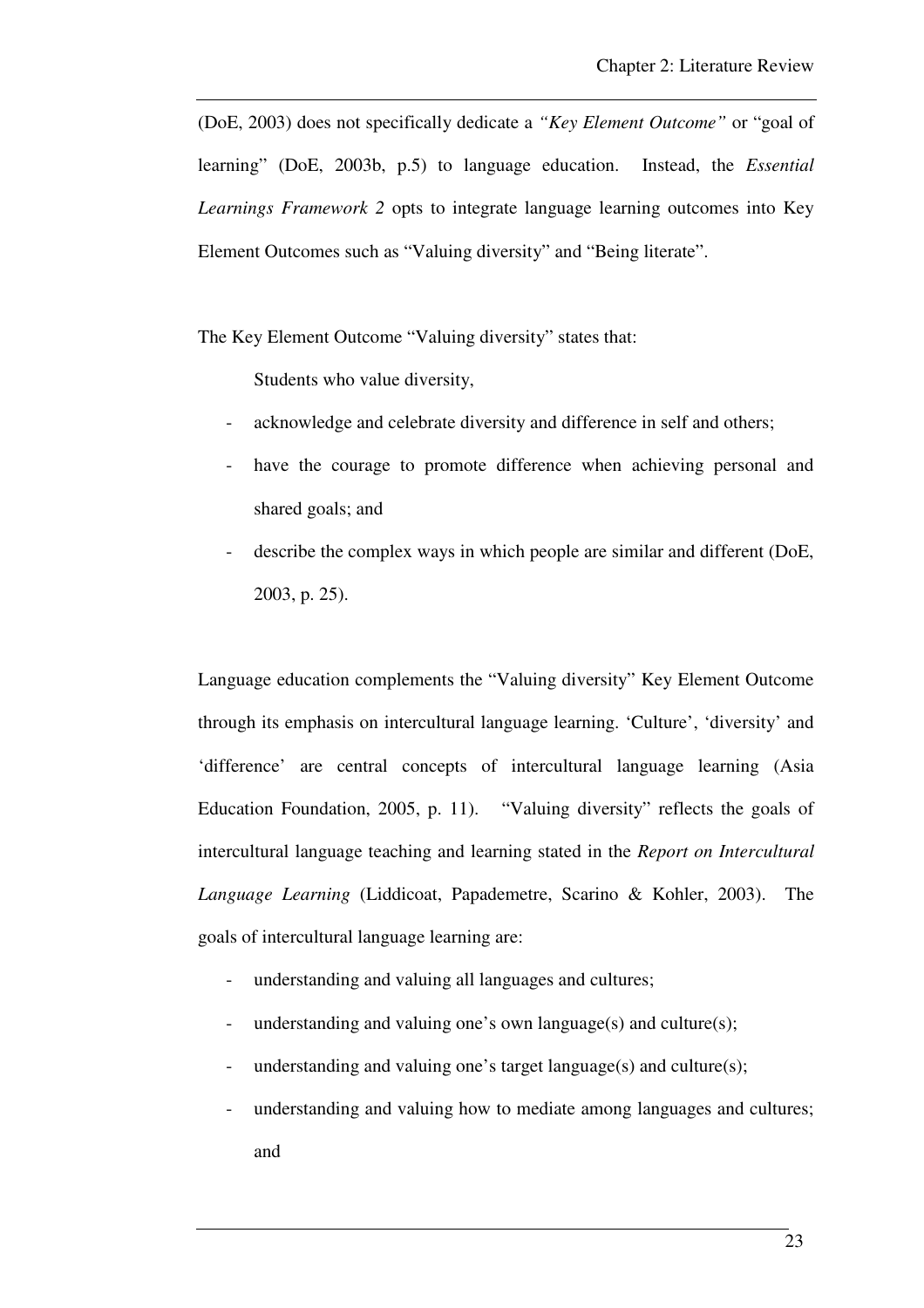(DoE, 2003) does not specifically dedicate a *"Key Element Outcome"* or "goal of learning" (DoE, 2003b, p.5) to language education. Instead, the *Essential Learnings Framework 2* opts to integrate language learning outcomes into Key Element Outcomes such as "Valuing diversity" and "Being literate".

The Key Element Outcome "Valuing diversity" states that:

> Students who value diversity,
>
> - acknowledge and celebrate diversity and difference in self and others;
> - have the courage to promote difference when achieving personal and shared goals; and
> - describe the complex ways in which people are similar and different (DoE, 2003, p. 25).

Language education complements the "Valuing diversity" Key Element Outcome through its emphasis on intercultural language learning. 'Culture', 'diversity' and 'difference' are central concepts of intercultural language learning (Asia Education Foundation, 2005, p. 11). "Valuing diversity" reflects the goals of intercultural language teaching and learning stated in the *Report on Intercultural Language Learning* (Liddicoat, Papademetre, Scarino & Kohler, 2003). The goals of intercultural language learning are:

- understanding and valuing all languages and cultures;
- understanding and valuing one's own language(s) and culture(s);
- understanding and valuing one's target language(s) and culture(s);
- understanding and valuing how to mediate among languages and cultures; and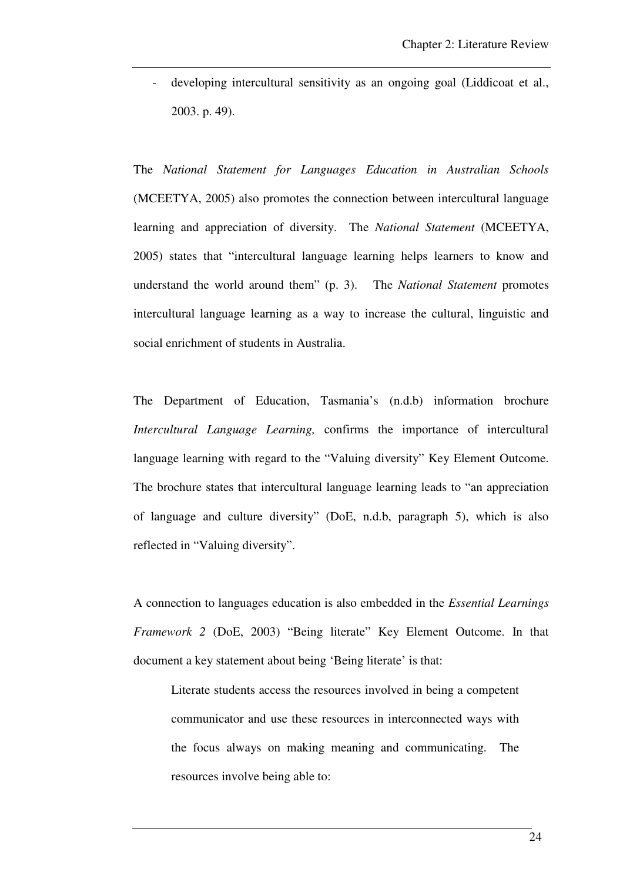- developing intercultural sensitivity as an ongoing goal (Liddicoat et al., 2003. p. 49).

The *National Statement for Languages Education in Australian Schools* (MCEETYA, 2005) also promotes the connection between intercultural language learning and appreciation of diversity. The *National Statement* (MCEETYA, 2005) states that "intercultural language learning helps learners to know and understand the world around them" (p. 3). The *National Statement* promotes intercultural language learning as a way to increase the cultural, linguistic and social enrichment of students in Australia.

The Department of Education, Tasmania's (n.d.b) information brochure *Intercultural Language Learning,* confirms the importance of intercultural language learning with regard to the "Valuing diversity" Key Element Outcome. The brochure states that intercultural language learning leads to "an appreciation of language and culture diversity" (DoE, n.d.b, paragraph 5), which is also reflected in "Valuing diversity".

A connection to languages education is also embedded in the *Essential Learnings Framework 2* (DoE, 2003) "Being literate" Key Element Outcome. In that document a key statement about being 'Being literate' is that:

> Literate students access the resources involved in being a competent communicator and use these resources in interconnected ways with the focus always on making meaning and communicating. The resources involve being able to: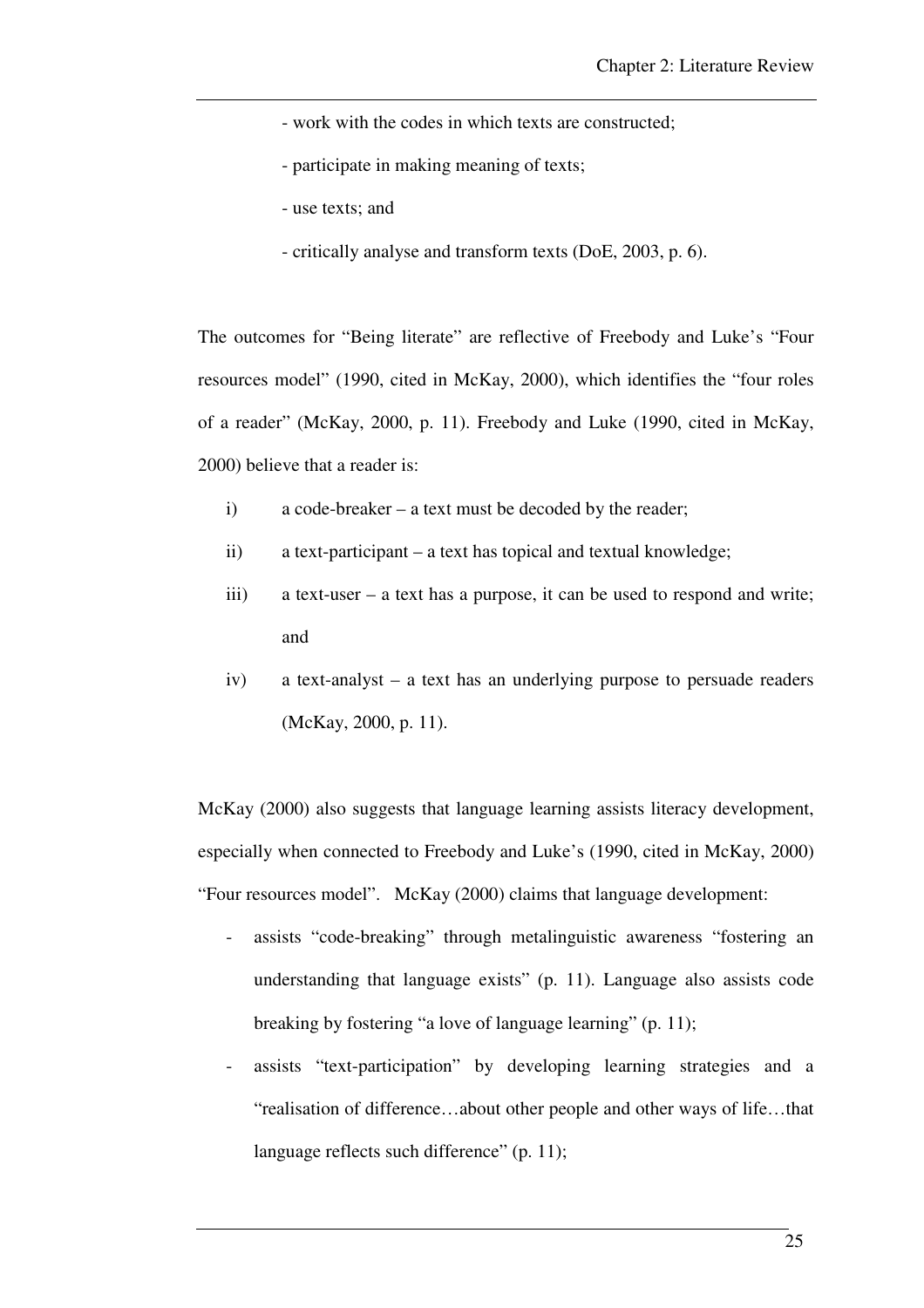- work with the codes in which texts are constructed;
- participate in making meaning of texts;
- use texts; and
- critically analyse and transform texts (DoE, 2003, p. 6).

The outcomes for "Being literate" are reflective of Freebody and Luke's "Four resources model" (1990, cited in McKay, 2000), which identifies the "four roles of a reader" (McKay, 2000, p. 11). Freebody and Luke (1990, cited in McKay, 2000) believe that a reader is:

i) a code-breaker – a text must be decoded by the reader;

ii) a text-participant – a text has topical and textual knowledge;

iii) a text-user – a text has a purpose, it can be used to respond and write; and

iv) a text-analyst – a text has an underlying purpose to persuade readers (McKay, 2000, p. 11).

McKay (2000) also suggests that language learning assists literacy development, especially when connected to Freebody and Luke's (1990, cited in McKay, 2000) "Four resources model". McKay (2000) claims that language development:

- assists "code-breaking" through metalinguistic awareness "fostering an understanding that language exists" (p. 11). Language also assists code breaking by fostering "a love of language learning" (p. 11);
- assists "text-participation" by developing learning strategies and a "realisation of difference…about other people and other ways of life…that language reflects such difference" (p. 11);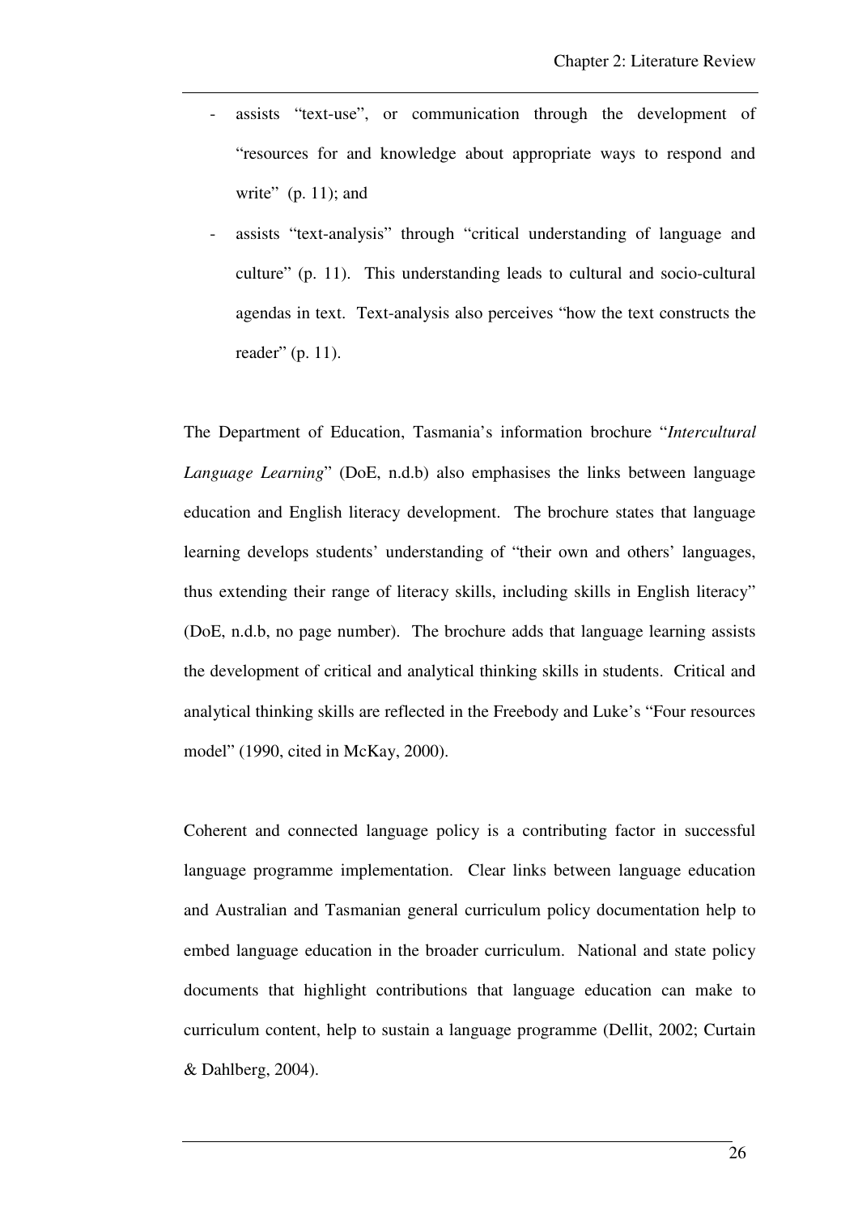- assists "text-use", or communication through the development of "resources for and knowledge about appropriate ways to respond and write" (p. 11); and
- assists "text-analysis" through "critical understanding of language and culture" (p. 11). This understanding leads to cultural and socio-cultural agendas in text. Text-analysis also perceives "how the text constructs the reader" (p. 11).

The Department of Education, Tasmania's information brochure "*Intercultural Language Learning*" (DoE, n.d.b) also emphasises the links between language education and English literacy development. The brochure states that language learning develops students' understanding of "their own and others' languages, thus extending their range of literacy skills, including skills in English literacy" (DoE, n.d.b, no page number). The brochure adds that language learning assists the development of critical and analytical thinking skills in students. Critical and analytical thinking skills are reflected in the Freebody and Luke's "Four resources model" (1990, cited in McKay, 2000).

Coherent and connected language policy is a contributing factor in successful language programme implementation. Clear links between language education and Australian and Tasmanian general curriculum policy documentation help to embed language education in the broader curriculum. National and state policy documents that highlight contributions that language education can make to curriculum content, help to sustain a language programme (Dellit, 2002; Curtain & Dahlberg, 2004).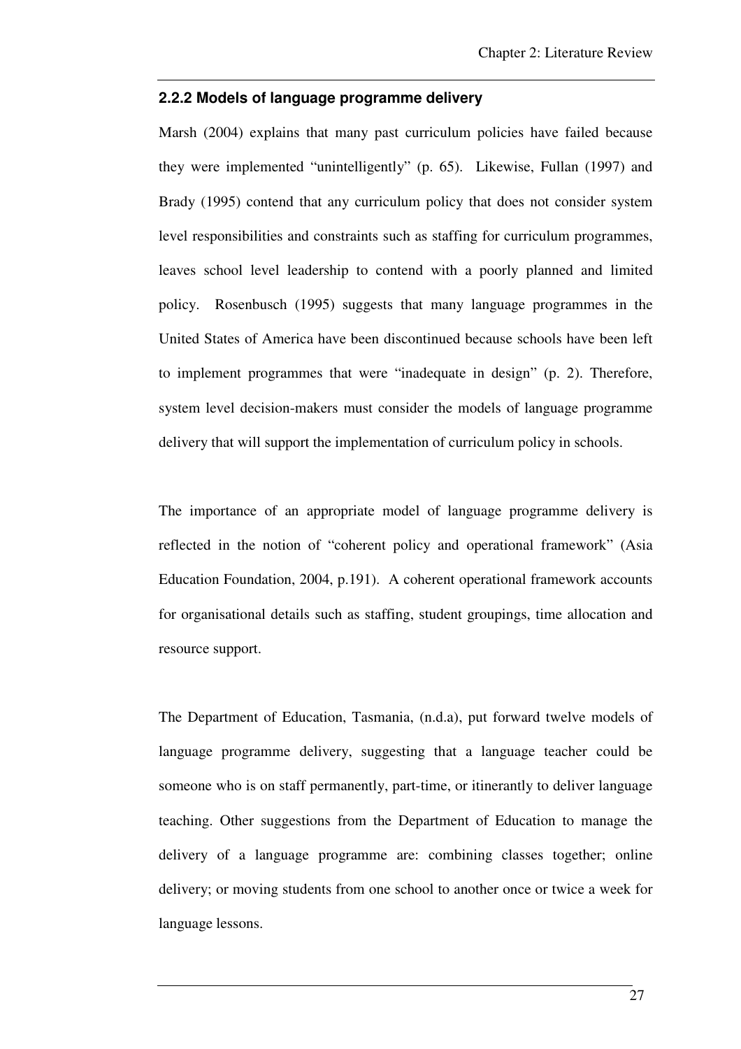### 2.2.2 Models of language programme delivery

Marsh (2004) explains that many past curriculum policies have failed because they were implemented "unintelligently" (p. 65). Likewise, Fullan (1997) and Brady (1995) contend that any curriculum policy that does not consider system level responsibilities and constraints such as staffing for curriculum programmes, leaves school level leadership to contend with a poorly planned and limited policy. Rosenbusch (1995) suggests that many language programmes in the United States of America have been discontinued because schools have been left to implement programmes that were "inadequate in design" (p. 2). Therefore, system level decision-makers must consider the models of language programme delivery that will support the implementation of curriculum policy in schools.

The importance of an appropriate model of language programme delivery is reflected in the notion of "coherent policy and operational framework" (Asia Education Foundation, 2004, p.191). A coherent operational framework accounts for organisational details such as staffing, student groupings, time allocation and resource support.

The Department of Education, Tasmania, (n.d.a), put forward twelve models of language programme delivery, suggesting that a language teacher could be someone who is on staff permanently, part-time, or itinerantly to deliver language teaching. Other suggestions from the Department of Education to manage the delivery of a language programme are: combining classes together; online delivery; or moving students from one school to another once or twice a week for language lessons.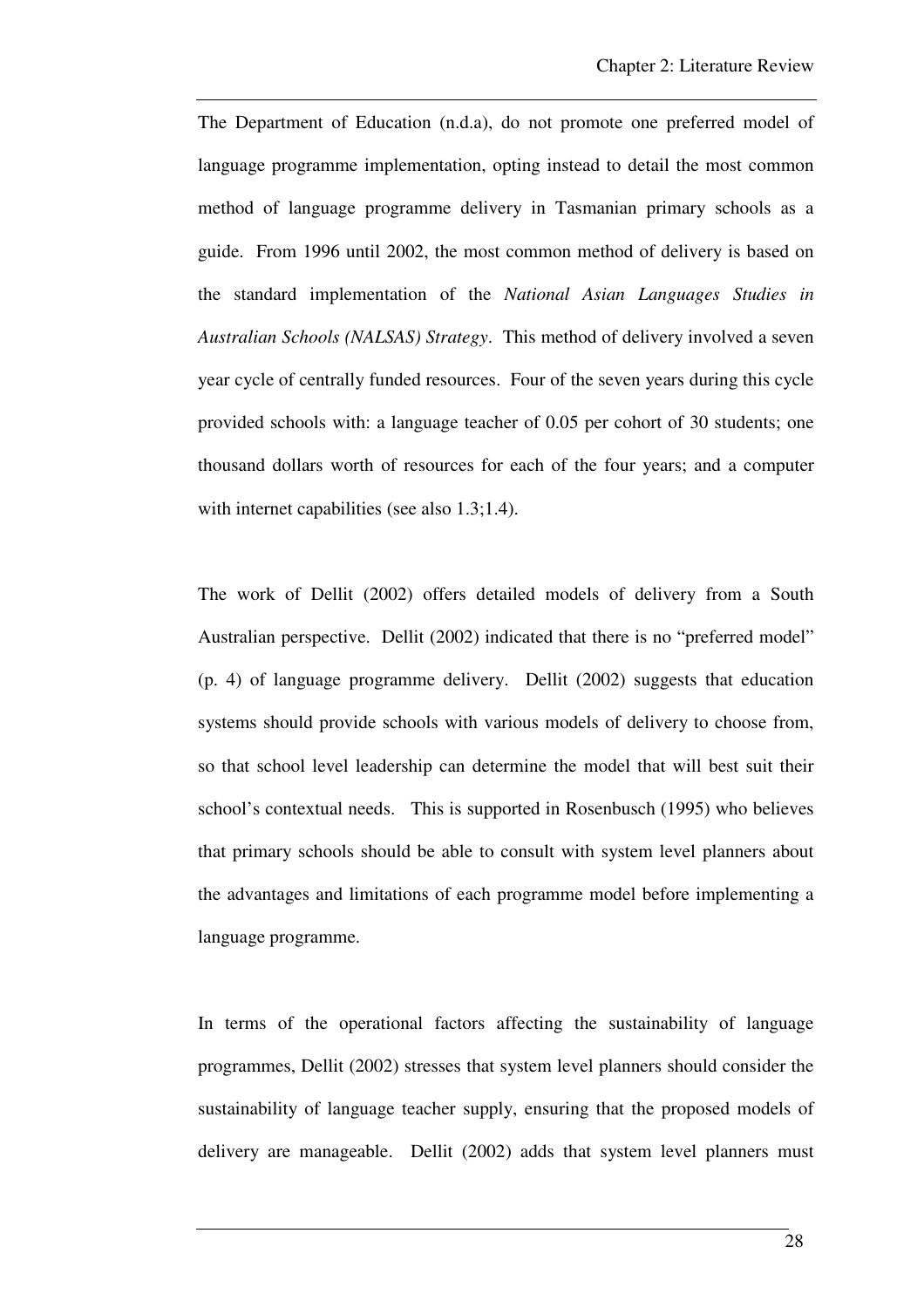The Department of Education (n.d.a), do not promote one preferred model of language programme implementation, opting instead to detail the most common method of language programme delivery in Tasmanian primary schools as a guide. From 1996 until 2002, the most common method of delivery is based on the standard implementation of the *National Asian Languages Studies in Australian Schools (NALSAS) Strategy*. This method of delivery involved a seven year cycle of centrally funded resources. Four of the seven years during this cycle provided schools with: a language teacher of 0.05 per cohort of 30 students; one thousand dollars worth of resources for each of the four years; and a computer with internet capabilities (see also 1.3;1.4).

The work of Dellit (2002) offers detailed models of delivery from a South Australian perspective. Dellit (2002) indicated that there is no "preferred model" (p. 4) of language programme delivery. Dellit (2002) suggests that education systems should provide schools with various models of delivery to choose from, so that school level leadership can determine the model that will best suit their school's contextual needs. This is supported in Rosenbusch (1995) who believes that primary schools should be able to consult with system level planners about the advantages and limitations of each programme model before implementing a language programme.

In terms of the operational factors affecting the sustainability of language programmes, Dellit (2002) stresses that system level planners should consider the sustainability of language teacher supply, ensuring that the proposed models of delivery are manageable. Dellit (2002) adds that system level planners must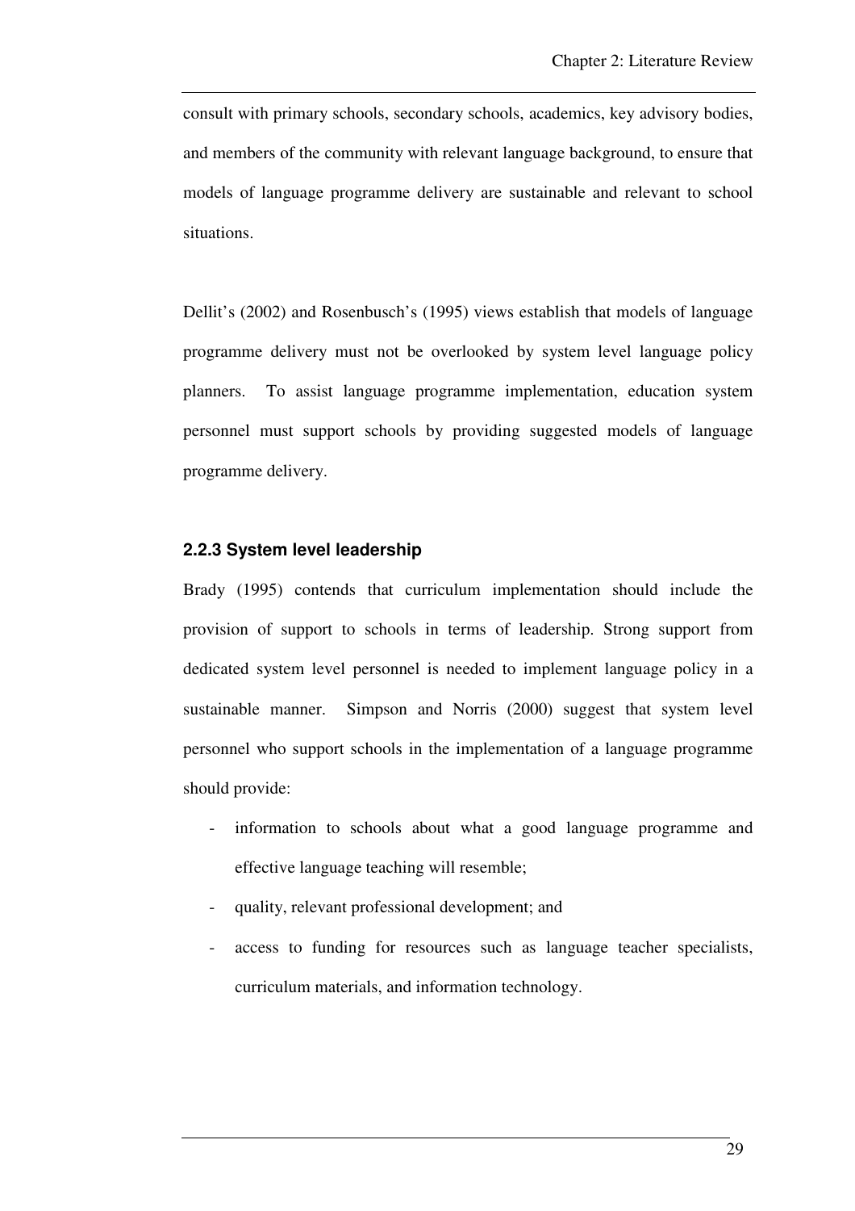consult with primary schools, secondary schools, academics, key advisory bodies, and members of the community with relevant language background, to ensure that models of language programme delivery are sustainable and relevant to school situations.

Dellit's (2002) and Rosenbusch's (1995) views establish that models of language programme delivery must not be overlooked by system level language policy planners. To assist language programme implementation, education system personnel must support schools by providing suggested models of language programme delivery.

### 2.2.3 System level leadership

Brady (1995) contends that curriculum implementation should include the provision of support to schools in terms of leadership. Strong support from dedicated system level personnel is needed to implement language policy in a sustainable manner. Simpson and Norris (2000) suggest that system level personnel who support schools in the implementation of a language programme should provide:

- information to schools about what a good language programme and effective language teaching will resemble;
- quality, relevant professional development; and
- access to funding for resources such as language teacher specialists, curriculum materials, and information technology.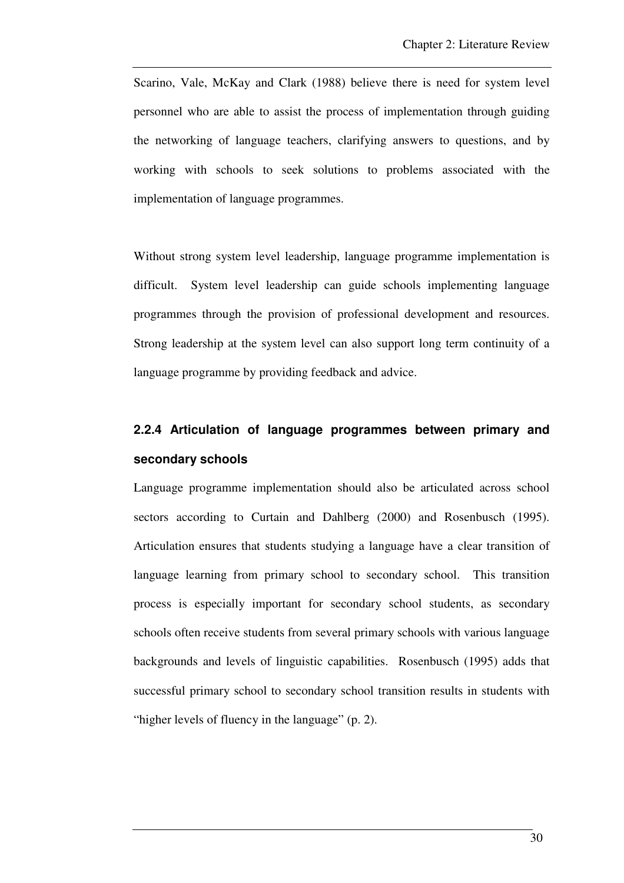Scarino, Vale, McKay and Clark (1988) believe there is need for system level personnel who are able to assist the process of implementation through guiding the networking of language teachers, clarifying answers to questions, and by working with schools to seek solutions to problems associated with the implementation of language programmes.

Without strong system level leadership, language programme implementation is difficult. System level leadership can guide schools implementing language programmes through the provision of professional development and resources. Strong leadership at the system level can also support long term continuity of a language programme by providing feedback and advice.

### 2.2.4 Articulation of language programmes between primary and secondary schools

Language programme implementation should also be articulated across school sectors according to Curtain and Dahlberg (2000) and Rosenbusch (1995). Articulation ensures that students studying a language have a clear transition of language learning from primary school to secondary school. This transition process is especially important for secondary school students, as secondary schools often receive students from several primary schools with various language backgrounds and levels of linguistic capabilities. Rosenbusch (1995) adds that successful primary school to secondary school transition results in students with "higher levels of fluency in the language" (p. 2).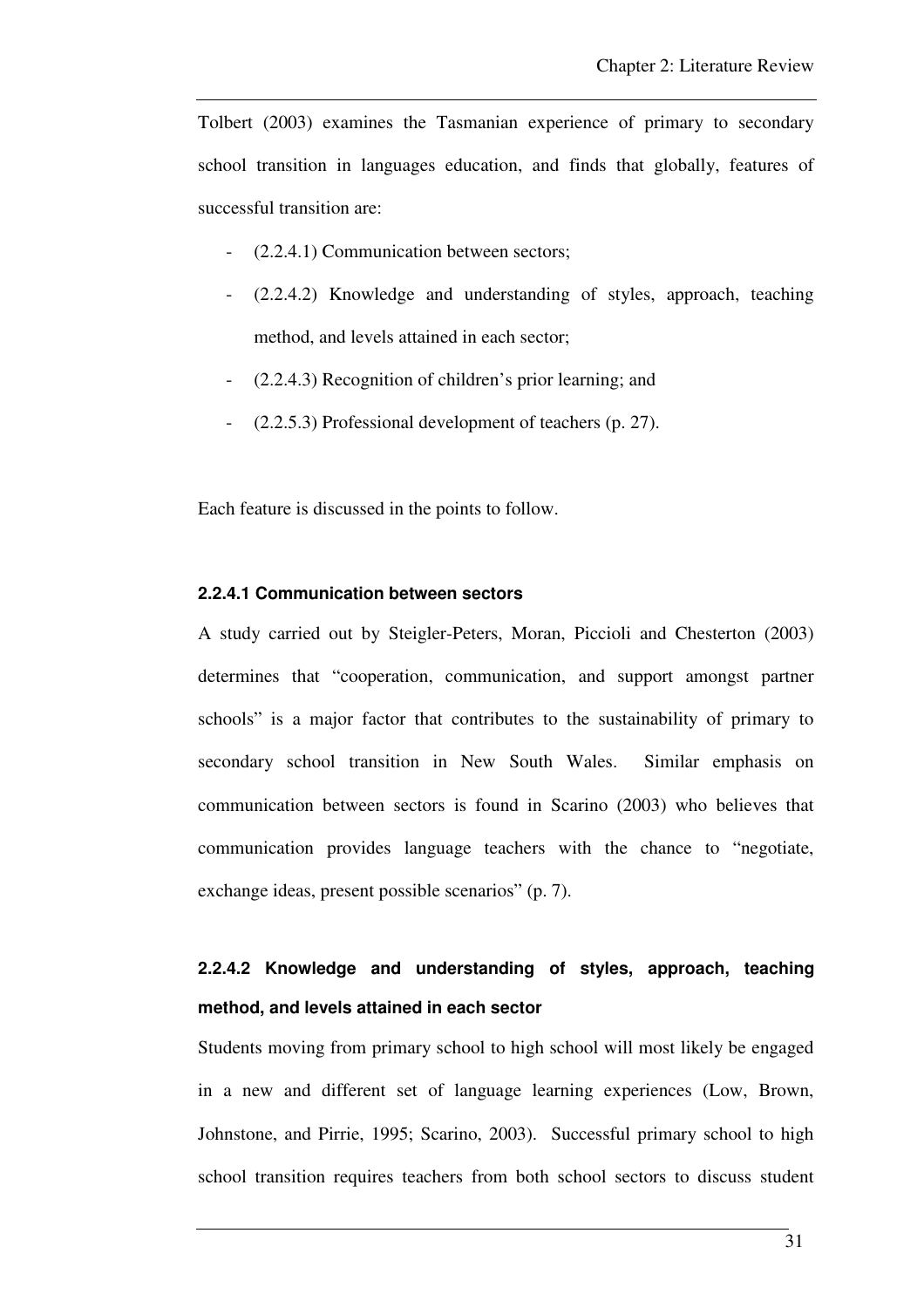Tolbert (2003) examines the Tasmanian experience of primary to secondary school transition in languages education, and finds that globally, features of successful transition are:

- (2.2.4.1) Communication between sectors;
- (2.2.4.2) Knowledge and understanding of styles, approach, teaching method, and levels attained in each sector;
- (2.2.4.3) Recognition of children's prior learning; and
- (2.2.5.3) Professional development of teachers (p. 27).

Each feature is discussed in the points to follow.

#### 2.2.4.1 Communication between sectors

A study carried out by Steigler-Peters, Moran, Piccioli and Chesterton (2003) determines that "cooperation, communication, and support amongst partner schools" is a major factor that contributes to the sustainability of primary to secondary school transition in New South Wales. Similar emphasis on communication between sectors is found in Scarino (2003) who believes that communication provides language teachers with the chance to "negotiate, exchange ideas, present possible scenarios" (p. 7).

#### 2.2.4.2 Knowledge and understanding of styles, approach, teaching method, and levels attained in each sector

Students moving from primary school to high school will most likely be engaged in a new and different set of language learning experiences (Low, Brown, Johnstone, and Pirrie, 1995; Scarino, 2003). Successful primary school to high school transition requires teachers from both school sectors to discuss student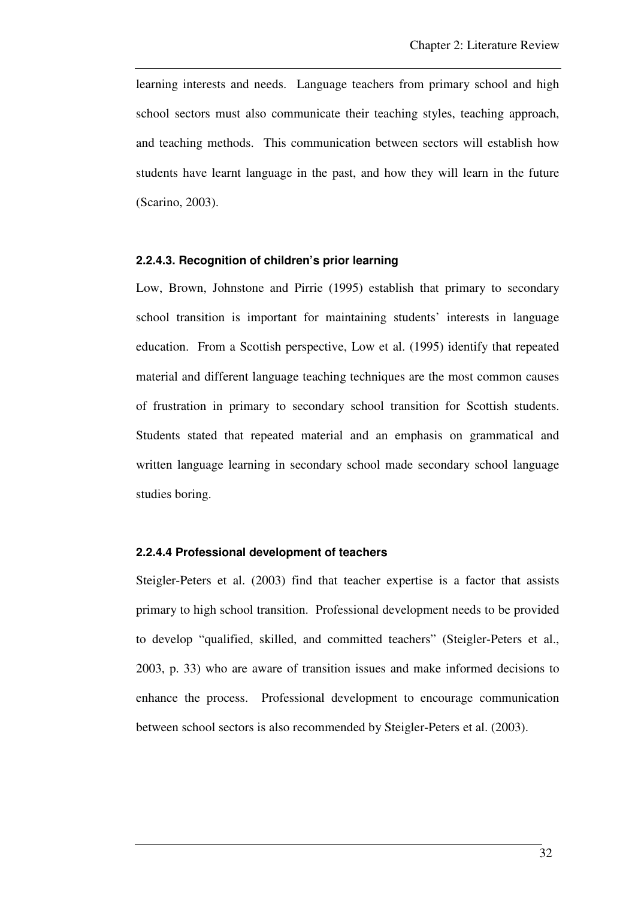learning interests and needs. Language teachers from primary school and high school sectors must also communicate their teaching styles, teaching approach, and teaching methods. This communication between sectors will establish how students have learnt language in the past, and how they will learn in the future (Scarino, 2003).

#### 2.2.4.3. Recognition of children's prior learning

Low, Brown, Johnstone and Pirrie (1995) establish that primary to secondary school transition is important for maintaining students' interests in language education. From a Scottish perspective, Low et al. (1995) identify that repeated material and different language teaching techniques are the most common causes of frustration in primary to secondary school transition for Scottish students. Students stated that repeated material and an emphasis on grammatical and written language learning in secondary school made secondary school language studies boring.

#### 2.2.4.4 Professional development of teachers

Steigler-Peters et al. (2003) find that teacher expertise is a factor that assists primary to high school transition. Professional development needs to be provided to develop "qualified, skilled, and committed teachers" (Steigler-Peters et al., 2003, p. 33) who are aware of transition issues and make informed decisions to enhance the process. Professional development to encourage communication between school sectors is also recommended by Steigler-Peters et al. (2003).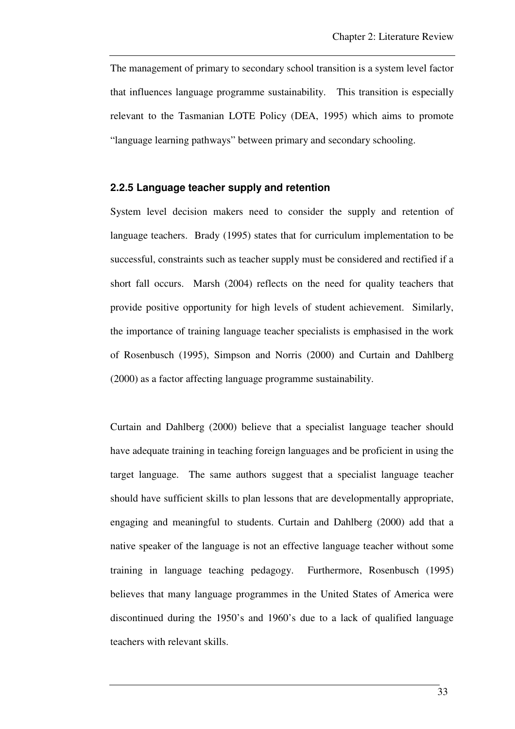The management of primary to secondary school transition is a system level factor that influences language programme sustainability. This transition is especially relevant to the Tasmanian LOTE Policy (DEA, 1995) which aims to promote "language learning pathways" between primary and secondary schooling.

### 2.2.5 Language teacher supply and retention

System level decision makers need to consider the supply and retention of language teachers. Brady (1995) states that for curriculum implementation to be successful, constraints such as teacher supply must be considered and rectified if a short fall occurs. Marsh (2004) reflects on the need for quality teachers that provide positive opportunity for high levels of student achievement. Similarly, the importance of training language teacher specialists is emphasised in the work of Rosenbusch (1995), Simpson and Norris (2000) and Curtain and Dahlberg (2000) as a factor affecting language programme sustainability.

Curtain and Dahlberg (2000) believe that a specialist language teacher should have adequate training in teaching foreign languages and be proficient in using the target language. The same authors suggest that a specialist language teacher should have sufficient skills to plan lessons that are developmentally appropriate, engaging and meaningful to students. Curtain and Dahlberg (2000) add that a native speaker of the language is not an effective language teacher without some training in language teaching pedagogy. Furthermore, Rosenbusch (1995) believes that many language programmes in the United States of America were discontinued during the 1950's and 1960's due to a lack of qualified language teachers with relevant skills.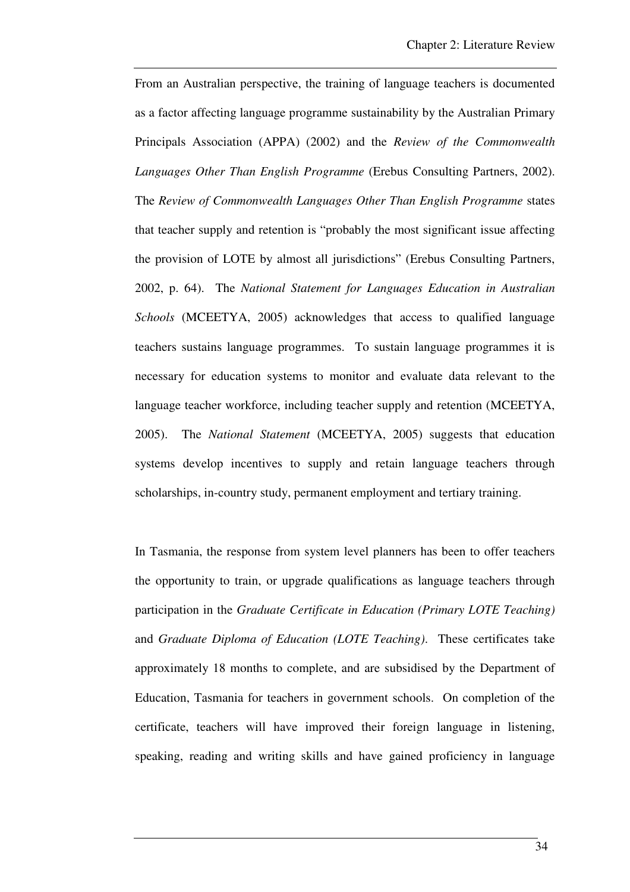From an Australian perspective, the training of language teachers is documented as a factor affecting language programme sustainability by the Australian Primary Principals Association (APPA) (2002) and the *Review of the Commonwealth Languages Other Than English Programme* (Erebus Consulting Partners, 2002). The *Review of Commonwealth Languages Other Than English Programme* states that teacher supply and retention is "probably the most significant issue affecting the provision of LOTE by almost all jurisdictions" (Erebus Consulting Partners, 2002, p. 64). The *National Statement for Languages Education in Australian Schools* (MCEETYA, 2005) acknowledges that access to qualified language teachers sustains language programmes. To sustain language programmes it is necessary for education systems to monitor and evaluate data relevant to the language teacher workforce, including teacher supply and retention (MCEETYA, 2005). The *National Statement* (MCEETYA, 2005) suggests that education systems develop incentives to supply and retain language teachers through scholarships, in-country study, permanent employment and tertiary training.

In Tasmania, the response from system level planners has been to offer teachers the opportunity to train, or upgrade qualifications as language teachers through participation in the *Graduate Certificate in Education (Primary LOTE Teaching)* and *Graduate Diploma of Education (LOTE Teaching)*. These certificates take approximately 18 months to complete, and are subsidised by the Department of Education, Tasmania for teachers in government schools. On completion of the certificate, teachers will have improved their foreign language in listening, speaking, reading and writing skills and have gained proficiency in language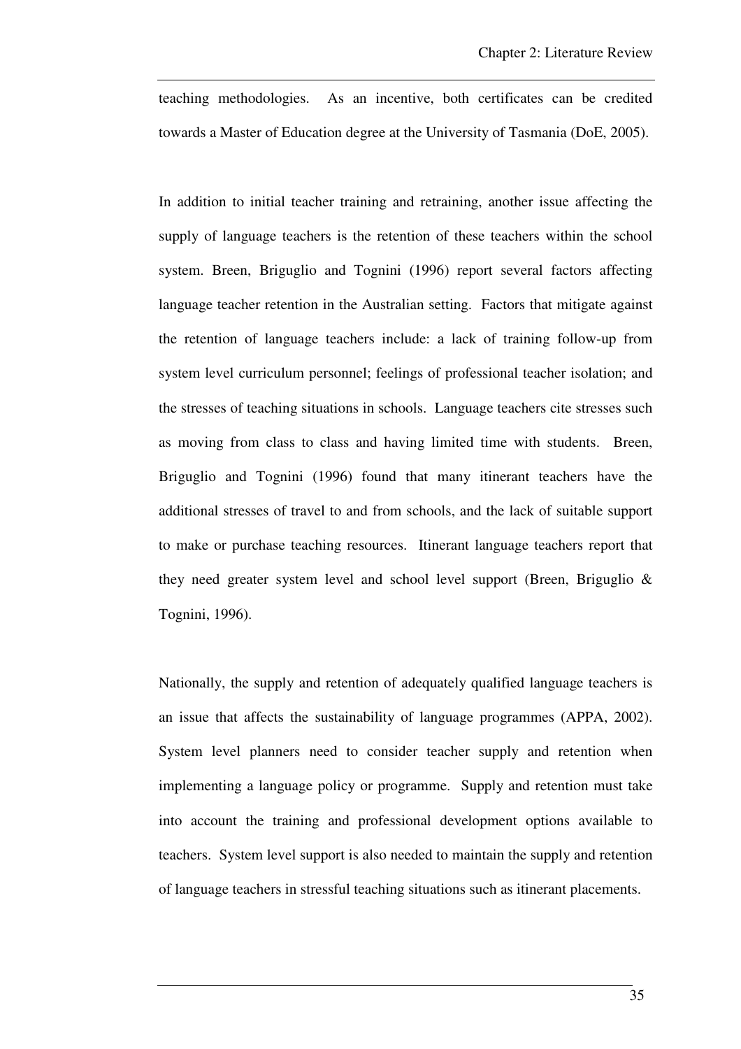teaching methodologies. As an incentive, both certificates can be credited towards a Master of Education degree at the University of Tasmania (DoE, 2005).

In addition to initial teacher training and retraining, another issue affecting the supply of language teachers is the retention of these teachers within the school system. Breen, Briguglio and Tognini (1996) report several factors affecting language teacher retention in the Australian setting. Factors that mitigate against the retention of language teachers include: a lack of training follow-up from system level curriculum personnel; feelings of professional teacher isolation; and the stresses of teaching situations in schools. Language teachers cite stresses such as moving from class to class and having limited time with students. Breen, Briguglio and Tognini (1996) found that many itinerant teachers have the additional stresses of travel to and from schools, and the lack of suitable support to make or purchase teaching resources. Itinerant language teachers report that they need greater system level and school level support (Breen, Briguglio & Tognini, 1996).

Nationally, the supply and retention of adequately qualified language teachers is an issue that affects the sustainability of language programmes (APPA, 2002). System level planners need to consider teacher supply and retention when implementing a language policy or programme. Supply and retention must take into account the training and professional development options available to teachers. System level support is also needed to maintain the supply and retention of language teachers in stressful teaching situations such as itinerant placements.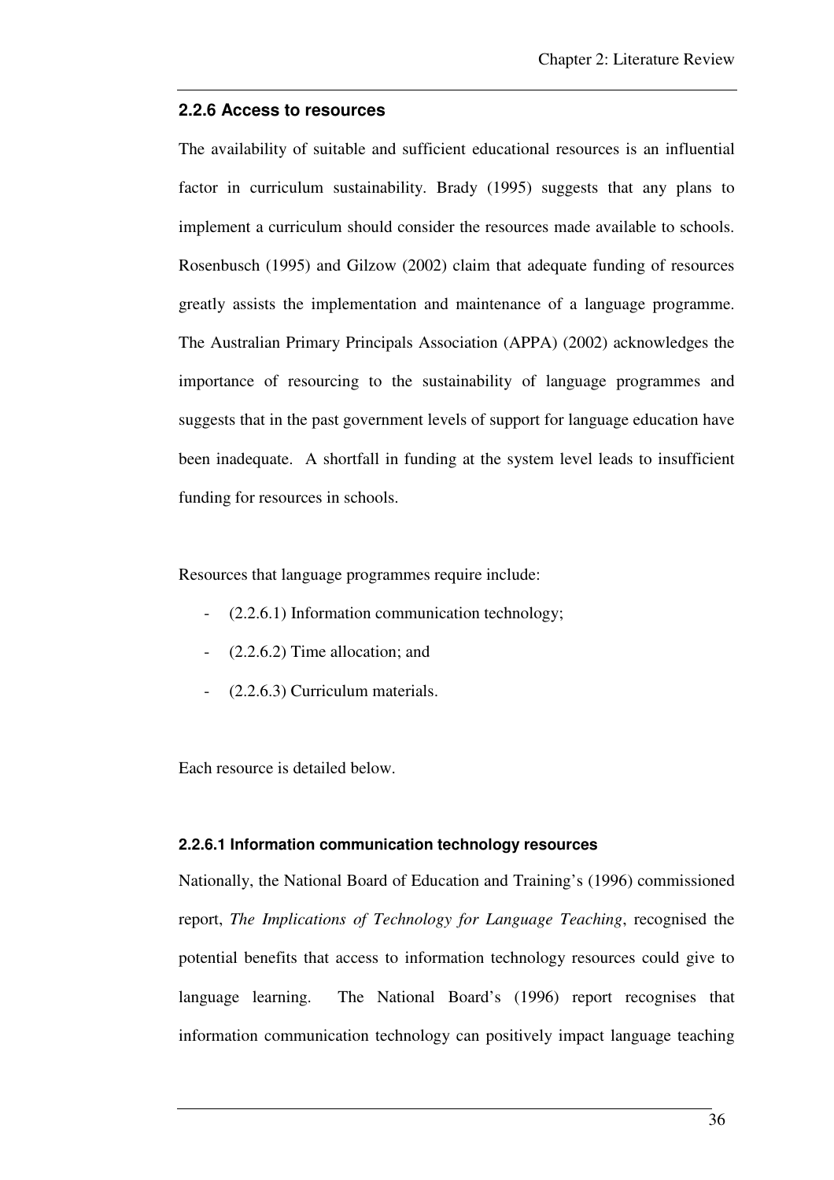### 2.2.6 Access to resources

The availability of suitable and sufficient educational resources is an influential factor in curriculum sustainability. Brady (1995) suggests that any plans to implement a curriculum should consider the resources made available to schools. Rosenbusch (1995) and Gilzow (2002) claim that adequate funding of resources greatly assists the implementation and maintenance of a language programme. The Australian Primary Principals Association (APPA) (2002) acknowledges the importance of resourcing to the sustainability of language programmes and suggests that in the past government levels of support for language education have been inadequate. A shortfall in funding at the system level leads to insufficient funding for resources in schools.

Resources that language programmes require include:

- (2.2.6.1) Information communication technology;
- (2.2.6.2) Time allocation; and
- (2.2.6.3) Curriculum materials.

Each resource is detailed below.

#### 2.2.6.1 Information communication technology resources

Nationally, the National Board of Education and Training's (1996) commissioned report, *The Implications of Technology for Language Teaching*, recognised the potential benefits that access to information technology resources could give to language learning. The National Board's (1996) report recognises that information communication technology can positively impact language teaching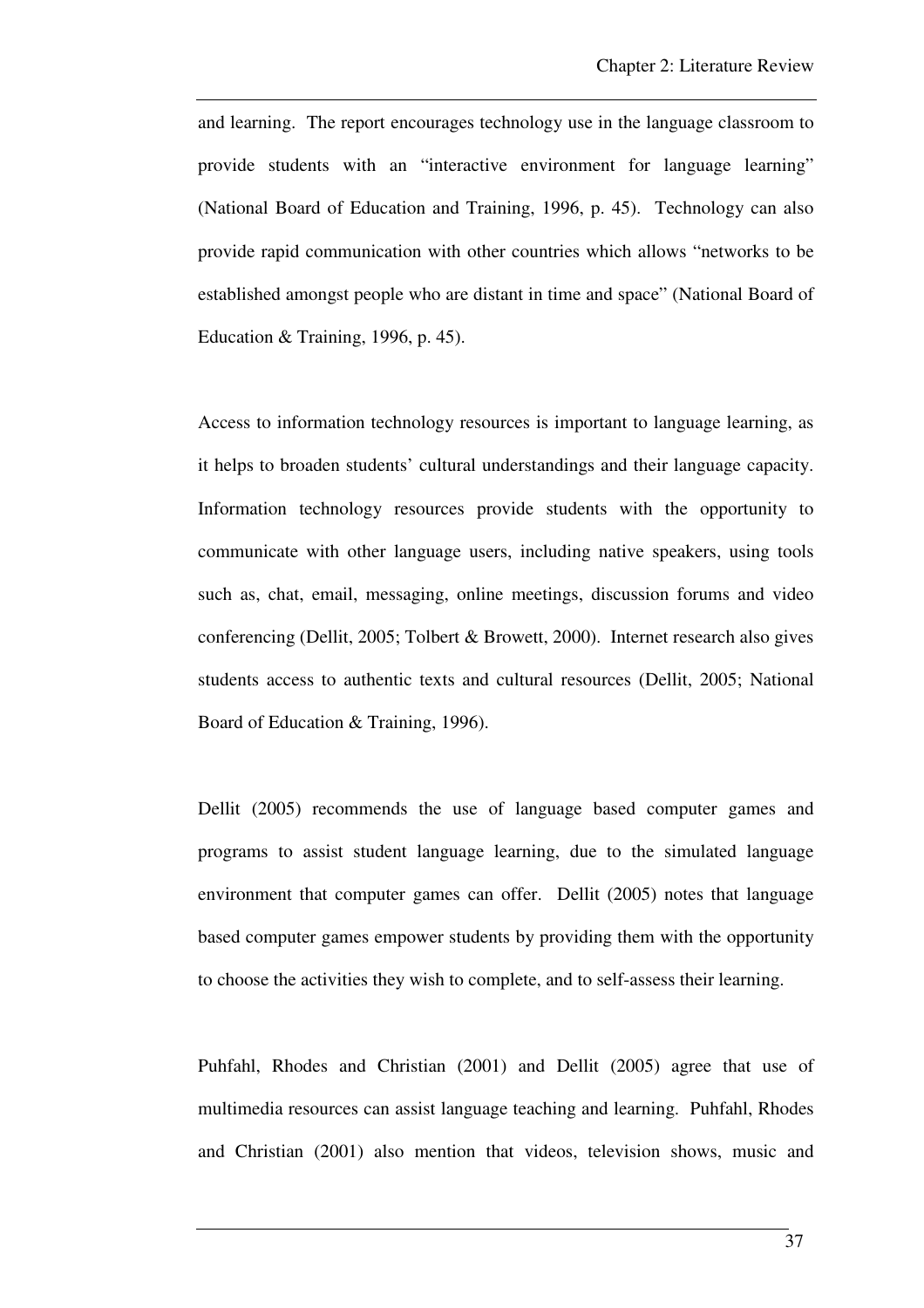and learning. The report encourages technology use in the language classroom to provide students with an "interactive environment for language learning" (National Board of Education and Training, 1996, p. 45). Technology can also provide rapid communication with other countries which allows "networks to be established amongst people who are distant in time and space" (National Board of Education & Training, 1996, p. 45).

Access to information technology resources is important to language learning, as it helps to broaden students' cultural understandings and their language capacity. Information technology resources provide students with the opportunity to communicate with other language users, including native speakers, using tools such as, chat, email, messaging, online meetings, discussion forums and video conferencing (Dellit, 2005; Tolbert & Browett, 2000). Internet research also gives students access to authentic texts and cultural resources (Dellit, 2005; National Board of Education & Training, 1996).

Dellit (2005) recommends the use of language based computer games and programs to assist student language learning, due to the simulated language environment that computer games can offer. Dellit (2005) notes that language based computer games empower students by providing them with the opportunity to choose the activities they wish to complete, and to self-assess their learning.

Puhfahl, Rhodes and Christian (2001) and Dellit (2005) agree that use of multimedia resources can assist language teaching and learning. Puhfahl, Rhodes and Christian (2001) also mention that videos, television shows, music and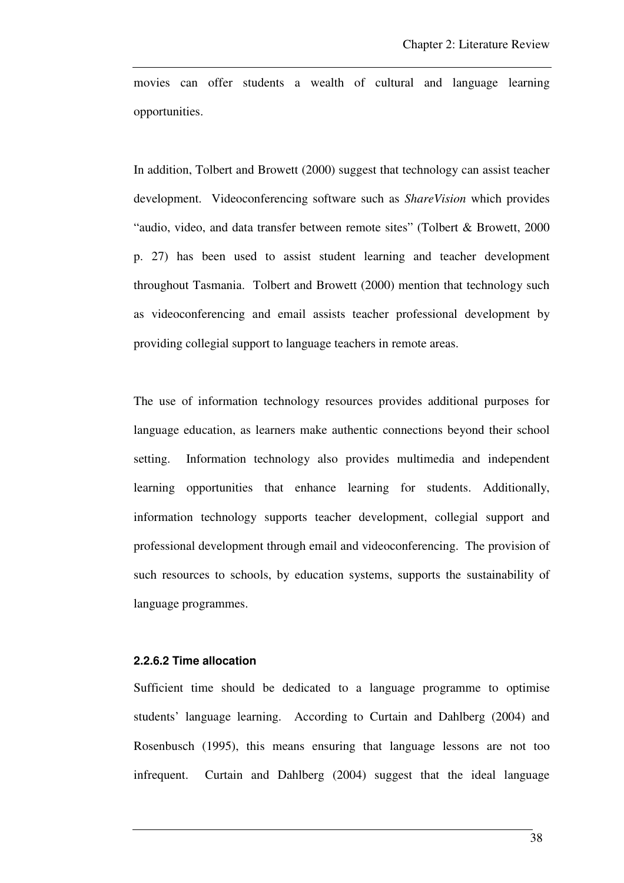movies can offer students a wealth of cultural and language learning opportunities.

In addition, Tolbert and Browett (2000) suggest that technology can assist teacher development. Videoconferencing software such as *ShareVision* which provides "audio, video, and data transfer between remote sites" (Tolbert & Browett, 2000 p. 27) has been used to assist student learning and teacher development throughout Tasmania. Tolbert and Browett (2000) mention that technology such as videoconferencing and email assists teacher professional development by providing collegial support to language teachers in remote areas.

The use of information technology resources provides additional purposes for language education, as learners make authentic connections beyond their school setting. Information technology also provides multimedia and independent learning opportunities that enhance learning for students. Additionally, information technology supports teacher development, collegial support and professional development through email and videoconferencing. The provision of such resources to schools, by education systems, supports the sustainability of language programmes.

#### 2.2.6.2 Time allocation

Sufficient time should be dedicated to a language programme to optimise students' language learning. According to Curtain and Dahlberg (2004) and Rosenbusch (1995), this means ensuring that language lessons are not too infrequent. Curtain and Dahlberg (2004) suggest that the ideal language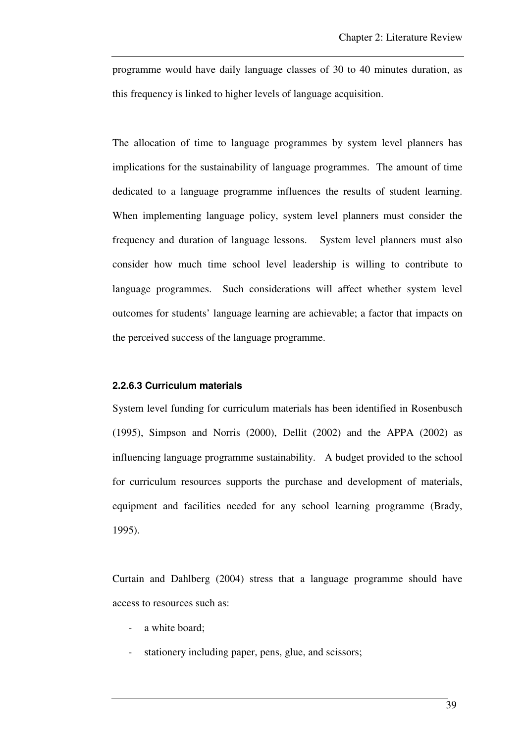programme would have daily language classes of 30 to 40 minutes duration, as this frequency is linked to higher levels of language acquisition.

The allocation of time to language programmes by system level planners has implications for the sustainability of language programmes. The amount of time dedicated to a language programme influences the results of student learning. When implementing language policy, system level planners must consider the frequency and duration of language lessons. System level planners must also consider how much time school level leadership is willing to contribute to language programmes. Such considerations will affect whether system level outcomes for students' language learning are achievable; a factor that impacts on the perceived success of the language programme.

#### 2.2.6.3 Curriculum materials

System level funding for curriculum materials has been identified in Rosenbusch (1995), Simpson and Norris (2000), Dellit (2002) and the APPA (2002) as influencing language programme sustainability. A budget provided to the school for curriculum resources supports the purchase and development of materials, equipment and facilities needed for any school learning programme (Brady, 1995).

Curtain and Dahlberg (2004) stress that a language programme should have access to resources such as:

- a white board;
- stationery including paper, pens, glue, and scissors;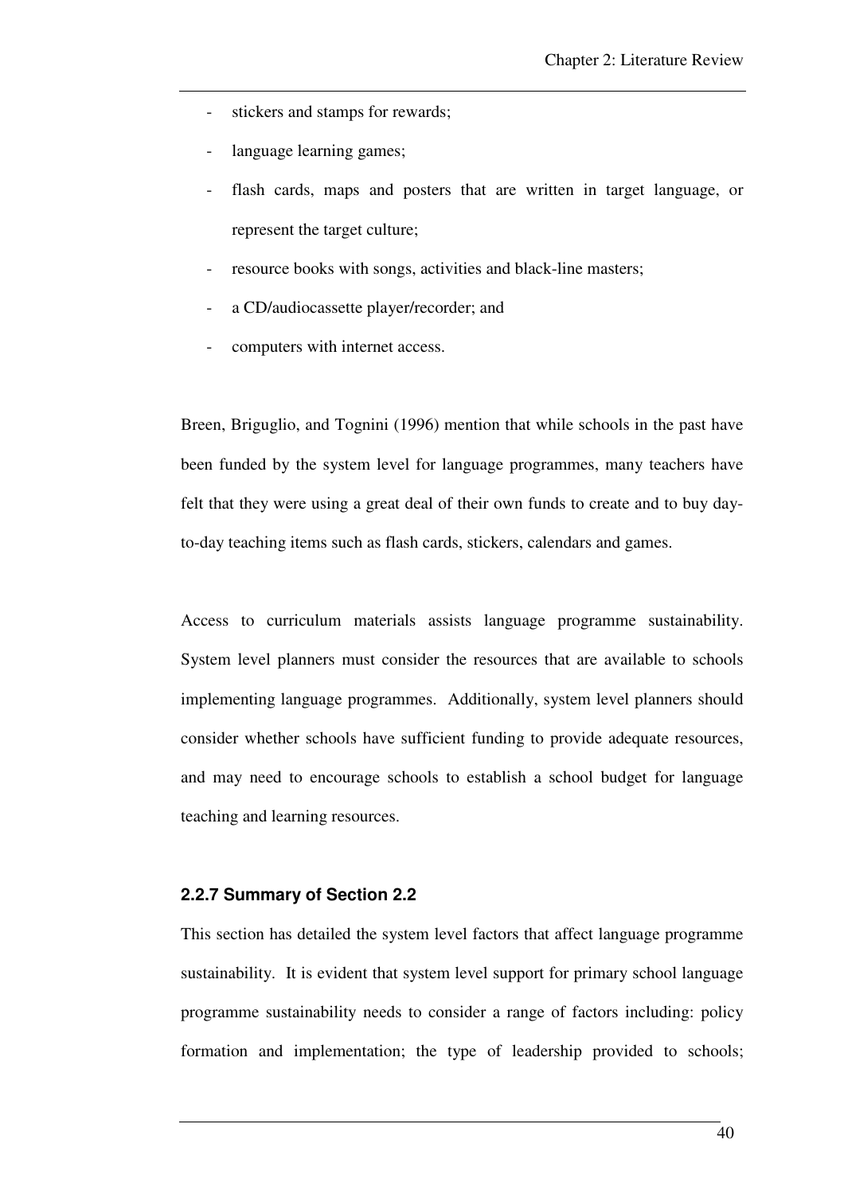- stickers and stamps for rewards;
- language learning games;
- flash cards, maps and posters that are written in target language, or represent the target culture;
- resource books with songs, activities and black-line masters;
- a CD/audiocassette player/recorder; and
- computers with internet access.

Breen, Briguglio, and Tognini (1996) mention that while schools in the past have been funded by the system level for language programmes, many teachers have felt that they were using a great deal of their own funds to create and to buy day-to-day teaching items such as flash cards, stickers, calendars and games.

Access to curriculum materials assists language programme sustainability. System level planners must consider the resources that are available to schools implementing language programmes. Additionally, system level planners should consider whether schools have sufficient funding to provide adequate resources, and may need to encourage schools to establish a school budget for language teaching and learning resources.

### 2.2.7 Summary of Section 2.2

This section has detailed the system level factors that affect language programme sustainability. It is evident that system level support for primary school language programme sustainability needs to consider a range of factors including: policy formation and implementation; the type of leadership provided to schools;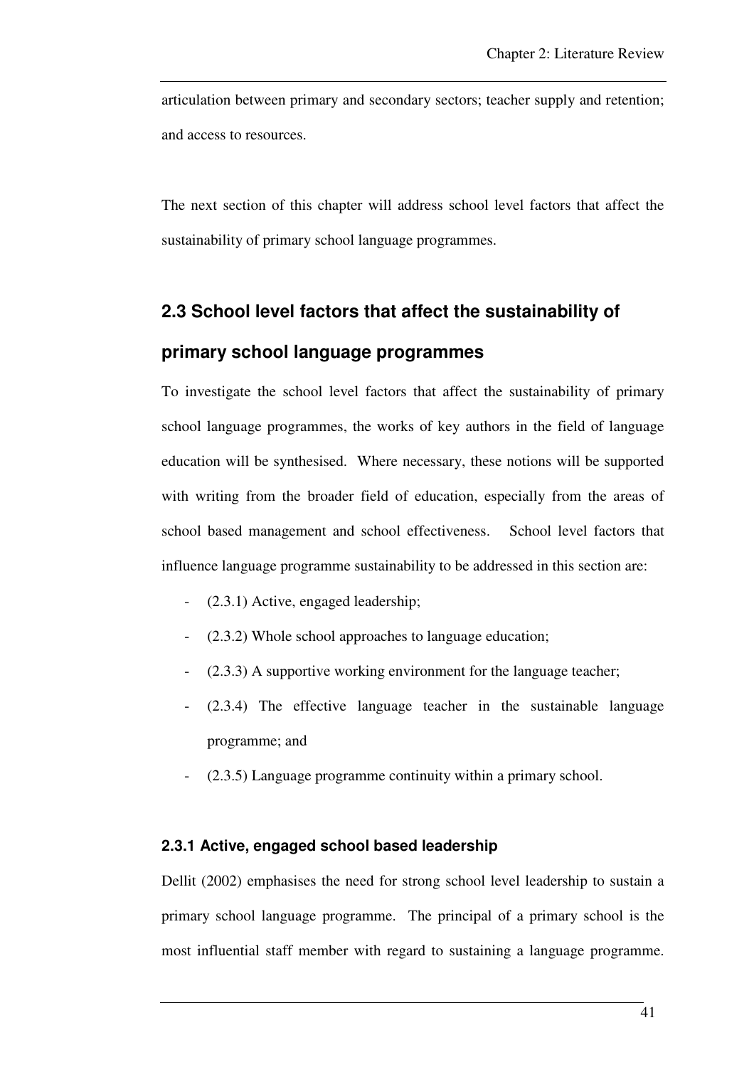articulation between primary and secondary sectors; teacher supply and retention; and access to resources.

The next section of this chapter will address school level factors that affect the sustainability of primary school language programmes.

## 2.3 School level factors that affect the sustainability of primary school language programmes

To investigate the school level factors that affect the sustainability of primary school language programmes, the works of key authors in the field of language education will be synthesised. Where necessary, these notions will be supported with writing from the broader field of education, especially from the areas of school based management and school effectiveness. School level factors that influence language programme sustainability to be addressed in this section are:

- (2.3.1) Active, engaged leadership;
- (2.3.2) Whole school approaches to language education;
- (2.3.3) A supportive working environment for the language teacher;
- (2.3.4) The effective language teacher in the sustainable language programme; and
- (2.3.5) Language programme continuity within a primary school.

### 2.3.1 Active, engaged school based leadership

Dellit (2002) emphasises the need for strong school level leadership to sustain a primary school language programme. The principal of a primary school is the most influential staff member with regard to sustaining a language programme.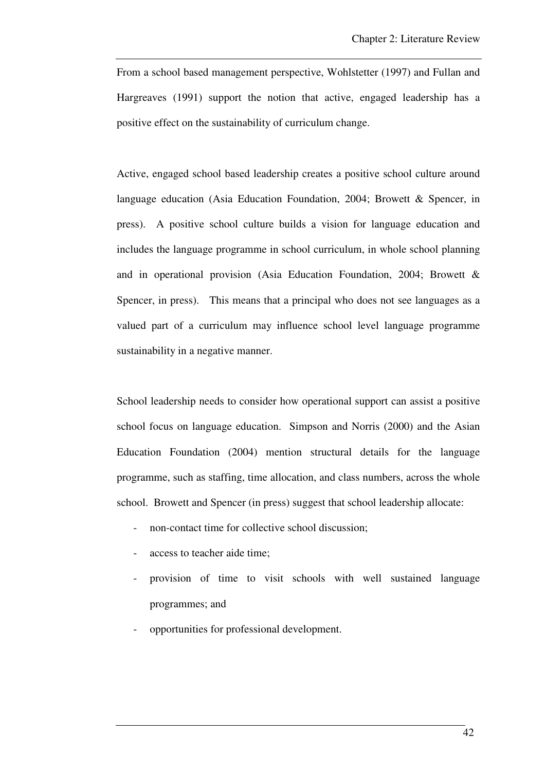From a school based management perspective, Wohlstetter (1997) and Fullan and Hargreaves (1991) support the notion that active, engaged leadership has a positive effect on the sustainability of curriculum change.

Active, engaged school based leadership creates a positive school culture around language education (Asia Education Foundation, 2004; Browett & Spencer, in press). A positive school culture builds a vision for language education and includes the language programme in school curriculum, in whole school planning and in operational provision (Asia Education Foundation, 2004; Browett & Spencer, in press). This means that a principal who does not see languages as a valued part of a curriculum may influence school level language programme sustainability in a negative manner.

School leadership needs to consider how operational support can assist a positive school focus on language education. Simpson and Norris (2000) and the Asian Education Foundation (2004) mention structural details for the language programme, such as staffing, time allocation, and class numbers, across the whole school. Browett and Spencer (in press) suggest that school leadership allocate:

- non-contact time for collective school discussion;
- access to teacher aide time;
- provision of time to visit schools with well sustained language programmes; and
- opportunities for professional development.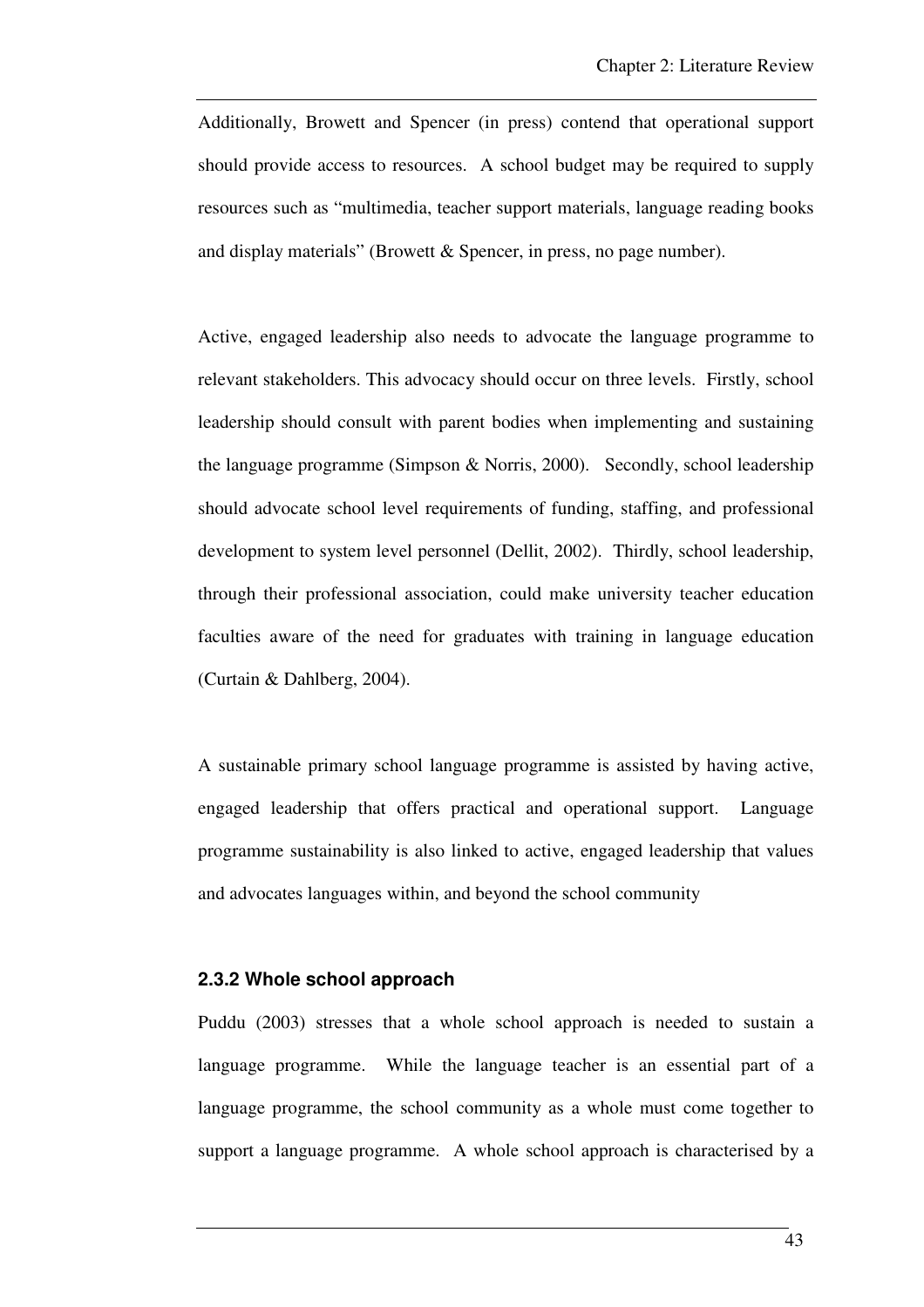Additionally, Browett and Spencer (in press) contend that operational support should provide access to resources. A school budget may be required to supply resources such as "multimedia, teacher support materials, language reading books and display materials" (Browett & Spencer, in press, no page number).

Active, engaged leadership also needs to advocate the language programme to relevant stakeholders. This advocacy should occur on three levels. Firstly, school leadership should consult with parent bodies when implementing and sustaining the language programme (Simpson & Norris, 2000). Secondly, school leadership should advocate school level requirements of funding, staffing, and professional development to system level personnel (Dellit, 2002). Thirdly, school leadership, through their professional association, could make university teacher education faculties aware of the need for graduates with training in language education (Curtain & Dahlberg, 2004).

A sustainable primary school language programme is assisted by having active, engaged leadership that offers practical and operational support. Language programme sustainability is also linked to active, engaged leadership that values and advocates languages within, and beyond the school community

### 2.3.2 Whole school approach

Puddu (2003) stresses that a whole school approach is needed to sustain a language programme. While the language teacher is an essential part of a language programme, the school community as a whole must come together to support a language programme. A whole school approach is characterised by a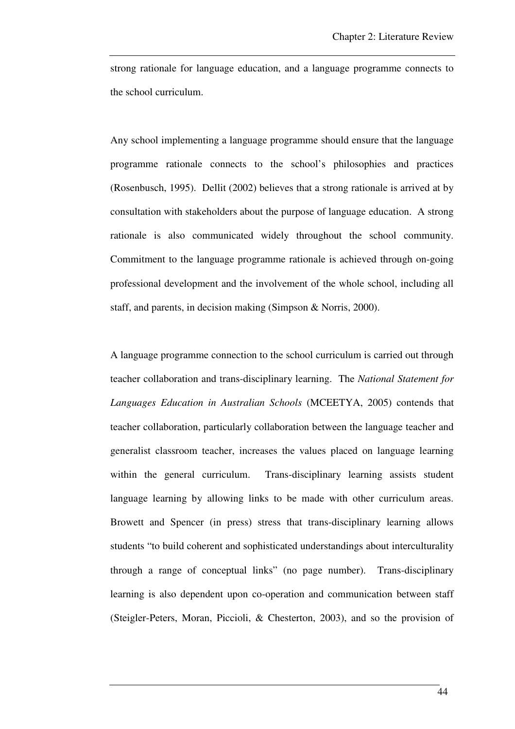strong rationale for language education, and a language programme connects to the school curriculum.

Any school implementing a language programme should ensure that the language programme rationale connects to the school's philosophies and practices (Rosenbusch, 1995). Dellit (2002) believes that a strong rationale is arrived at by consultation with stakeholders about the purpose of language education. A strong rationale is also communicated widely throughout the school community. Commitment to the language programme rationale is achieved through on-going professional development and the involvement of the whole school, including all staff, and parents, in decision making (Simpson & Norris, 2000).

A language programme connection to the school curriculum is carried out through teacher collaboration and trans-disciplinary learning. The *National Statement for Languages Education in Australian Schools* (MCEETYA, 2005) contends that teacher collaboration, particularly collaboration between the language teacher and generalist classroom teacher, increases the values placed on language learning within the general curriculum. Trans-disciplinary learning assists student language learning by allowing links to be made with other curriculum areas. Browett and Spencer (in press) stress that trans-disciplinary learning allows students "to build coherent and sophisticated understandings about interculturality through a range of conceptual links" (no page number). Trans-disciplinary learning is also dependent upon co-operation and communication between staff (Steigler-Peters, Moran, Piccioli, & Chesterton, 2003), and so the provision of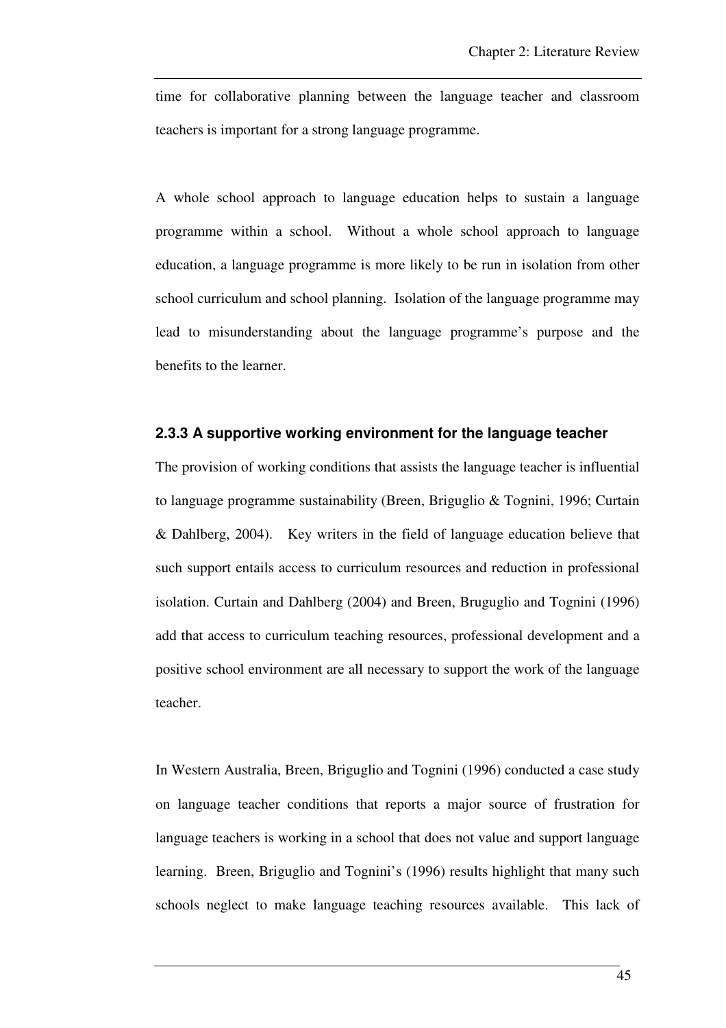time for collaborative planning between the language teacher and classroom teachers is important for a strong language programme.

A whole school approach to language education helps to sustain a language programme within a school. Without a whole school approach to language education, a language programme is more likely to be run in isolation from other school curriculum and school planning. Isolation of the language programme may lead to misunderstanding about the language programme's purpose and the benefits to the learner.

### 2.3.3 A supportive working environment for the language teacher

The provision of working conditions that assists the language teacher is influential to language programme sustainability (Breen, Briguglio & Tognini, 1996; Curtain & Dahlberg, 2004). Key writers in the field of language education believe that such support entails access to curriculum resources and reduction in professional isolation. Curtain and Dahlberg (2004) and Breen, Bruguglio and Tognini (1996) add that access to curriculum teaching resources, professional development and a positive school environment are all necessary to support the work of the language teacher.

In Western Australia, Breen, Briguglio and Tognini (1996) conducted a case study on language teacher conditions that reports a major source of frustration for language teachers is working in a school that does not value and support language learning. Breen, Briguglio and Tognini's (1996) results highlight that many such schools neglect to make language teaching resources available. This lack of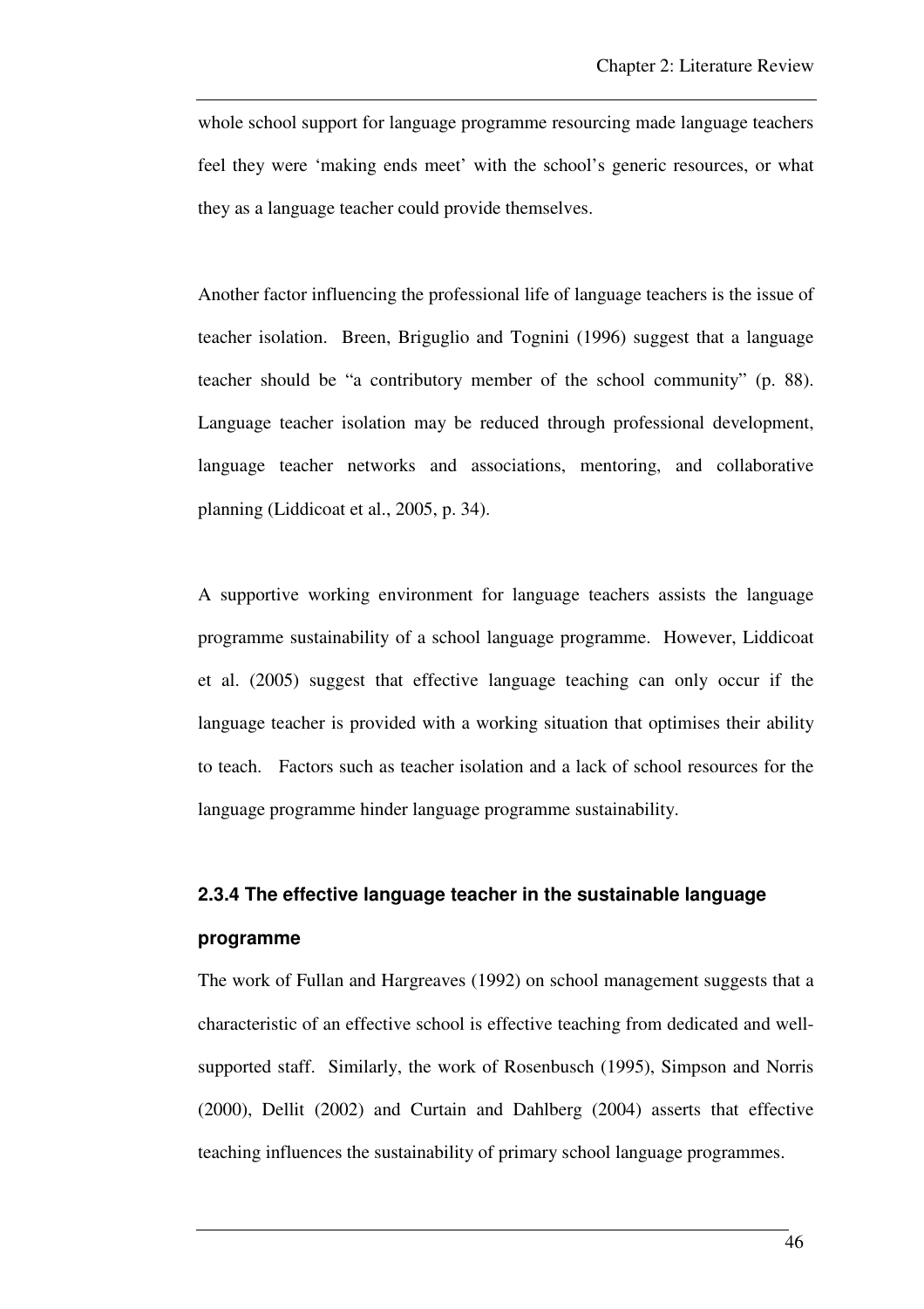whole school support for language programme resourcing made language teachers feel they were 'making ends meet' with the school's generic resources, or what they as a language teacher could provide themselves.

Another factor influencing the professional life of language teachers is the issue of teacher isolation. Breen, Briguglio and Tognini (1996) suggest that a language teacher should be "a contributory member of the school community" (p. 88). Language teacher isolation may be reduced through professional development, language teacher networks and associations, mentoring, and collaborative planning (Liddicoat et al., 2005, p. 34).

A supportive working environment for language teachers assists the language programme sustainability of a school language programme. However, Liddicoat et al. (2005) suggest that effective language teaching can only occur if the language teacher is provided with a working situation that optimises their ability to teach. Factors such as teacher isolation and a lack of school resources for the language programme hinder language programme sustainability.

### 2.3.4 The effective language teacher in the sustainable language programme

The work of Fullan and Hargreaves (1992) on school management suggests that a characteristic of an effective school is effective teaching from dedicated and well-supported staff. Similarly, the work of Rosenbusch (1995), Simpson and Norris (2000), Dellit (2002) and Curtain and Dahlberg (2004) asserts that effective teaching influences the sustainability of primary school language programmes.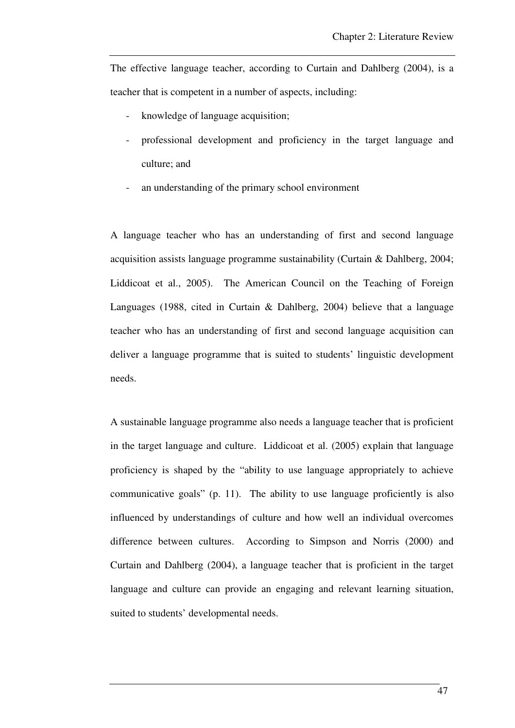The effective language teacher, according to Curtain and Dahlberg (2004), is a teacher that is competent in a number of aspects, including:

- knowledge of language acquisition;
- professional development and proficiency in the target language and culture; and
- an understanding of the primary school environment

A language teacher who has an understanding of first and second language acquisition assists language programme sustainability (Curtain & Dahlberg, 2004; Liddicoat et al., 2005). The American Council on the Teaching of Foreign Languages (1988, cited in Curtain & Dahlberg, 2004) believe that a language teacher who has an understanding of first and second language acquisition can deliver a language programme that is suited to students' linguistic development needs.

A sustainable language programme also needs a language teacher that is proficient in the target language and culture. Liddicoat et al. (2005) explain that language proficiency is shaped by the "ability to use language appropriately to achieve communicative goals" (p. 11). The ability to use language proficiently is also influenced by understandings of culture and how well an individual overcomes difference between cultures. According to Simpson and Norris (2000) and Curtain and Dahlberg (2004), a language teacher that is proficient in the target language and culture can provide an engaging and relevant learning situation, suited to students' developmental needs.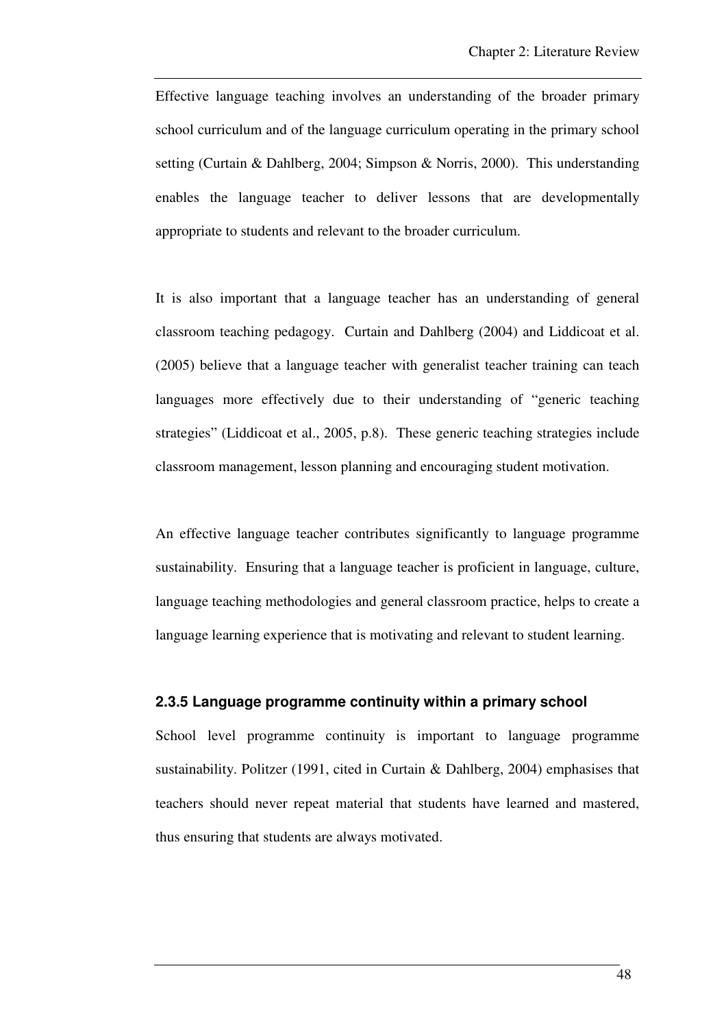Effective language teaching involves an understanding of the broader primary school curriculum and of the language curriculum operating in the primary school setting (Curtain & Dahlberg, 2004; Simpson & Norris, 2000). This understanding enables the language teacher to deliver lessons that are developmentally appropriate to students and relevant to the broader curriculum.

It is also important that a language teacher has an understanding of general classroom teaching pedagogy. Curtain and Dahlberg (2004) and Liddicoat et al. (2005) believe that a language teacher with generalist teacher training can teach languages more effectively due to their understanding of "generic teaching strategies" (Liddicoat et al., 2005, p.8). These generic teaching strategies include classroom management, lesson planning and encouraging student motivation.

An effective language teacher contributes significantly to language programme sustainability. Ensuring that a language teacher is proficient in language, culture, language teaching methodologies and general classroom practice, helps to create a language learning experience that is motivating and relevant to student learning.

### 2.3.5 Language programme continuity within a primary school

School level programme continuity is important to language programme sustainability. Politzer (1991, cited in Curtain & Dahlberg, 2004) emphasises that teachers should never repeat material that students have learned and mastered, thus ensuring that students are always motivated.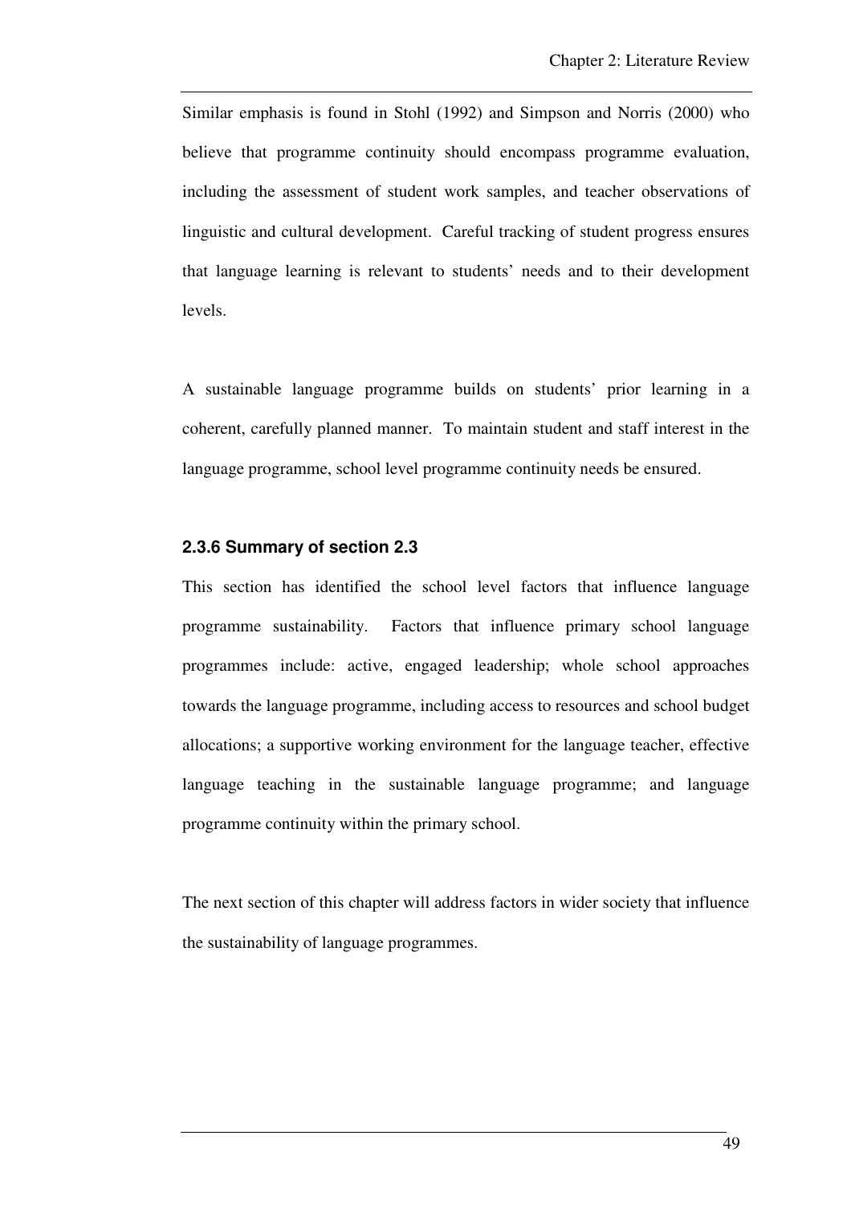Similar emphasis is found in Stohl (1992) and Simpson and Norris (2000) who believe that programme continuity should encompass programme evaluation, including the assessment of student work samples, and teacher observations of linguistic and cultural development. Careful tracking of student progress ensures that language learning is relevant to students' needs and to their development levels.

A sustainable language programme builds on students' prior learning in a coherent, carefully planned manner. To maintain student and staff interest in the language programme, school level programme continuity needs be ensured.

### 2.3.6 Summary of section 2.3

This section has identified the school level factors that influence language programme sustainability. Factors that influence primary school language programmes include: active, engaged leadership; whole school approaches towards the language programme, including access to resources and school budget allocations; a supportive working environment for the language teacher, effective language teaching in the sustainable language programme; and language programme continuity within the primary school.

The next section of this chapter will address factors in wider society that influence the sustainability of language programmes.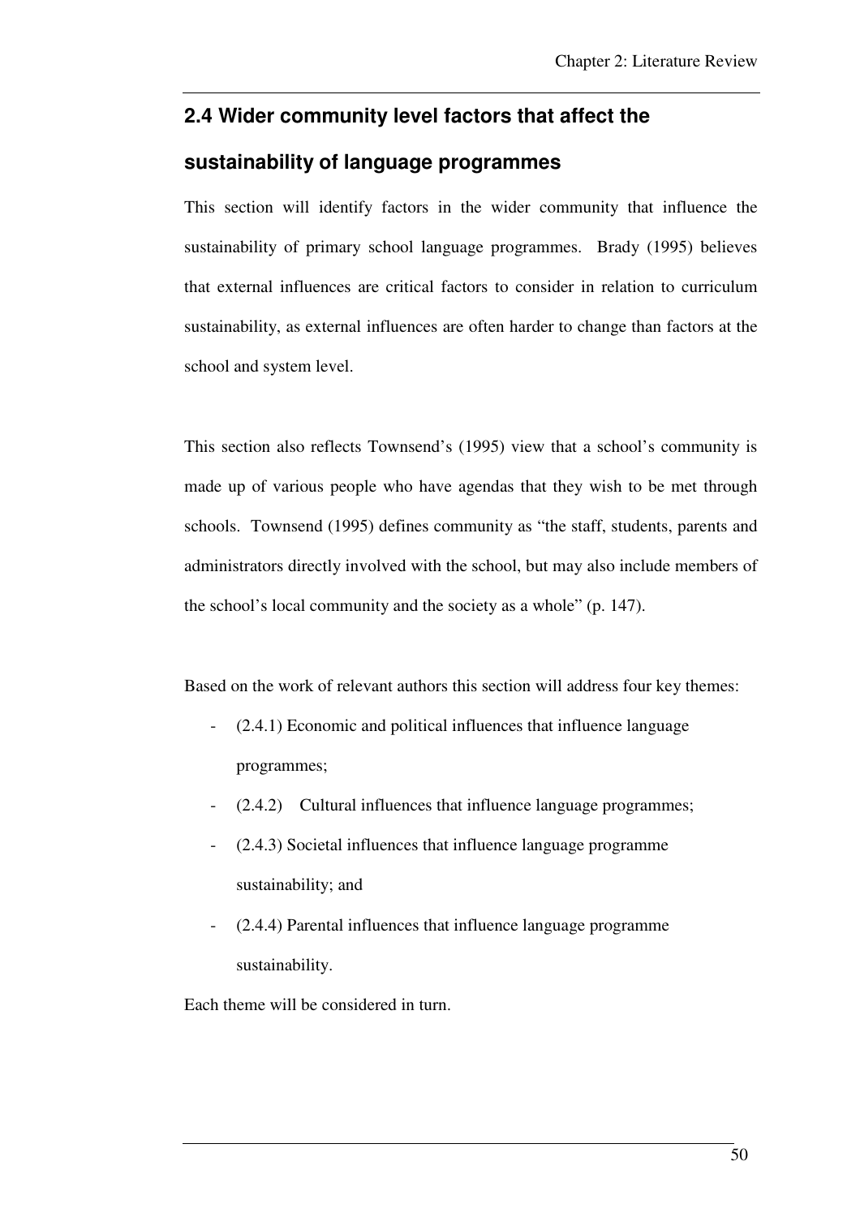## 2.4 Wider community level factors that affect the sustainability of language programmes

This section will identify factors in the wider community that influence the sustainability of primary school language programmes. Brady (1995) believes that external influences are critical factors to consider in relation to curriculum sustainability, as external influences are often harder to change than factors at the school and system level.

This section also reflects Townsend's (1995) view that a school's community is made up of various people who have agendas that they wish to be met through schools. Townsend (1995) defines community as "the staff, students, parents and administrators directly involved with the school, but may also include members of the school's local community and the society as a whole" (p. 147).

Based on the work of relevant authors this section will address four key themes:

- (2.4.1) Economic and political influences that influence language programmes;
- (2.4.2) Cultural influences that influence language programmes;
- (2.4.3) Societal influences that influence language programme sustainability; and
- (2.4.4) Parental influences that influence language programme sustainability.

Each theme will be considered in turn.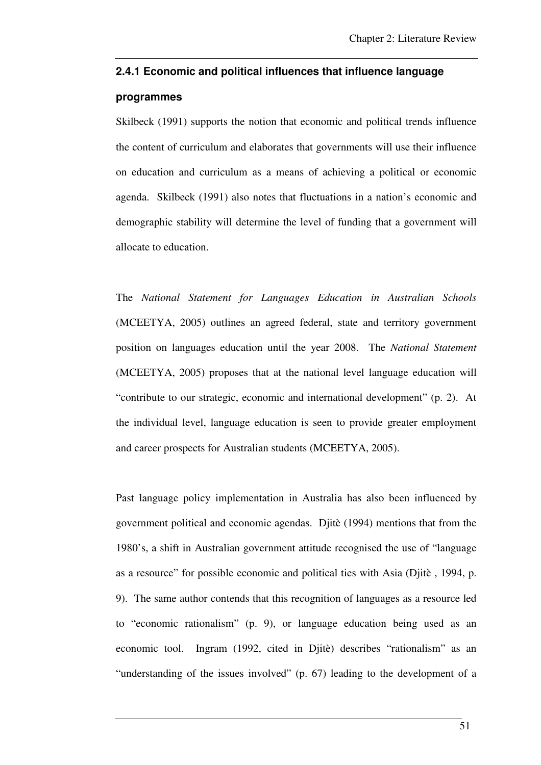### 2.4.1 Economic and political influences that influence language programmes

Skilbeck (1991) supports the notion that economic and political trends influence the content of curriculum and elaborates that governments will use their influence on education and curriculum as a means of achieving a political or economic agenda. Skilbeck (1991) also notes that fluctuations in a nation's economic and demographic stability will determine the level of funding that a government will allocate to education.

The *National Statement for Languages Education in Australian Schools* (MCEETYA, 2005) outlines an agreed federal, state and territory government position on languages education until the year 2008. The *National Statement* (MCEETYA, 2005) proposes that at the national level language education will "contribute to our strategic, economic and international development" (p. 2). At the individual level, language education is seen to provide greater employment and career prospects for Australian students (MCEETYA, 2005).

Past language policy implementation in Australia has also been influenced by government political and economic agendas. Djitè (1994) mentions that from the 1980's, a shift in Australian government attitude recognised the use of "language as a resource" for possible economic and political ties with Asia (Djitè , 1994, p. 9). The same author contends that this recognition of languages as a resource led to "economic rationalism" (p. 9), or language education being used as an economic tool. Ingram (1992, cited in Djitè) describes "rationalism" as an "understanding of the issues involved" (p. 67) leading to the development of a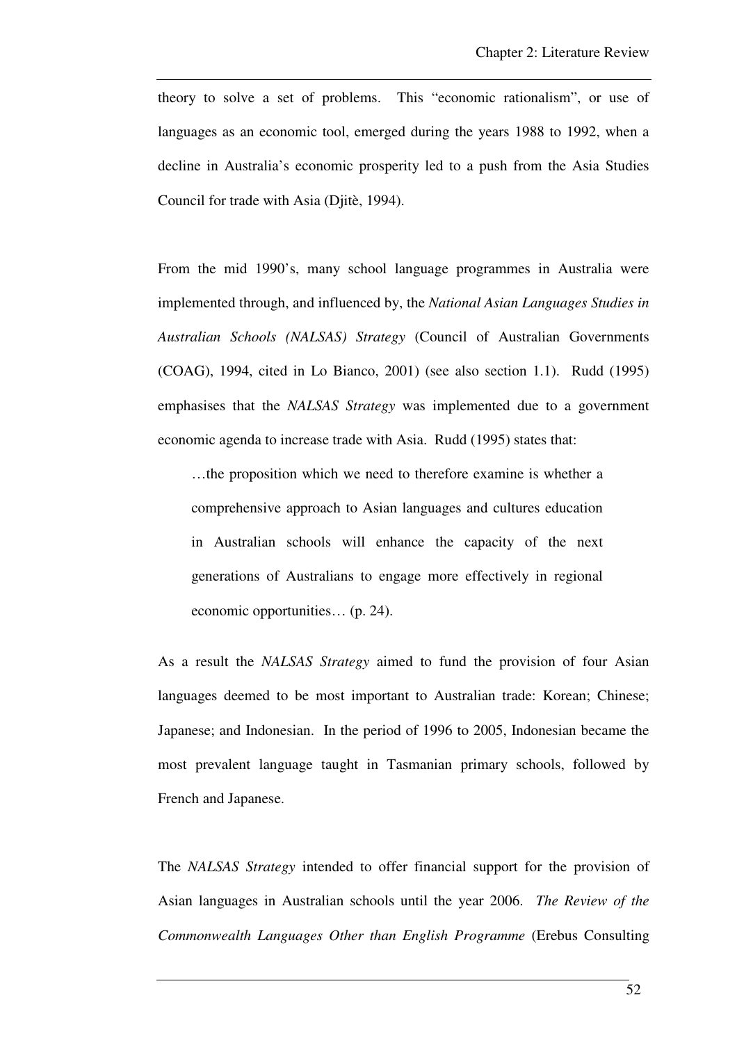theory to solve a set of problems. This "economic rationalism", or use of languages as an economic tool, emerged during the years 1988 to 1992, when a decline in Australia's economic prosperity led to a push from the Asia Studies Council for trade with Asia (Djitè, 1994).

From the mid 1990's, many school language programmes in Australia were implemented through, and influenced by, the *National Asian Languages Studies in Australian Schools (NALSAS) Strategy* (Council of Australian Governments (COAG), 1994, cited in Lo Bianco, 2001) (see also section 1.1). Rudd (1995) emphasises that the *NALSAS Strategy* was implemented due to a government economic agenda to increase trade with Asia. Rudd (1995) states that:

> …the proposition which we need to therefore examine is whether a comprehensive approach to Asian languages and cultures education in Australian schools will enhance the capacity of the next generations of Australians to engage more effectively in regional economic opportunities… (p. 24).

As a result the *NALSAS Strategy* aimed to fund the provision of four Asian languages deemed to be most important to Australian trade: Korean; Chinese; Japanese; and Indonesian. In the period of 1996 to 2005, Indonesian became the most prevalent language taught in Tasmanian primary schools, followed by French and Japanese.

The *NALSAS Strategy* intended to offer financial support for the provision of Asian languages in Australian schools until the year 2006. *The Review of the Commonwealth Languages Other than English Programme* (Erebus Consulting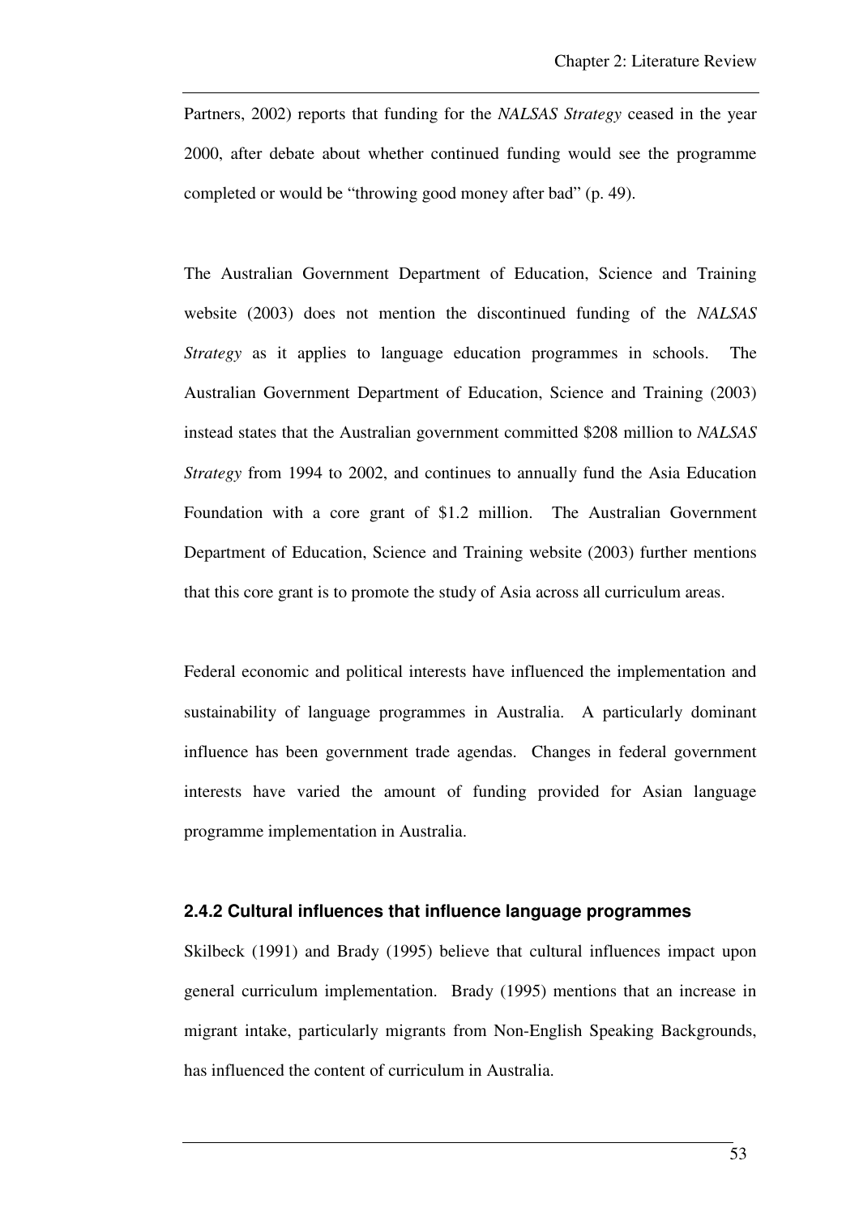Partners, 2002) reports that funding for the *NALSAS Strategy* ceased in the year 2000, after debate about whether continued funding would see the programme completed or would be "throwing good money after bad" (p. 49).

The Australian Government Department of Education, Science and Training website (2003) does not mention the discontinued funding of the *NALSAS Strategy* as it applies to language education programmes in schools. The Australian Government Department of Education, Science and Training (2003) instead states that the Australian government committed $208 million to *NALSAS Strategy* from 1994 to 2002, and continues to annually fund the Asia Education Foundation with a core grant of $1.2 million. The Australian Government Department of Education, Science and Training website (2003) further mentions that this core grant is to promote the study of Asia across all curriculum areas.

Federal economic and political interests have influenced the implementation and sustainability of language programmes in Australia. A particularly dominant influence has been government trade agendas. Changes in federal government interests have varied the amount of funding provided for Asian language programme implementation in Australia.

### 2.4.2 Cultural influences that influence language programmes

Skilbeck (1991) and Brady (1995) believe that cultural influences impact upon general curriculum implementation. Brady (1995) mentions that an increase in migrant intake, particularly migrants from Non-English Speaking Backgrounds, has influenced the content of curriculum in Australia.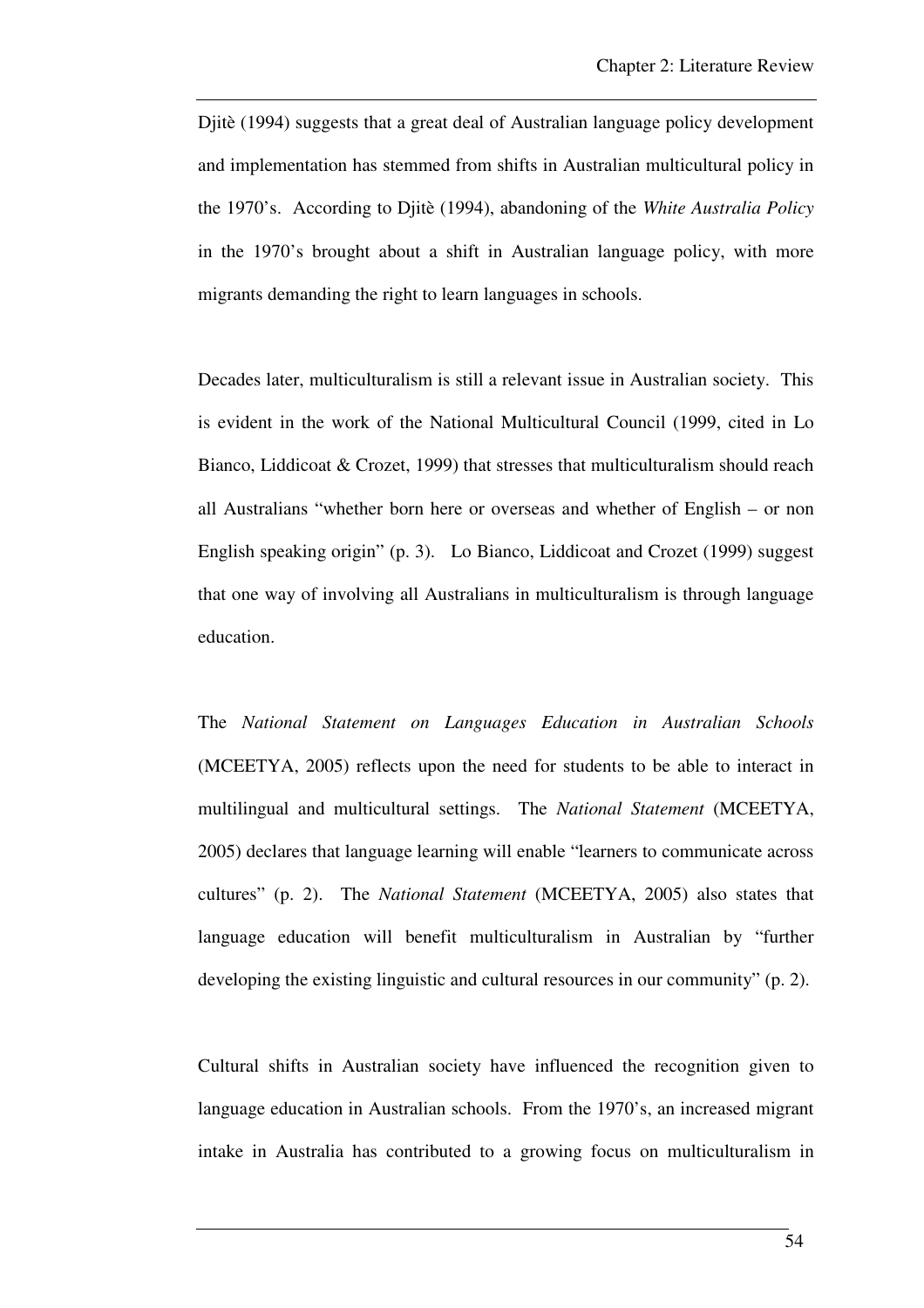Djitè (1994) suggests that a great deal of Australian language policy development and implementation has stemmed from shifts in Australian multicultural policy in the 1970's. According to Djitè (1994), abandoning of the *White Australia Policy* in the 1970's brought about a shift in Australian language policy, with more migrants demanding the right to learn languages in schools.

Decades later, multiculturalism is still a relevant issue in Australian society. This is evident in the work of the National Multicultural Council (1999, cited in Lo Bianco, Liddicoat & Crozet, 1999) that stresses that multiculturalism should reach all Australians "whether born here or overseas and whether of English – or non English speaking origin" (p. 3). Lo Bianco, Liddicoat and Crozet (1999) suggest that one way of involving all Australians in multiculturalism is through language education.

The *National Statement on Languages Education in Australian Schools* (MCEETYA, 2005) reflects upon the need for students to be able to interact in multilingual and multicultural settings. The *National Statement* (MCEETYA, 2005) declares that language learning will enable "learners to communicate across cultures" (p. 2). The *National Statement* (MCEETYA, 2005) also states that language education will benefit multiculturalism in Australian by "further developing the existing linguistic and cultural resources in our community" (p. 2).

Cultural shifts in Australian society have influenced the recognition given to language education in Australian schools. From the 1970's, an increased migrant intake in Australia has contributed to a growing focus on multiculturalism in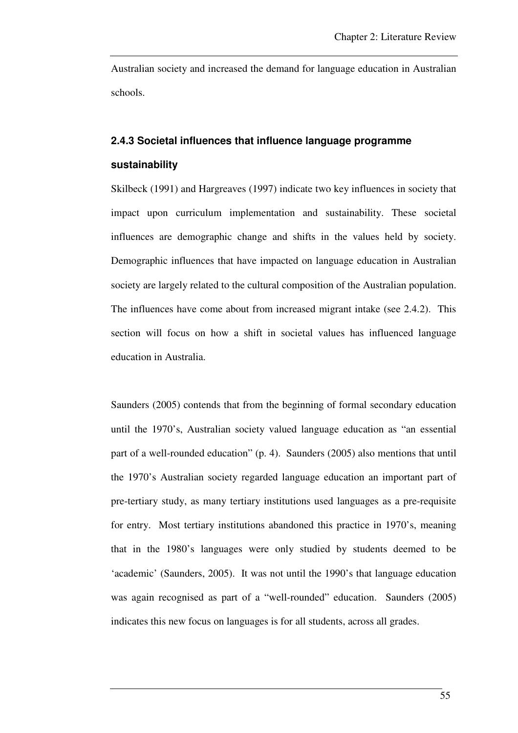Australian society and increased the demand for language education in Australian schools.

### 2.4.3 Societal influences that influence language programme sustainability

Skilbeck (1991) and Hargreaves (1997) indicate two key influences in society that impact upon curriculum implementation and sustainability. These societal influences are demographic change and shifts in the values held by society. Demographic influences that have impacted on language education in Australian society are largely related to the cultural composition of the Australian population. The influences have come about from increased migrant intake (see 2.4.2). This section will focus on how a shift in societal values has influenced language education in Australia.

Saunders (2005) contends that from the beginning of formal secondary education until the 1970's, Australian society valued language education as "an essential part of a well-rounded education" (p. 4). Saunders (2005) also mentions that until the 1970's Australian society regarded language education an important part of pre-tertiary study, as many tertiary institutions used languages as a pre-requisite for entry. Most tertiary institutions abandoned this practice in 1970's, meaning that in the 1980's languages were only studied by students deemed to be 'academic' (Saunders, 2005). It was not until the 1990's that language education was again recognised as part of a "well-rounded" education. Saunders (2005) indicates this new focus on languages is for all students, across all grades.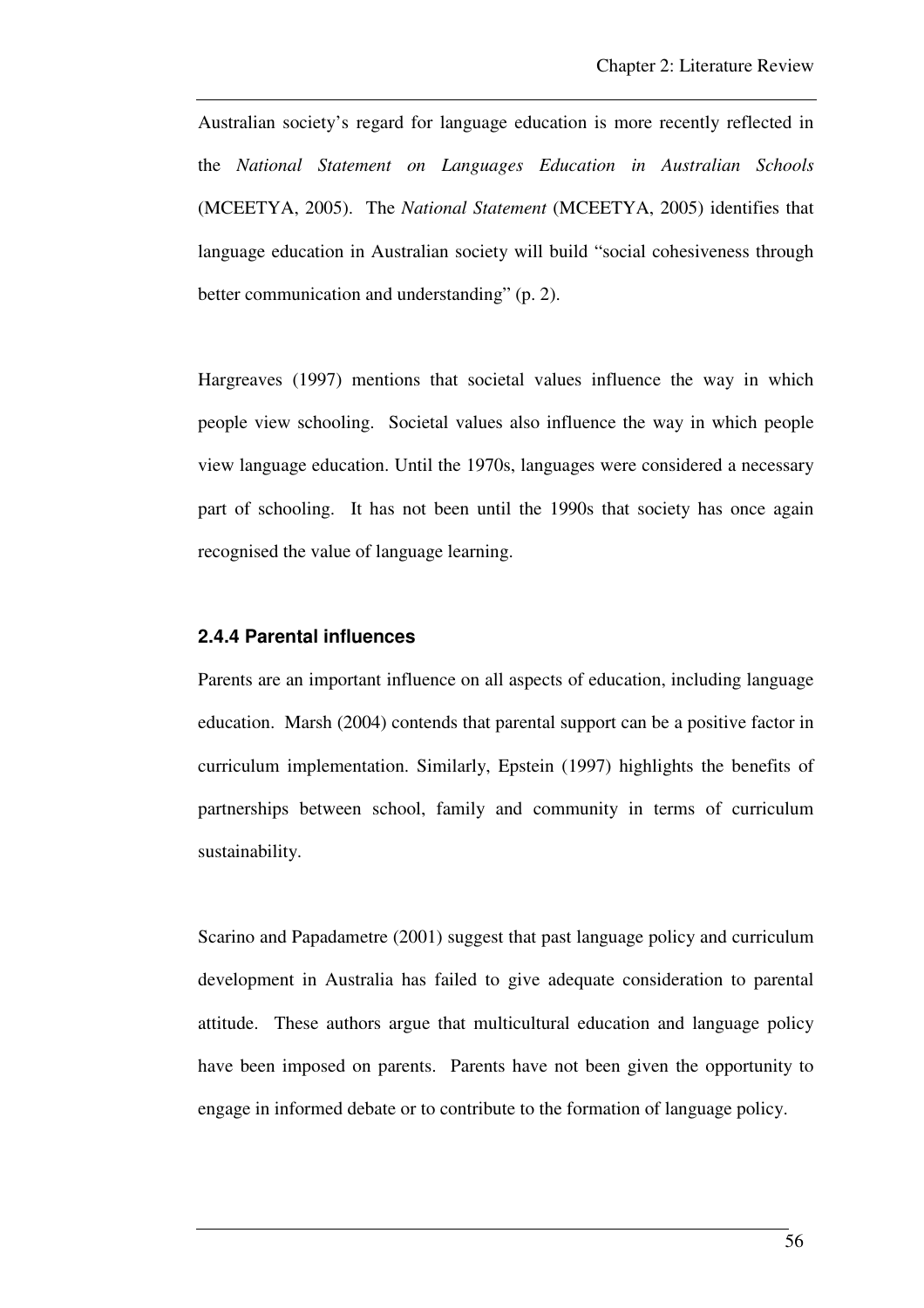Australian society's regard for language education is more recently reflected in the *National Statement on Languages Education in Australian Schools* (MCEETYA, 2005). The *National Statement* (MCEETYA, 2005) identifies that language education in Australian society will build "social cohesiveness through better communication and understanding" (p. 2).

Hargreaves (1997) mentions that societal values influence the way in which people view schooling. Societal values also influence the way in which people view language education. Until the 1970s, languages were considered a necessary part of schooling. It has not been until the 1990s that society has once again recognised the value of language learning.

### 2.4.4 Parental influences

Parents are an important influence on all aspects of education, including language education. Marsh (2004) contends that parental support can be a positive factor in curriculum implementation. Similarly, Epstein (1997) highlights the benefits of partnerships between school, family and community in terms of curriculum sustainability.

Scarino and Papadametre (2001) suggest that past language policy and curriculum development in Australia has failed to give adequate consideration to parental attitude. These authors argue that multicultural education and language policy have been imposed on parents. Parents have not been given the opportunity to engage in informed debate or to contribute to the formation of language policy.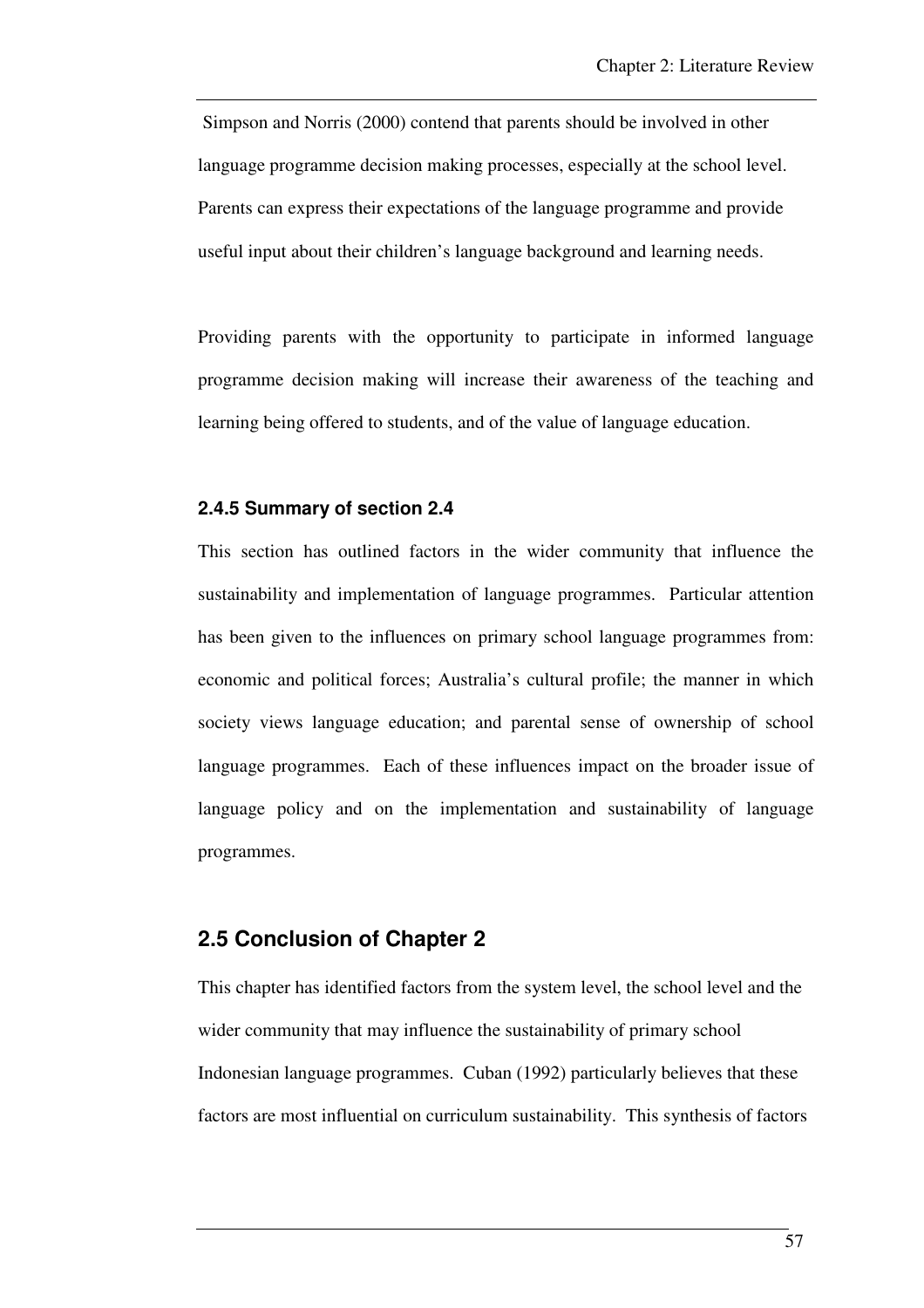Simpson and Norris (2000) contend that parents should be involved in other language programme decision making processes, especially at the school level. Parents can express their expectations of the language programme and provide useful input about their children's language background and learning needs.

Providing parents with the opportunity to participate in informed language programme decision making will increase their awareness of the teaching and learning being offered to students, and of the value of language education.

### 2.4.5 Summary of section 2.4

This section has outlined factors in the wider community that influence the sustainability and implementation of language programmes. Particular attention has been given to the influences on primary school language programmes from: economic and political forces; Australia's cultural profile; the manner in which society views language education; and parental sense of ownership of school language programmes. Each of these influences impact on the broader issue of language policy and on the implementation and sustainability of language programmes.

## 2.5 Conclusion of Chapter 2

This chapter has identified factors from the system level, the school level and the wider community that may influence the sustainability of primary school Indonesian language programmes. Cuban (1992) particularly believes that these factors are most influential on curriculum sustainability. This synthesis of factors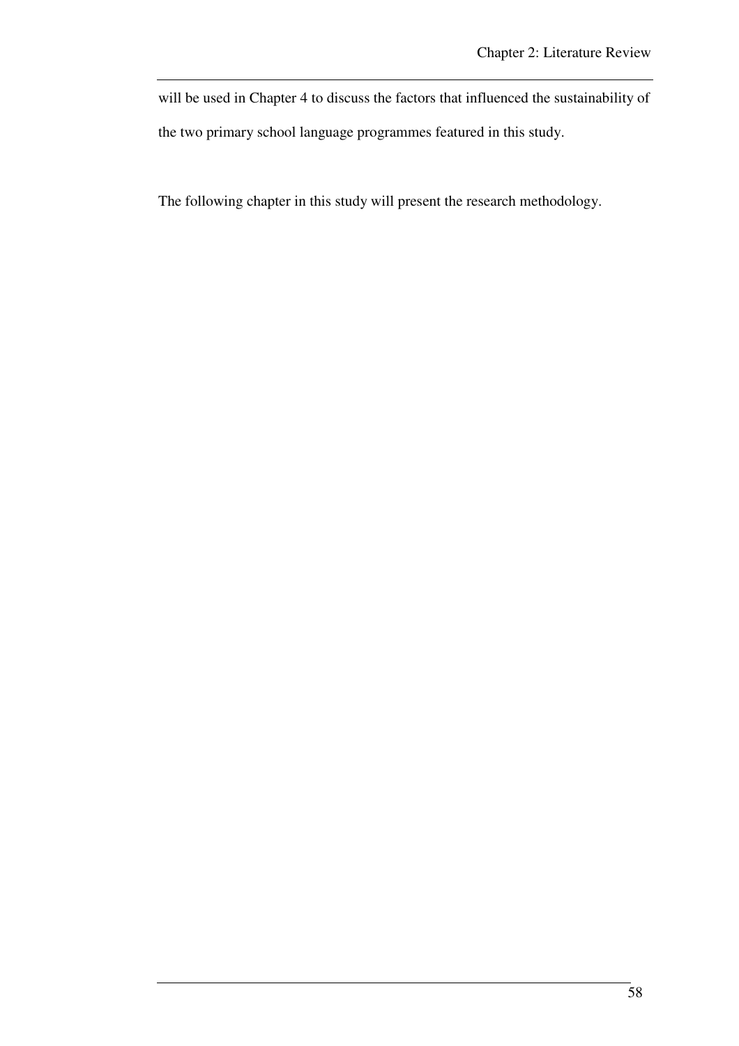will be used in Chapter 4 to discuss the factors that influenced the sustainability of the two primary school language programmes featured in this study.

The following chapter in this study will present the research methodology.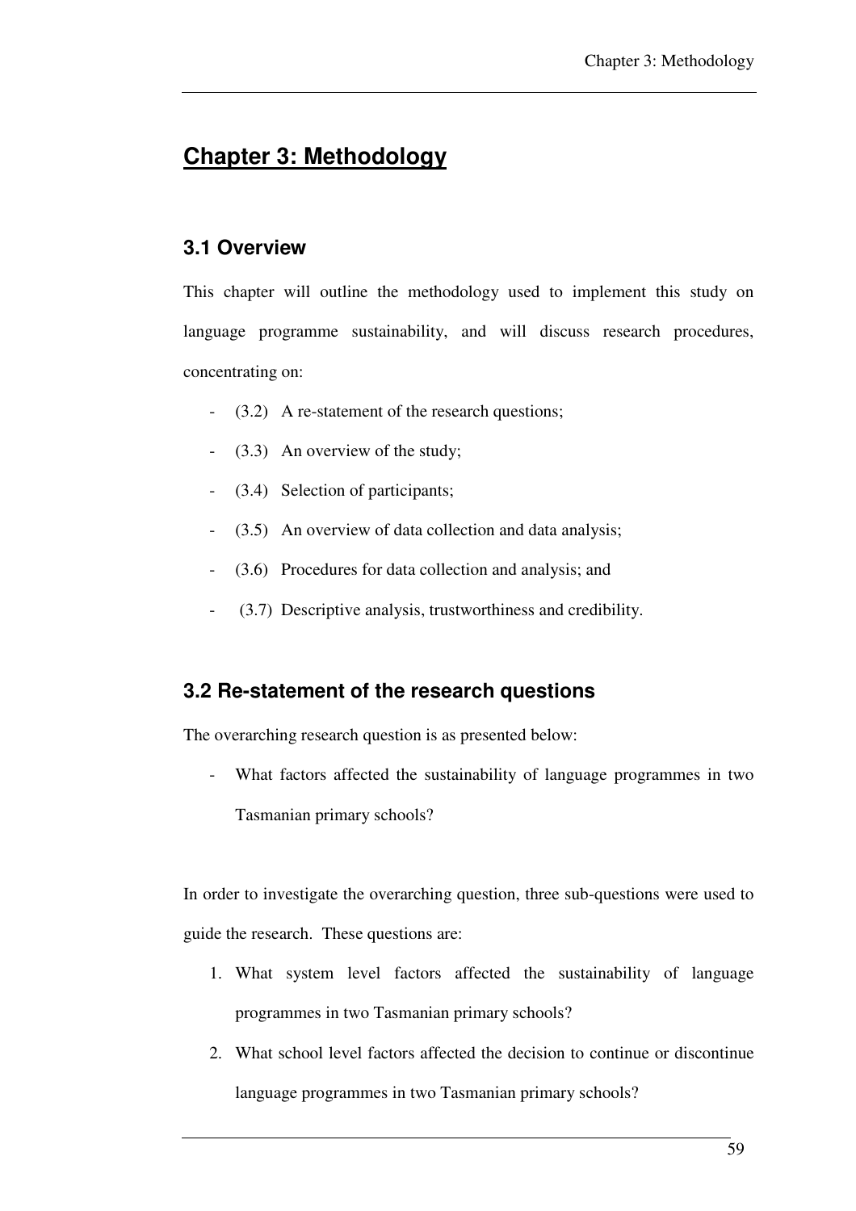# Chapter 3: Methodology

## 3.1 Overview

This chapter will outline the methodology used to implement this study on language programme sustainability, and will discuss research procedures, concentrating on:

- (3.2) A re-statement of the research questions;
- (3.3) An overview of the study;
- (3.4) Selection of participants;
- (3.5) An overview of data collection and data analysis;
- (3.6) Procedures for data collection and analysis; and
- (3.7) Descriptive analysis, trustworthiness and credibility.

## 3.2 Re-statement of the research questions

The overarching research question is as presented below:

- What factors affected the sustainability of language programmes in two Tasmanian primary schools?

In order to investigate the overarching question, three sub-questions were used to guide the research. These questions are:

1. What system level factors affected the sustainability of language programmes in two Tasmanian primary schools?
2. What school level factors affected the decision to continue or discontinue language programmes in two Tasmanian primary schools?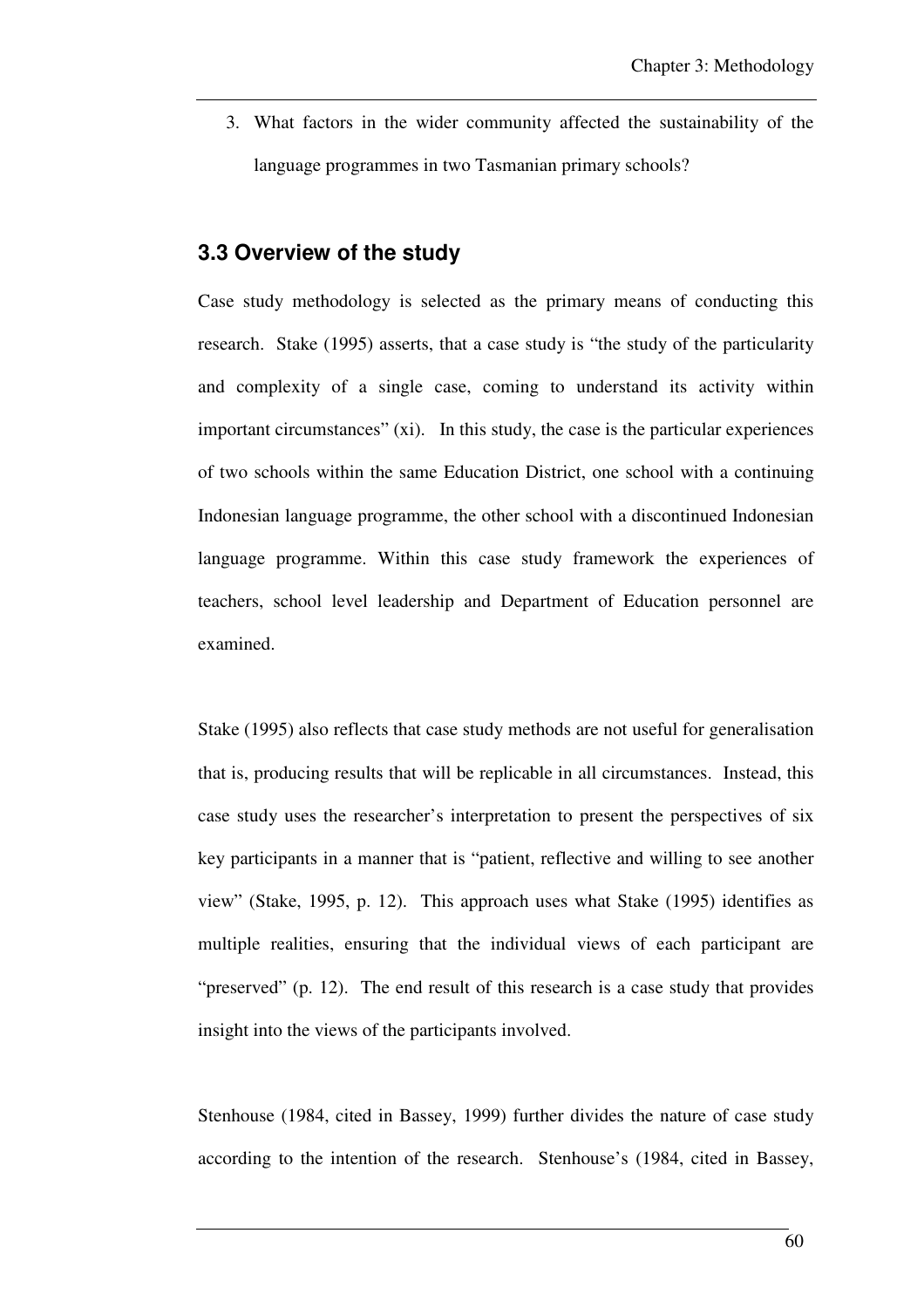3. What factors in the wider community affected the sustainability of the language programmes in two Tasmanian primary schools?

## 3.3 Overview of the study

Case study methodology is selected as the primary means of conducting this research. Stake (1995) asserts, that a case study is "the study of the particularity and complexity of a single case, coming to understand its activity within important circumstances" (xi). In this study, the case is the particular experiences of two schools within the same Education District, one school with a continuing Indonesian language programme, the other school with a discontinued Indonesian language programme. Within this case study framework the experiences of teachers, school level leadership and Department of Education personnel are examined.

Stake (1995) also reflects that case study methods are not useful for generalisation that is, producing results that will be replicable in all circumstances. Instead, this case study uses the researcher's interpretation to present the perspectives of six key participants in a manner that is "patient, reflective and willing to see another view" (Stake, 1995, p. 12). This approach uses what Stake (1995) identifies as multiple realities, ensuring that the individual views of each participant are "preserved" (p. 12). The end result of this research is a case study that provides insight into the views of the participants involved.

Stenhouse (1984, cited in Bassey, 1999) further divides the nature of case study according to the intention of the research. Stenhouse's (1984, cited in Bassey,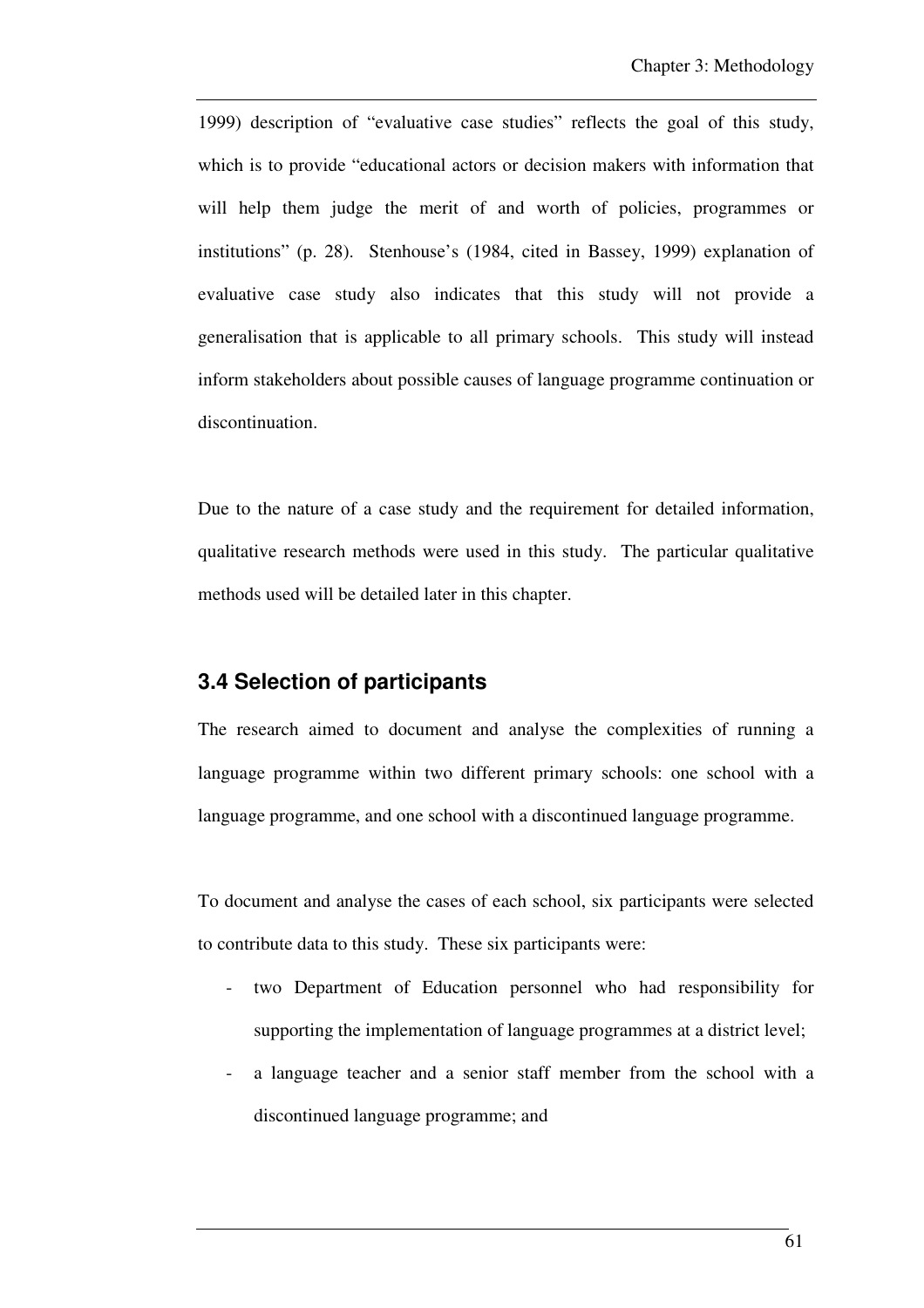1999) description of "evaluative case studies" reflects the goal of this study, which is to provide "educational actors or decision makers with information that will help them judge the merit of and worth of policies, programmes or institutions" (p. 28). Stenhouse's (1984, cited in Bassey, 1999) explanation of evaluative case study also indicates that this study will not provide a generalisation that is applicable to all primary schools. This study will instead inform stakeholders about possible causes of language programme continuation or discontinuation.

Due to the nature of a case study and the requirement for detailed information, qualitative research methods were used in this study. The particular qualitative methods used will be detailed later in this chapter.

### 3.4 Selection of participants

The research aimed to document and analyse the complexities of running a language programme within two different primary schools: one school with a language programme, and one school with a discontinued language programme.

To document and analyse the cases of each school, six participants were selected to contribute data to this study. These six participants were:

- two Department of Education personnel who had responsibility for supporting the implementation of language programmes at a district level;
- a language teacher and a senior staff member from the school with a discontinued language programme; and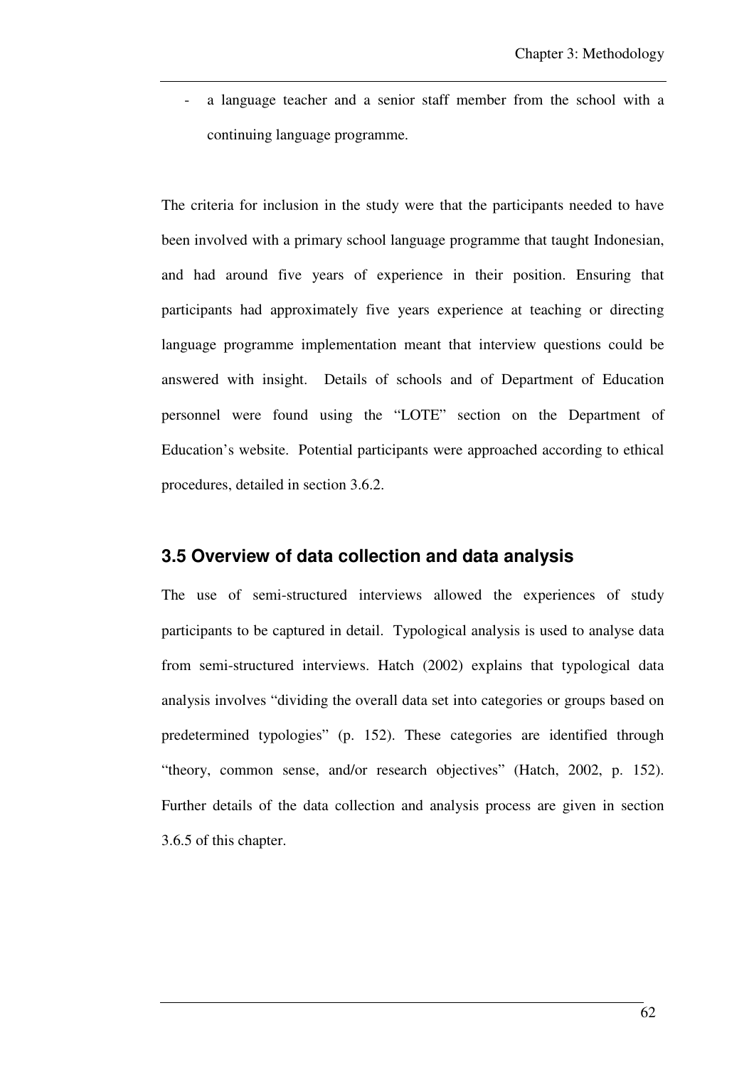- a language teacher and a senior staff member from the school with a continuing language programme.

The criteria for inclusion in the study were that the participants needed to have been involved with a primary school language programme that taught Indonesian, and had around five years of experience in their position. Ensuring that participants had approximately five years experience at teaching or directing language programme implementation meant that interview questions could be answered with insight. Details of schools and of Department of Education personnel were found using the "LOTE" section on the Department of Education's website. Potential participants were approached according to ethical procedures, detailed in section 3.6.2.

### 3.5 Overview of data collection and data analysis

The use of semi-structured interviews allowed the experiences of study participants to be captured in detail. Typological analysis is used to analyse data from semi-structured interviews. Hatch (2002) explains that typological data analysis involves "dividing the overall data set into categories or groups based on predetermined typologies" (p. 152). These categories are identified through "theory, common sense, and/or research objectives" (Hatch, 2002, p. 152). Further details of the data collection and analysis process are given in section 3.6.5 of this chapter.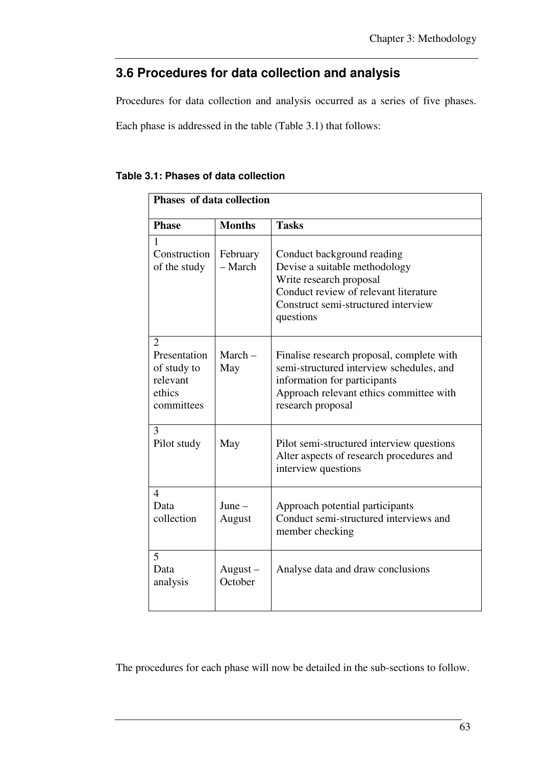## 3.6 Procedures for data collection and analysis

Procedures for data collection and analysis occurred as a series of five phases. Each phase is addressed in the table (Table 3.1) that follows:

**Table 3.1: Phases of data collection**

| Phases of data collection | | |
|---|---|---|
| **Phase** | **Months** | **Tasks** |
| 1 Construction of the study | February – March | Conduct background reading<br>Devise a suitable methodology<br>Write research proposal<br>Conduct review of relevant literature<br>Construct semi-structured interview questions |
| 2 Presentation of study to relevant ethics committees | March – May | Finalise research proposal, complete with semi-structured interview schedules, and information for participants<br>Approach relevant ethics committee with research proposal |
| 3 Pilot study | May | Pilot semi-structured interview questions<br>Alter aspects of research procedures and interview questions |
| 4 Data collection | June – August | Approach potential participants<br>Conduct semi-structured interviews and member checking |
| 5 Data analysis | August – October | Analyse data and draw conclusions |

The procedures for each phase will now be detailed in the sub-sections to follow.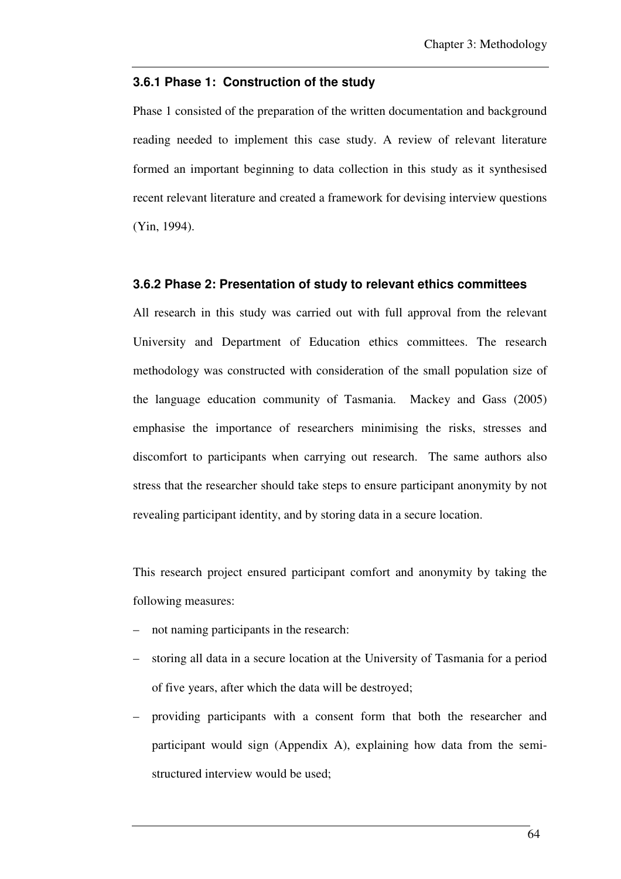### 3.6.1 Phase 1: Construction of the study

Phase 1 consisted of the preparation of the written documentation and background reading needed to implement this case study. A review of relevant literature formed an important beginning to data collection in this study as it synthesised recent relevant literature and created a framework for devising interview questions (Yin, 1994).

### 3.6.2 Phase 2: Presentation of study to relevant ethics committees

All research in this study was carried out with full approval from the relevant University and Department of Education ethics committees. The research methodology was constructed with consideration of the small population size of the language education community of Tasmania. Mackey and Gass (2005) emphasise the importance of researchers minimising the risks, stresses and discomfort to participants when carrying out research. The same authors also stress that the researcher should take steps to ensure participant anonymity by not revealing participant identity, and by storing data in a secure location.

This research project ensured participant comfort and anonymity by taking the following measures:

– not naming participants in the research:
– storing all data in a secure location at the University of Tasmania for a period of five years, after which the data will be destroyed;
– providing participants with a consent form that both the researcher and participant would sign (Appendix A), explaining how data from the semi-structured interview would be used;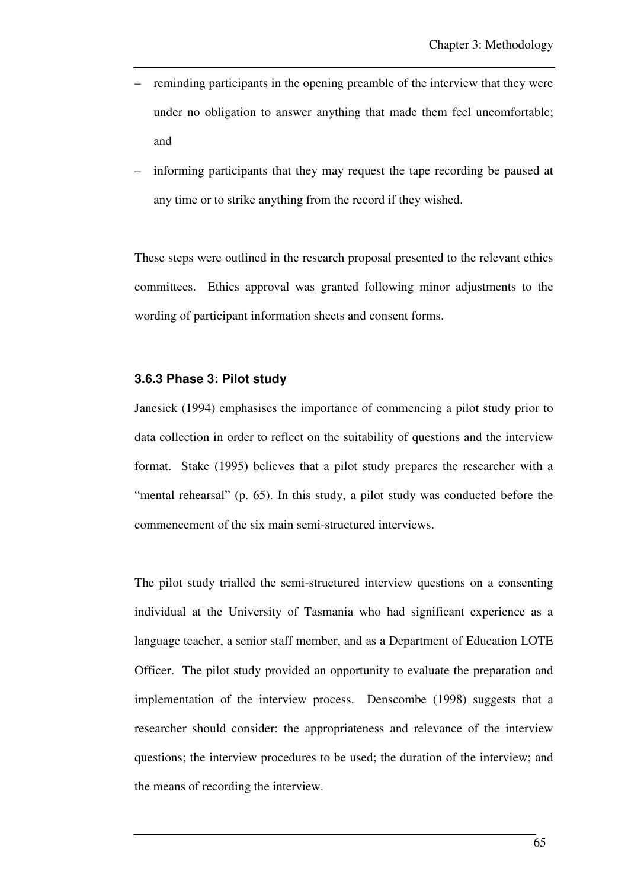- reminding participants in the opening preamble of the interview that they were under no obligation to answer anything that made them feel uncomfortable; and
- informing participants that they may request the tape recording be paused at any time or to strike anything from the record if they wished.

These steps were outlined in the research proposal presented to the relevant ethics committees. Ethics approval was granted following minor adjustments to the wording of participant information sheets and consent forms.

### 3.6.3 Phase 3: Pilot study

Janesick (1994) emphasises the importance of commencing a pilot study prior to data collection in order to reflect on the suitability of questions and the interview format. Stake (1995) believes that a pilot study prepares the researcher with a "mental rehearsal" (p. 65). In this study, a pilot study was conducted before the commencement of the six main semi-structured interviews.

The pilot study trialled the semi-structured interview questions on a consenting individual at the University of Tasmania who had significant experience as a language teacher, a senior staff member, and as a Department of Education LOTE Officer. The pilot study provided an opportunity to evaluate the preparation and implementation of the interview process. Denscombe (1998) suggests that a researcher should consider: the appropriateness and relevance of the interview questions; the interview procedures to be used; the duration of the interview; and the means of recording the interview.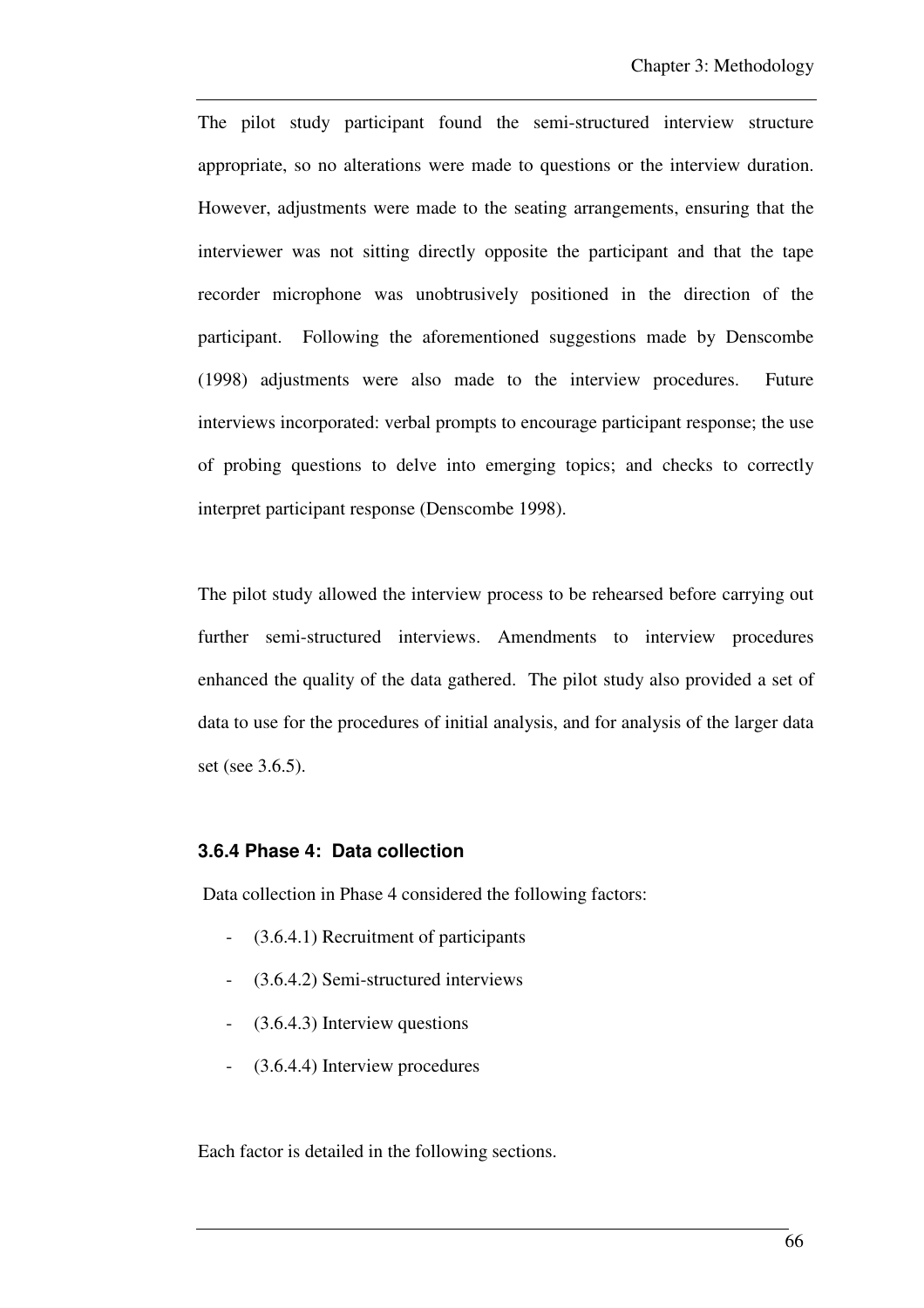The pilot study participant found the semi-structured interview structure appropriate, so no alterations were made to questions or the interview duration. However, adjustments were made to the seating arrangements, ensuring that the interviewer was not sitting directly opposite the participant and that the tape recorder microphone was unobtrusively positioned in the direction of the participant. Following the aforementioned suggestions made by Denscombe (1998) adjustments were also made to the interview procedures. Future interviews incorporated: verbal prompts to encourage participant response; the use of probing questions to delve into emerging topics; and checks to correctly interpret participant response (Denscombe 1998).

The pilot study allowed the interview process to be rehearsed before carrying out further semi-structured interviews. Amendments to interview procedures enhanced the quality of the data gathered. The pilot study also provided a set of data to use for the procedures of initial analysis, and for analysis of the larger data set (see 3.6.5).

### 3.6.4 Phase 4: Data collection

Data collection in Phase 4 considered the following factors:

- (3.6.4.1) Recruitment of participants
- (3.6.4.2) Semi-structured interviews
- (3.6.4.3) Interview questions
- (3.6.4.4) Interview procedures

Each factor is detailed in the following sections.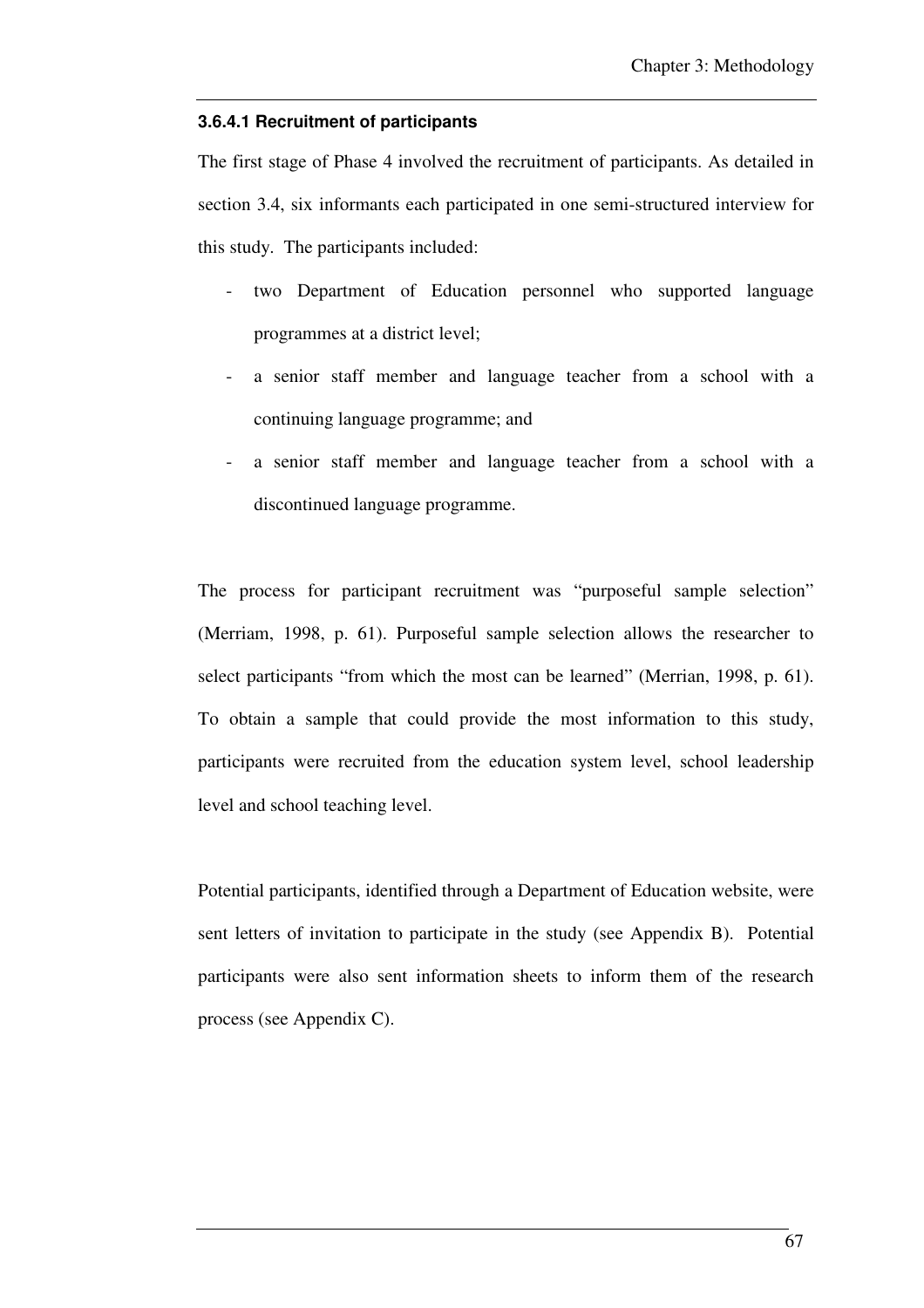#### 3.6.4.1 Recruitment of participants

The first stage of Phase 4 involved the recruitment of participants. As detailed in section 3.4, six informants each participated in one semi-structured interview for this study. The participants included:

- two Department of Education personnel who supported language programmes at a district level;
- a senior staff member and language teacher from a school with a continuing language programme; and
- a senior staff member and language teacher from a school with a discontinued language programme.

The process for participant recruitment was "purposeful sample selection" (Merriam, 1998, p. 61). Purposeful sample selection allows the researcher to select participants "from which the most can be learned" (Merrian, 1998, p. 61). To obtain a sample that could provide the most information to this study, participants were recruited from the education system level, school leadership level and school teaching level.

Potential participants, identified through a Department of Education website, were sent letters of invitation to participate in the study (see Appendix B). Potential participants were also sent information sheets to inform them of the research process (see Appendix C).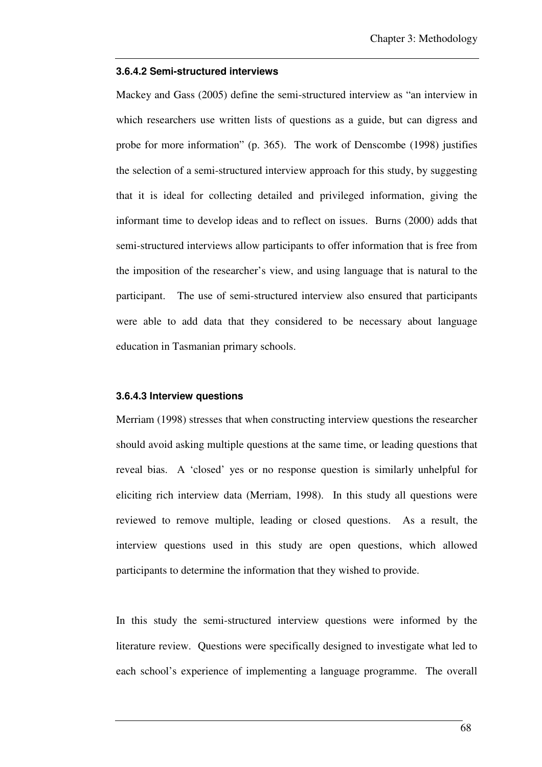#### 3.6.4.2 Semi-structured interviews

Mackey and Gass (2005) define the semi-structured interview as "an interview in which researchers use written lists of questions as a guide, but can digress and probe for more information" (p. 365). The work of Denscombe (1998) justifies the selection of a semi-structured interview approach for this study, by suggesting that it is ideal for collecting detailed and privileged information, giving the informant time to develop ideas and to reflect on issues. Burns (2000) adds that semi-structured interviews allow participants to offer information that is free from the imposition of the researcher's view, and using language that is natural to the participant. The use of semi-structured interview also ensured that participants were able to add data that they considered to be necessary about language education in Tasmanian primary schools.

#### 3.6.4.3 Interview questions

Merriam (1998) stresses that when constructing interview questions the researcher should avoid asking multiple questions at the same time, or leading questions that reveal bias. A 'closed' yes or no response question is similarly unhelpful for eliciting rich interview data (Merriam, 1998). In this study all questions were reviewed to remove multiple, leading or closed questions. As a result, the interview questions used in this study are open questions, which allowed participants to determine the information that they wished to provide.

In this study the semi-structured interview questions were informed by the literature review. Questions were specifically designed to investigate what led to each school's experience of implementing a language programme. The overall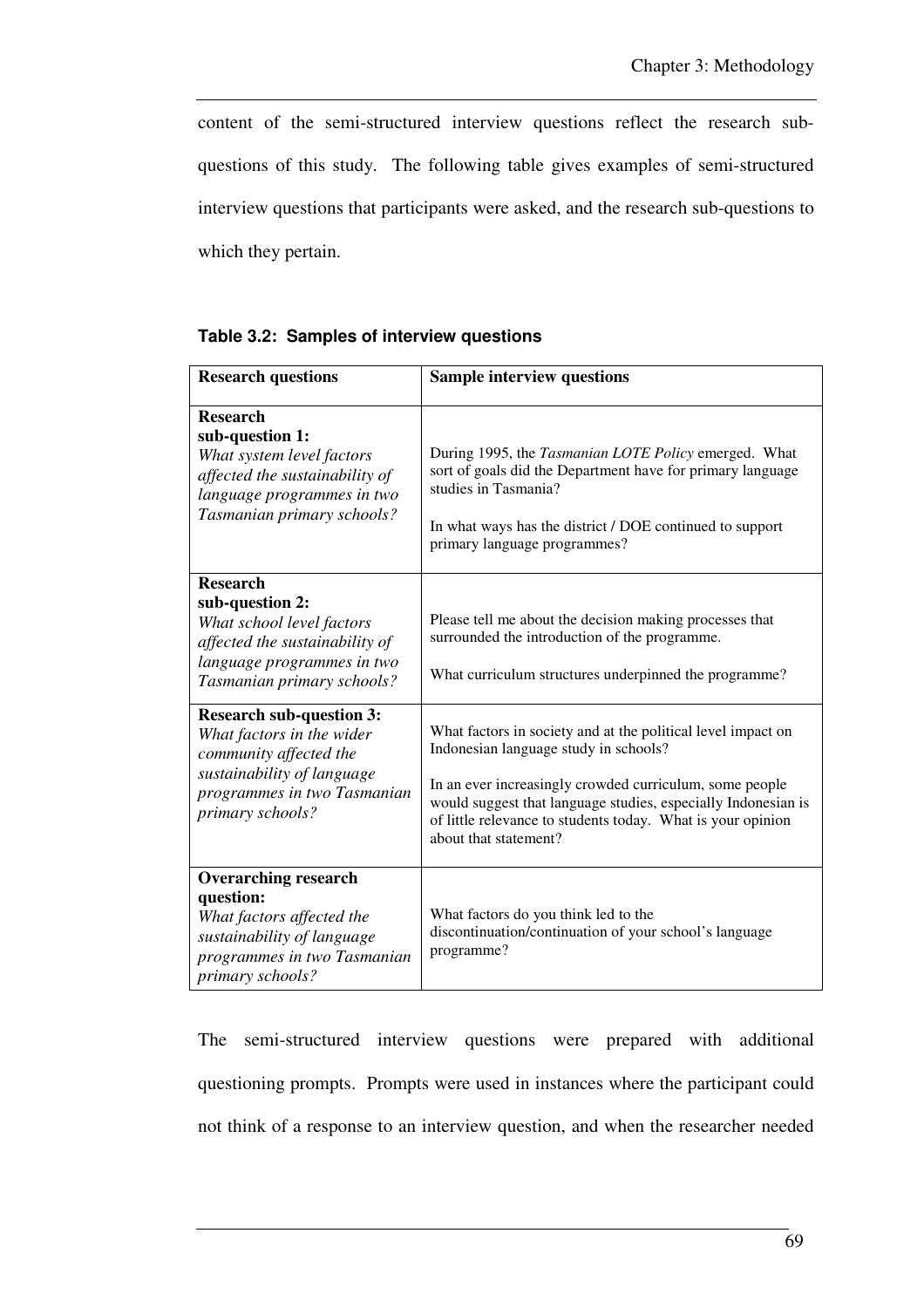content of the semi-structured interview questions reflect the research sub-questions of this study. The following table gives examples of semi-structured interview questions that participants were asked, and the research sub-questions to which they pertain.

**Table 3.2: Samples of interview questions**

| Research questions | Sample interview questions |
|---|---|
| **Research sub-question 1:** *What system level factors affected the sustainability of language programmes in two Tasmanian primary schools?* | During 1995, the *Tasmanian LOTE Policy* emerged. What sort of goals did the Department have for primary language studies in Tasmania? In what ways has the district / DOE continued to support primary language programmes? |
| **Research sub-question 2:** *What school level factors affected the sustainability of language programmes in two Tasmanian primary schools?* | Please tell me about the decision making processes that surrounded the introduction of the programme. What curriculum structures underpinned the programme? |
| **Research sub-question 3:** *What factors in the wider community affected the sustainability of language programmes in two Tasmanian primary schools?* | What factors in society and at the political level impact on Indonesian language study in schools? In an ever increasingly crowded curriculum, some people would suggest that language studies, especially Indonesian is of little relevance to students today. What is your opinion about that statement? |
| **Overarching research question:** *What factors affected the sustainability of language programmes in two Tasmanian primary schools?* | What factors do you think led to the discontinuation/continuation of your school's language programme? |

The semi-structured interview questions were prepared with additional questioning prompts. Prompts were used in instances where the participant could not think of a response to an interview question, and when the researcher needed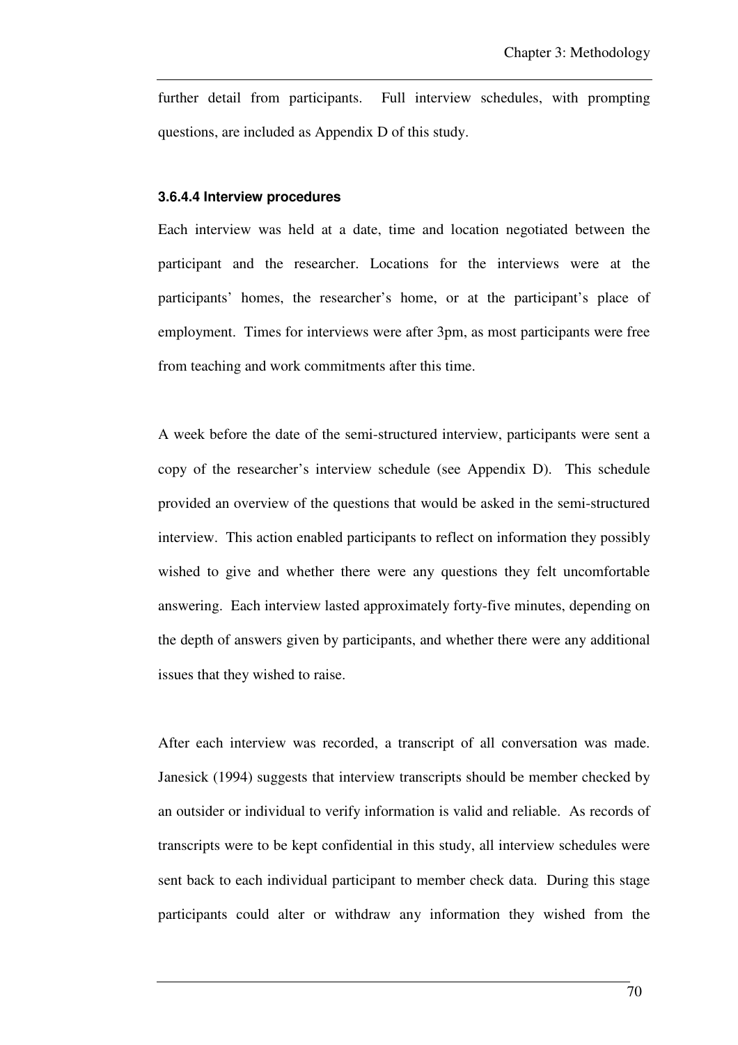further detail from participants. Full interview schedules, with prompting questions, are included as Appendix D of this study.

#### 3.6.4.4 Interview procedures

Each interview was held at a date, time and location negotiated between the participant and the researcher. Locations for the interviews were at the participants' homes, the researcher's home, or at the participant's place of employment. Times for interviews were after 3pm, as most participants were free from teaching and work commitments after this time.

A week before the date of the semi-structured interview, participants were sent a copy of the researcher's interview schedule (see Appendix D). This schedule provided an overview of the questions that would be asked in the semi-structured interview. This action enabled participants to reflect on information they possibly wished to give and whether there were any questions they felt uncomfortable answering. Each interview lasted approximately forty-five minutes, depending on the depth of answers given by participants, and whether there were any additional issues that they wished to raise.

After each interview was recorded, a transcript of all conversation was made. Janesick (1994) suggests that interview transcripts should be member checked by an outsider or individual to verify information is valid and reliable. As records of transcripts were to be kept confidential in this study, all interview schedules were sent back to each individual participant to member check data. During this stage participants could alter or withdraw any information they wished from the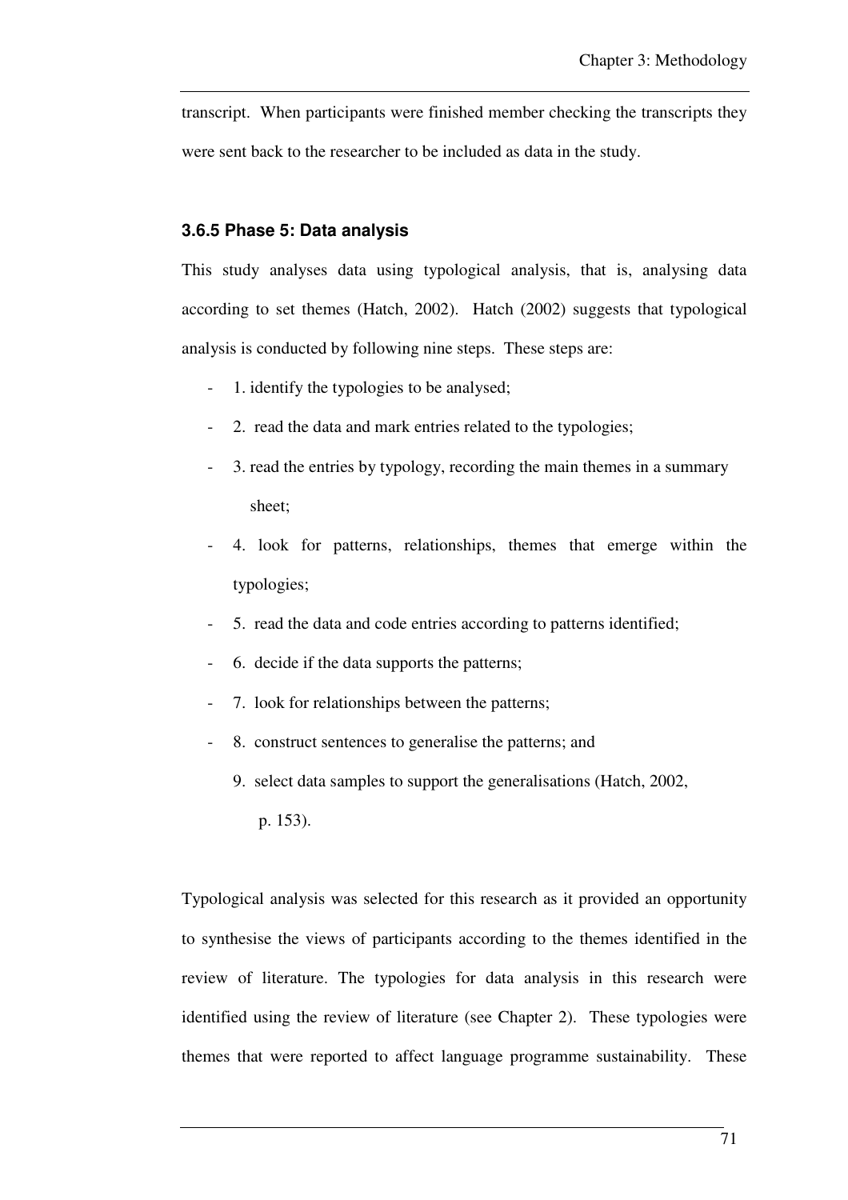transcript. When participants were finished member checking the transcripts they were sent back to the researcher to be included as data in the study.

### 3.6.5 Phase 5: Data analysis

This study analyses data using typological analysis, that is, analysing data according to set themes (Hatch, 2002). Hatch (2002) suggests that typological analysis is conducted by following nine steps. These steps are:

- 1. identify the typologies to be analysed;
- 2. read the data and mark entries related to the typologies;
- 3. read the entries by typology, recording the main themes in a summary sheet;
- 4. look for patterns, relationships, themes that emerge within the typologies;
- 5. read the data and code entries according to patterns identified;
- 6. decide if the data supports the patterns;
- 7. look for relationships between the patterns;
- 8. construct sentences to generalise the patterns; and

  9. select data samples to support the generalisations (Hatch, 2002, p. 153).

Typological analysis was selected for this research as it provided an opportunity to synthesise the views of participants according to the themes identified in the review of literature. The typologies for data analysis in this research were identified using the review of literature (see Chapter 2). These typologies were themes that were reported to affect language programme sustainability. These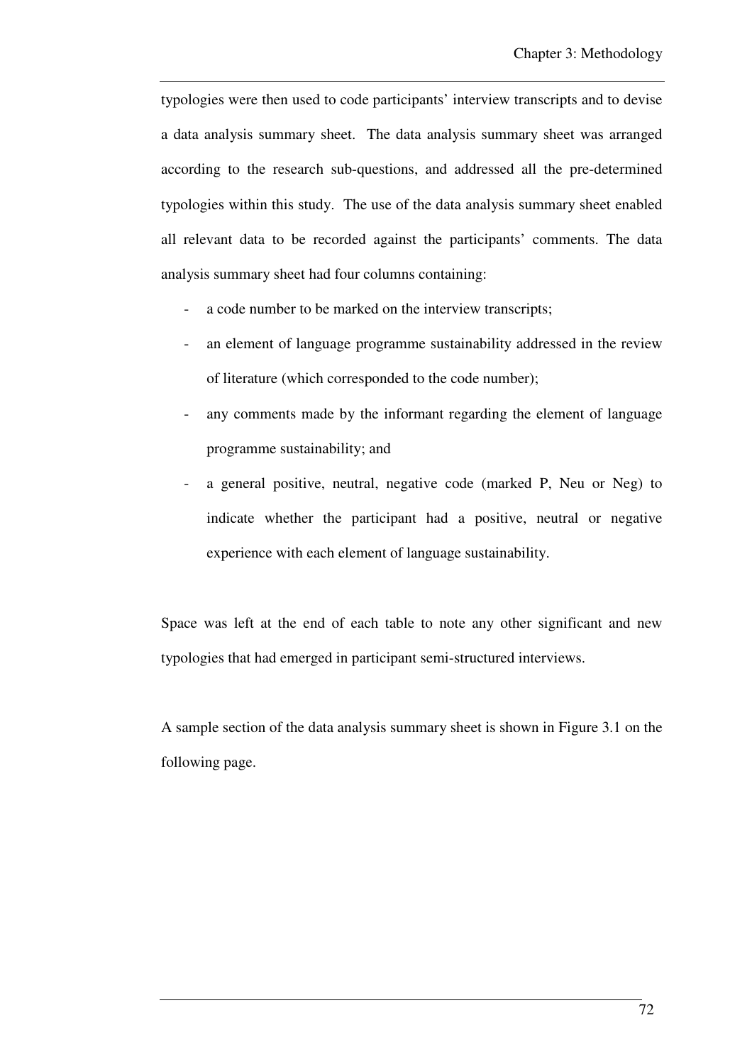typologies were then used to code participants' interview transcripts and to devise a data analysis summary sheet. The data analysis summary sheet was arranged according to the research sub-questions, and addressed all the pre-determined typologies within this study. The use of the data analysis summary sheet enabled all relevant data to be recorded against the participants' comments. The data analysis summary sheet had four columns containing:

- a code number to be marked on the interview transcripts;
- an element of language programme sustainability addressed in the review of literature (which corresponded to the code number);
- any comments made by the informant regarding the element of language programme sustainability; and
- a general positive, neutral, negative code (marked P, Neu or Neg) to indicate whether the participant had a positive, neutral or negative experience with each element of language sustainability.

Space was left at the end of each table to note any other significant and new typologies that had emerged in participant semi-structured interviews.

A sample section of the data analysis summary sheet is shown in Figure 3.1 on the following page.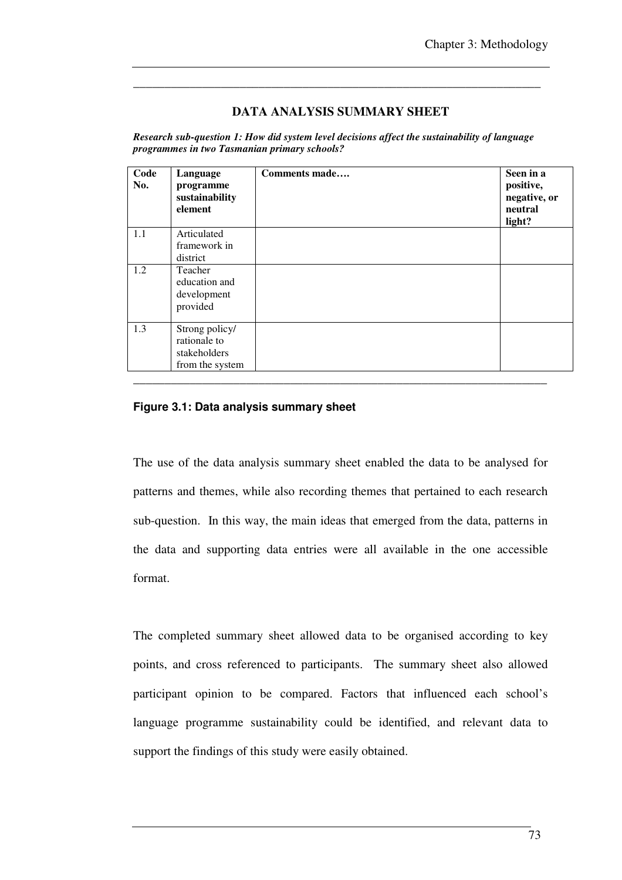## DATA ANALYSIS SUMMARY SHEET

***Research sub-question 1: How did system level decisions affect the sustainability of language programmes in two Tasmanian primary schools?***

| Code No. | Language programme sustainability element | Comments made…. | Seen in a positive, negative, or neutral light? |
|---|---|---|---|
| 1.1 | Articulated framework in district | | |
| 1.2 | Teacher education and development provided | | |
| 1.3 | Strong policy/ rationale to stakeholders from the system | | |

**Figure 3.1: Data analysis summary sheet**

The use of the data analysis summary sheet enabled the data to be analysed for patterns and themes, while also recording themes that pertained to each research sub-question. In this way, the main ideas that emerged from the data, patterns in the data and supporting data entries were all available in the one accessible format.

The completed summary sheet allowed data to be organised according to key points, and cross referenced to participants. The summary sheet also allowed participant opinion to be compared. Factors that influenced each school's language programme sustainability could be identified, and relevant data to support the findings of this study were easily obtained.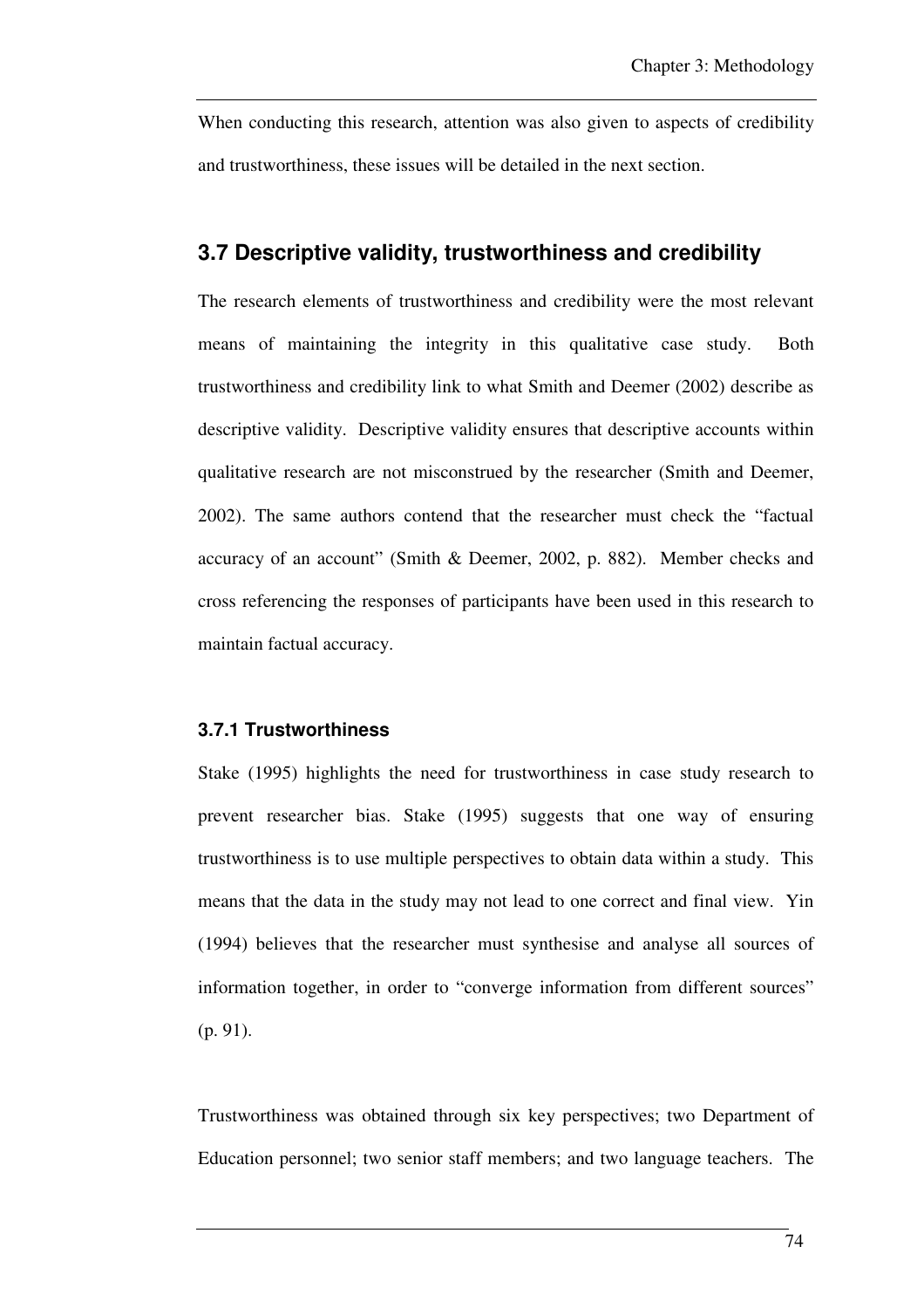When conducting this research, attention was also given to aspects of credibility and trustworthiness, these issues will be detailed in the next section.

## 3.7 Descriptive validity, trustworthiness and credibility

The research elements of trustworthiness and credibility were the most relevant means of maintaining the integrity in this qualitative case study. Both trustworthiness and credibility link to what Smith and Deemer (2002) describe as descriptive validity. Descriptive validity ensures that descriptive accounts within qualitative research are not misconstrued by the researcher (Smith and Deemer, 2002). The same authors contend that the researcher must check the "factual accuracy of an account" (Smith & Deemer, 2002, p. 882). Member checks and cross referencing the responses of participants have been used in this research to maintain factual accuracy.

### 3.7.1 Trustworthiness

Stake (1995) highlights the need for trustworthiness in case study research to prevent researcher bias. Stake (1995) suggests that one way of ensuring trustworthiness is to use multiple perspectives to obtain data within a study. This means that the data in the study may not lead to one correct and final view. Yin (1994) believes that the researcher must synthesise and analyse all sources of information together, in order to "converge information from different sources" (p. 91).

Trustworthiness was obtained through six key perspectives; two Department of Education personnel; two senior staff members; and two language teachers. The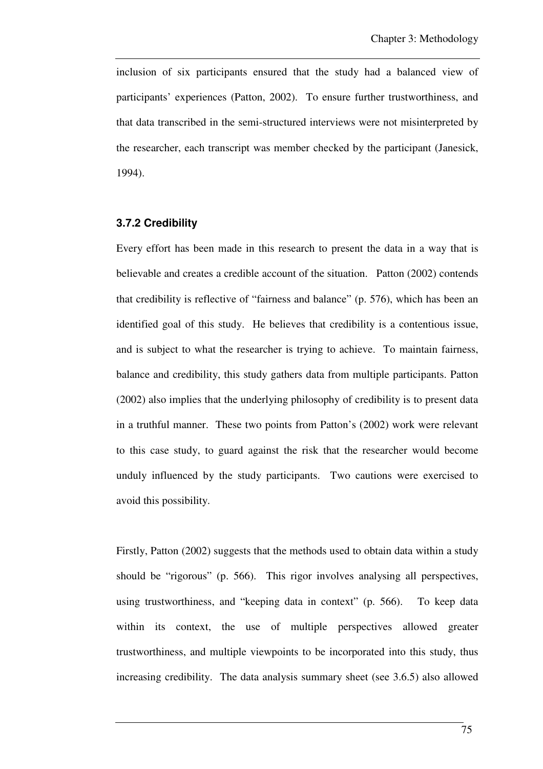inclusion of six participants ensured that the study had a balanced view of participants' experiences (Patton, 2002). To ensure further trustworthiness, and that data transcribed in the semi-structured interviews were not misinterpreted by the researcher, each transcript was member checked by the participant (Janesick, 1994).

### 3.7.2 Credibility

Every effort has been made in this research to present the data in a way that is believable and creates a credible account of the situation. Patton (2002) contends that credibility is reflective of "fairness and balance" (p. 576), which has been an identified goal of this study. He believes that credibility is a contentious issue, and is subject to what the researcher is trying to achieve. To maintain fairness, balance and credibility, this study gathers data from multiple participants. Patton (2002) also implies that the underlying philosophy of credibility is to present data in a truthful manner. These two points from Patton's (2002) work were relevant to this case study, to guard against the risk that the researcher would become unduly influenced by the study participants. Two cautions were exercised to avoid this possibility.

Firstly, Patton (2002) suggests that the methods used to obtain data within a study should be "rigorous" (p. 566). This rigor involves analysing all perspectives, using trustworthiness, and "keeping data in context" (p. 566). To keep data within its context, the use of multiple perspectives allowed greater trustworthiness, and multiple viewpoints to be incorporated into this study, thus increasing credibility. The data analysis summary sheet (see 3.6.5) also allowed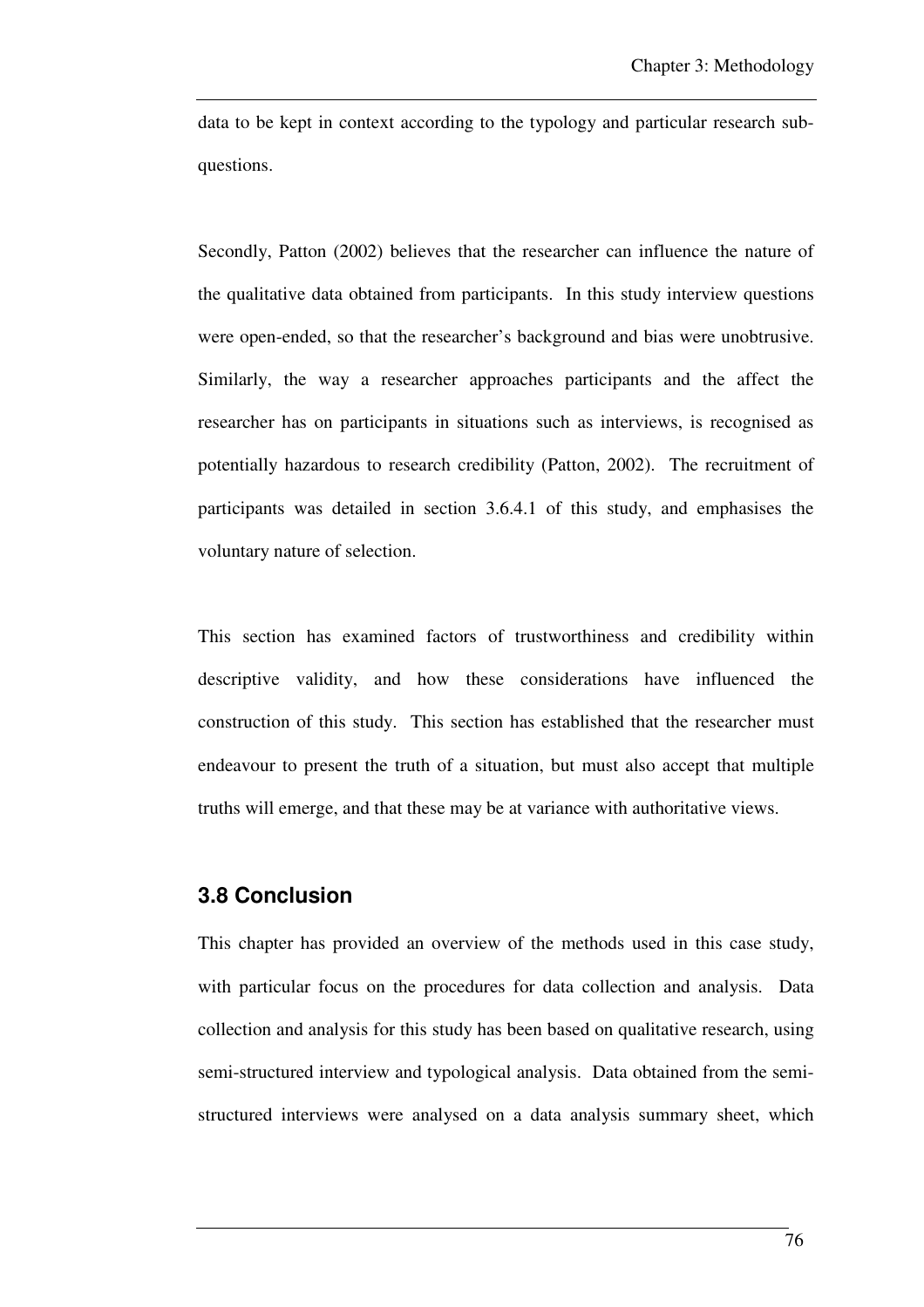data to be kept in context according to the typology and particular research sub-questions.

Secondly, Patton (2002) believes that the researcher can influence the nature of the qualitative data obtained from participants. In this study interview questions were open-ended, so that the researcher's background and bias were unobtrusive. Similarly, the way a researcher approaches participants and the affect the researcher has on participants in situations such as interviews, is recognised as potentially hazardous to research credibility (Patton, 2002). The recruitment of participants was detailed in section 3.6.4.1 of this study, and emphasises the voluntary nature of selection.

This section has examined factors of trustworthiness and credibility within descriptive validity, and how these considerations have influenced the construction of this study. This section has established that the researcher must endeavour to present the truth of a situation, but must also accept that multiple truths will emerge, and that these may be at variance with authoritative views.

## 3.8 Conclusion

This chapter has provided an overview of the methods used in this case study, with particular focus on the procedures for data collection and analysis. Data collection and analysis for this study has been based on qualitative research, using semi-structured interview and typological analysis. Data obtained from the semi-structured interviews were analysed on a data analysis summary sheet, which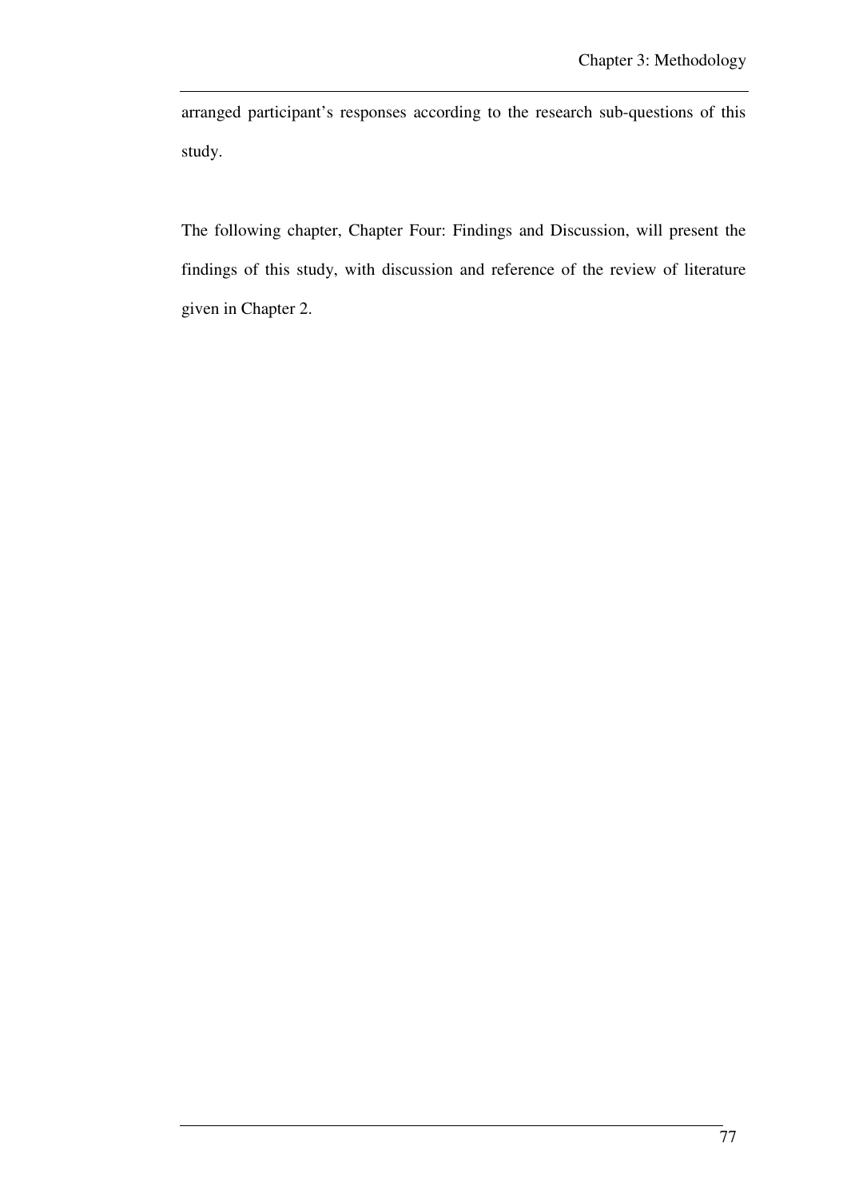arranged participant's responses according to the research sub-questions of this study.

The following chapter, Chapter Four: Findings and Discussion, will present the findings of this study, with discussion and reference of the review of literature given in Chapter 2.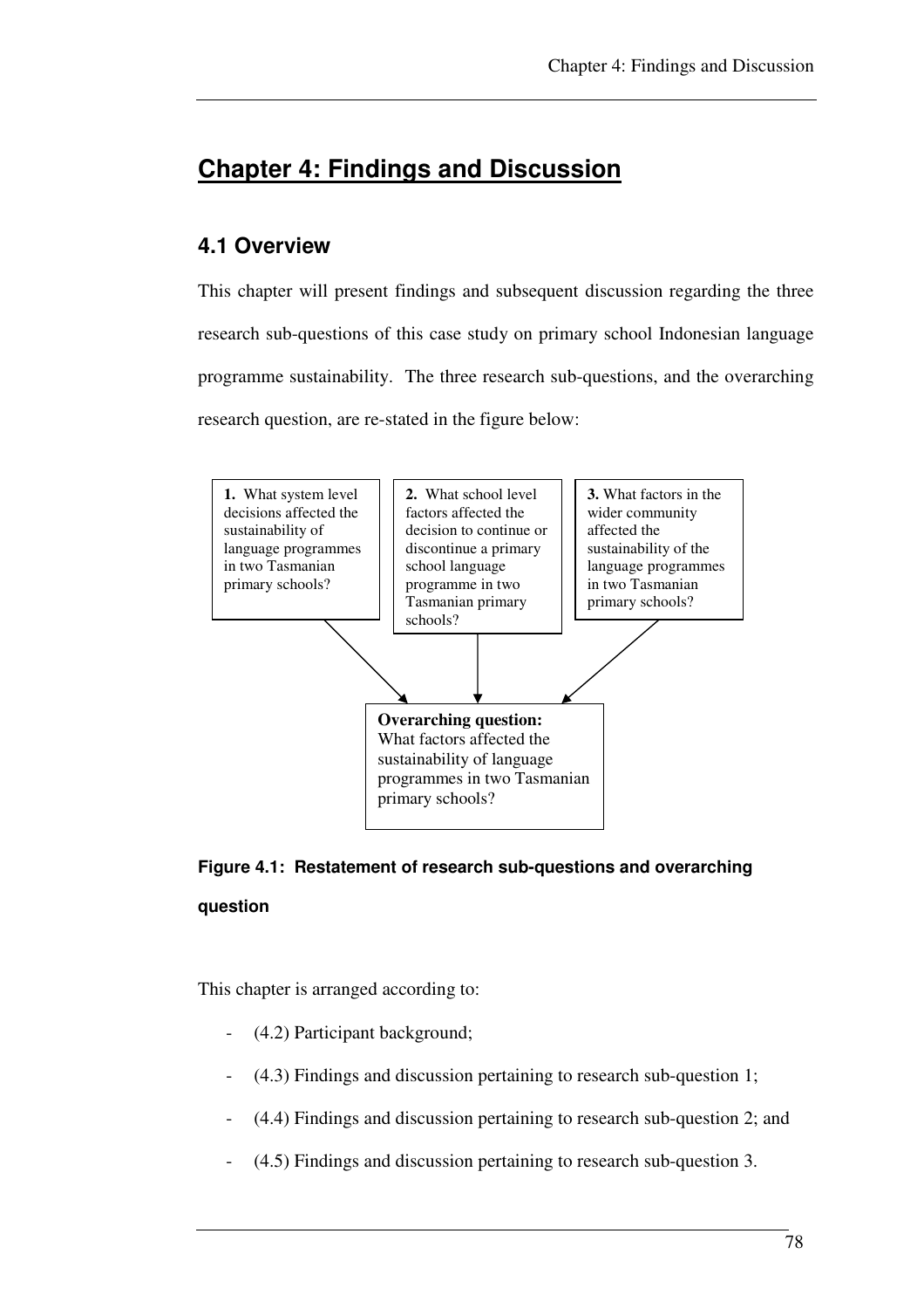# Chapter 4: Findings and Discussion

## 4.1 Overview

This chapter will present findings and subsequent discussion regarding the three research sub-questions of this case study on primary school Indonesian language programme sustainability. The three research sub-questions, and the overarching research question, are re-stated in the figure below:

**1.** What system level decisions affected the sustainability of language programmes in two Tasmanian primary schools?

**2.** What school level factors affected the decision to continue or discontinue a primary school language programme in two Tasmanian primary schools?

**3.** What factors in the wider community affected the sustainability of the language programmes in two Tasmanian primary schools?

**Overarching question:** What factors affected the sustainability of language programmes in two Tasmanian primary schools?

**Figure 4.1: Restatement of research sub-questions and overarching question**

This chapter is arranged according to:

- (4.2) Participant background;
- (4.3) Findings and discussion pertaining to research sub-question 1;
- (4.4) Findings and discussion pertaining to research sub-question 2; and
- (4.5) Findings and discussion pertaining to research sub-question 3.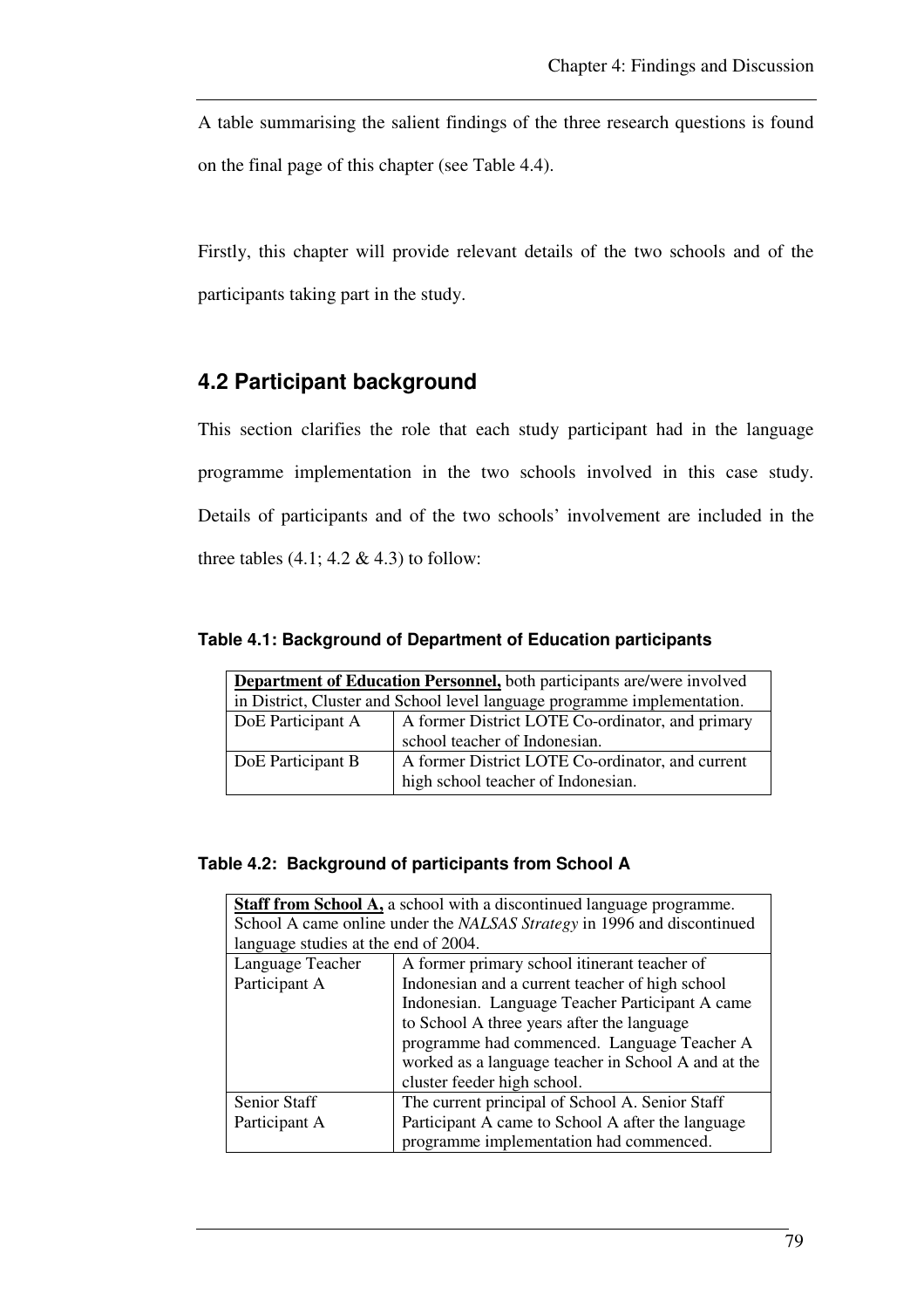A table summarising the salient findings of the three research questions is found on the final page of this chapter (see Table 4.4).

Firstly, this chapter will provide relevant details of the two schools and of the participants taking part in the study.

## 4.2 Participant background

This section clarifies the role that each study participant had in the language programme implementation in the two schools involved in this case study. Details of participants and of the two schools' involvement are included in the three tables (4.1; 4.2 & 4.3) to follow:

**Table 4.1: Background of Department of Education participants**

| **Department of Education Personnel,** both participants are/were involved in District, Cluster and School level language programme implementation. | |
|---|---|
| DoE Participant A | A former District LOTE Co-ordinator, and primary school teacher of Indonesian. |
| DoE Participant B | A former District LOTE Co-ordinator, and current high school teacher of Indonesian. |

**Table 4.2: Background of participants from School A**

| **Staff from School A,** a school with a discontinued language programme. School A came online under the *NALSAS Strategy* in 1996 and discontinued language studies at the end of 2004. | |
|---|---|
| Language Teacher Participant A | A former primary school itinerant teacher of Indonesian and a current teacher of high school Indonesian. Language Teacher Participant A came to School A three years after the language programme had commenced. Language Teacher A worked as a language teacher in School A and at the cluster feeder high school. |
| Senior Staff Participant A | The current principal of School A. Senior Staff Participant A came to School A after the language programme implementation had commenced. |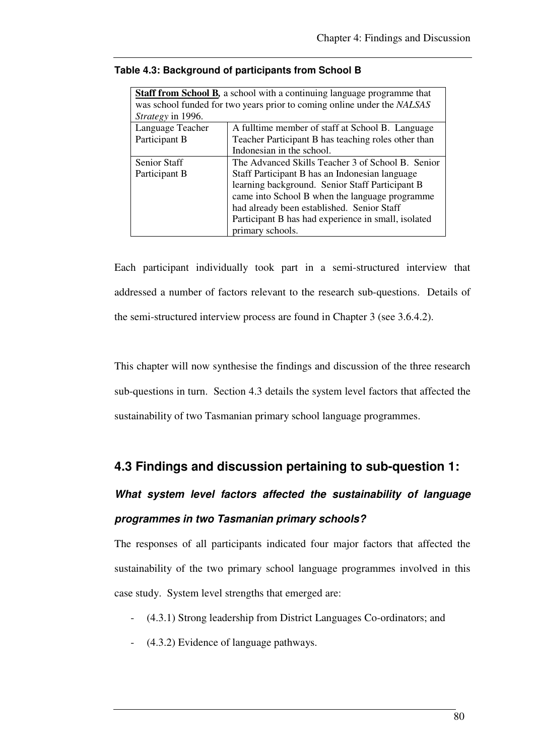**Table 4.3: Background of participants from School B**

| **Staff from School B**, a school with a continuing language programme that was school funded for two years prior to coming online under the *NALSAS Strategy* in 1996. | |
|---|---|
| Language Teacher Participant B | A fulltime member of staff at School B. Language Teacher Participant B has teaching roles other than Indonesian in the school. |
| Senior Staff Participant B | The Advanced Skills Teacher 3 of School B. Senior Staff Participant B has an Indonesian language learning background. Senior Staff Participant B came into School B when the language programme had already been established. Senior Staff Participant B has had experience in small, isolated primary schools. |

Each participant individually took part in a semi-structured interview that addressed a number of factors relevant to the research sub-questions. Details of the semi-structured interview process are found in Chapter 3 (see 3.6.4.2).

This chapter will now synthesise the findings and discussion of the three research sub-questions in turn. Section 4.3 details the system level factors that affected the sustainability of two Tasmanian primary school language programmes.

## 4.3 Findings and discussion pertaining to sub-question 1:

### *What system level factors affected the sustainability of language programmes in two Tasmanian primary schools?*

The responses of all participants indicated four major factors that affected the sustainability of the two primary school language programmes involved in this case study. System level strengths that emerged are:

- (4.3.1) Strong leadership from District Languages Co-ordinators; and
- (4.3.2) Evidence of language pathways.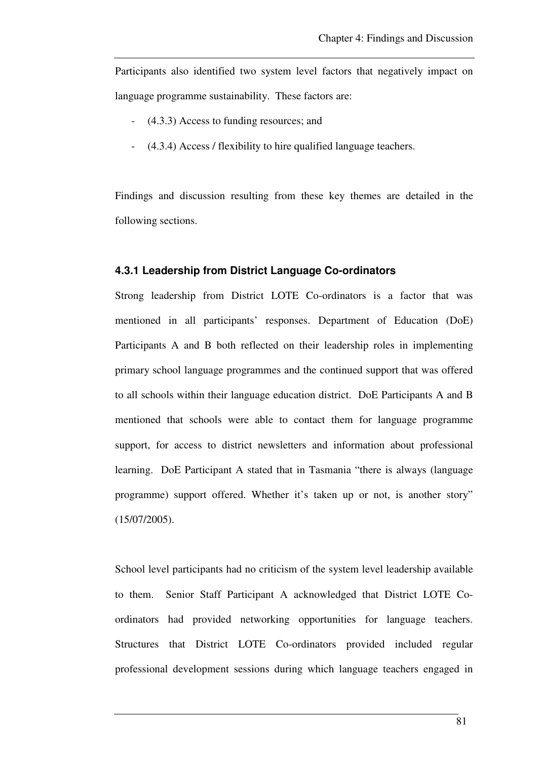Participants also identified two system level factors that negatively impact on language programme sustainability. These factors are:

- (4.3.3) Access to funding resources; and
- (4.3.4) Access / flexibility to hire qualified language teachers.

Findings and discussion resulting from these key themes are detailed in the following sections.

### 4.3.1 Leadership from District Language Co-ordinators

Strong leadership from District LOTE Co-ordinators is a factor that was mentioned in all participants' responses. Department of Education (DoE) Participants A and B both reflected on their leadership roles in implementing primary school language programmes and the continued support that was offered to all schools within their language education district. DoE Participants A and B mentioned that schools were able to contact them for language programme support, for access to district newsletters and information about professional learning. DoE Participant A stated that in Tasmania "there is always (language programme) support offered. Whether it's taken up or not, is another story" (15/07/2005).

School level participants had no criticism of the system level leadership available to them. Senior Staff Participant A acknowledged that District LOTE Co-ordinators had provided networking opportunities for language teachers. Structures that District LOTE Co-ordinators provided included regular professional development sessions during which language teachers engaged in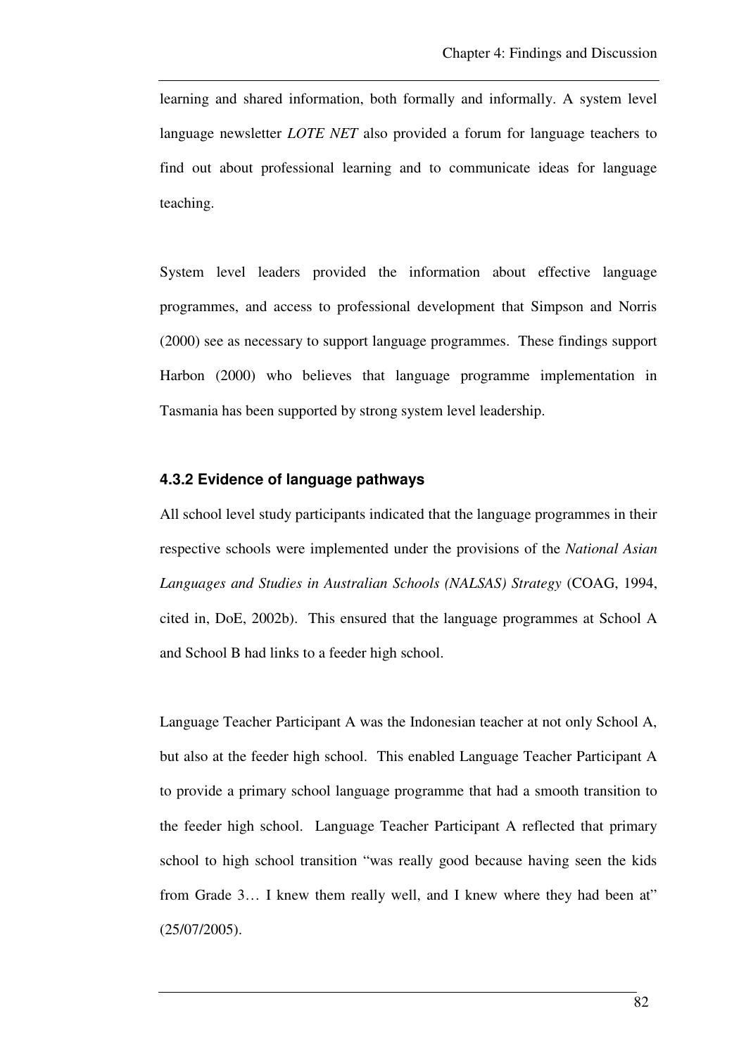learning and shared information, both formally and informally. A system level language newsletter *LOTE NET* also provided a forum for language teachers to find out about professional learning and to communicate ideas for language teaching.

System level leaders provided the information about effective language programmes, and access to professional development that Simpson and Norris (2000) see as necessary to support language programmes. These findings support Harbon (2000) who believes that language programme implementation in Tasmania has been supported by strong system level leadership.

### 4.3.2 Evidence of language pathways

All school level study participants indicated that the language programmes in their respective schools were implemented under the provisions of the *National Asian Languages and Studies in Australian Schools (NALSAS) Strategy* (COAG, 1994, cited in, DoE, 2002b). This ensured that the language programmes at School A and School B had links to a feeder high school.

Language Teacher Participant A was the Indonesian teacher at not only School A, but also at the feeder high school. This enabled Language Teacher Participant A to provide a primary school language programme that had a smooth transition to the feeder high school. Language Teacher Participant A reflected that primary school to high school transition "was really good because having seen the kids from Grade 3… I knew them really well, and I knew where they had been at" (25/07/2005).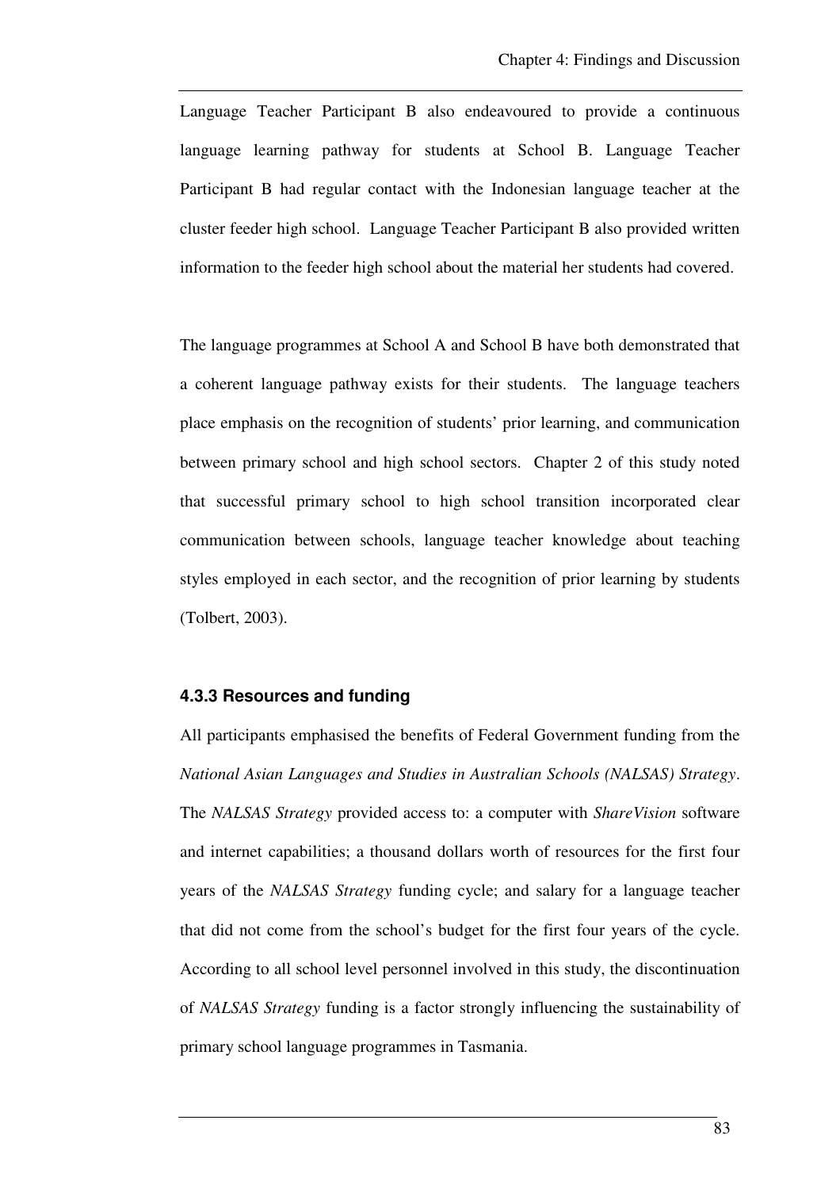Language Teacher Participant B also endeavoured to provide a continuous language learning pathway for students at School B. Language Teacher Participant B had regular contact with the Indonesian language teacher at the cluster feeder high school. Language Teacher Participant B also provided written information to the feeder high school about the material her students had covered.

The language programmes at School A and School B have both demonstrated that a coherent language pathway exists for their students. The language teachers place emphasis on the recognition of students' prior learning, and communication between primary school and high school sectors. Chapter 2 of this study noted that successful primary school to high school transition incorporated clear communication between schools, language teacher knowledge about teaching styles employed in each sector, and the recognition of prior learning by students (Tolbert, 2003).

### 4.3.3 Resources and funding

All participants emphasised the benefits of Federal Government funding from the *National Asian Languages and Studies in Australian Schools (NALSAS) Strategy*. The *NALSAS Strategy* provided access to: a computer with *ShareVision* software and internet capabilities; a thousand dollars worth of resources for the first four years of the *NALSAS Strategy* funding cycle; and salary for a language teacher that did not come from the school's budget for the first four years of the cycle. According to all school level personnel involved in this study, the discontinuation of *NALSAS Strategy* funding is a factor strongly influencing the sustainability of primary school language programmes in Tasmania.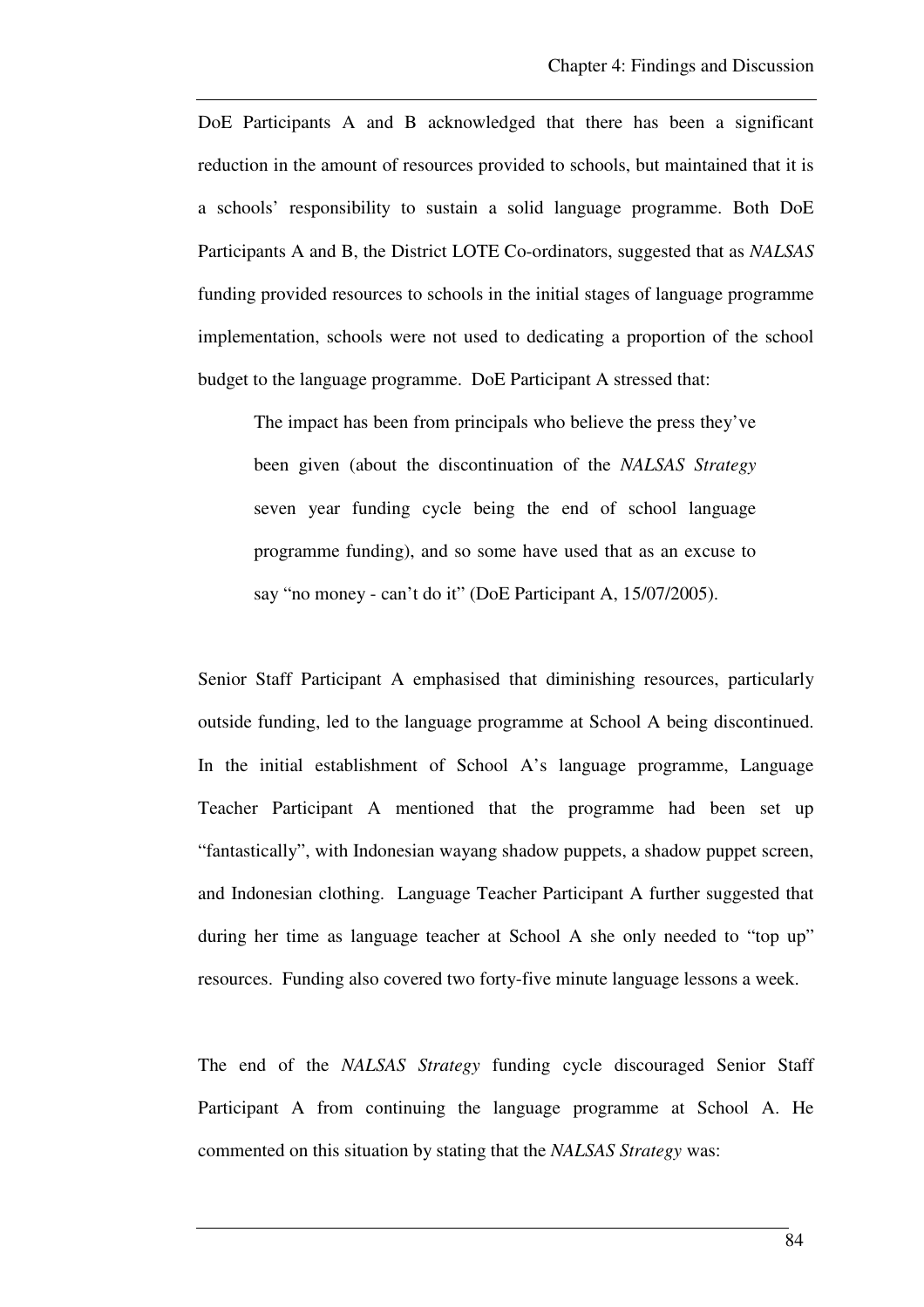DoE Participants A and B acknowledged that there has been a significant reduction in the amount of resources provided to schools, but maintained that it is a schools' responsibility to sustain a solid language programme. Both DoE Participants A and B, the District LOTE Co-ordinators, suggested that as *NALSAS* funding provided resources to schools in the initial stages of language programme implementation, schools were not used to dedicating a proportion of the school budget to the language programme. DoE Participant A stressed that:

> The impact has been from principals who believe the press they've been given (about the discontinuation of the *NALSAS Strategy* seven year funding cycle being the end of school language programme funding), and so some have used that as an excuse to say "no money - can't do it" (DoE Participant A, 15/07/2005).

Senior Staff Participant A emphasised that diminishing resources, particularly outside funding, led to the language programme at School A being discontinued. In the initial establishment of School A's language programme, Language Teacher Participant A mentioned that the programme had been set up "fantastically", with Indonesian wayang shadow puppets, a shadow puppet screen, and Indonesian clothing. Language Teacher Participant A further suggested that during her time as language teacher at School A she only needed to "top up" resources. Funding also covered two forty-five minute language lessons a week.

The end of the *NALSAS Strategy* funding cycle discouraged Senior Staff Participant A from continuing the language programme at School A. He commented on this situation by stating that the *NALSAS Strategy* was: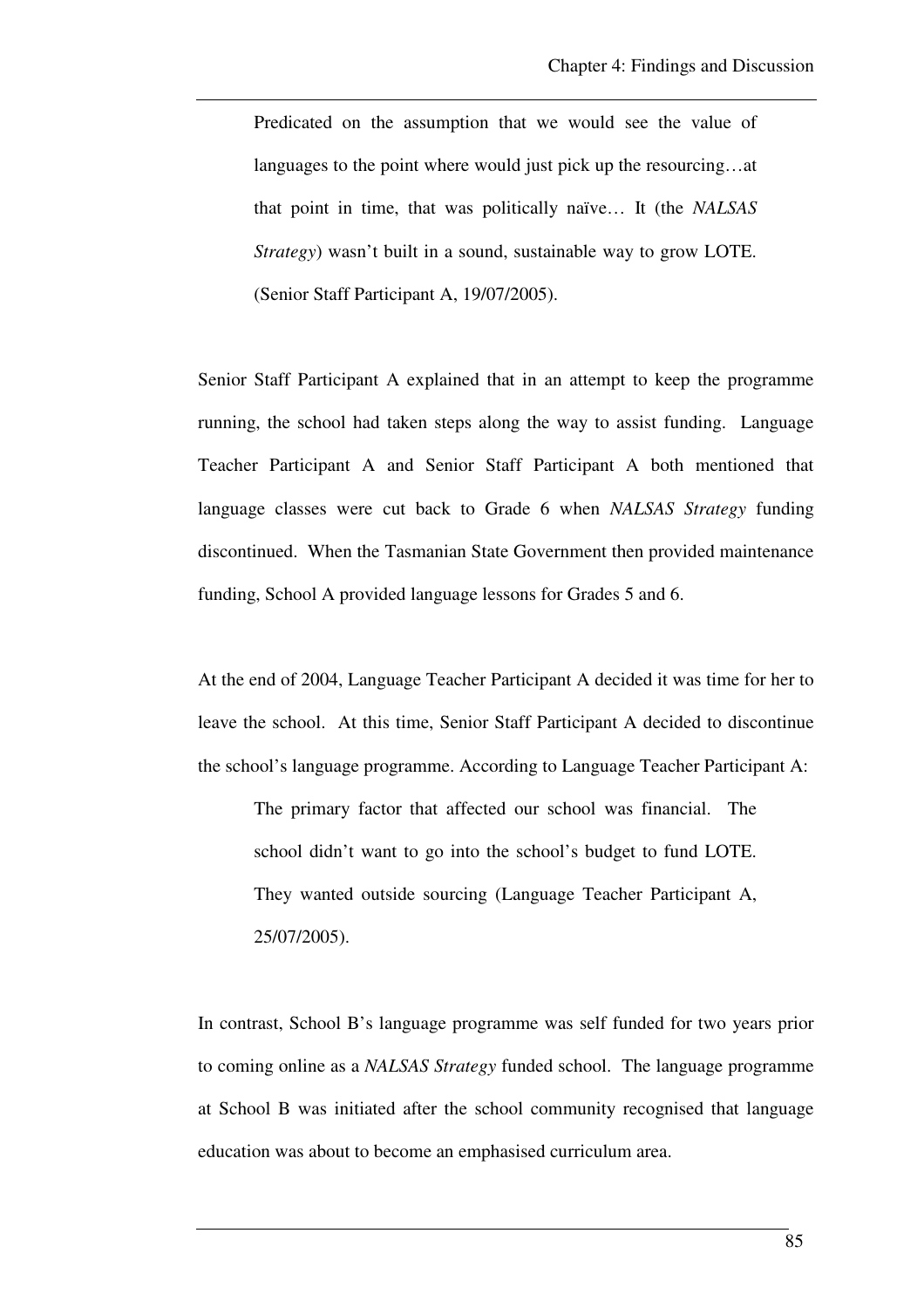> Predicated on the assumption that we would see the value of languages to the point where would just pick up the resourcing…at that point in time, that was politically naïve… It (the *NALSAS Strategy*) wasn't built in a sound, sustainable way to grow LOTE. (Senior Staff Participant A, 19/07/2005).

Senior Staff Participant A explained that in an attempt to keep the programme running, the school had taken steps along the way to assist funding. Language Teacher Participant A and Senior Staff Participant A both mentioned that language classes were cut back to Grade 6 when *NALSAS Strategy* funding discontinued. When the Tasmanian State Government then provided maintenance funding, School A provided language lessons for Grades 5 and 6.

At the end of 2004, Language Teacher Participant A decided it was time for her to leave the school. At this time, Senior Staff Participant A decided to discontinue the school's language programme. According to Language Teacher Participant A:

> The primary factor that affected our school was financial. The school didn't want to go into the school's budget to fund LOTE. They wanted outside sourcing (Language Teacher Participant A, 25/07/2005).

In contrast, School B's language programme was self funded for two years prior to coming online as a *NALSAS Strategy* funded school. The language programme at School B was initiated after the school community recognised that language education was about to become an emphasised curriculum area.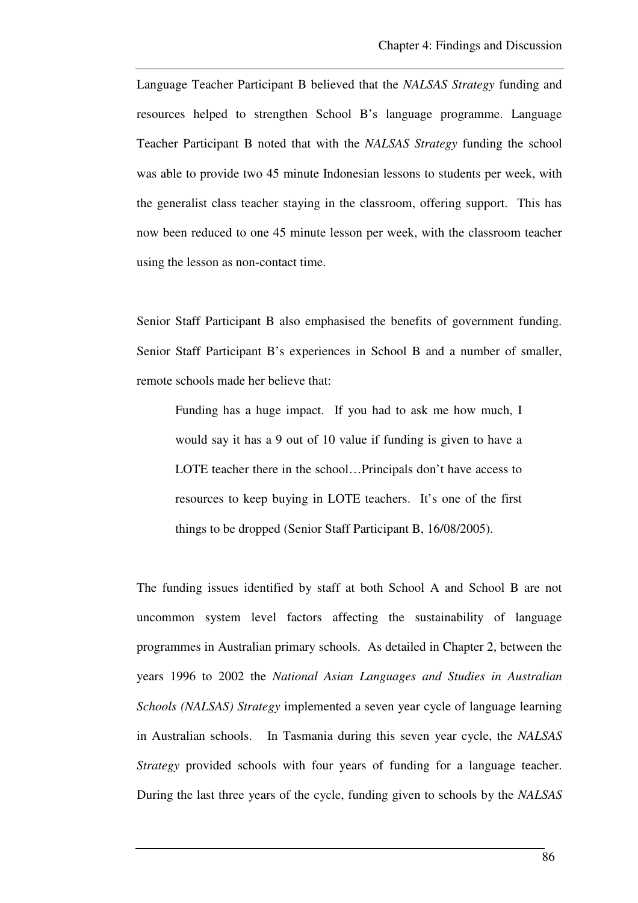Language Teacher Participant B believed that the *NALSAS Strategy* funding and resources helped to strengthen School B's language programme. Language Teacher Participant B noted that with the *NALSAS Strategy* funding the school was able to provide two 45 minute Indonesian lessons to students per week, with the generalist class teacher staying in the classroom, offering support. This has now been reduced to one 45 minute lesson per week, with the classroom teacher using the lesson as non-contact time.

Senior Staff Participant B also emphasised the benefits of government funding. Senior Staff Participant B's experiences in School B and a number of smaller, remote schools made her believe that:

> Funding has a huge impact. If you had to ask me how much, I would say it has a 9 out of 10 value if funding is given to have a LOTE teacher there in the school…Principals don't have access to resources to keep buying in LOTE teachers. It's one of the first things to be dropped (Senior Staff Participant B, 16/08/2005).

The funding issues identified by staff at both School A and School B are not uncommon system level factors affecting the sustainability of language programmes in Australian primary schools. As detailed in Chapter 2, between the years 1996 to 2002 the *National Asian Languages and Studies in Australian Schools (NALSAS) Strategy* implemented a seven year cycle of language learning in Australian schools. In Tasmania during this seven year cycle, the *NALSAS Strategy* provided schools with four years of funding for a language teacher. During the last three years of the cycle, funding given to schools by the *NALSAS*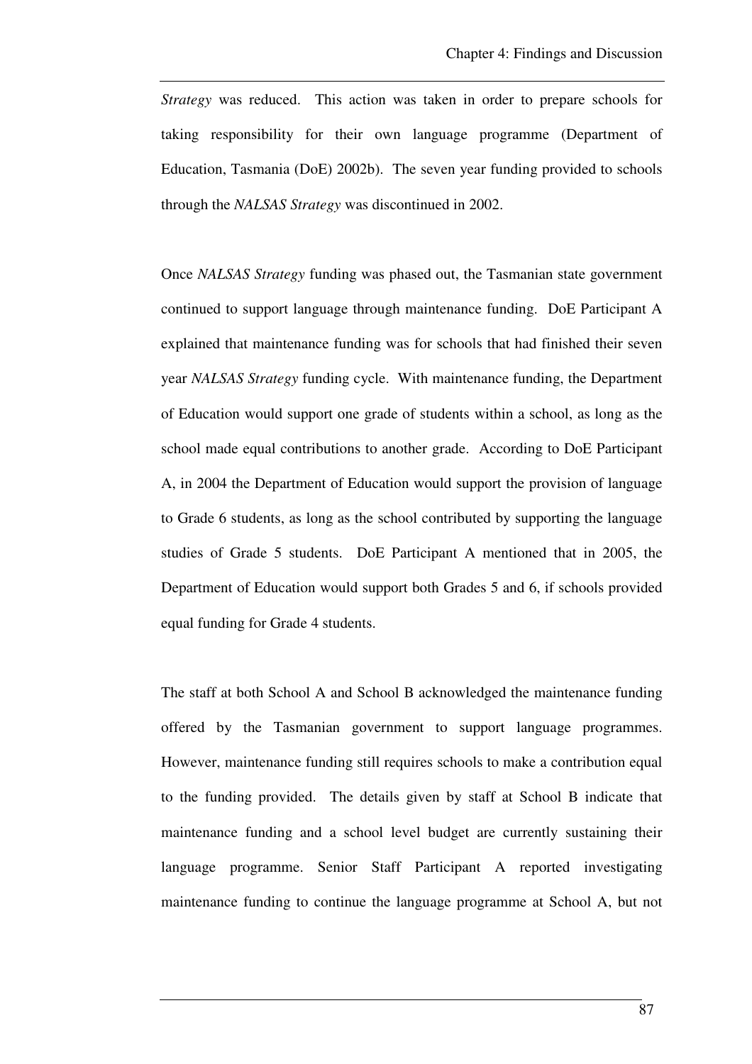*Strategy* was reduced. This action was taken in order to prepare schools for taking responsibility for their own language programme (Department of Education, Tasmania (DoE) 2002b). The seven year funding provided to schools through the *NALSAS Strategy* was discontinued in 2002.

Once *NALSAS Strategy* funding was phased out, the Tasmanian state government continued to support language through maintenance funding. DoE Participant A explained that maintenance funding was for schools that had finished their seven year *NALSAS Strategy* funding cycle. With maintenance funding, the Department of Education would support one grade of students within a school, as long as the school made equal contributions to another grade. According to DoE Participant A, in 2004 the Department of Education would support the provision of language to Grade 6 students, as long as the school contributed by supporting the language studies of Grade 5 students. DoE Participant A mentioned that in 2005, the Department of Education would support both Grades 5 and 6, if schools provided equal funding for Grade 4 students.

The staff at both School A and School B acknowledged the maintenance funding offered by the Tasmanian government to support language programmes. However, maintenance funding still requires schools to make a contribution equal to the funding provided. The details given by staff at School B indicate that maintenance funding and a school level budget are currently sustaining their language programme. Senior Staff Participant A reported investigating maintenance funding to continue the language programme at School A, but not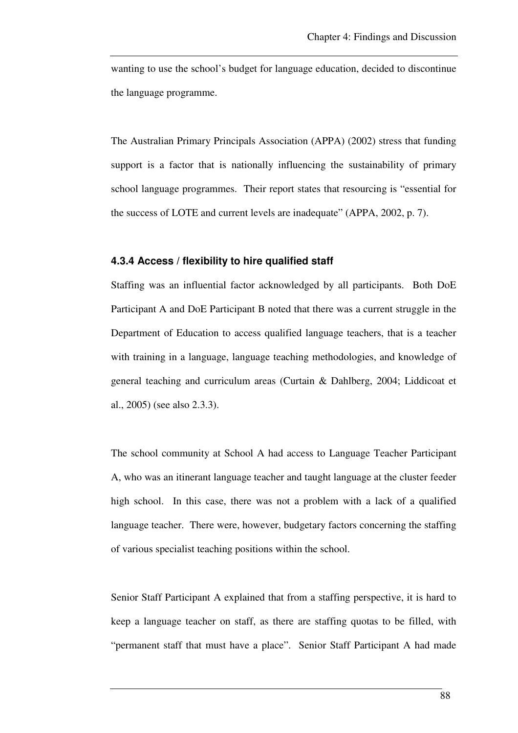wanting to use the school's budget for language education, decided to discontinue the language programme.

The Australian Primary Principals Association (APPA) (2002) stress that funding support is a factor that is nationally influencing the sustainability of primary school language programmes. Their report states that resourcing is "essential for the success of LOTE and current levels are inadequate" (APPA, 2002, p. 7).

### 4.3.4 Access / flexibility to hire qualified staff

Staffing was an influential factor acknowledged by all participants. Both DoE Participant A and DoE Participant B noted that there was a current struggle in the Department of Education to access qualified language teachers, that is a teacher with training in a language, language teaching methodologies, and knowledge of general teaching and curriculum areas (Curtain & Dahlberg, 2004; Liddicoat et al., 2005) (see also 2.3.3).

The school community at School A had access to Language Teacher Participant A, who was an itinerant language teacher and taught language at the cluster feeder high school. In this case, there was not a problem with a lack of a qualified language teacher. There were, however, budgetary factors concerning the staffing of various specialist teaching positions within the school.

Senior Staff Participant A explained that from a staffing perspective, it is hard to keep a language teacher on staff, as there are staffing quotas to be filled, with "permanent staff that must have a place". Senior Staff Participant A had made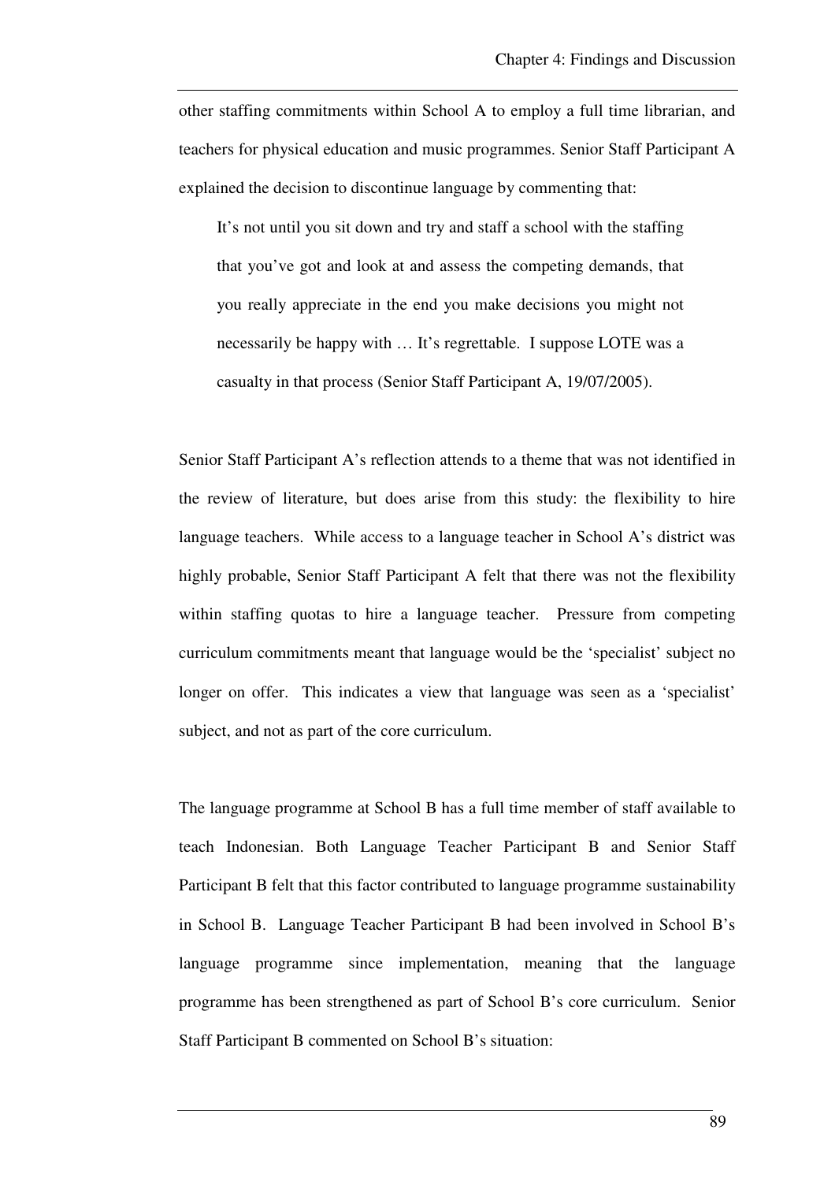other staffing commitments within School A to employ a full time librarian, and teachers for physical education and music programmes. Senior Staff Participant A explained the decision to discontinue language by commenting that:

> It's not until you sit down and try and staff a school with the staffing that you've got and look at and assess the competing demands, that you really appreciate in the end you make decisions you might not necessarily be happy with … It's regrettable. I suppose LOTE was a casualty in that process (Senior Staff Participant A, 19/07/2005).

Senior Staff Participant A's reflection attends to a theme that was not identified in the review of literature, but does arise from this study: the flexibility to hire language teachers. While access to a language teacher in School A's district was highly probable, Senior Staff Participant A felt that there was not the flexibility within staffing quotas to hire a language teacher. Pressure from competing curriculum commitments meant that language would be the 'specialist' subject no longer on offer. This indicates a view that language was seen as a 'specialist' subject, and not as part of the core curriculum.

The language programme at School B has a full time member of staff available to teach Indonesian. Both Language Teacher Participant B and Senior Staff Participant B felt that this factor contributed to language programme sustainability in School B. Language Teacher Participant B had been involved in School B's language programme since implementation, meaning that the language programme has been strengthened as part of School B's core curriculum. Senior Staff Participant B commented on School B's situation: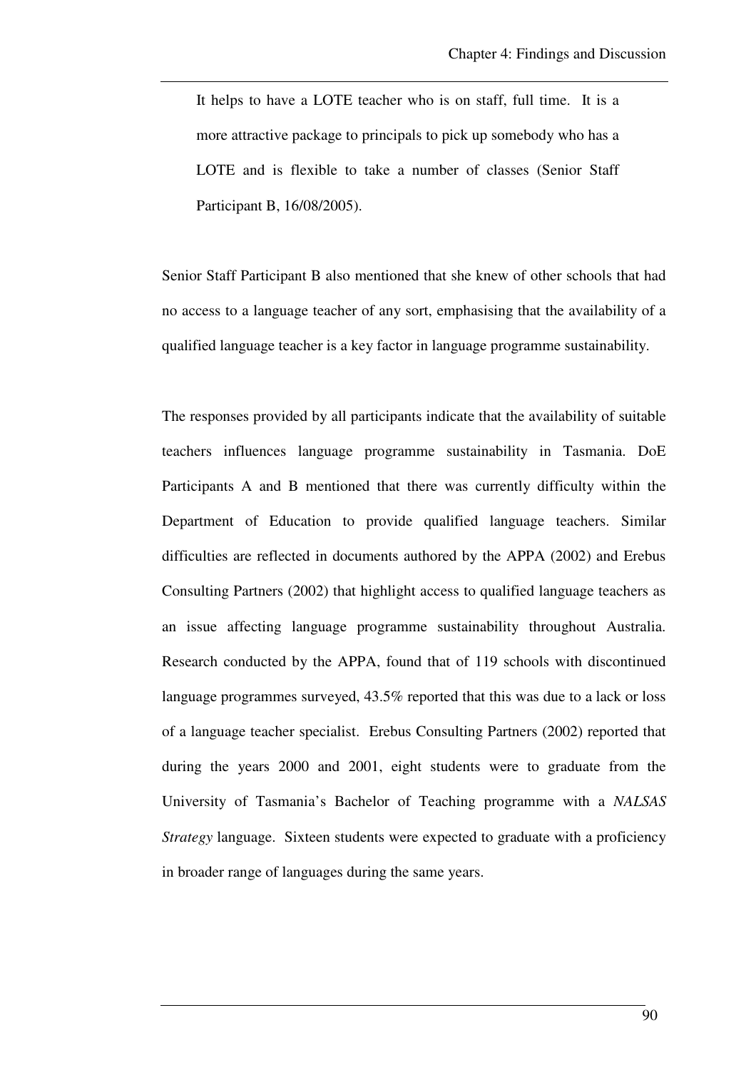> It helps to have a LOTE teacher who is on staff, full time. It is a more attractive package to principals to pick up somebody who has a LOTE and is flexible to take a number of classes (Senior Staff Participant B, 16/08/2005).

Senior Staff Participant B also mentioned that she knew of other schools that had no access to a language teacher of any sort, emphasising that the availability of a qualified language teacher is a key factor in language programme sustainability.

The responses provided by all participants indicate that the availability of suitable teachers influences language programme sustainability in Tasmania. DoE Participants A and B mentioned that there was currently difficulty within the Department of Education to provide qualified language teachers. Similar difficulties are reflected in documents authored by the APPA (2002) and Erebus Consulting Partners (2002) that highlight access to qualified language teachers as an issue affecting language programme sustainability throughout Australia. Research conducted by the APPA, found that of 119 schools with discontinued language programmes surveyed, 43.5% reported that this was due to a lack or loss of a language teacher specialist. Erebus Consulting Partners (2002) reported that during the years 2000 and 2001, eight students were to graduate from the University of Tasmania's Bachelor of Teaching programme with a *NALSAS Strategy* language. Sixteen students were expected to graduate with a proficiency in broader range of languages during the same years.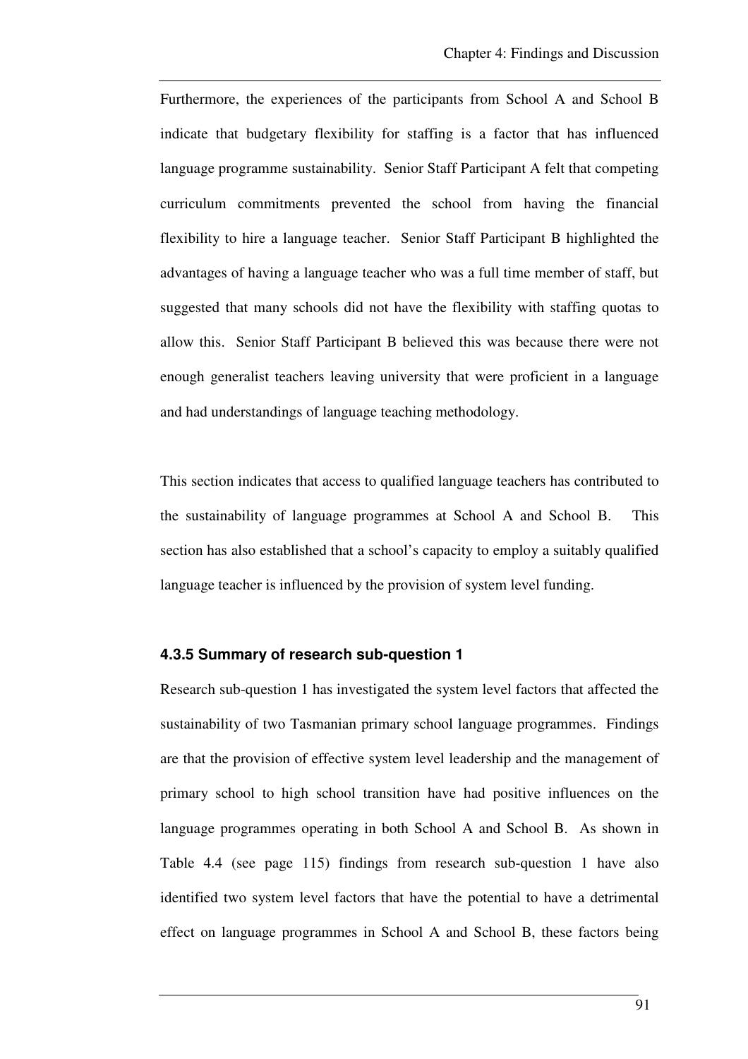Furthermore, the experiences of the participants from School A and School B indicate that budgetary flexibility for staffing is a factor that has influenced language programme sustainability. Senior Staff Participant A felt that competing curriculum commitments prevented the school from having the financial flexibility to hire a language teacher. Senior Staff Participant B highlighted the advantages of having a language teacher who was a full time member of staff, but suggested that many schools did not have the flexibility with staffing quotas to allow this. Senior Staff Participant B believed this was because there were not enough generalist teachers leaving university that were proficient in a language and had understandings of language teaching methodology.

This section indicates that access to qualified language teachers has contributed to the sustainability of language programmes at School A and School B. This section has also established that a school's capacity to employ a suitably qualified language teacher is influenced by the provision of system level funding.

### 4.3.5 Summary of research sub-question 1

Research sub-question 1 has investigated the system level factors that affected the sustainability of two Tasmanian primary school language programmes. Findings are that the provision of effective system level leadership and the management of primary school to high school transition have had positive influences on the language programmes operating in both School A and School B. As shown in Table 4.4 (see page 115) findings from research sub-question 1 have also identified two system level factors that have the potential to have a detrimental effect on language programmes in School A and School B, these factors being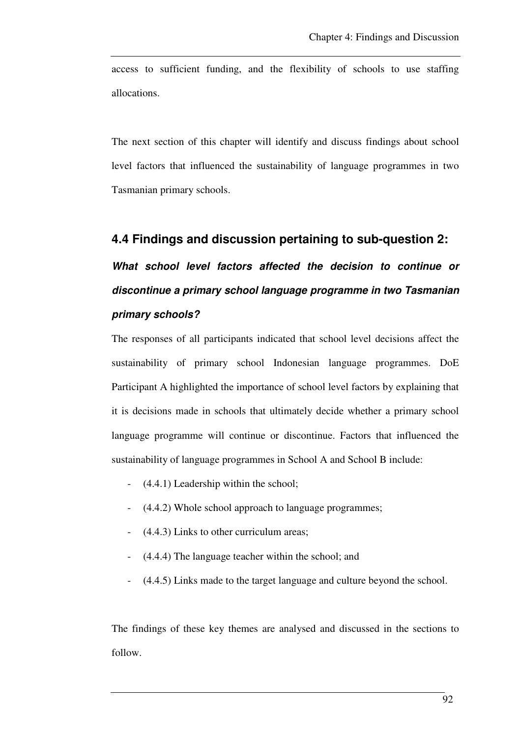access to sufficient funding, and the flexibility of schools to use staffing allocations.

The next section of this chapter will identify and discuss findings about school level factors that influenced the sustainability of language programmes in two Tasmanian primary schools.

## 4.4 Findings and discussion pertaining to sub-question 2:

### *What school level factors affected the decision to continue or discontinue a primary school language programme in two Tasmanian primary schools?*

The responses of all participants indicated that school level decisions affect the sustainability of primary school Indonesian language programmes. DoE Participant A highlighted the importance of school level factors by explaining that it is decisions made in schools that ultimately decide whether a primary school language programme will continue or discontinue. Factors that influenced the sustainability of language programmes in School A and School B include:

- (4.4.1) Leadership within the school;
- (4.4.2) Whole school approach to language programmes;
- (4.4.3) Links to other curriculum areas;
- (4.4.4) The language teacher within the school; and
- (4.4.5) Links made to the target language and culture beyond the school.

The findings of these key themes are analysed and discussed in the sections to follow.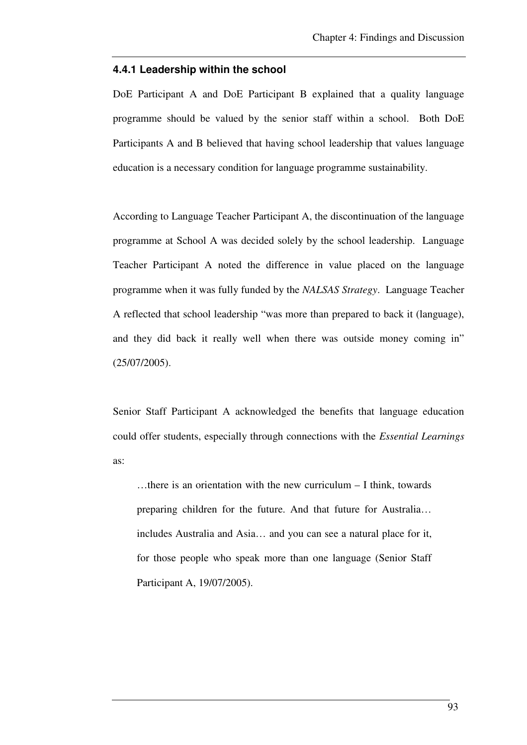### 4.4.1 Leadership within the school

DoE Participant A and DoE Participant B explained that a quality language programme should be valued by the senior staff within a school. Both DoE Participants A and B believed that having school leadership that values language education is a necessary condition for language programme sustainability.

According to Language Teacher Participant A, the discontinuation of the language programme at School A was decided solely by the school leadership. Language Teacher Participant A noted the difference in value placed on the language programme when it was fully funded by the *NALSAS Strategy*. Language Teacher A reflected that school leadership "was more than prepared to back it (language), and they did back it really well when there was outside money coming in" (25/07/2005).

Senior Staff Participant A acknowledged the benefits that language education could offer students, especially through connections with the *Essential Learnings* as:

> …there is an orientation with the new curriculum – I think, towards preparing children for the future. And that future for Australia… includes Australia and Asia… and you can see a natural place for it, for those people who speak more than one language (Senior Staff Participant A, 19/07/2005).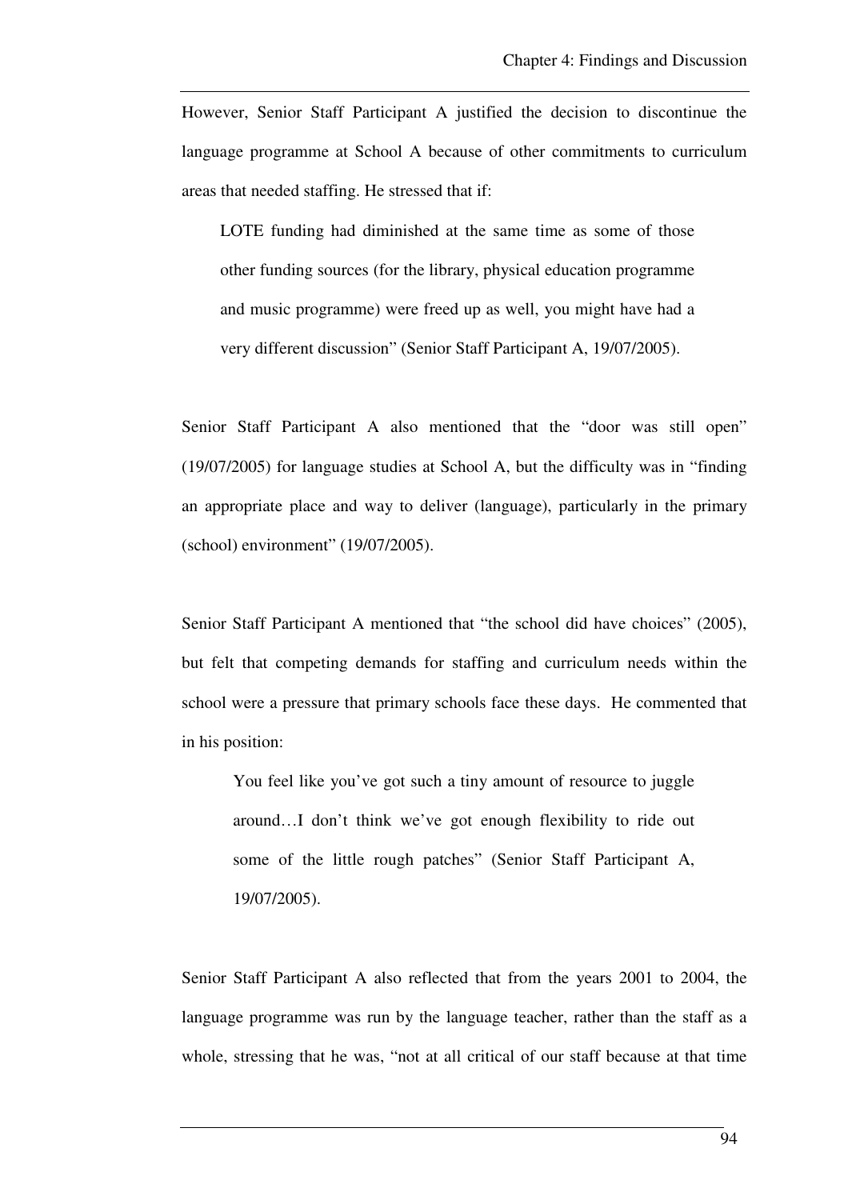However, Senior Staff Participant A justified the decision to discontinue the language programme at School A because of other commitments to curriculum areas that needed staffing. He stressed that if:

> LOTE funding had diminished at the same time as some of those other funding sources (for the library, physical education programme and music programme) were freed up as well, you might have had a very different discussion" (Senior Staff Participant A, 19/07/2005).

Senior Staff Participant A also mentioned that the "door was still open" (19/07/2005) for language studies at School A, but the difficulty was in "finding an appropriate place and way to deliver (language), particularly in the primary (school) environment" (19/07/2005).

Senior Staff Participant A mentioned that "the school did have choices" (2005), but felt that competing demands for staffing and curriculum needs within the school were a pressure that primary schools face these days. He commented that in his position:

> You feel like you've got such a tiny amount of resource to juggle around…I don't think we've got enough flexibility to ride out some of the little rough patches" (Senior Staff Participant A, 19/07/2005).

Senior Staff Participant A also reflected that from the years 2001 to 2004, the language programme was run by the language teacher, rather than the staff as a whole, stressing that he was, "not at all critical of our staff because at that time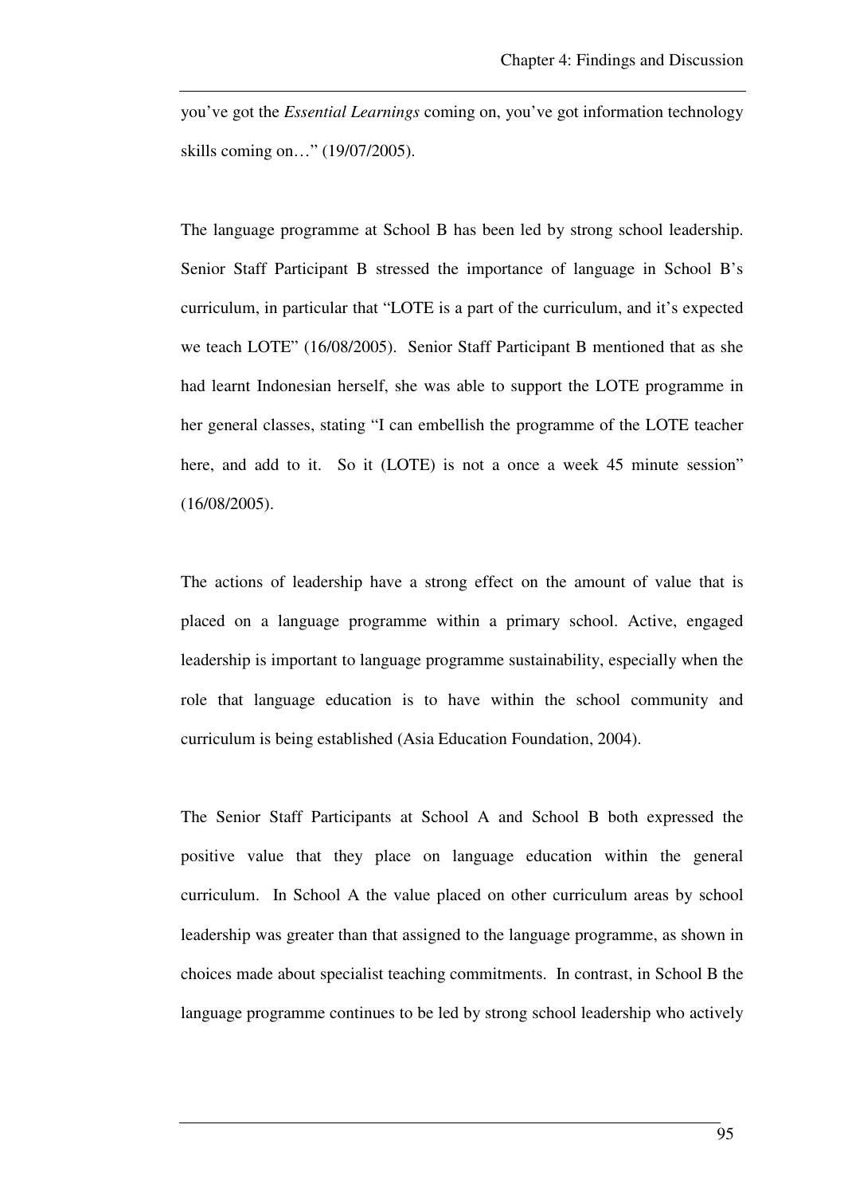you've got the *Essential Learnings* coming on, you've got information technology skills coming on…" (19/07/2005).

The language programme at School B has been led by strong school leadership. Senior Staff Participant B stressed the importance of language in School B's curriculum, in particular that "LOTE is a part of the curriculum, and it's expected we teach LOTE" (16/08/2005). Senior Staff Participant B mentioned that as she had learnt Indonesian herself, she was able to support the LOTE programme in her general classes, stating "I can embellish the programme of the LOTE teacher here, and add to it. So it (LOTE) is not a once a week 45 minute session" (16/08/2005).

The actions of leadership have a strong effect on the amount of value that is placed on a language programme within a primary school. Active, engaged leadership is important to language programme sustainability, especially when the role that language education is to have within the school community and curriculum is being established (Asia Education Foundation, 2004).

The Senior Staff Participants at School A and School B both expressed the positive value that they place on language education within the general curriculum. In School A the value placed on other curriculum areas by school leadership was greater than that assigned to the language programme, as shown in choices made about specialist teaching commitments. In contrast, in School B the language programme continues to be led by strong school leadership who actively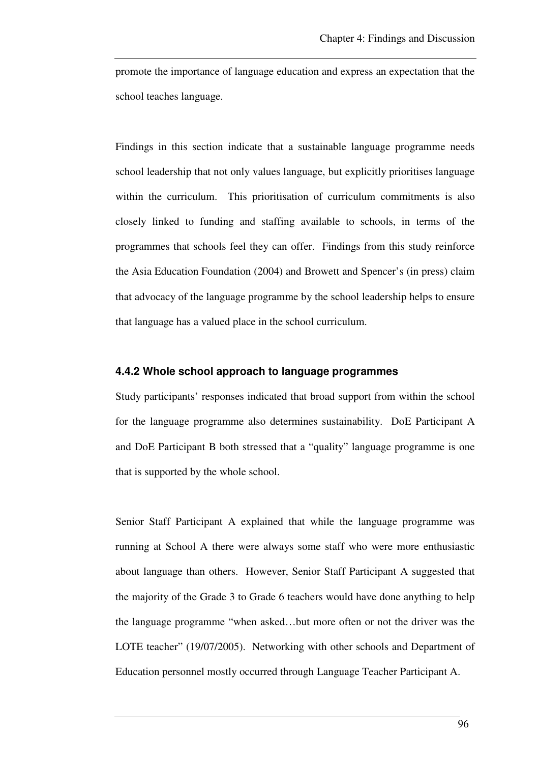promote the importance of language education and express an expectation that the school teaches language.

Findings in this section indicate that a sustainable language programme needs school leadership that not only values language, but explicitly prioritises language within the curriculum. This prioritisation of curriculum commitments is also closely linked to funding and staffing available to schools, in terms of the programmes that schools feel they can offer. Findings from this study reinforce the Asia Education Foundation (2004) and Browett and Spencer's (in press) claim that advocacy of the language programme by the school leadership helps to ensure that language has a valued place in the school curriculum.

### 4.4.2 Whole school approach to language programmes

Study participants' responses indicated that broad support from within the school for the language programme also determines sustainability. DoE Participant A and DoE Participant B both stressed that a "quality" language programme is one that is supported by the whole school.

Senior Staff Participant A explained that while the language programme was running at School A there were always some staff who were more enthusiastic about language than others. However, Senior Staff Participant A suggested that the majority of the Grade 3 to Grade 6 teachers would have done anything to help the language programme "when asked…but more often or not the driver was the LOTE teacher" (19/07/2005). Networking with other schools and Department of Education personnel mostly occurred through Language Teacher Participant A.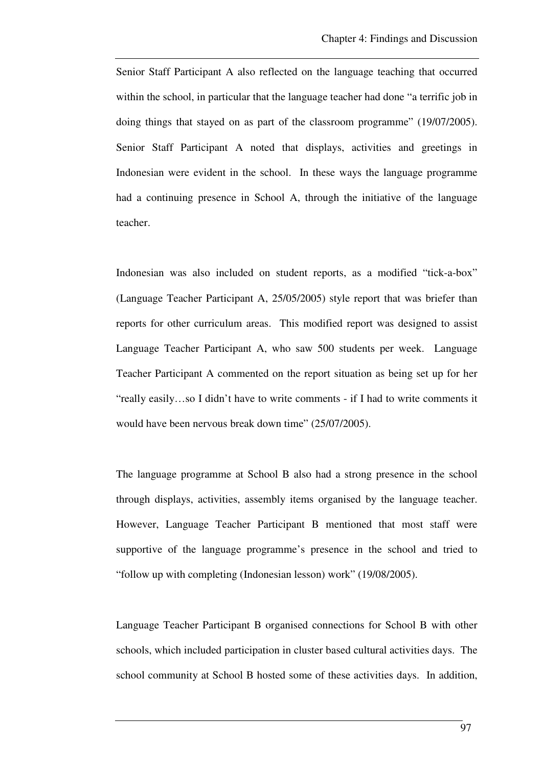Senior Staff Participant A also reflected on the language teaching that occurred within the school, in particular that the language teacher had done "a terrific job in doing things that stayed on as part of the classroom programme" (19/07/2005). Senior Staff Participant A noted that displays, activities and greetings in Indonesian were evident in the school. In these ways the language programme had a continuing presence in School A, through the initiative of the language teacher.

Indonesian was also included on student reports, as a modified "tick-a-box" (Language Teacher Participant A, 25/05/2005) style report that was briefer than reports for other curriculum areas. This modified report was designed to assist Language Teacher Participant A, who saw 500 students per week. Language Teacher Participant A commented on the report situation as being set up for her "really easily…so I didn't have to write comments - if I had to write comments it would have been nervous break down time" (25/07/2005).

The language programme at School B also had a strong presence in the school through displays, activities, assembly items organised by the language teacher. However, Language Teacher Participant B mentioned that most staff were supportive of the language programme's presence in the school and tried to "follow up with completing (Indonesian lesson) work" (19/08/2005).

Language Teacher Participant B organised connections for School B with other schools, which included participation in cluster based cultural activities days. The school community at School B hosted some of these activities days. In addition,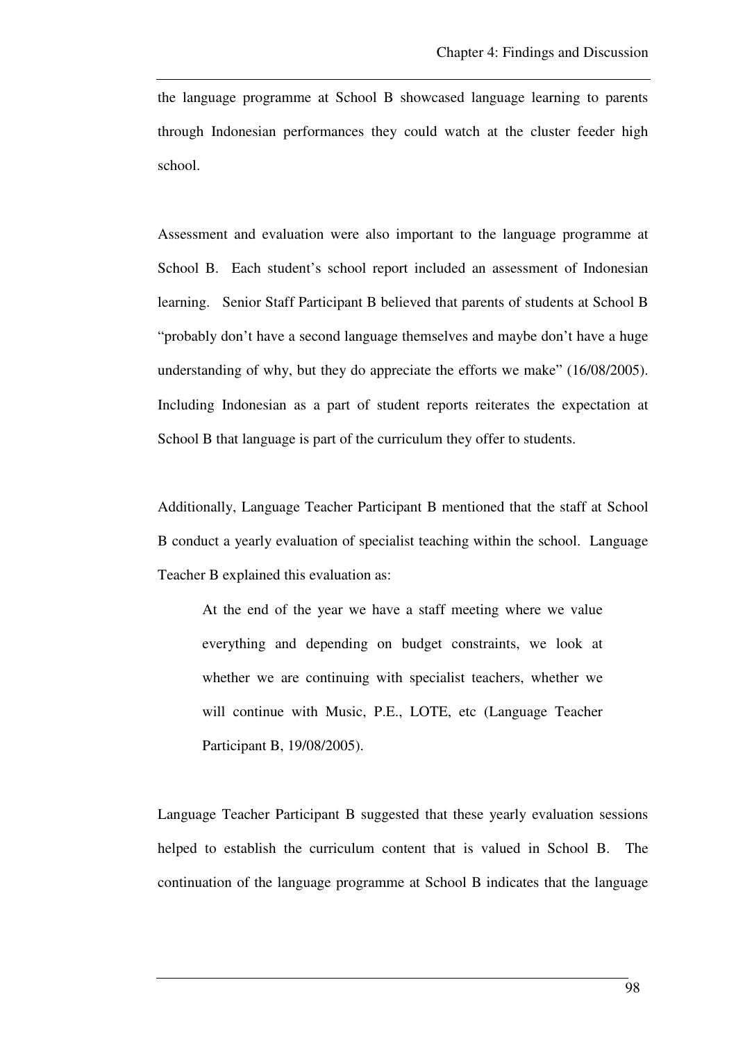the language programme at School B showcased language learning to parents through Indonesian performances they could watch at the cluster feeder high school.

Assessment and evaluation were also important to the language programme at School B. Each student's school report included an assessment of Indonesian learning. Senior Staff Participant B believed that parents of students at School B "probably don't have a second language themselves and maybe don't have a huge understanding of why, but they do appreciate the efforts we make" (16/08/2005). Including Indonesian as a part of student reports reiterates the expectation at School B that language is part of the curriculum they offer to students.

Additionally, Language Teacher Participant B mentioned that the staff at School B conduct a yearly evaluation of specialist teaching within the school. Language Teacher B explained this evaluation as:

> At the end of the year we have a staff meeting where we value everything and depending on budget constraints, we look at whether we are continuing with specialist teachers, whether we will continue with Music, P.E., LOTE, etc (Language Teacher Participant B, 19/08/2005).

Language Teacher Participant B suggested that these yearly evaluation sessions helped to establish the curriculum content that is valued in School B. The continuation of the language programme at School B indicates that the language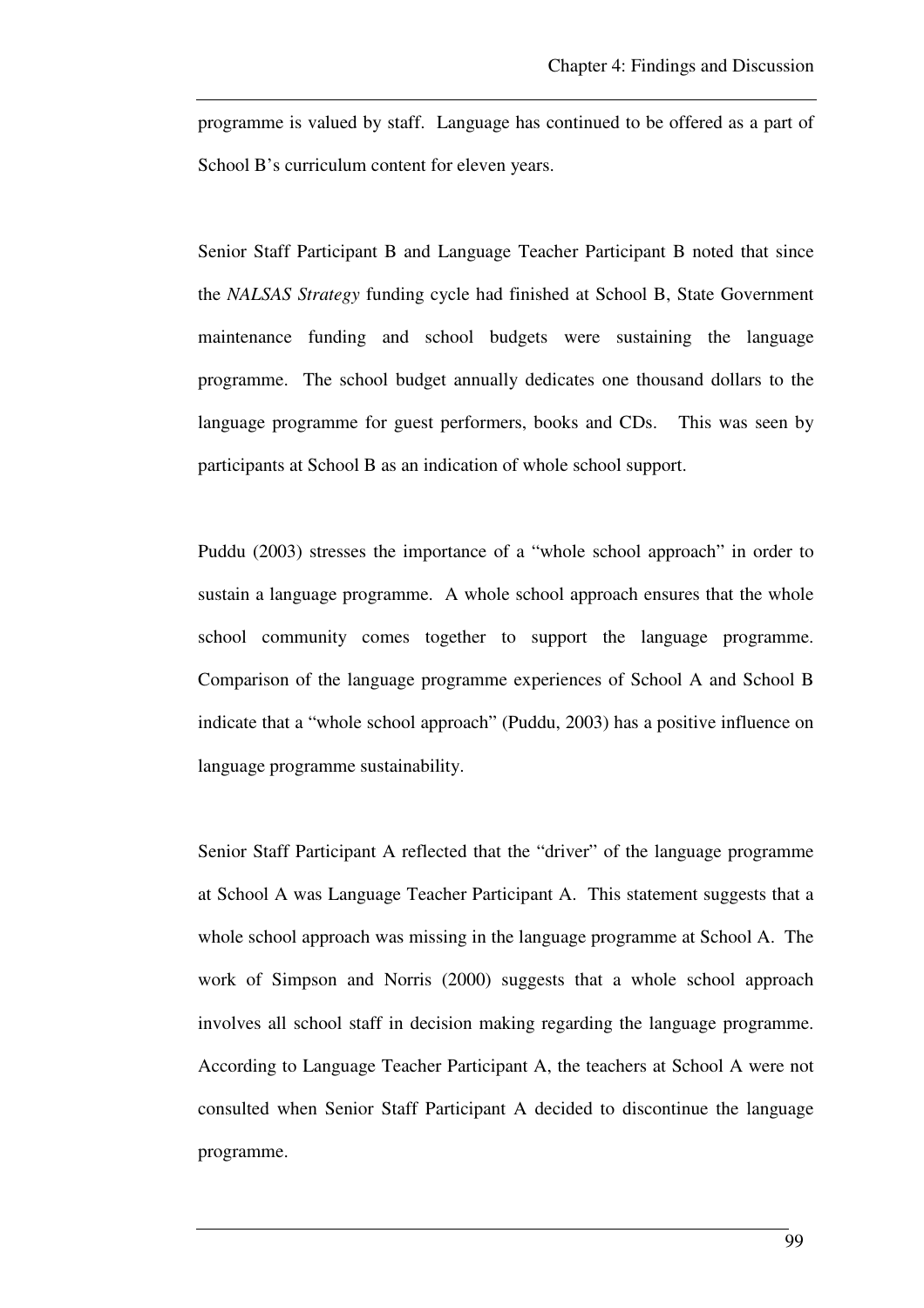programme is valued by staff. Language has continued to be offered as a part of School B's curriculum content for eleven years.

Senior Staff Participant B and Language Teacher Participant B noted that since the *NALSAS Strategy* funding cycle had finished at School B, State Government maintenance funding and school budgets were sustaining the language programme. The school budget annually dedicates one thousand dollars to the language programme for guest performers, books and CDs. This was seen by participants at School B as an indication of whole school support.

Puddu (2003) stresses the importance of a "whole school approach" in order to sustain a language programme. A whole school approach ensures that the whole school community comes together to support the language programme. Comparison of the language programme experiences of School A and School B indicate that a "whole school approach" (Puddu, 2003) has a positive influence on language programme sustainability.

Senior Staff Participant A reflected that the "driver" of the language programme at School A was Language Teacher Participant A. This statement suggests that a whole school approach was missing in the language programme at School A. The work of Simpson and Norris (2000) suggests that a whole school approach involves all school staff in decision making regarding the language programme. According to Language Teacher Participant A, the teachers at School A were not consulted when Senior Staff Participant A decided to discontinue the language programme.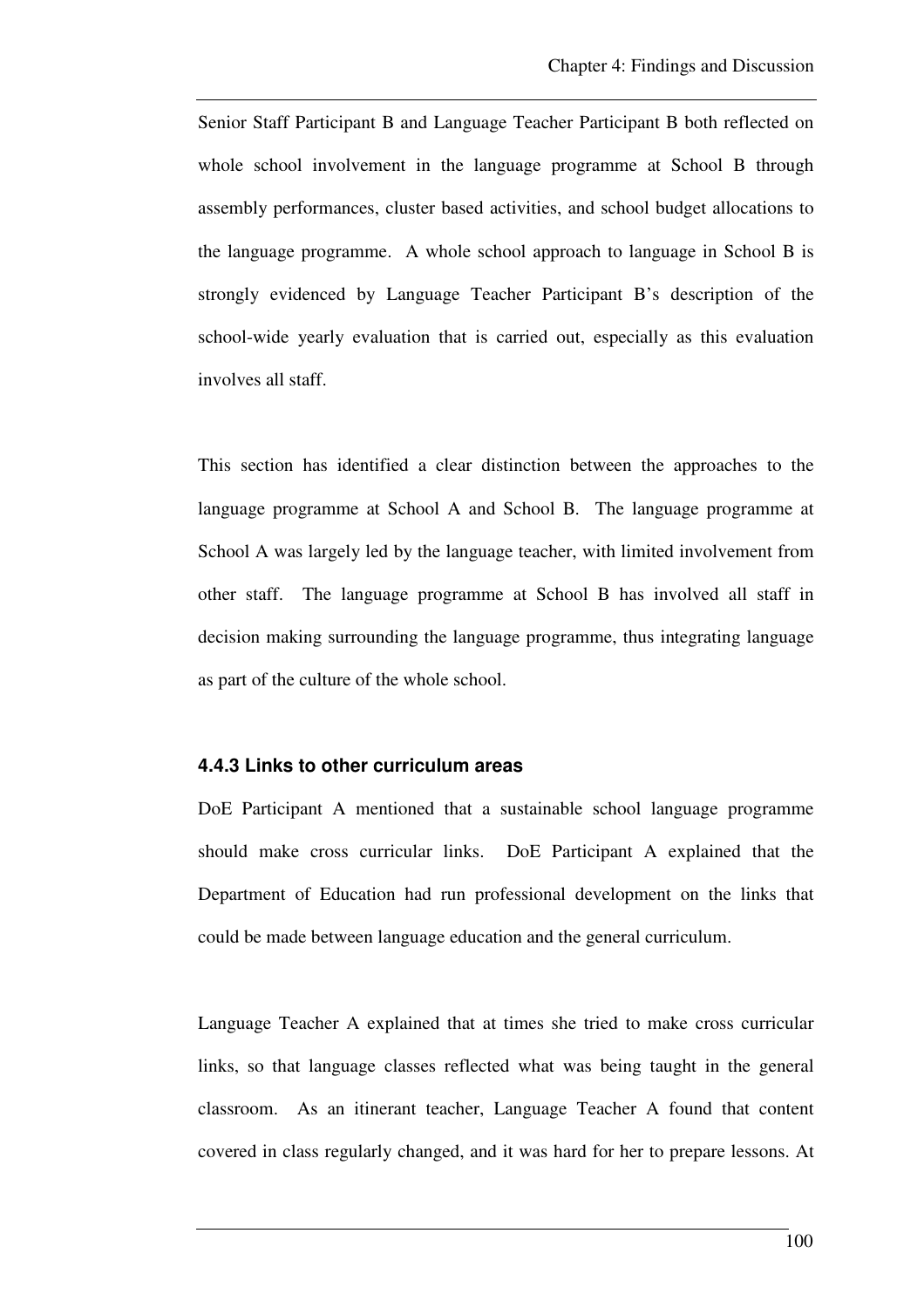Senior Staff Participant B and Language Teacher Participant B both reflected on whole school involvement in the language programme at School B through assembly performances, cluster based activities, and school budget allocations to the language programme. A whole school approach to language in School B is strongly evidenced by Language Teacher Participant B's description of the school-wide yearly evaluation that is carried out, especially as this evaluation involves all staff.

This section has identified a clear distinction between the approaches to the language programme at School A and School B. The language programme at School A was largely led by the language teacher, with limited involvement from other staff. The language programme at School B has involved all staff in decision making surrounding the language programme, thus integrating language as part of the culture of the whole school.

### 4.4.3 Links to other curriculum areas

DoE Participant A mentioned that a sustainable school language programme should make cross curricular links. DoE Participant A explained that the Department of Education had run professional development on the links that could be made between language education and the general curriculum.

Language Teacher A explained that at times she tried to make cross curricular links, so that language classes reflected what was being taught in the general classroom. As an itinerant teacher, Language Teacher A found that content covered in class regularly changed, and it was hard for her to prepare lessons. At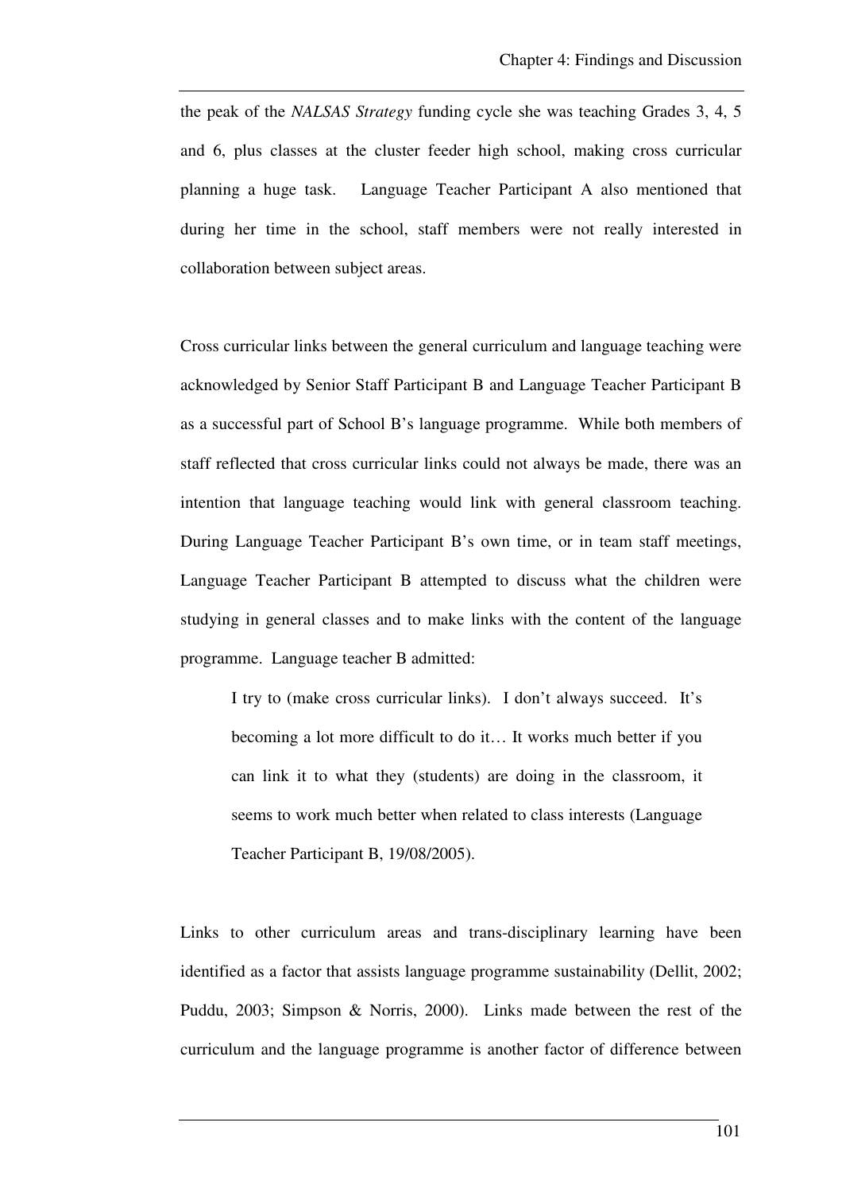the peak of the *NALSAS Strategy* funding cycle she was teaching Grades 3, 4, 5 and 6, plus classes at the cluster feeder high school, making cross curricular planning a huge task. Language Teacher Participant A also mentioned that during her time in the school, staff members were not really interested in collaboration between subject areas.

Cross curricular links between the general curriculum and language teaching were acknowledged by Senior Staff Participant B and Language Teacher Participant B as a successful part of School B's language programme. While both members of staff reflected that cross curricular links could not always be made, there was an intention that language teaching would link with general classroom teaching. During Language Teacher Participant B's own time, or in team staff meetings, Language Teacher Participant B attempted to discuss what the children were studying in general classes and to make links with the content of the language programme. Language teacher B admitted:

> I try to (make cross curricular links). I don't always succeed. It's becoming a lot more difficult to do it… It works much better if you can link it to what they (students) are doing in the classroom, it seems to work much better when related to class interests (Language Teacher Participant B, 19/08/2005).

Links to other curriculum areas and trans-disciplinary learning have been identified as a factor that assists language programme sustainability (Dellit, 2002; Puddu, 2003; Simpson & Norris, 2000). Links made between the rest of the curriculum and the language programme is another factor of difference between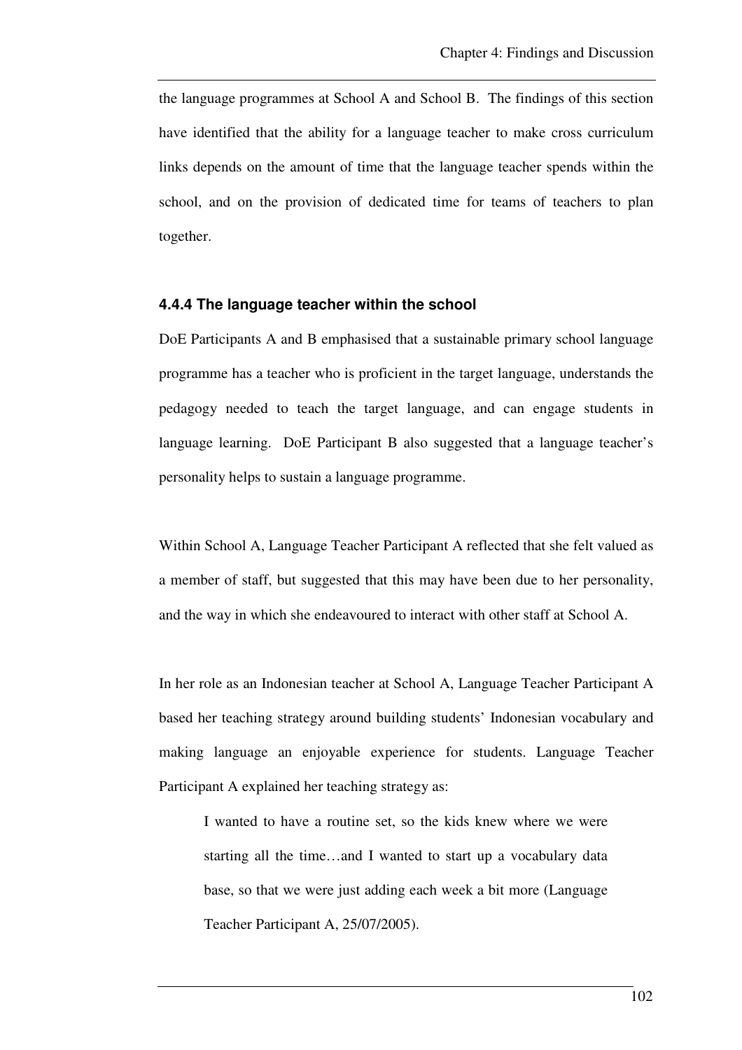the language programmes at School A and School B. The findings of this section have identified that the ability for a language teacher to make cross curriculum links depends on the amount of time that the language teacher spends within the school, and on the provision of dedicated time for teams of teachers to plan together.

#### 4.4.4 The language teacher within the school

DoE Participants A and B emphasised that a sustainable primary school language programme has a teacher who is proficient in the target language, understands the pedagogy needed to teach the target language, and can engage students in language learning. DoE Participant B also suggested that a language teacher's personality helps to sustain a language programme.

Within School A, Language Teacher Participant A reflected that she felt valued as a member of staff, but suggested that this may have been due to her personality, and the way in which she endeavoured to interact with other staff at School A.

In her role as an Indonesian teacher at School A, Language Teacher Participant A based her teaching strategy around building students' Indonesian vocabulary and making language an enjoyable experience for students. Language Teacher Participant A explained her teaching strategy as:

> I wanted to have a routine set, so the kids knew where we were starting all the time…and I wanted to start up a vocabulary data base, so that we were just adding each week a bit more (Language Teacher Participant A, 25/07/2005).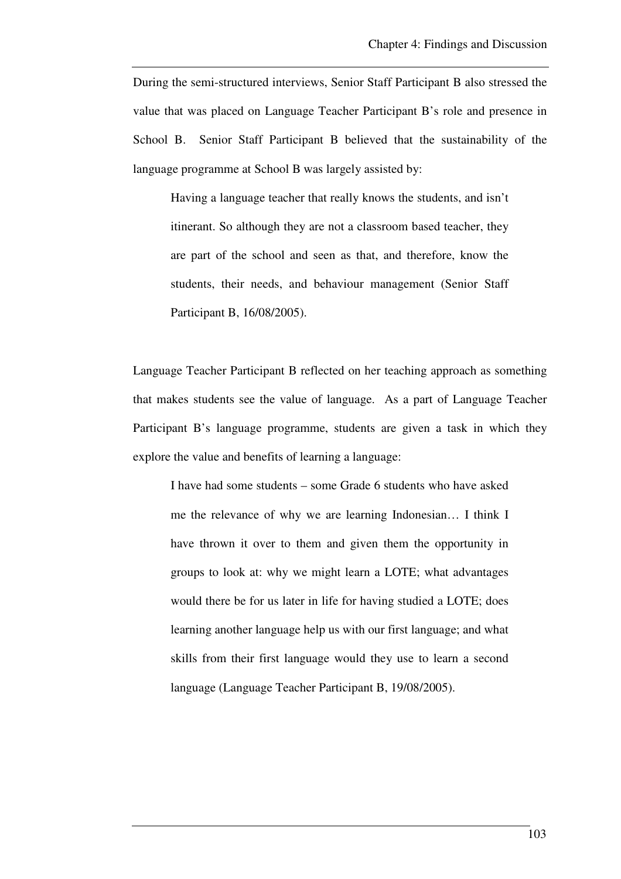During the semi-structured interviews, Senior Staff Participant B also stressed the value that was placed on Language Teacher Participant B's role and presence in School B. Senior Staff Participant B believed that the sustainability of the language programme at School B was largely assisted by:

> Having a language teacher that really knows the students, and isn't itinerant. So although they are not a classroom based teacher, they are part of the school and seen as that, and therefore, know the students, their needs, and behaviour management (Senior Staff Participant B, 16/08/2005).

Language Teacher Participant B reflected on her teaching approach as something that makes students see the value of language. As a part of Language Teacher Participant B's language programme, students are given a task in which they explore the value and benefits of learning a language:

> I have had some students – some Grade 6 students who have asked me the relevance of why we are learning Indonesian… I think I have thrown it over to them and given them the opportunity in groups to look at: why we might learn a LOTE; what advantages would there be for us later in life for having studied a LOTE; does learning another language help us with our first language; and what skills from their first language would they use to learn a second language (Language Teacher Participant B, 19/08/2005).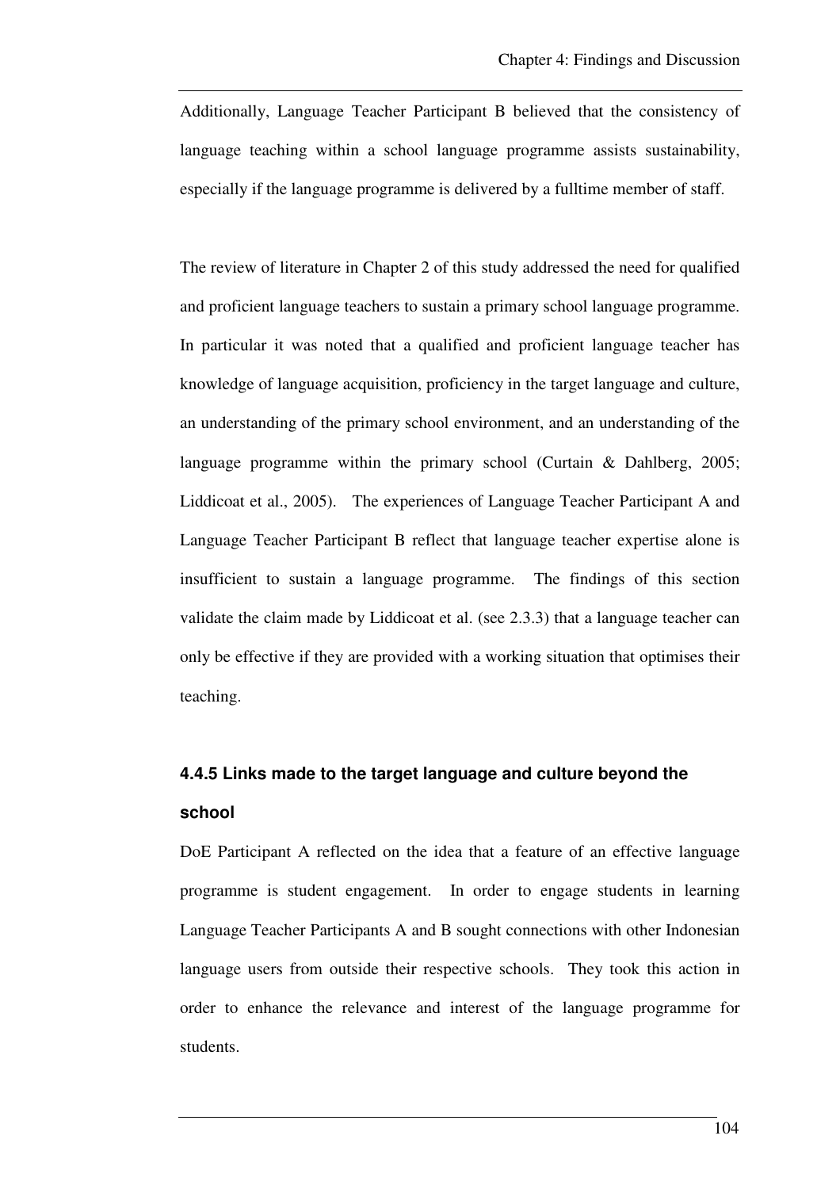Additionally, Language Teacher Participant B believed that the consistency of language teaching within a school language programme assists sustainability, especially if the language programme is delivered by a fulltime member of staff.

The review of literature in Chapter 2 of this study addressed the need for qualified and proficient language teachers to sustain a primary school language programme. In particular it was noted that a qualified and proficient language teacher has knowledge of language acquisition, proficiency in the target language and culture, an understanding of the primary school environment, and an understanding of the language programme within the primary school (Curtain & Dahlberg, 2005; Liddicoat et al., 2005). The experiences of Language Teacher Participant A and Language Teacher Participant B reflect that language teacher expertise alone is insufficient to sustain a language programme. The findings of this section validate the claim made by Liddicoat et al. (see 2.3.3) that a language teacher can only be effective if they are provided with a working situation that optimises their teaching.

### 4.4.5 Links made to the target language and culture beyond the school

DoE Participant A reflected on the idea that a feature of an effective language programme is student engagement. In order to engage students in learning Language Teacher Participants A and B sought connections with other Indonesian language users from outside their respective schools. They took this action in order to enhance the relevance and interest of the language programme for students.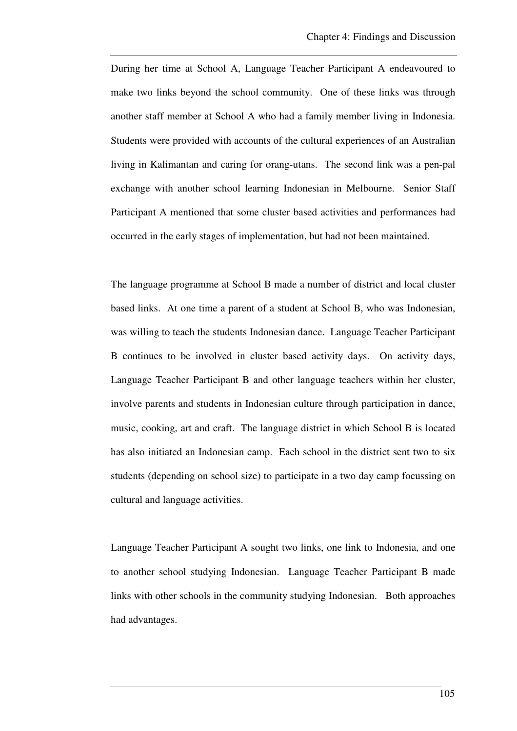During her time at School A, Language Teacher Participant A endeavoured to make two links beyond the school community. One of these links was through another staff member at School A who had a family member living in Indonesia. Students were provided with accounts of the cultural experiences of an Australian living in Kalimantan and caring for orang-utans. The second link was a pen-pal exchange with another school learning Indonesian in Melbourne. Senior Staff Participant A mentioned that some cluster based activities and performances had occurred in the early stages of implementation, but had not been maintained.

The language programme at School B made a number of district and local cluster based links. At one time a parent of a student at School B, who was Indonesian, was willing to teach the students Indonesian dance. Language Teacher Participant B continues to be involved in cluster based activity days. On activity days, Language Teacher Participant B and other language teachers within her cluster, involve parents and students in Indonesian culture through participation in dance, music, cooking, art and craft. The language district in which School B is located has also initiated an Indonesian camp. Each school in the district sent two to six students (depending on school size) to participate in a two day camp focussing on cultural and language activities.

Language Teacher Participant A sought two links, one link to Indonesia, and one to another school studying Indonesian. Language Teacher Participant B made links with other schools in the community studying Indonesian. Both approaches had advantages.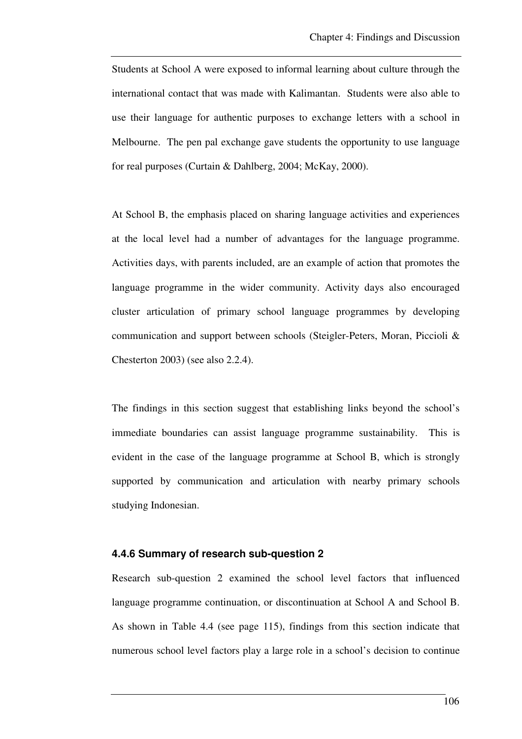Students at School A were exposed to informal learning about culture through the international contact that was made with Kalimantan. Students were also able to use their language for authentic purposes to exchange letters with a school in Melbourne. The pen pal exchange gave students the opportunity to use language for real purposes (Curtain & Dahlberg, 2004; McKay, 2000).

At School B, the emphasis placed on sharing language activities and experiences at the local level had a number of advantages for the language programme. Activities days, with parents included, are an example of action that promotes the language programme in the wider community. Activity days also encouraged cluster articulation of primary school language programmes by developing communication and support between schools (Steigler-Peters, Moran, Piccioli & Chesterton 2003) (see also 2.2.4).

The findings in this section suggest that establishing links beyond the school's immediate boundaries can assist language programme sustainability. This is evident in the case of the language programme at School B, which is strongly supported by communication and articulation with nearby primary schools studying Indonesian.

### 4.4.6 Summary of research sub-question 2

Research sub-question 2 examined the school level factors that influenced language programme continuation, or discontinuation at School A and School B. As shown in Table 4.4 (see page 115), findings from this section indicate that numerous school level factors play a large role in a school's decision to continue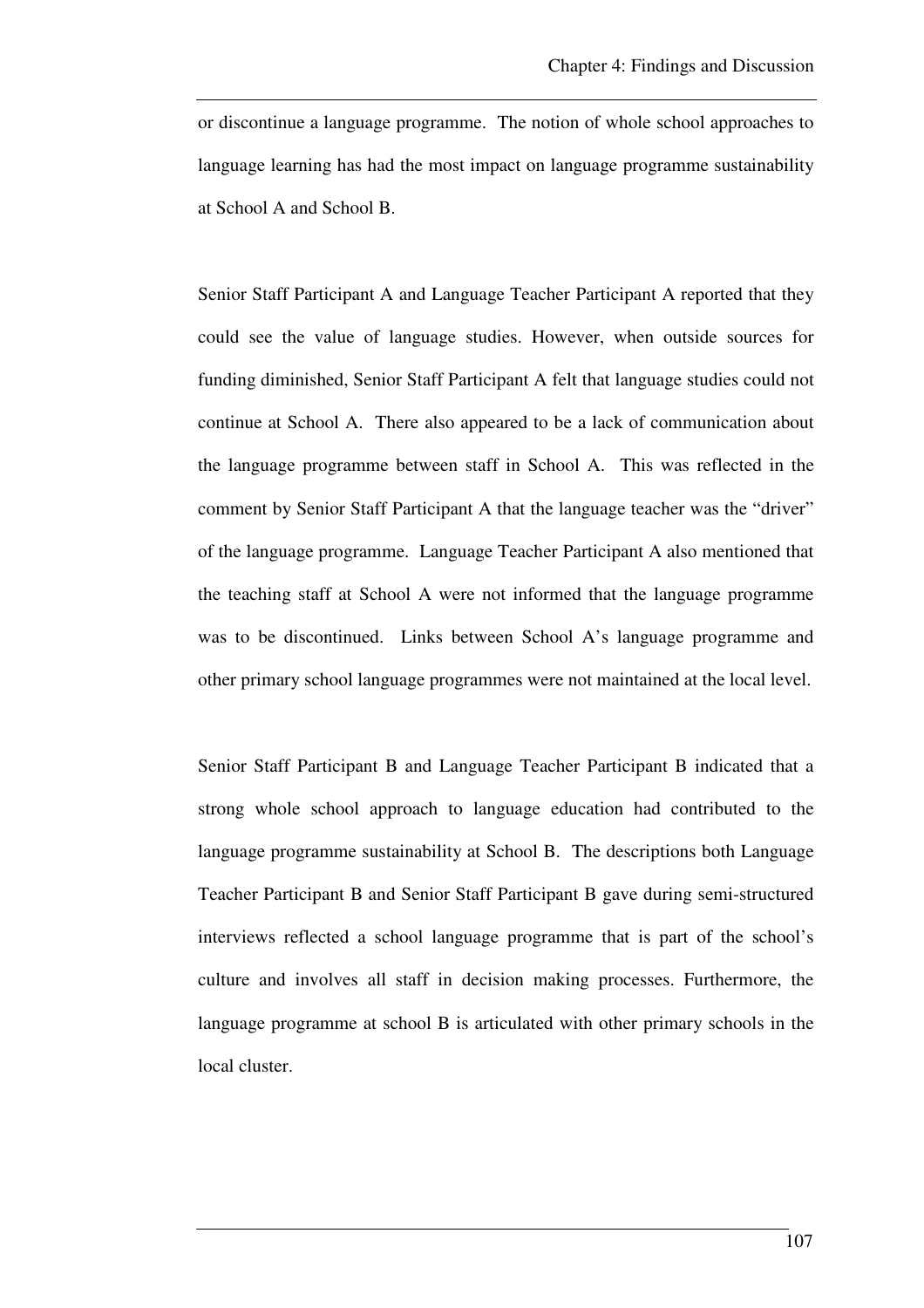or discontinue a language programme. The notion of whole school approaches to language learning has had the most impact on language programme sustainability at School A and School B.

Senior Staff Participant A and Language Teacher Participant A reported that they could see the value of language studies. However, when outside sources for funding diminished, Senior Staff Participant A felt that language studies could not continue at School A. There also appeared to be a lack of communication about the language programme between staff in School A. This was reflected in the comment by Senior Staff Participant A that the language teacher was the "driver" of the language programme. Language Teacher Participant A also mentioned that the teaching staff at School A were not informed that the language programme was to be discontinued. Links between School A's language programme and other primary school language programmes were not maintained at the local level.

Senior Staff Participant B and Language Teacher Participant B indicated that a strong whole school approach to language education had contributed to the language programme sustainability at School B. The descriptions both Language Teacher Participant B and Senior Staff Participant B gave during semi-structured interviews reflected a school language programme that is part of the school's culture and involves all staff in decision making processes. Furthermore, the language programme at school B is articulated with other primary schools in the local cluster.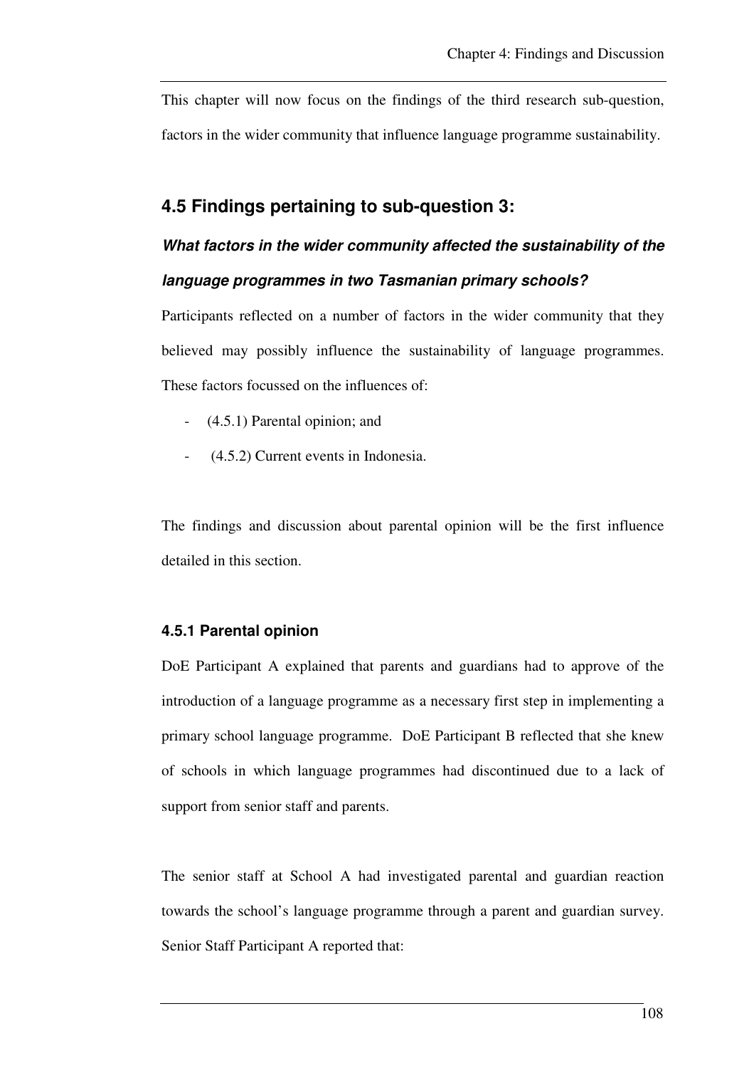This chapter will now focus on the findings of the third research sub-question, factors in the wider community that influence language programme sustainability.

## 4.5 Findings pertaining to sub-question 3:

### *What factors in the wider community affected the sustainability of the language programmes in two Tasmanian primary schools?*

Participants reflected on a number of factors in the wider community that they believed may possibly influence the sustainability of language programmes. These factors focussed on the influences of:

- (4.5.1) Parental opinion; and
- (4.5.2) Current events in Indonesia.

The findings and discussion about parental opinion will be the first influence detailed in this section.

#### 4.5.1 Parental opinion

DoE Participant A explained that parents and guardians had to approve of the introduction of a language programme as a necessary first step in implementing a primary school language programme. DoE Participant B reflected that she knew of schools in which language programmes had discontinued due to a lack of support from senior staff and parents.

The senior staff at School A had investigated parental and guardian reaction towards the school's language programme through a parent and guardian survey. Senior Staff Participant A reported that: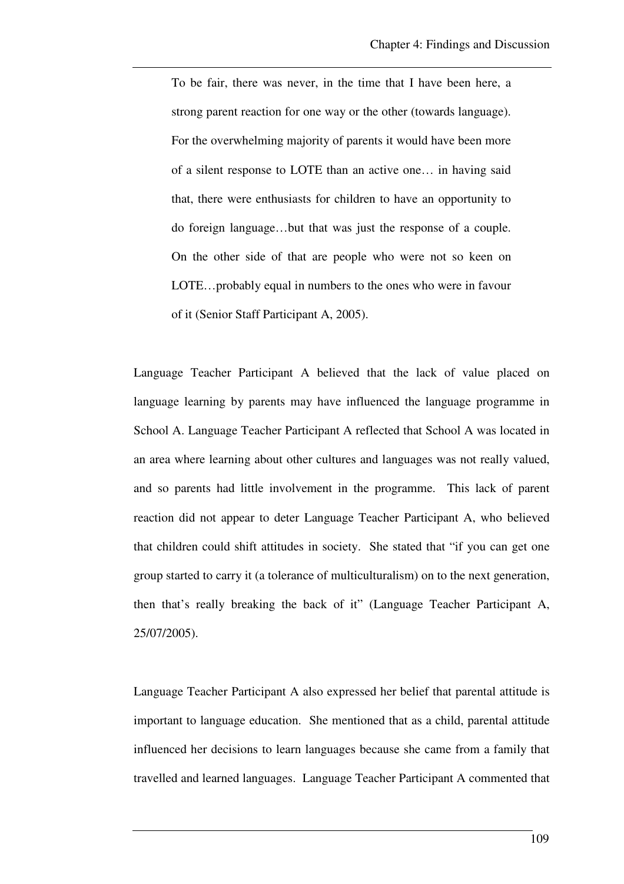> To be fair, there was never, in the time that I have been here, a strong parent reaction for one way or the other (towards language). For the overwhelming majority of parents it would have been more of a silent response to LOTE than an active one… in having said that, there were enthusiasts for children to have an opportunity to do foreign language…but that was just the response of a couple. On the other side of that are people who were not so keen on LOTE…probably equal in numbers to the ones who were in favour of it (Senior Staff Participant A, 2005).

Language Teacher Participant A believed that the lack of value placed on language learning by parents may have influenced the language programme in School A. Language Teacher Participant A reflected that School A was located in an area where learning about other cultures and languages was not really valued, and so parents had little involvement in the programme. This lack of parent reaction did not appear to deter Language Teacher Participant A, who believed that children could shift attitudes in society. She stated that "if you can get one group started to carry it (a tolerance of multiculturalism) on to the next generation, then that's really breaking the back of it" (Language Teacher Participant A, 25/07/2005).

Language Teacher Participant A also expressed her belief that parental attitude is important to language education. She mentioned that as a child, parental attitude influenced her decisions to learn languages because she came from a family that travelled and learned languages. Language Teacher Participant A commented that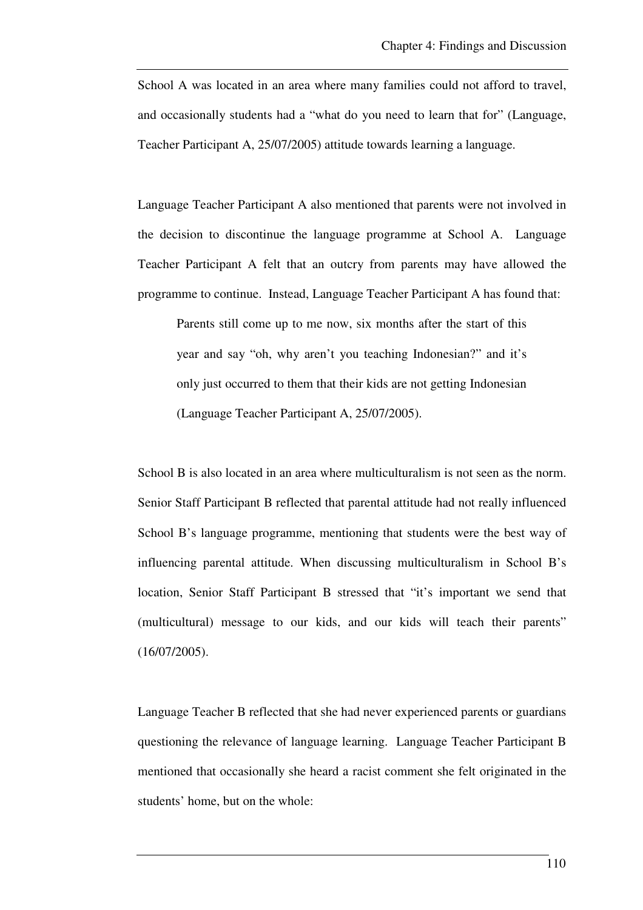School A was located in an area where many families could not afford to travel, and occasionally students had a "what do you need to learn that for" (Language, Teacher Participant A, 25/07/2005) attitude towards learning a language.

Language Teacher Participant A also mentioned that parents were not involved in the decision to discontinue the language programme at School A. Language Teacher Participant A felt that an outcry from parents may have allowed the programme to continue. Instead, Language Teacher Participant A has found that:

> Parents still come up to me now, six months after the start of this year and say "oh, why aren't you teaching Indonesian?" and it's only just occurred to them that their kids are not getting Indonesian (Language Teacher Participant A, 25/07/2005).

School B is also located in an area where multiculturalism is not seen as the norm. Senior Staff Participant B reflected that parental attitude had not really influenced School B's language programme, mentioning that students were the best way of influencing parental attitude. When discussing multiculturalism in School B's location, Senior Staff Participant B stressed that "it's important we send that (multicultural) message to our kids, and our kids will teach their parents" (16/07/2005).

Language Teacher B reflected that she had never experienced parents or guardians questioning the relevance of language learning. Language Teacher Participant B mentioned that occasionally she heard a racist comment she felt originated in the students' home, but on the whole: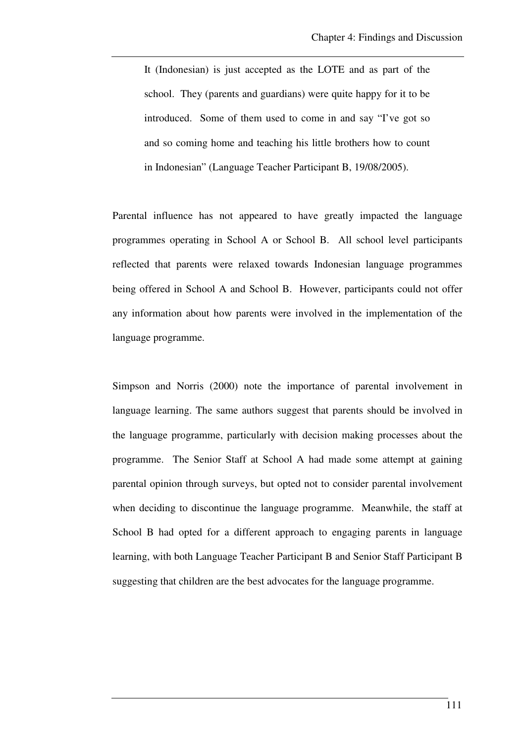> It (Indonesian) is just accepted as the LOTE and as part of the school. They (parents and guardians) were quite happy for it to be introduced. Some of them used to come in and say "I've got so and so coming home and teaching his little brothers how to count in Indonesian" (Language Teacher Participant B, 19/08/2005).

Parental influence has not appeared to have greatly impacted the language programmes operating in School A or School B. All school level participants reflected that parents were relaxed towards Indonesian language programmes being offered in School A and School B. However, participants could not offer any information about how parents were involved in the implementation of the language programme.

Simpson and Norris (2000) note the importance of parental involvement in language learning. The same authors suggest that parents should be involved in the language programme, particularly with decision making processes about the programme. The Senior Staff at School A had made some attempt at gaining parental opinion through surveys, but opted not to consider parental involvement when deciding to discontinue the language programme. Meanwhile, the staff at School B had opted for a different approach to engaging parents in language learning, with both Language Teacher Participant B and Senior Staff Participant B suggesting that children are the best advocates for the language programme.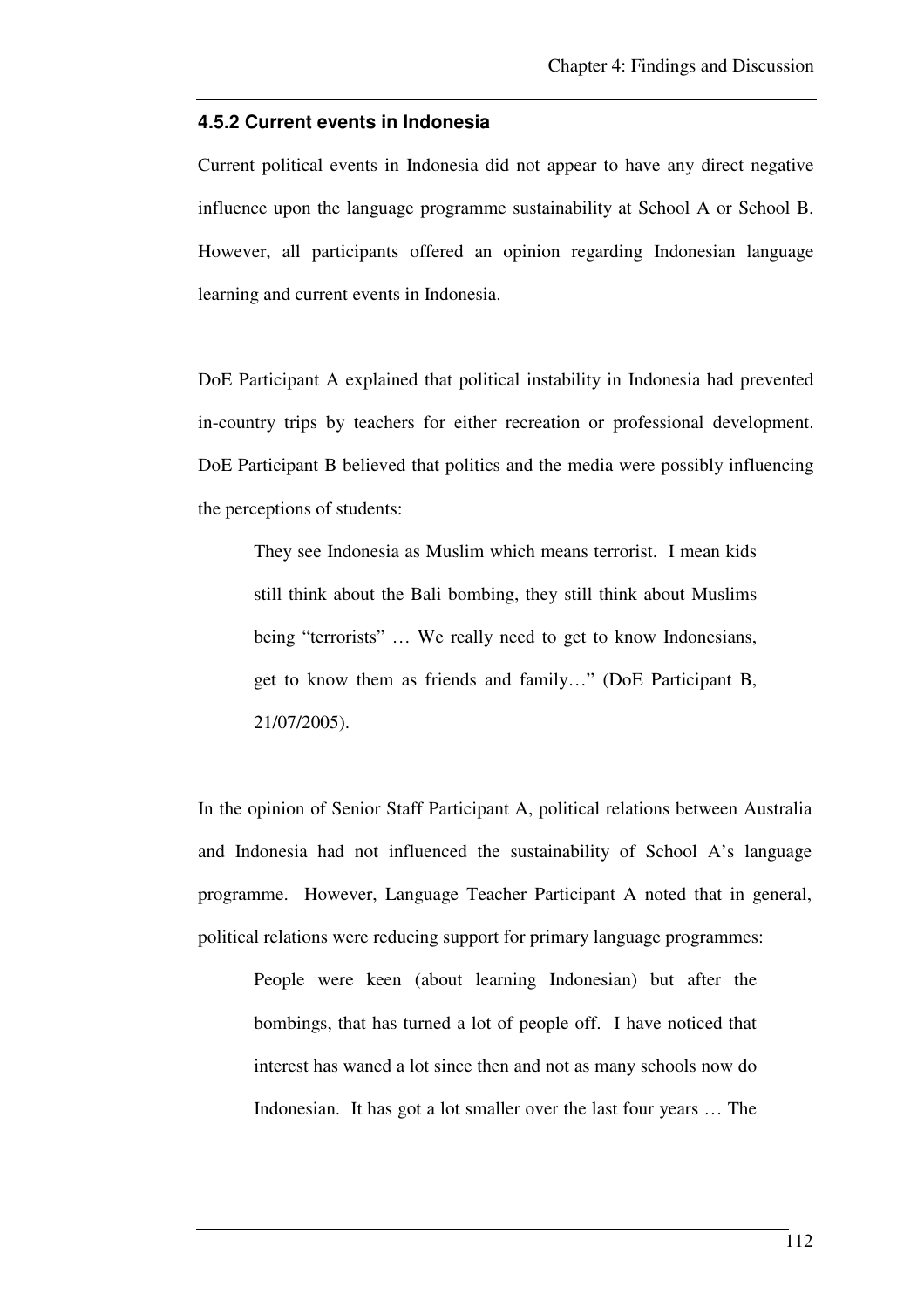### 4.5.2 Current events in Indonesia

Current political events in Indonesia did not appear to have any direct negative influence upon the language programme sustainability at School A or School B. However, all participants offered an opinion regarding Indonesian language learning and current events in Indonesia.

DoE Participant A explained that political instability in Indonesia had prevented in-country trips by teachers for either recreation or professional development. DoE Participant B believed that politics and the media were possibly influencing the perceptions of students:

> They see Indonesia as Muslim which means terrorist. I mean kids still think about the Bali bombing, they still think about Muslims being "terrorists" … We really need to get to know Indonesians, get to know them as friends and family…" (DoE Participant B, 21/07/2005).

In the opinion of Senior Staff Participant A, political relations between Australia and Indonesia had not influenced the sustainability of School A's language programme. However, Language Teacher Participant A noted that in general, political relations were reducing support for primary language programmes:

> People were keen (about learning Indonesian) but after the bombings, that has turned a lot of people off. I have noticed that interest has waned a lot since then and not as many schools now do Indonesian. It has got a lot smaller over the last four years … The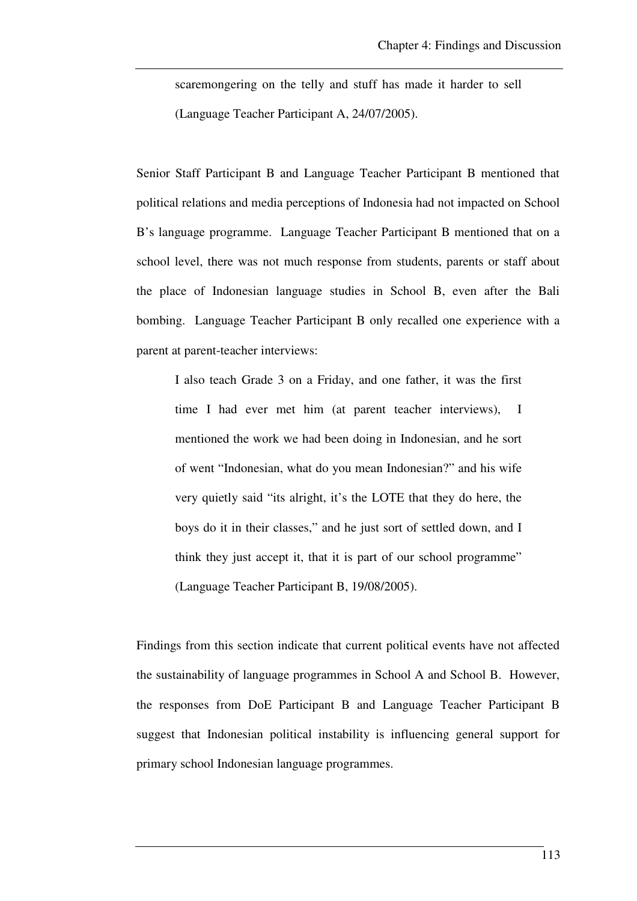> scaremongering on the telly and stuff has made it harder to sell (Language Teacher Participant A, 24/07/2005).

Senior Staff Participant B and Language Teacher Participant B mentioned that political relations and media perceptions of Indonesia had not impacted on School B's language programme. Language Teacher Participant B mentioned that on a school level, there was not much response from students, parents or staff about the place of Indonesian language studies in School B, even after the Bali bombing. Language Teacher Participant B only recalled one experience with a parent at parent-teacher interviews:

> I also teach Grade 3 on a Friday, and one father, it was the first time I had ever met him (at parent teacher interviews), I mentioned the work we had been doing in Indonesian, and he sort of went "Indonesian, what do you mean Indonesian?" and his wife very quietly said "its alright, it's the LOTE that they do here, the boys do it in their classes," and he just sort of settled down, and I think they just accept it, that it is part of our school programme" (Language Teacher Participant B, 19/08/2005).

Findings from this section indicate that current political events have not affected the sustainability of language programmes in School A and School B. However, the responses from DoE Participant B and Language Teacher Participant B suggest that Indonesian political instability is influencing general support for primary school Indonesian language programmes.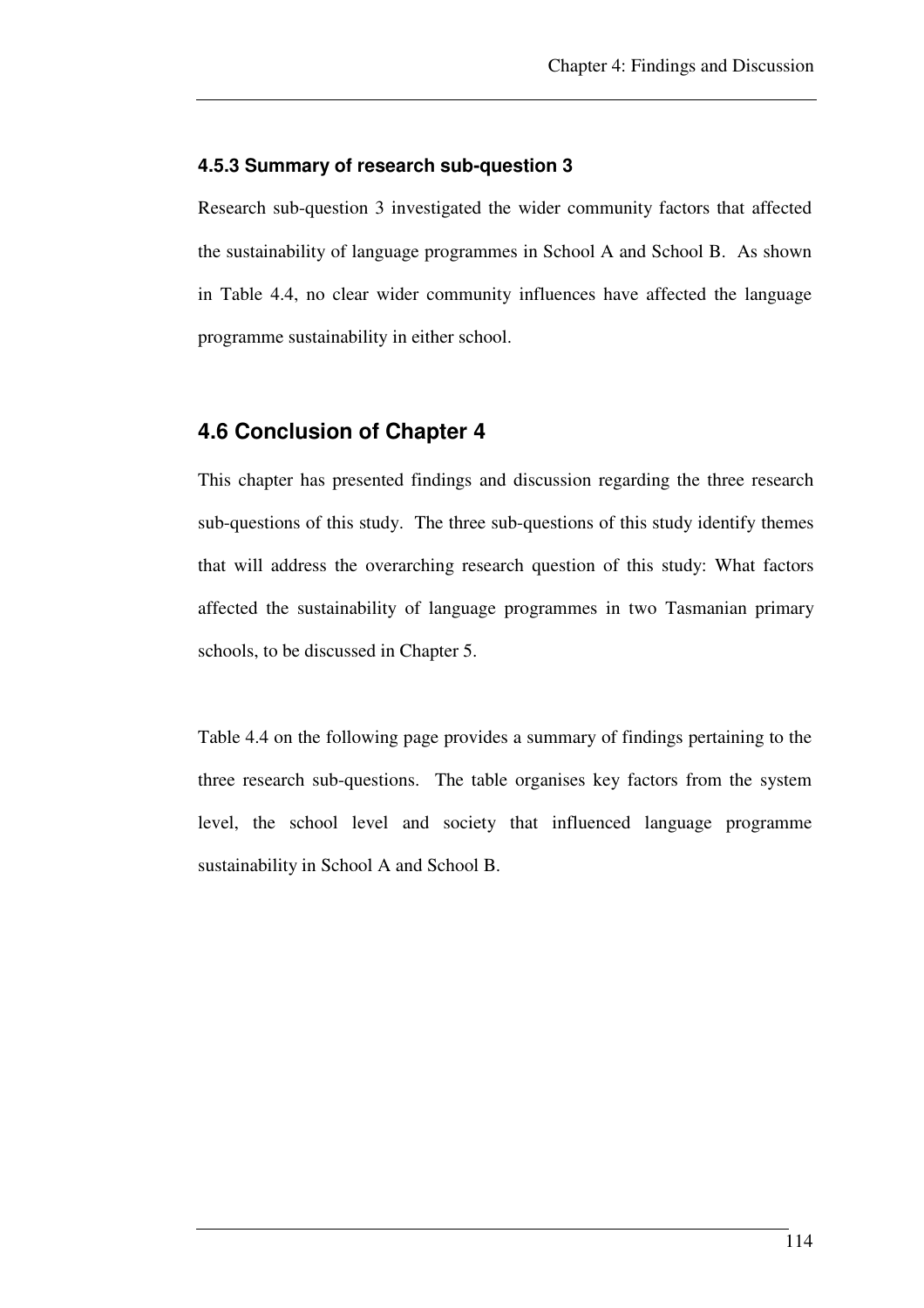### 4.5.3 Summary of research sub-question 3

Research sub-question 3 investigated the wider community factors that affected the sustainability of language programmes in School A and School B. As shown in Table 4.4, no clear wider community influences have affected the language programme sustainability in either school.

## 4.6 Conclusion of Chapter 4

This chapter has presented findings and discussion regarding the three research sub-questions of this study. The three sub-questions of this study identify themes that will address the overarching research question of this study: What factors affected the sustainability of language programmes in two Tasmanian primary schools, to be discussed in Chapter 5.

Table 4.4 on the following page provides a summary of findings pertaining to the three research sub-questions. The table organises key factors from the system level, the school level and society that influenced language programme sustainability in School A and School B.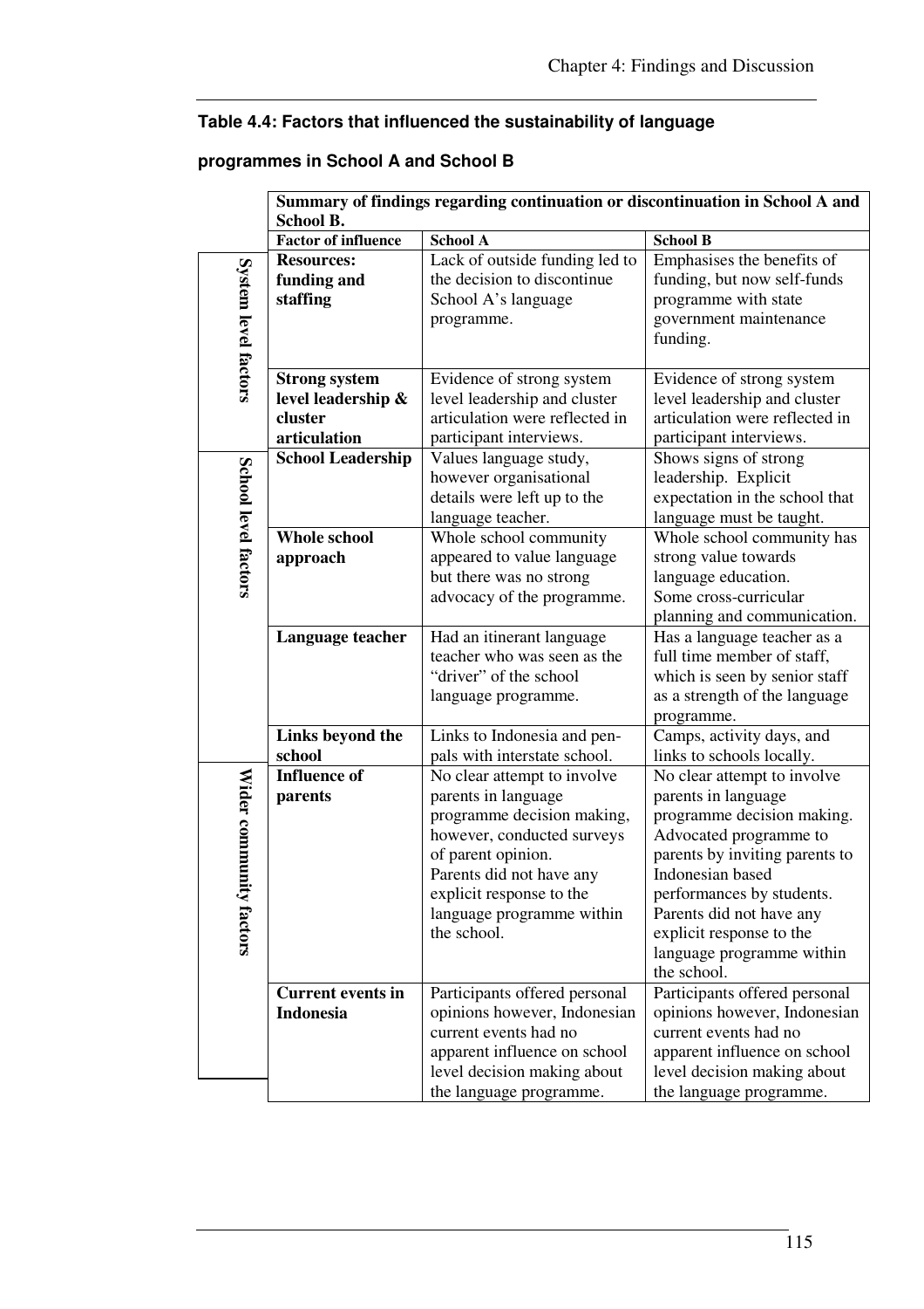**Table 4.4: Factors that influenced the sustainability of language programmes in School A and School B**

| | Summary of findings regarding continuation or discontinuation in School A and School B. | | |
|---|---|---|---|
| | **Factor of influence** | **School A** | **School B** |
| **System level factors** | **Resources: funding and staffing** | Lack of outside funding led to the decision to discontinue School A's language programme. | Emphasises the benefits of funding, but now self-funds programme with state government maintenance funding. |
| | **Strong system level leadership & cluster articulation** | Evidence of strong system level leadership and cluster articulation were reflected in participant interviews. | Evidence of strong system level leadership and cluster articulation were reflected in participant interviews. |
| **School level factors** | **School Leadership** | Values language study, however organisational details were left up to the language teacher. | Shows signs of strong leadership. Explicit expectation in the school that language must be taught. |
| | **Whole school approach** | Whole school community appeared to value language but there was no strong advocacy of the programme. | Whole school community has strong value towards language education. Some cross-curricular planning and communication. |
| | **Language teacher** | Had an itinerant language teacher who was seen as the "driver" of the school language programme. | Has a language teacher as a full time member of staff, which is seen by senior staff as a strength of the language programme. |
| | **Links beyond the school** | Links to Indonesia and pen-pals with interstate school. | Camps, activity days, and links to schools locally. |
| **Wider community factors** | **Influence of parents** | No clear attempt to involve parents in language programme decision making, however, conducted surveys of parent opinion. Parents did not have any explicit response to the language programme within the school. | No clear attempt to involve parents in language programme decision making. Advocated programme to parents by inviting parents to Indonesian based performances by students. Parents did not have any explicit response to the language programme within the school. |
| | **Current events in Indonesia** | Participants offered personal opinions however, Indonesian current events had no apparent influence on school level decision making about the language programme. | Participants offered personal opinions however, Indonesian current events had no apparent influence on school level decision making about the language programme. |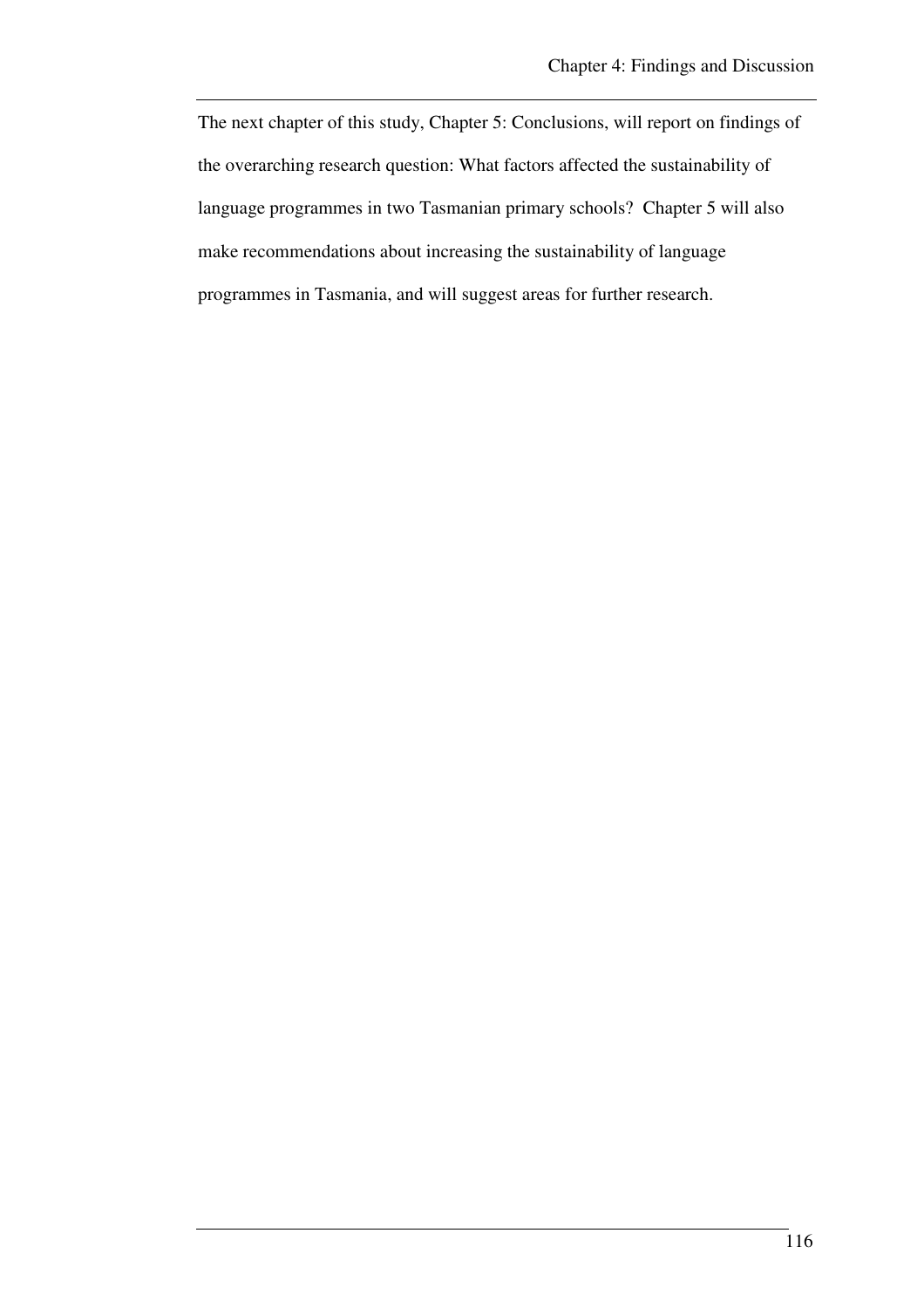The next chapter of this study, Chapter 5: Conclusions, will report on findings of the overarching research question: What factors affected the sustainability of language programmes in two Tasmanian primary schools? Chapter 5 will also make recommendations about increasing the sustainability of language programmes in Tasmania, and will suggest areas for further research.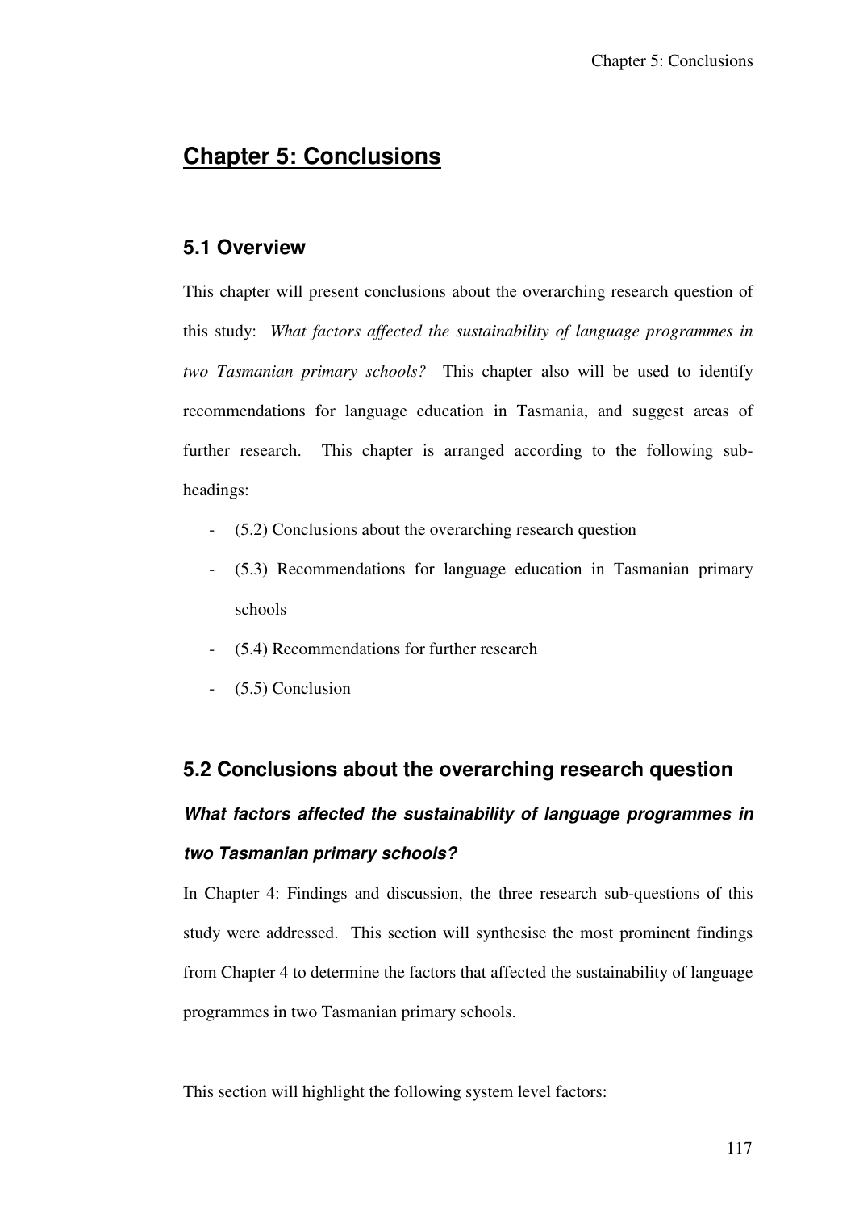# Chapter 5: Conclusions

## 5.1 Overview

This chapter will present conclusions about the overarching research question of this study: *What factors affected the sustainability of language programmes in two Tasmanian primary schools?* This chapter also will be used to identify recommendations for language education in Tasmania, and suggest areas of further research. This chapter is arranged according to the following sub-headings:

- (5.2) Conclusions about the overarching research question
- (5.3) Recommendations for language education in Tasmanian primary schools
- (5.4) Recommendations for further research
- (5.5) Conclusion

## 5.2 Conclusions about the overarching research question

### *What factors affected the sustainability of language programmes in two Tasmanian primary schools?*

In Chapter 4: Findings and discussion, the three research sub-questions of this study were addressed. This section will synthesise the most prominent findings from Chapter 4 to determine the factors that affected the sustainability of language programmes in two Tasmanian primary schools.

This section will highlight the following system level factors: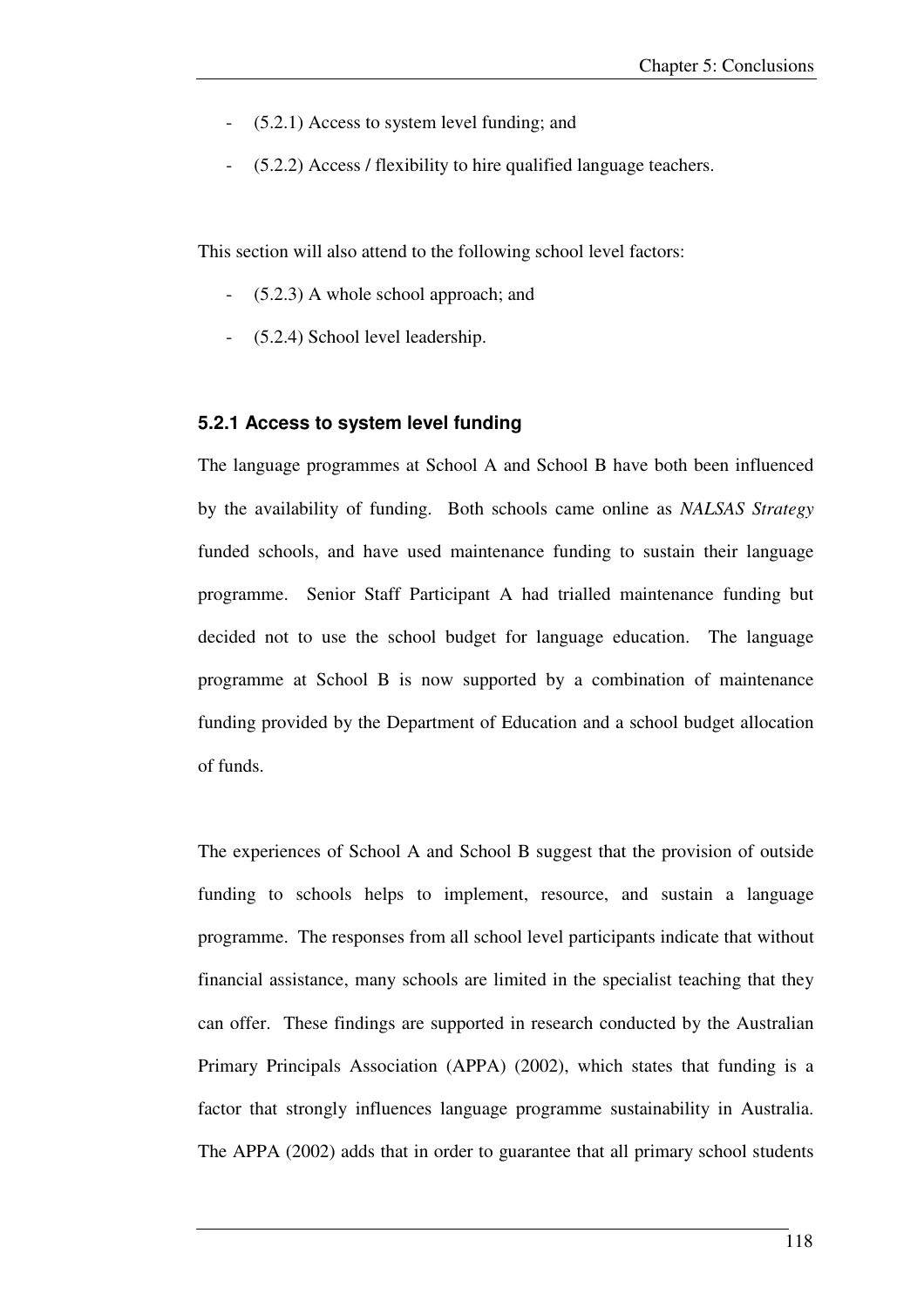- (5.2.1) Access to system level funding; and
- (5.2.2) Access / flexibility to hire qualified language teachers.

This section will also attend to the following school level factors:

- (5.2.3) A whole school approach; and
- (5.2.4) School level leadership.

### 5.2.1 Access to system level funding

The language programmes at School A and School B have both been influenced by the availability of funding. Both schools came online as *NALSAS Strategy* funded schools, and have used maintenance funding to sustain their language programme. Senior Staff Participant A had trialled maintenance funding but decided not to use the school budget for language education. The language programme at School B is now supported by a combination of maintenance funding provided by the Department of Education and a school budget allocation of funds.

The experiences of School A and School B suggest that the provision of outside funding to schools helps to implement, resource, and sustain a language programme. The responses from all school level participants indicate that without financial assistance, many schools are limited in the specialist teaching that they can offer. These findings are supported in research conducted by the Australian Primary Principals Association (APPA) (2002), which states that funding is a factor that strongly influences language programme sustainability in Australia. The APPA (2002) adds that in order to guarantee that all primary school students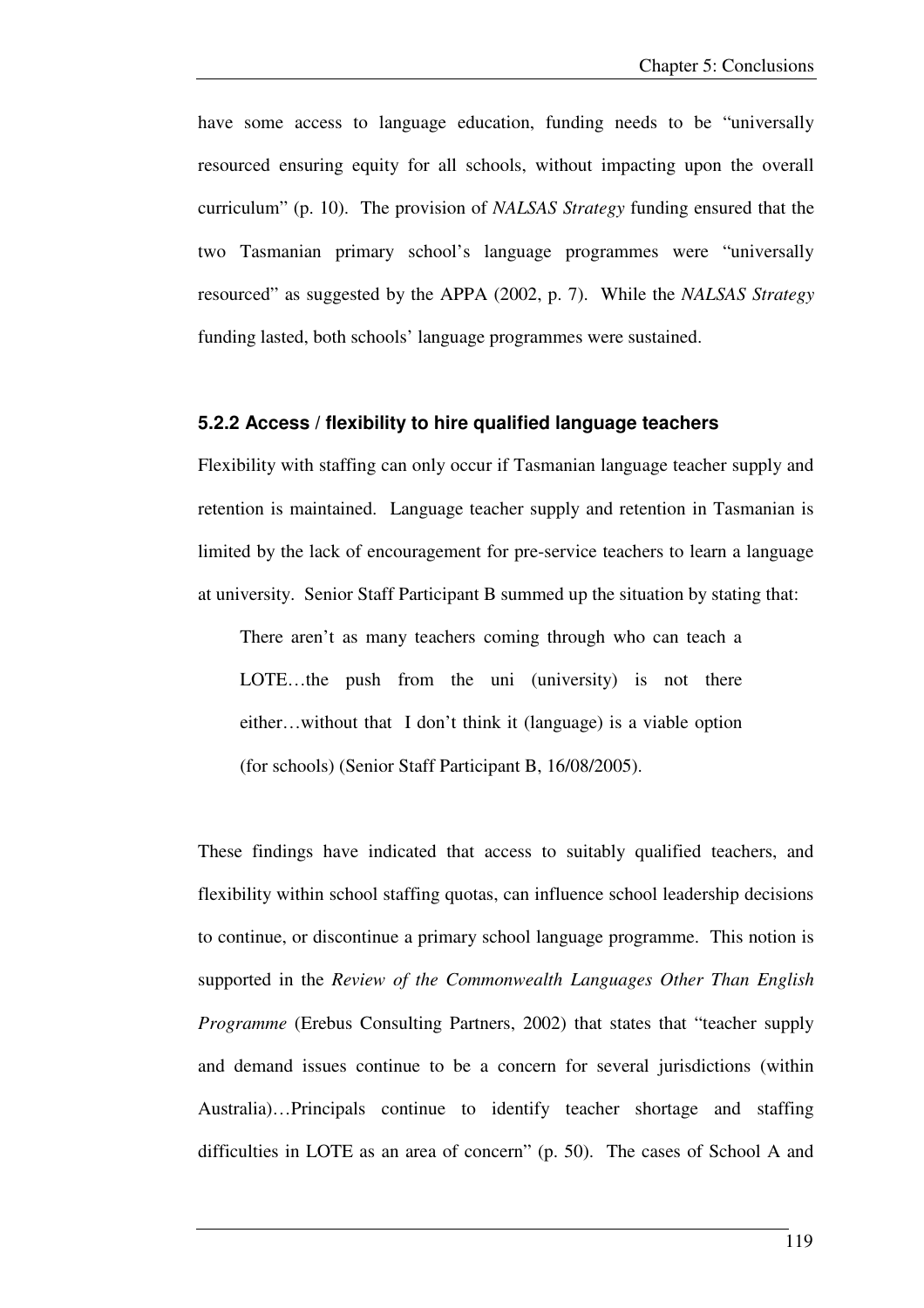have some access to language education, funding needs to be "universally resourced ensuring equity for all schools, without impacting upon the overall curriculum" (p. 10). The provision of *NALSAS Strategy* funding ensured that the two Tasmanian primary school's language programmes were "universally resourced" as suggested by the APPA (2002, p. 7). While the *NALSAS Strategy* funding lasted, both schools' language programmes were sustained.

### 5.2.2 Access / flexibility to hire qualified language teachers

Flexibility with staffing can only occur if Tasmanian language teacher supply and retention is maintained. Language teacher supply and retention in Tasmanian is limited by the lack of encouragement for pre-service teachers to learn a language at university. Senior Staff Participant B summed up the situation by stating that:

> There aren't as many teachers coming through who can teach a LOTE…the push from the uni (university) is not there either…without that I don't think it (language) is a viable option (for schools) (Senior Staff Participant B, 16/08/2005).

These findings have indicated that access to suitably qualified teachers, and flexibility within school staffing quotas, can influence school leadership decisions to continue, or discontinue a primary school language programme. This notion is supported in the *Review of the Commonwealth Languages Other Than English Programme* (Erebus Consulting Partners, 2002) that states that "teacher supply and demand issues continue to be a concern for several jurisdictions (within Australia)…Principals continue to identify teacher shortage and staffing difficulties in LOTE as an area of concern" (p. 50). The cases of School A and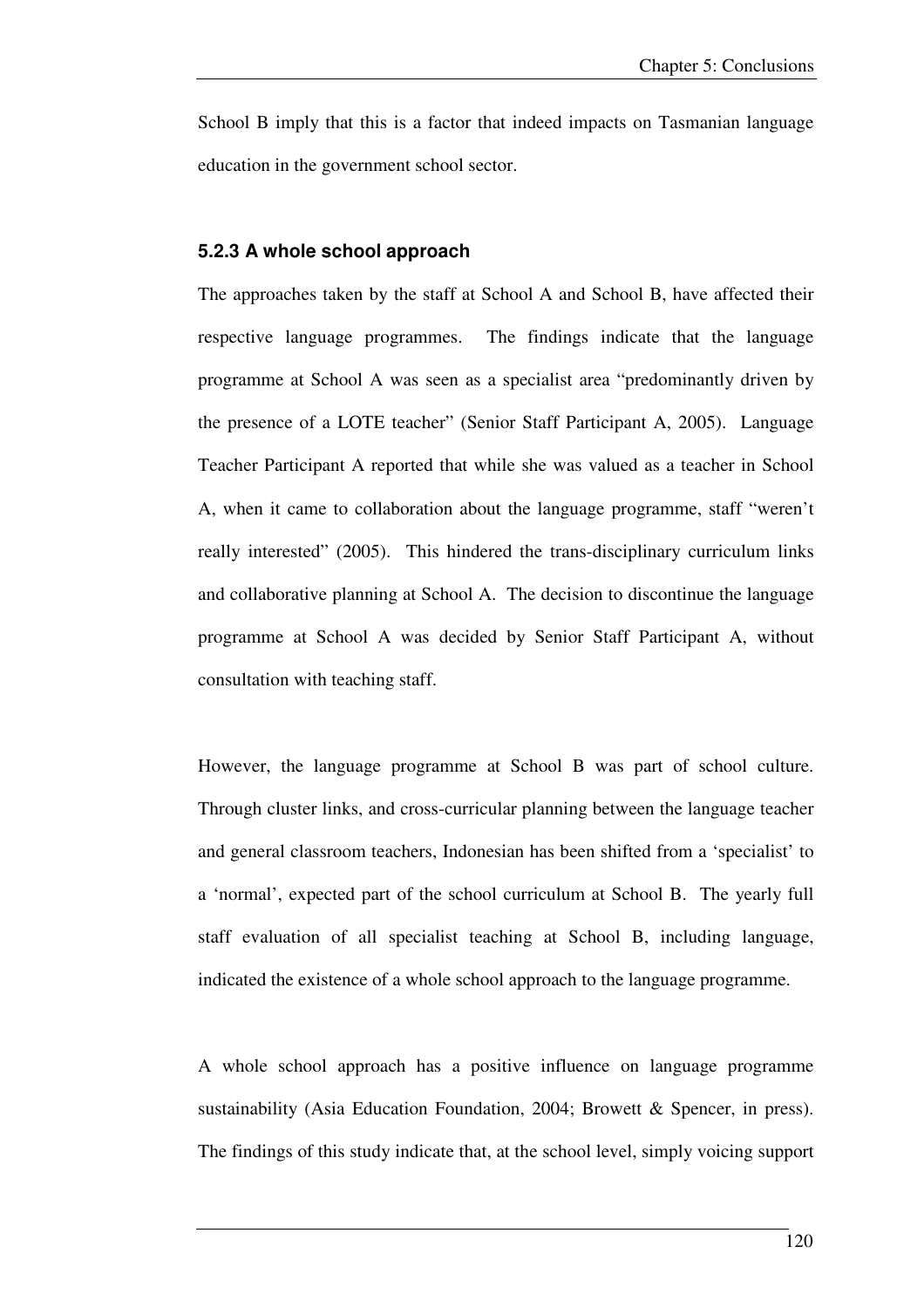School B imply that this is a factor that indeed impacts on Tasmanian language education in the government school sector.

### 5.2.3 A whole school approach

The approaches taken by the staff at School A and School B, have affected their respective language programmes. The findings indicate that the language programme at School A was seen as a specialist area "predominantly driven by the presence of a LOTE teacher" (Senior Staff Participant A, 2005). Language Teacher Participant A reported that while she was valued as a teacher in School A, when it came to collaboration about the language programme, staff "weren't really interested" (2005). This hindered the trans-disciplinary curriculum links and collaborative planning at School A. The decision to discontinue the language programme at School A was decided by Senior Staff Participant A, without consultation with teaching staff.

However, the language programme at School B was part of school culture. Through cluster links, and cross-curricular planning between the language teacher and general classroom teachers, Indonesian has been shifted from a 'specialist' to a 'normal', expected part of the school curriculum at School B. The yearly full staff evaluation of all specialist teaching at School B, including language, indicated the existence of a whole school approach to the language programme.

A whole school approach has a positive influence on language programme sustainability (Asia Education Foundation, 2004; Browett & Spencer, in press). The findings of this study indicate that, at the school level, simply voicing support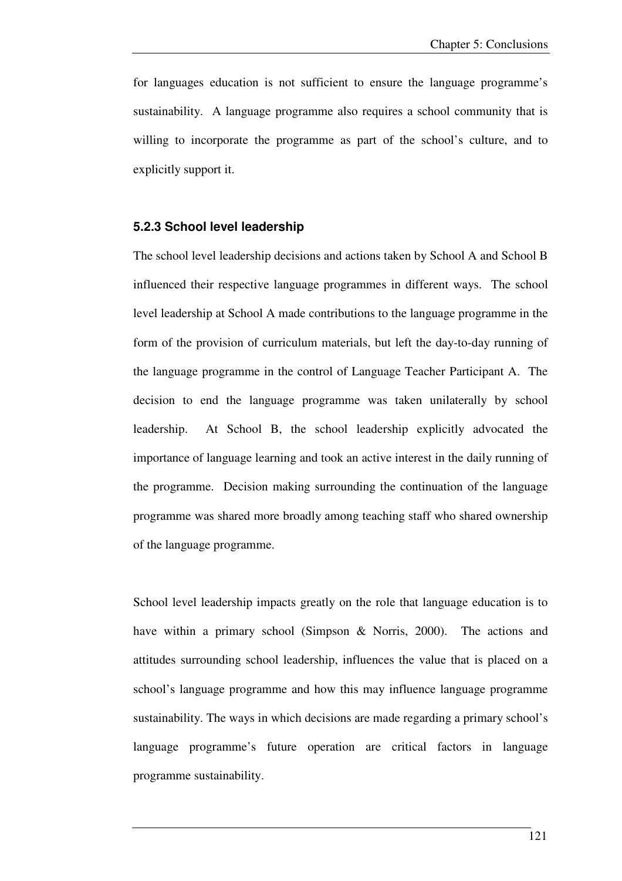for languages education is not sufficient to ensure the language programme's sustainability. A language programme also requires a school community that is willing to incorporate the programme as part of the school's culture, and to explicitly support it.

### 5.2.3 School level leadership

The school level leadership decisions and actions taken by School A and School B influenced their respective language programmes in different ways. The school level leadership at School A made contributions to the language programme in the form of the provision of curriculum materials, but left the day-to-day running of the language programme in the control of Language Teacher Participant A. The decision to end the language programme was taken unilaterally by school leadership. At School B, the school leadership explicitly advocated the importance of language learning and took an active interest in the daily running of the programme. Decision making surrounding the continuation of the language programme was shared more broadly among teaching staff who shared ownership of the language programme.

School level leadership impacts greatly on the role that language education is to have within a primary school (Simpson & Norris, 2000). The actions and attitudes surrounding school leadership, influences the value that is placed on a school's language programme and how this may influence language programme sustainability. The ways in which decisions are made regarding a primary school's language programme's future operation are critical factors in language programme sustainability.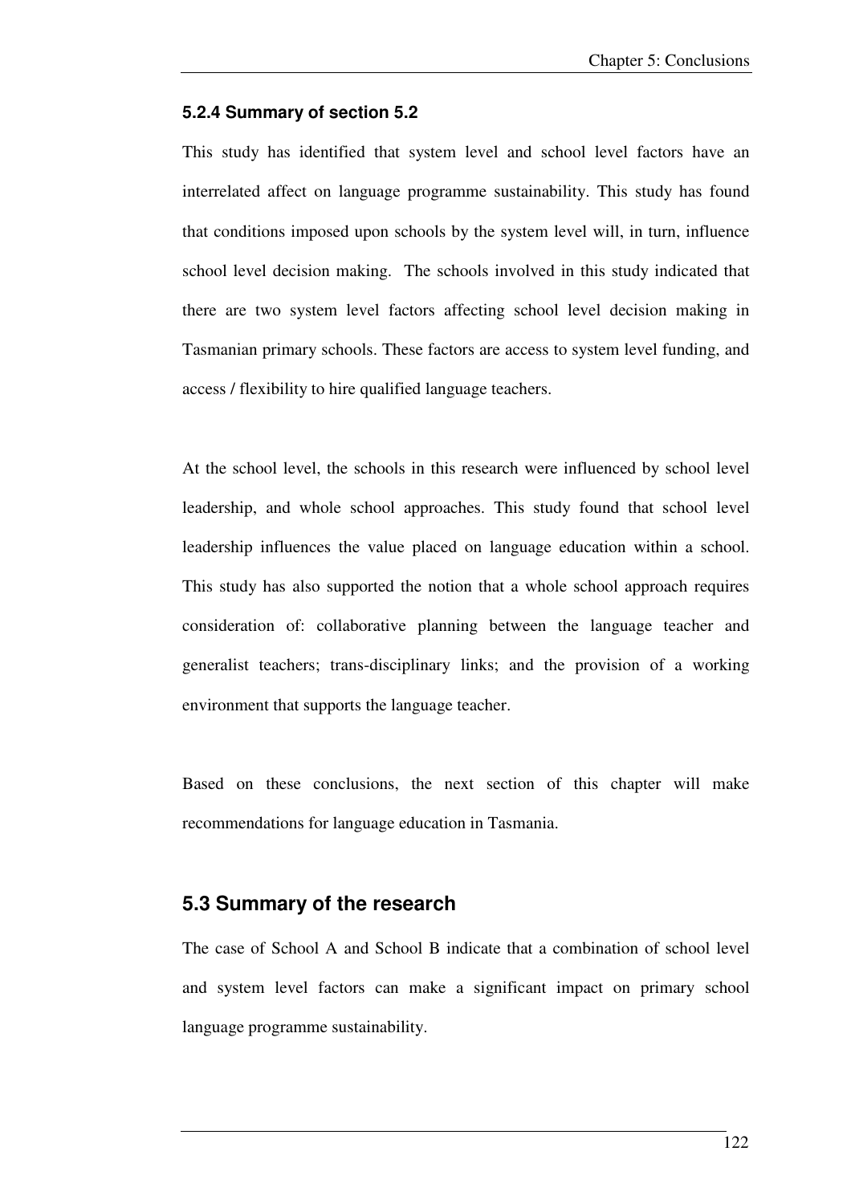### 5.2.4 Summary of section 5.2

This study has identified that system level and school level factors have an interrelated affect on language programme sustainability. This study has found that conditions imposed upon schools by the system level will, in turn, influence school level decision making. The schools involved in this study indicated that there are two system level factors affecting school level decision making in Tasmanian primary schools. These factors are access to system level funding, and access / flexibility to hire qualified language teachers.

At the school level, the schools in this research were influenced by school level leadership, and whole school approaches. This study found that school level leadership influences the value placed on language education within a school. This study has also supported the notion that a whole school approach requires consideration of: collaborative planning between the language teacher and generalist teachers; trans-disciplinary links; and the provision of a working environment that supports the language teacher.

Based on these conclusions, the next section of this chapter will make recommendations for language education in Tasmania.

## 5.3 Summary of the research

The case of School A and School B indicate that a combination of school level and system level factors can make a significant impact on primary school language programme sustainability.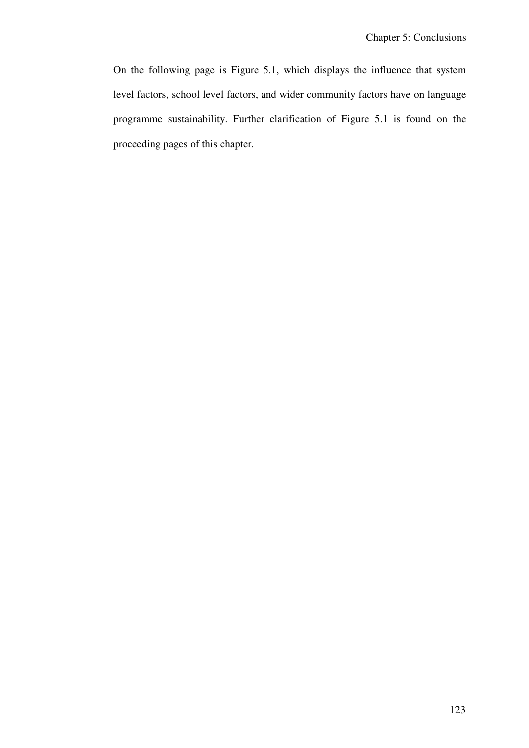On the following page is Figure 5.1, which displays the influence that system level factors, school level factors, and wider community factors have on language programme sustainability. Further clarification of Figure 5.1 is found on the proceeding pages of this chapter.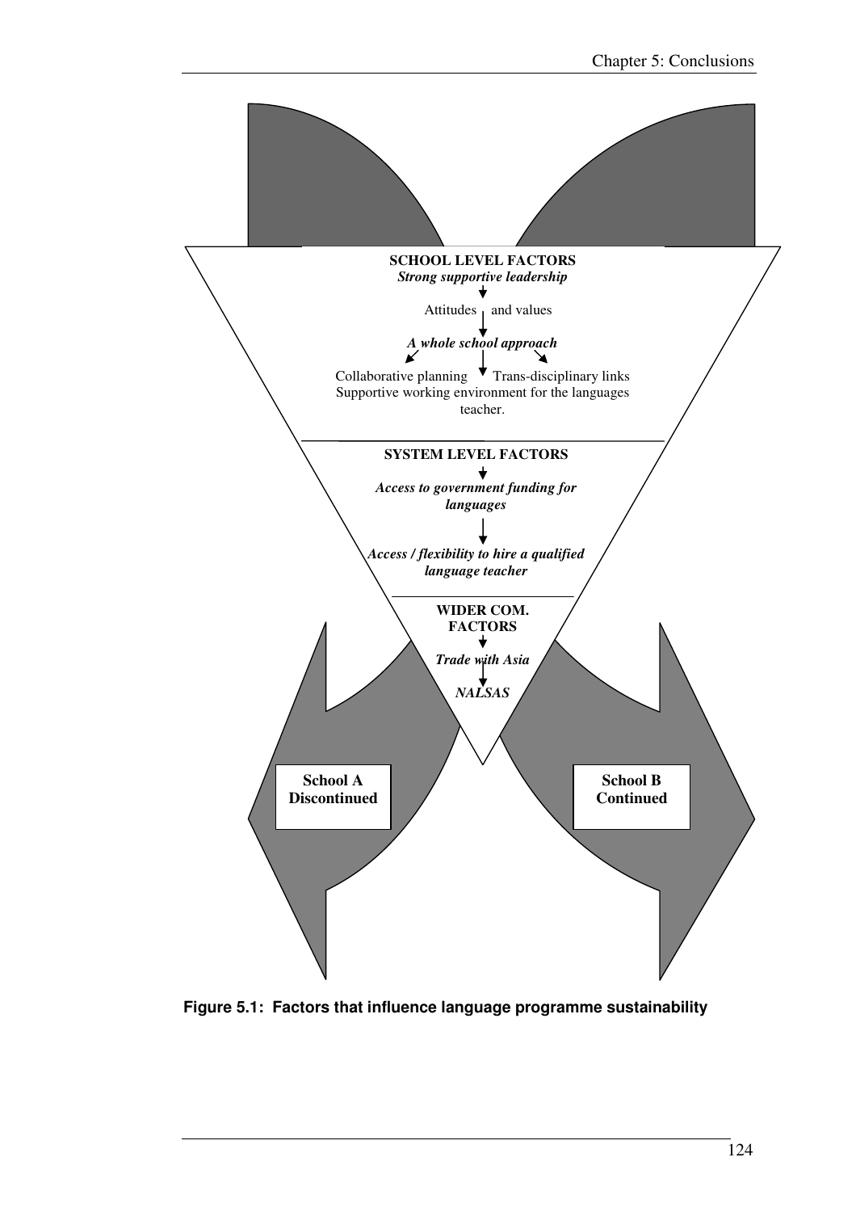**SCHOOL LEVEL FACTORS**

***Strong supportive leadership***

Attitudes and values

***A whole school approach***

Collaborative planning

Trans-disciplinary links

Supportive working environment for the languages teacher.

**SYSTEM LEVEL FACTORS**

***Access to government funding for languages***

***Access / flexibility to hire a qualified language teacher***

**WIDER COM. FACTORS**

***Trade with Asia***

***NALSAS***

**School A Discontinued**

**School B Continued**

**Figure 5.1: Factors that influence language programme sustainability**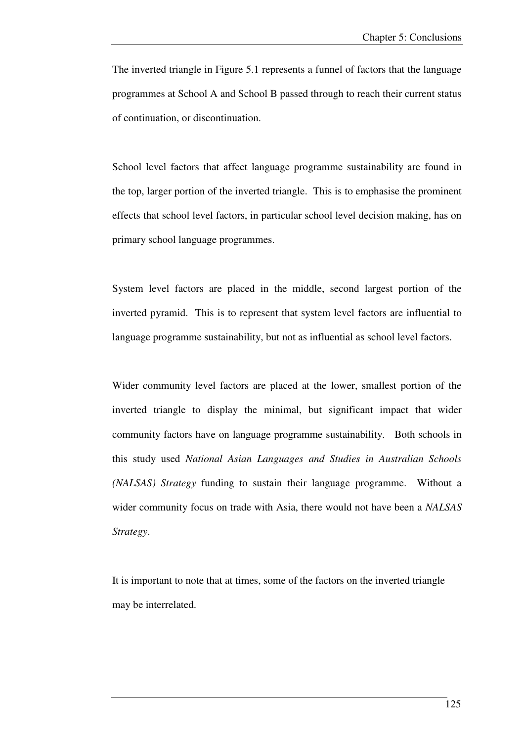The inverted triangle in Figure 5.1 represents a funnel of factors that the language programmes at School A and School B passed through to reach their current status of continuation, or discontinuation.

School level factors that affect language programme sustainability are found in the top, larger portion of the inverted triangle. This is to emphasise the prominent effects that school level factors, in particular school level decision making, has on primary school language programmes.

System level factors are placed in the middle, second largest portion of the inverted pyramid. This is to represent that system level factors are influential to language programme sustainability, but not as influential as school level factors.

Wider community level factors are placed at the lower, smallest portion of the inverted triangle to display the minimal, but significant impact that wider community factors have on language programme sustainability. Both schools in this study used *National Asian Languages and Studies in Australian Schools (NALSAS) Strategy* funding to sustain their language programme. Without a wider community focus on trade with Asia, there would not have been a *NALSAS Strategy*.

It is important to note that at times, some of the factors on the inverted triangle may be interrelated.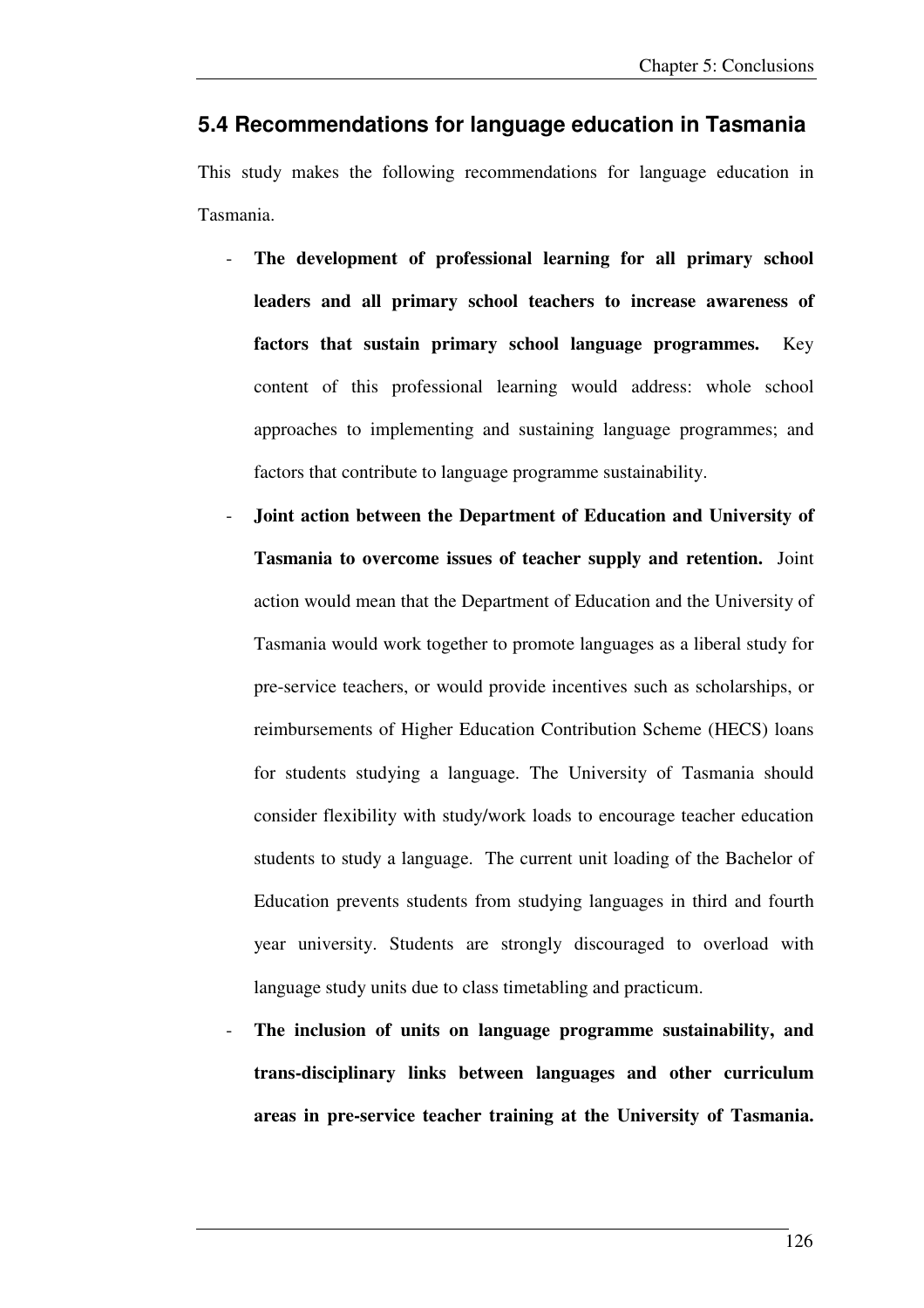## 5.4 Recommendations for language education in Tasmania

This study makes the following recommendations for language education in Tasmania.

- **The development of professional learning for all primary school leaders and all primary school teachers to increase awareness of factors that sustain primary school language programmes.** Key content of this professional learning would address: whole school approaches to implementing and sustaining language programmes; and factors that contribute to language programme sustainability.
- **Joint action between the Department of Education and University of Tasmania to overcome issues of teacher supply and retention.** Joint action would mean that the Department of Education and the University of Tasmania would work together to promote languages as a liberal study for pre-service teachers, or would provide incentives such as scholarships, or reimbursements of Higher Education Contribution Scheme (HECS) loans for students studying a language. The University of Tasmania should consider flexibility with study/work loads to encourage teacher education students to study a language. The current unit loading of the Bachelor of Education prevents students from studying languages in third and fourth year university. Students are strongly discouraged to overload with language study units due to class timetabling and practicum.
- **The inclusion of units on language programme sustainability, and trans-disciplinary links between languages and other curriculum areas in pre-service teacher training at the University of Tasmania.**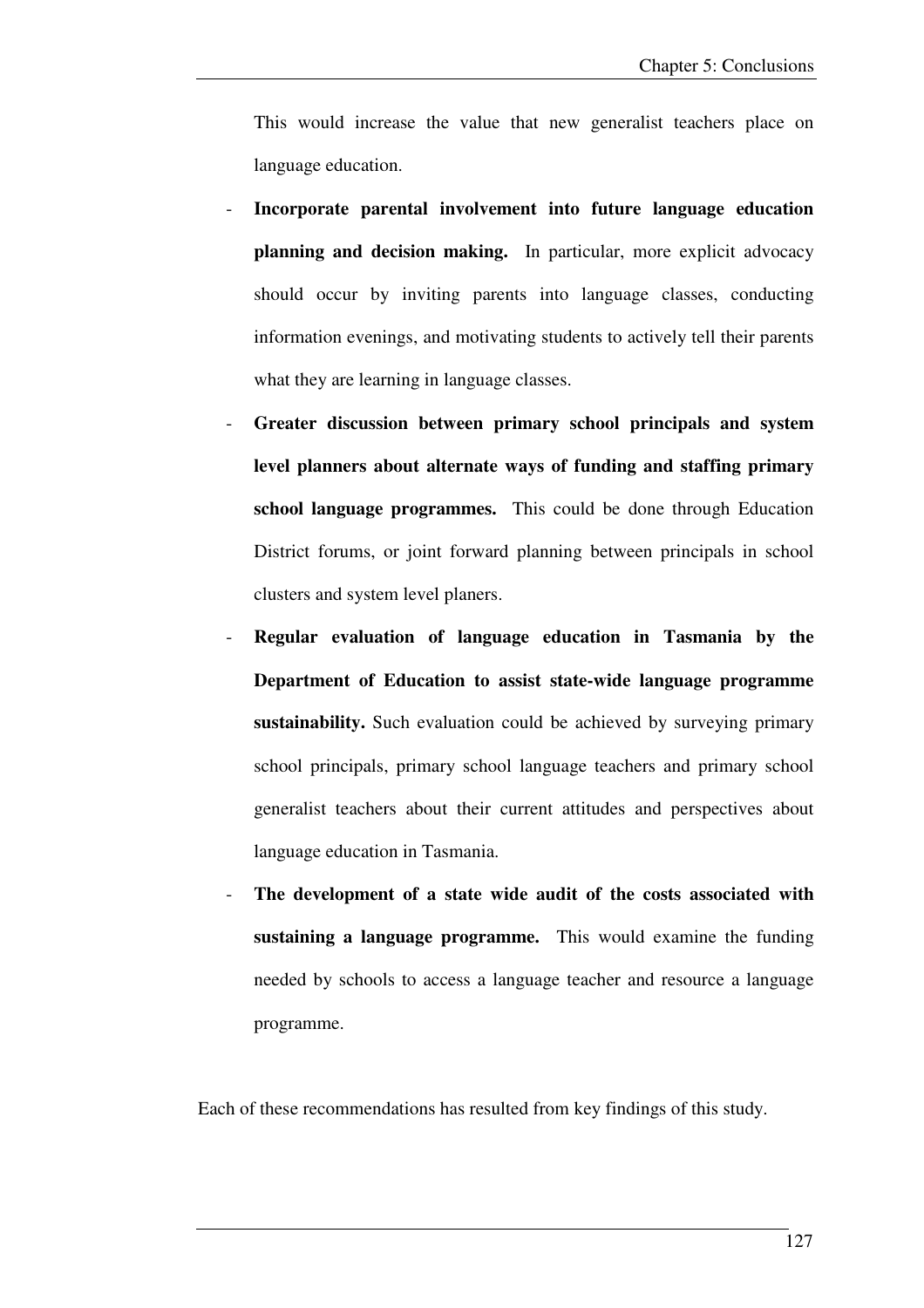This would increase the value that new generalist teachers place on language education.

- **Incorporate parental involvement into future language education planning and decision making.** In particular, more explicit advocacy should occur by inviting parents into language classes, conducting information evenings, and motivating students to actively tell their parents what they are learning in language classes.
- **Greater discussion between primary school principals and system level planners about alternate ways of funding and staffing primary school language programmes.** This could be done through Education District forums, or joint forward planning between principals in school clusters and system level planers.
- **Regular evaluation of language education in Tasmania by the Department of Education to assist state-wide language programme sustainability.** Such evaluation could be achieved by surveying primary school principals, primary school language teachers and primary school generalist teachers about their current attitudes and perspectives about language education in Tasmania.
- **The development of a state wide audit of the costs associated with sustaining a language programme.** This would examine the funding needed by schools to access a language teacher and resource a language programme.

Each of these recommendations has resulted from key findings of this study.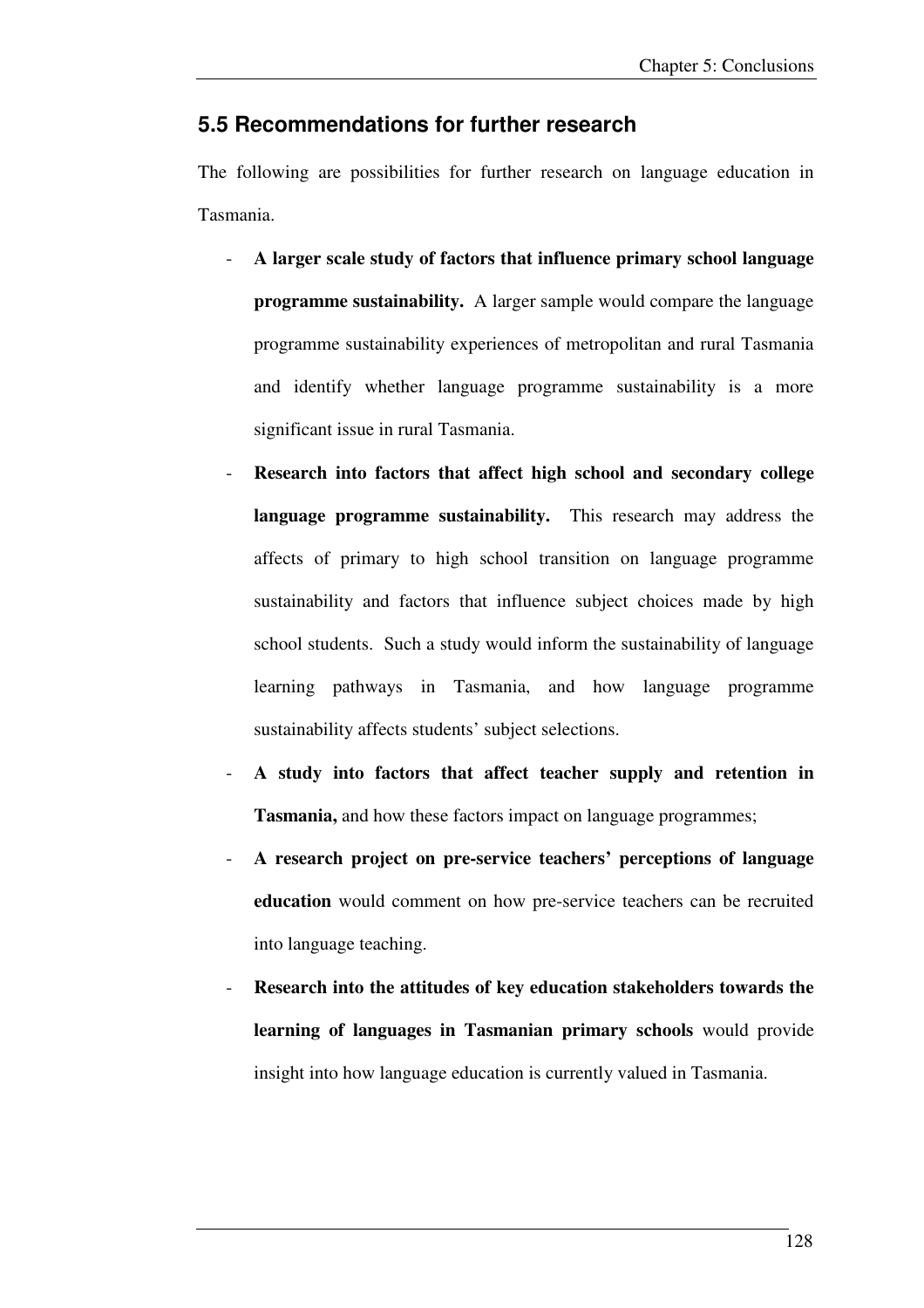## 5.5 Recommendations for further research

The following are possibilities for further research on language education in Tasmania.

- **A larger scale study of factors that influence primary school language programme sustainability.** A larger sample would compare the language programme sustainability experiences of metropolitan and rural Tasmania and identify whether language programme sustainability is a more significant issue in rural Tasmania.
- **Research into factors that affect high school and secondary college language programme sustainability.** This research may address the affects of primary to high school transition on language programme sustainability and factors that influence subject choices made by high school students. Such a study would inform the sustainability of language learning pathways in Tasmania, and how language programme sustainability affects students' subject selections.
- **A study into factors that affect teacher supply and retention in Tasmania,** and how these factors impact on language programmes;
- **A research project on pre-service teachers' perceptions of language education** would comment on how pre-service teachers can be recruited into language teaching.
- **Research into the attitudes of key education stakeholders towards the learning of languages in Tasmanian primary schools** would provide insight into how language education is currently valued in Tasmania.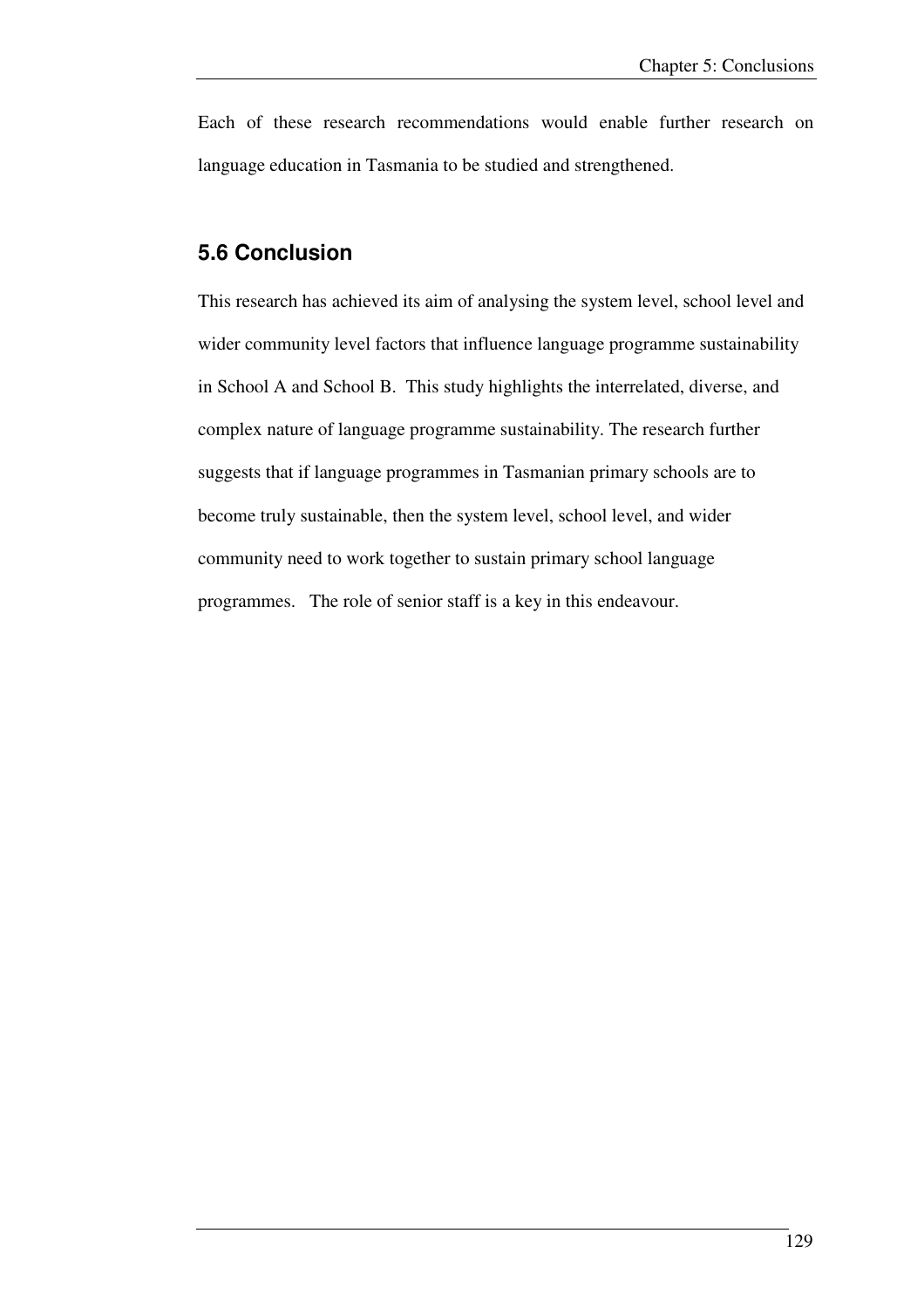Each of these research recommendations would enable further research on language education in Tasmania to be studied and strengthened.

## 5.6 Conclusion

This research has achieved its aim of analysing the system level, school level and wider community level factors that influence language programme sustainability in School A and School B. This study highlights the interrelated, diverse, and complex nature of language programme sustainability. The research further suggests that if language programmes in Tasmanian primary schools are to become truly sustainable, then the system level, school level, and wider community need to work together to sustain primary school language programmes. The role of senior staff is a key in this endeavour.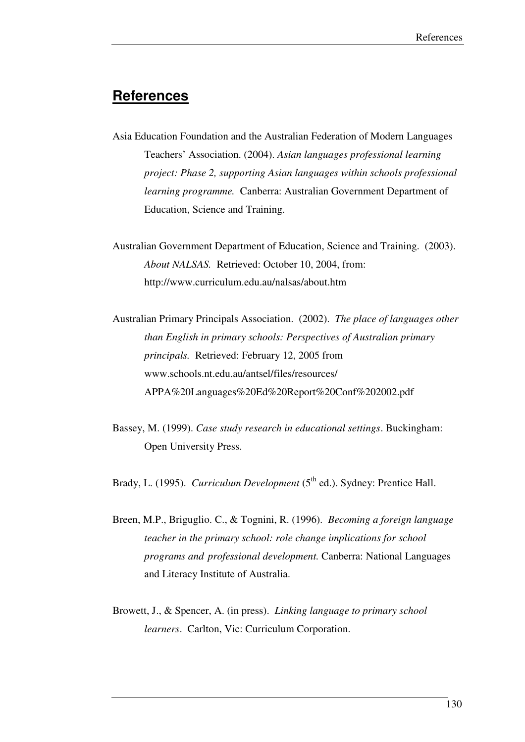## References

Asia Education Foundation and the Australian Federation of Modern Languages Teachers' Association. (2004). *Asian languages professional learning project: Phase 2, supporting Asian languages within schools professional learning programme.* Canberra: Australian Government Department of Education, Science and Training.

Australian Government Department of Education, Science and Training. (2003). *About NALSAS.* Retrieved: October 10, 2004, from: http://www.curriculum.edu.au/nalsas/about.htm

Australian Primary Principals Association. (2002). *The place of languages other than English in primary schools: Perspectives of Australian primary principals.* Retrieved: February 12, 2005 from www.schools.nt.edu.au/antsel/files/resources/ APPA%20Languages%20Ed%20Report%20Conf%202002.pdf

Bassey, M. (1999). *Case study research in educational settings*. Buckingham: Open University Press.

Brady, L. (1995). *Curriculum Development* (5th ed.). Sydney: Prentice Hall.

Breen, M.P., Briguglio. C., & Tognini, R. (1996). *Becoming a foreign language teacher in the primary school: role change implications for school programs and professional development.* Canberra: National Languages and Literacy Institute of Australia.

Browett, J., & Spencer, A. (in press). *Linking language to primary school learners*. Carlton, Vic: Curriculum Corporation.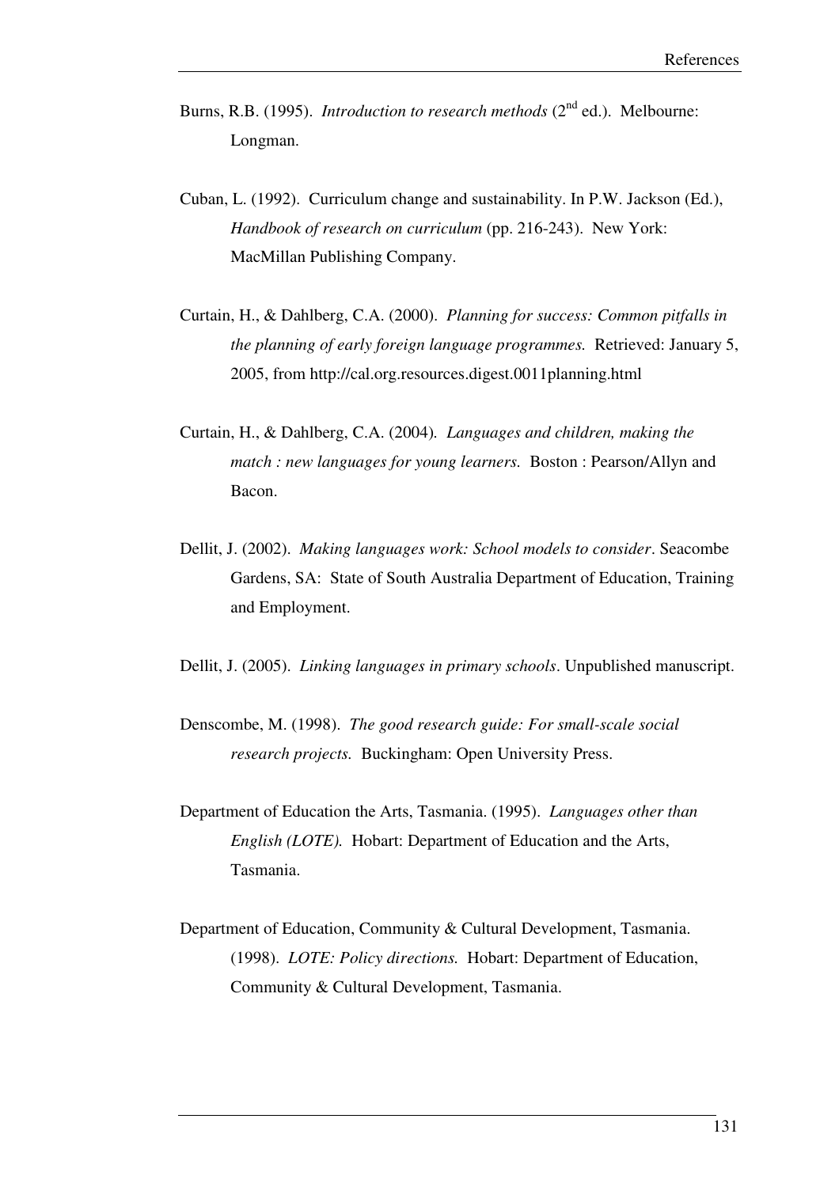Burns, R.B. (1995). *Introduction to research methods* ($2^{nd}$ ed.). Melbourne: Longman.

Cuban, L. (1992). Curriculum change and sustainability. In P.W. Jackson (Ed.), *Handbook of research on curriculum* (pp. 216-243). New York: MacMillan Publishing Company.

Curtain, H., & Dahlberg, C.A. (2000). *Planning for success: Common pitfalls in the planning of early foreign language programmes.* Retrieved: January 5, 2005, from http://cal.org.resources.digest.0011planning.html

Curtain, H., & Dahlberg, C.A. (2004). *Languages and children, making the match : new languages for young learners.* Boston : Pearson/Allyn and Bacon.

Dellit, J. (2002). *Making languages work: School models to consider*. Seacombe Gardens, SA: State of South Australia Department of Education, Training and Employment.

Dellit, J. (2005). *Linking languages in primary schools*. Unpublished manuscript.

Denscombe, M. (1998). *The good research guide: For small-scale social research projects.* Buckingham: Open University Press.

Department of Education the Arts, Tasmania. (1995). *Languages other than English (LOTE).* Hobart: Department of Education and the Arts, Tasmania.

Department of Education, Community & Cultural Development, Tasmania. (1998). *LOTE: Policy directions.* Hobart: Department of Education, Community & Cultural Development, Tasmania.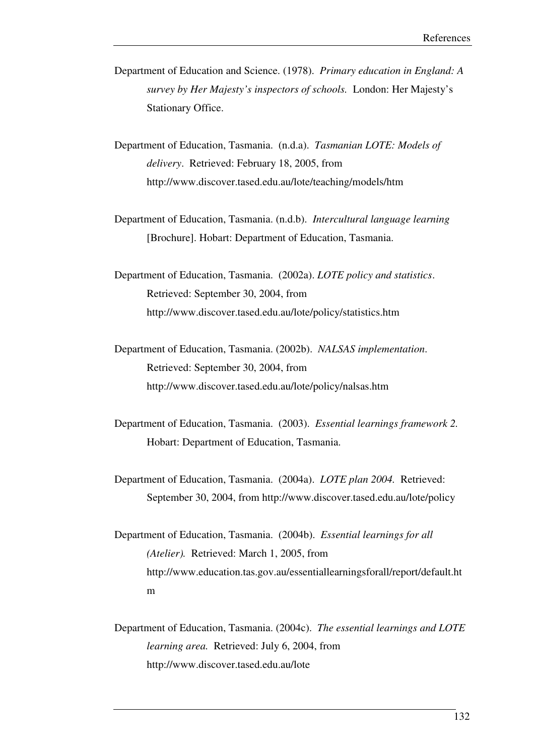Department of Education and Science. (1978). *Primary education in England: A survey by Her Majesty's inspectors of schools.* London: Her Majesty's Stationary Office.

Department of Education, Tasmania. (n.d.a). *Tasmanian LOTE: Models of delivery*. Retrieved: February 18, 2005, from http://www.discover.tased.edu.au/lote/teaching/models/htm

Department of Education, Tasmania. (n.d.b). *Intercultural language learning* [Brochure]. Hobart: Department of Education, Tasmania.

Department of Education, Tasmania. (2002a). *LOTE policy and statistics*. Retrieved: September 30, 2004, from http://www.discover.tased.edu.au/lote/policy/statistics.htm

Department of Education, Tasmania. (2002b). *NALSAS implementation*. Retrieved: September 30, 2004, from http://www.discover.tased.edu.au/lote/policy/nalsas.htm

Department of Education, Tasmania. (2003). *Essential learnings framework 2.* Hobart: Department of Education, Tasmania.

Department of Education, Tasmania. (2004a). *LOTE plan 2004.* Retrieved: September 30, 2004, from http://www.discover.tased.edu.au/lote/policy

Department of Education, Tasmania. (2004b). *Essential learnings for all (Atelier).* Retrieved: March 1, 2005, from http://www.education.tas.gov.au/essentiallearningsforall/report/default.htm

Department of Education, Tasmania. (2004c). *The essential learnings and LOTE learning area.* Retrieved: July 6, 2004, from http://www.discover.tased.edu.au/lote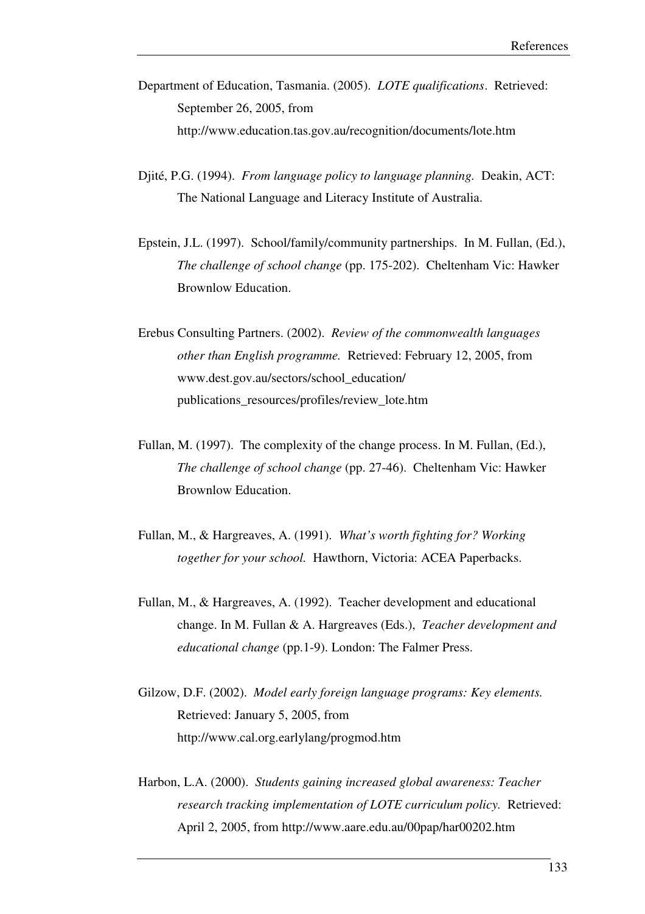Department of Education, Tasmania. (2005). *LOTE qualifications*. Retrieved: September 26, 2005, from http://www.education.tas.gov.au/recognition/documents/lote.htm

Djité, P.G. (1994). *From language policy to language planning.* Deakin, ACT: The National Language and Literacy Institute of Australia.

Epstein, J.L. (1997). School/family/community partnerships. In M. Fullan, (Ed.), *The challenge of school change* (pp. 175-202). Cheltenham Vic: Hawker Brownlow Education.

Erebus Consulting Partners. (2002). *Review of the commonwealth languages other than English programme.* Retrieved: February 12, 2005, from www.dest.gov.au/sectors/school_education/ publications_resources/profiles/review_lote.htm

Fullan, M. (1997). The complexity of the change process. In M. Fullan, (Ed.), *The challenge of school change* (pp. 27-46). Cheltenham Vic: Hawker Brownlow Education.

Fullan, M., & Hargreaves, A. (1991). *What's worth fighting for? Working together for your school.* Hawthorn, Victoria: ACEA Paperbacks.

Fullan, M., & Hargreaves, A. (1992). Teacher development and educational change. In M. Fullan & A. Hargreaves (Eds.), *Teacher development and educational change* (pp.1-9). London: The Falmer Press.

Gilzow, D.F. (2002). *Model early foreign language programs: Key elements.* Retrieved: January 5, 2005, from http://www.cal.org.earlylang/progmod.htm

Harbon, L.A. (2000). *Students gaining increased global awareness: Teacher research tracking implementation of LOTE curriculum policy.* Retrieved: April 2, 2005, from http://www.aare.edu.au/00pap/har00202.htm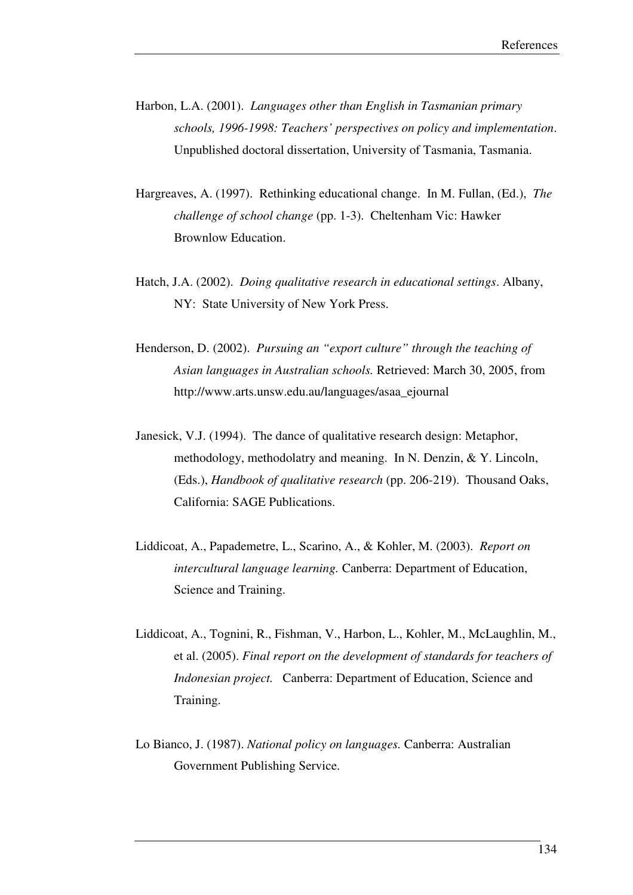Harbon, L.A. (2001). *Languages other than English in Tasmanian primary schools, 1996-1998: Teachers' perspectives on policy and implementation*. Unpublished doctoral dissertation, University of Tasmania, Tasmania.

Hargreaves, A. (1997). Rethinking educational change. In M. Fullan, (Ed.), *The challenge of school change* (pp. 1-3). Cheltenham Vic: Hawker Brownlow Education.

Hatch, J.A. (2002). *Doing qualitative research in educational settings*. Albany, NY: State University of New York Press.

Henderson, D. (2002). *Pursuing an "export culture" through the teaching of Asian languages in Australian schools.* Retrieved: March 30, 2005, from http://www.arts.unsw.edu.au/languages/asaa_ejournal

Janesick, V.J. (1994). The dance of qualitative research design: Metaphor, methodology, methodolatry and meaning. In N. Denzin, & Y. Lincoln, (Eds.), *Handbook of qualitative research* (pp. 206-219). Thousand Oaks, California: SAGE Publications.

Liddicoat, A., Papademetre, L., Scarino, A., & Kohler, M. (2003). *Report on intercultural language learning.* Canberra: Department of Education, Science and Training.

Liddicoat, A., Tognini, R., Fishman, V., Harbon, L., Kohler, M., McLaughlin, M., et al. (2005). *Final report on the development of standards for teachers of Indonesian project.* Canberra: Department of Education, Science and Training.

Lo Bianco, J. (1987). *National policy on languages.* Canberra: Australian Government Publishing Service.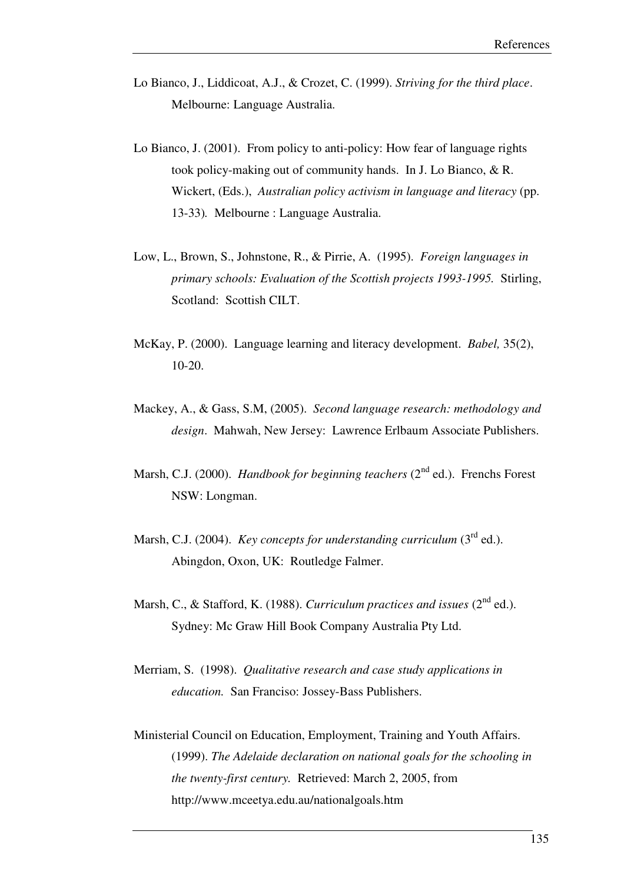Lo Bianco, J., Liddicoat, A.J., & Crozet, C. (1999). *Striving for the third place*. Melbourne: Language Australia.

Lo Bianco, J. (2001). From policy to anti-policy: How fear of language rights took policy-making out of community hands. In J. Lo Bianco, & R. Wickert, (Eds.), *Australian policy activism in language and literacy* (pp. 13-33). Melbourne : Language Australia.

Low, L., Brown, S., Johnstone, R., & Pirrie, A. (1995). *Foreign languages in primary schools: Evaluation of the Scottish projects 1993-1995.* Stirling, Scotland: Scottish CILT.

McKay, P. (2000). Language learning and literacy development. *Babel,* 35(2), 10-20.

Mackey, A., & Gass, S.M, (2005). *Second language research: methodology and design*. Mahwah, New Jersey: Lawrence Erlbaum Associate Publishers.

Marsh, C.J. (2000). *Handbook for beginning teachers* (2nd ed.). Frenchs Forest NSW: Longman.

Marsh, C.J. (2004). *Key concepts for understanding curriculum* (3rd ed.). Abingdon, Oxon, UK: Routledge Falmer.

Marsh, C., & Stafford, K. (1988). *Curriculum practices and issues* (2nd ed.). Sydney: Mc Graw Hill Book Company Australia Pty Ltd.

Merriam, S. (1998). *Qualitative research and case study applications in education.* San Franciso: Jossey-Bass Publishers.

Ministerial Council on Education, Employment, Training and Youth Affairs. (1999). *The Adelaide declaration on national goals for the schooling in the twenty-first century.* Retrieved: March 2, 2005, from http://www.mceetya.edu.au/nationalgoals.htm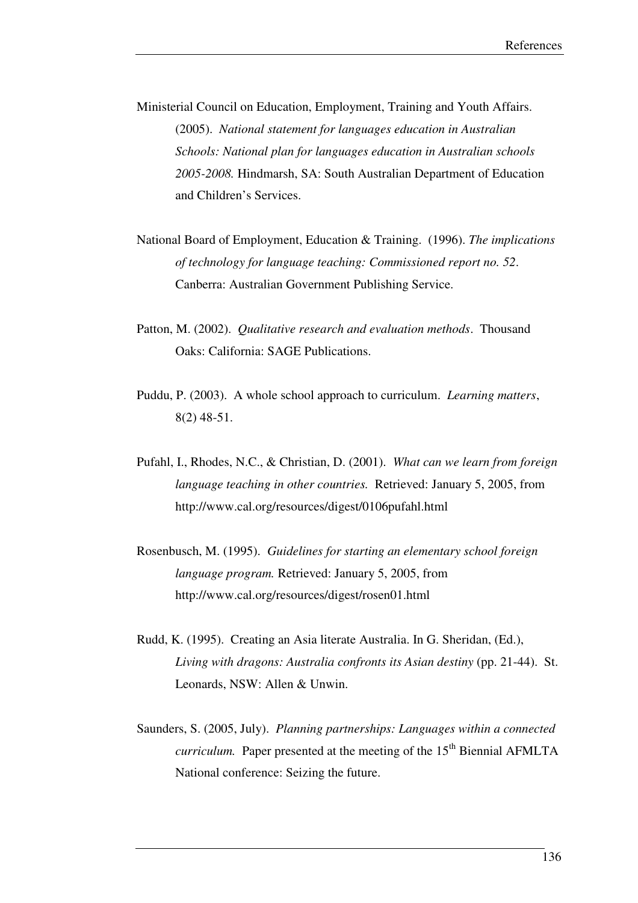Ministerial Council on Education, Employment, Training and Youth Affairs. (2005). *National statement for languages education in Australian Schools: National plan for languages education in Australian schools 2005-2008.* Hindmarsh, SA: South Australian Department of Education and Children's Services.

National Board of Employment, Education & Training. (1996). *The implications of technology for language teaching: Commissioned report no. 52*. Canberra: Australian Government Publishing Service.

Patton, M. (2002). *Qualitative research and evaluation methods*. Thousand Oaks: California: SAGE Publications.

Puddu, P. (2003). A whole school approach to curriculum. *Learning matters*, 8(2) 48-51.

Pufahl, I., Rhodes, N.C., & Christian, D. (2001). *What can we learn from foreign language teaching in other countries.* Retrieved: January 5, 2005, from http://www.cal.org/resources/digest/0106pufahl.html

Rosenbusch, M. (1995). *Guidelines for starting an elementary school foreign language program.* Retrieved: January 5, 2005, from http://www.cal.org/resources/digest/rosen01.html

Rudd, K. (1995). Creating an Asia literate Australia. In G. Sheridan, (Ed.), *Living with dragons: Australia confronts its Asian destiny* (pp. 21-44). St. Leonards, NSW: Allen & Unwin.

Saunders, S. (2005, July). *Planning partnerships: Languages within a connected curriculum.* Paper presented at the meeting of the 15th Biennial AFMLTA National conference: Seizing the future.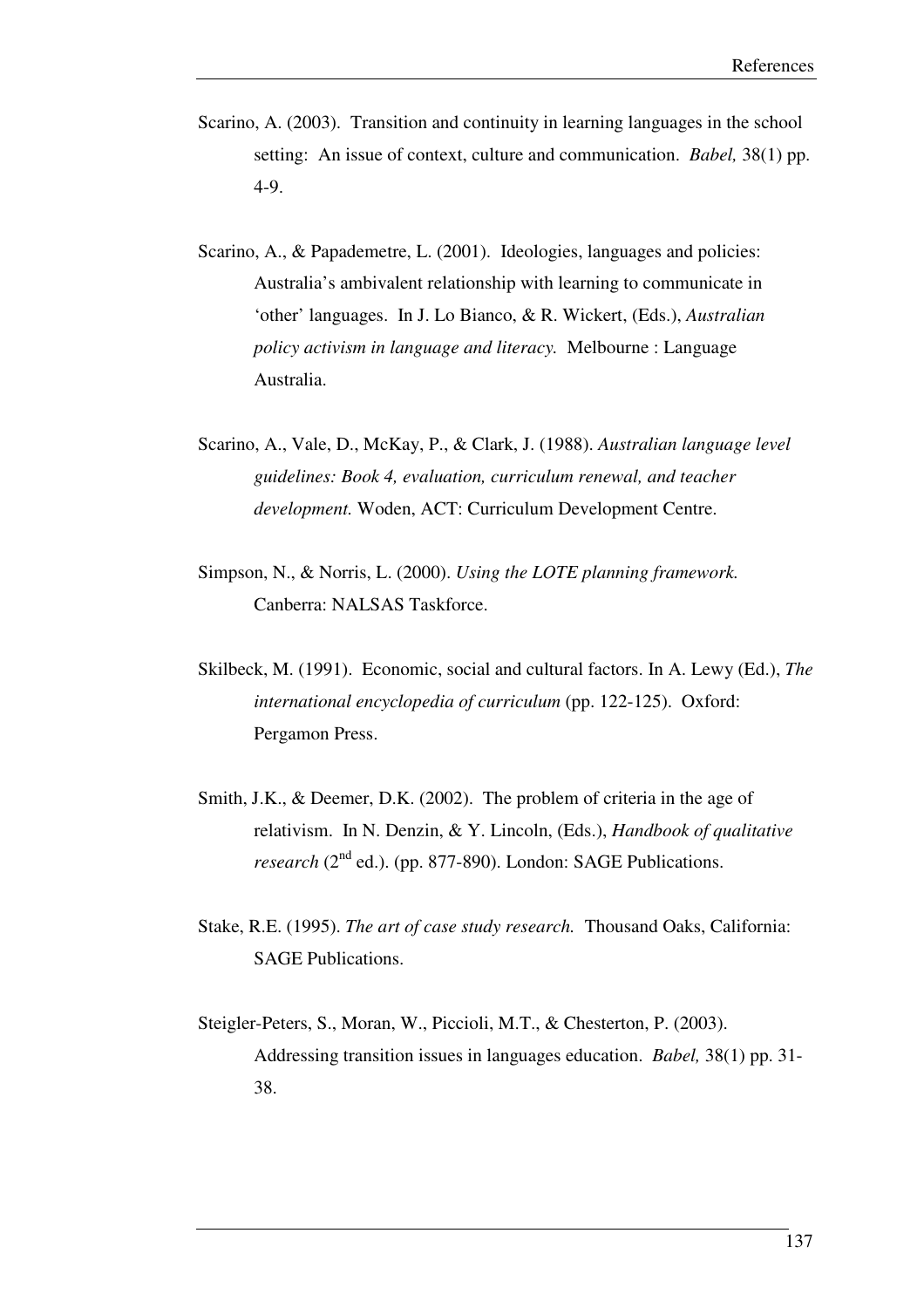Scarino, A. (2003). Transition and continuity in learning languages in the school setting: An issue of context, culture and communication. *Babel,* 38(1) pp. 4-9.

Scarino, A., & Papademetre, L. (2001). Ideologies, languages and policies: Australia's ambivalent relationship with learning to communicate in 'other' languages. In J. Lo Bianco, & R. Wickert, (Eds.), *Australian policy activism in language and literacy.* Melbourne : Language Australia.

Scarino, A., Vale, D., McKay, P., & Clark, J. (1988). *Australian language level guidelines: Book 4, evaluation, curriculum renewal, and teacher development.* Woden, ACT: Curriculum Development Centre.

Simpson, N., & Norris, L. (2000). *Using the LOTE planning framework.* Canberra: NALSAS Taskforce.

Skilbeck, M. (1991). Economic, social and cultural factors. In A. Lewy (Ed.), *The international encyclopedia of curriculum* (pp. 122-125). Oxford: Pergamon Press.

Smith, J.K., & Deemer, D.K. (2002). The problem of criteria in the age of relativism. In N. Denzin, & Y. Lincoln, (Eds.), *Handbook of qualitative research* (2nd ed.). (pp. 877-890). London: SAGE Publications.

Stake, R.E. (1995). *The art of case study research.* Thousand Oaks, California: SAGE Publications.

Steigler-Peters, S., Moran, W., Piccioli, M.T., & Chesterton, P. (2003). Addressing transition issues in languages education. *Babel,* 38(1) pp. 31-38.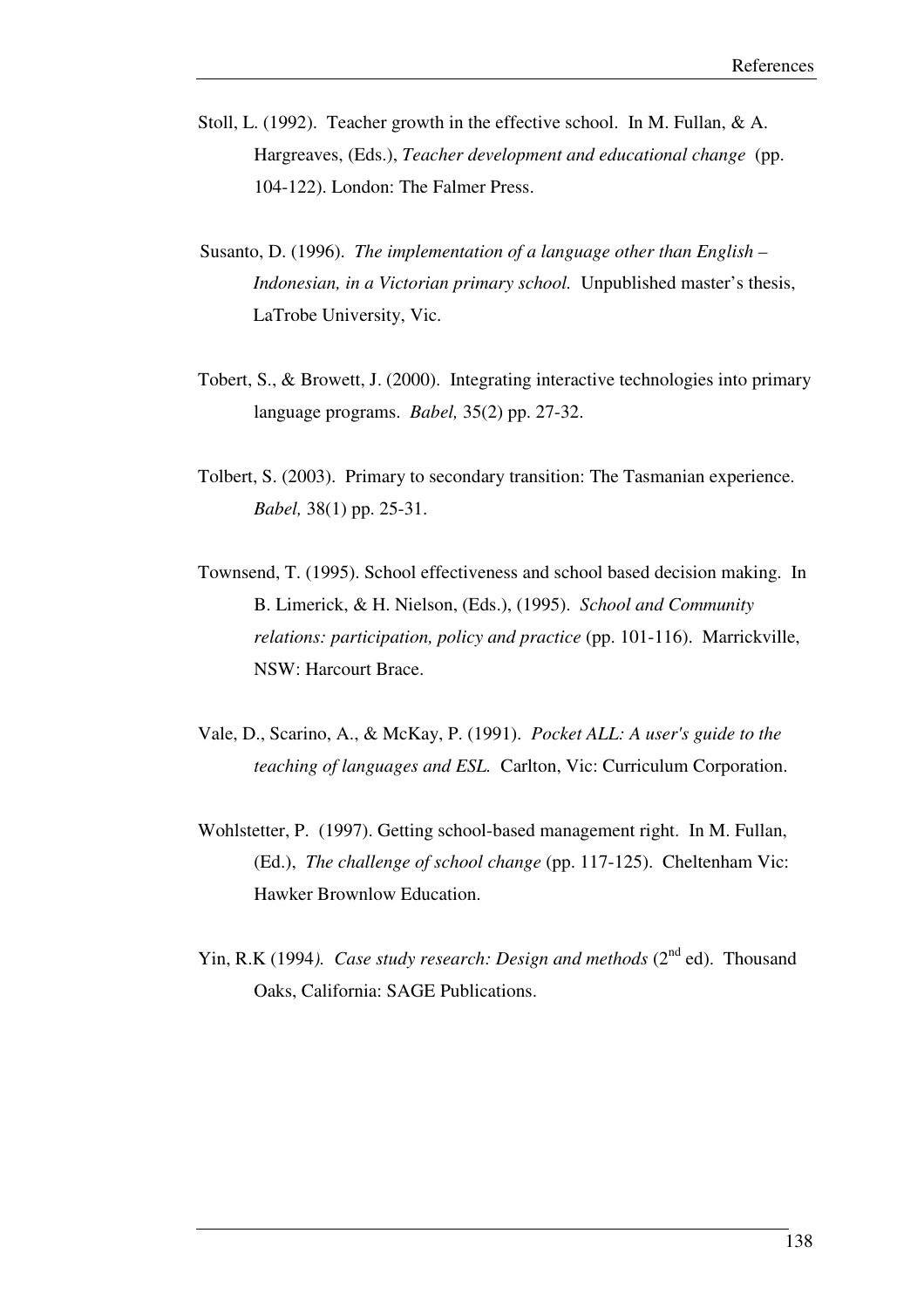Stoll, L. (1992). Teacher growth in the effective school. In M. Fullan, & A. Hargreaves, (Eds.), *Teacher development and educational change* (pp. 104-122). London: The Falmer Press.

Susanto, D. (1996). *The implementation of a language other than English – Indonesian, in a Victorian primary school.* Unpublished master's thesis, LaTrobe University, Vic.

Tobert, S., & Browett, J. (2000). Integrating interactive technologies into primary language programs. *Babel,* 35(2) pp. 27-32.

Tolbert, S. (2003). Primary to secondary transition: The Tasmanian experience. *Babel,* 38(1) pp. 25-31.

Townsend, T. (1995). School effectiveness and school based decision making. In B. Limerick, & H. Nielson, (Eds.), (1995). *School and Community relations: participation, policy and practice* (pp. 101-116). Marrickville, NSW: Harcourt Brace.

Vale, D., Scarino, A., & McKay, P. (1991). *Pocket ALL: A user's guide to the teaching of languages and ESL.* Carlton, Vic: Curriculum Corporation.

Wohlstetter, P. (1997). Getting school-based management right. In M. Fullan, (Ed.), *The challenge of school change* (pp. 117-125). Cheltenham Vic: Hawker Brownlow Education.

Yin, R.K (1994*). Case study research: Design and methods* (2nd ed). Thousand Oaks, California: SAGE Publications.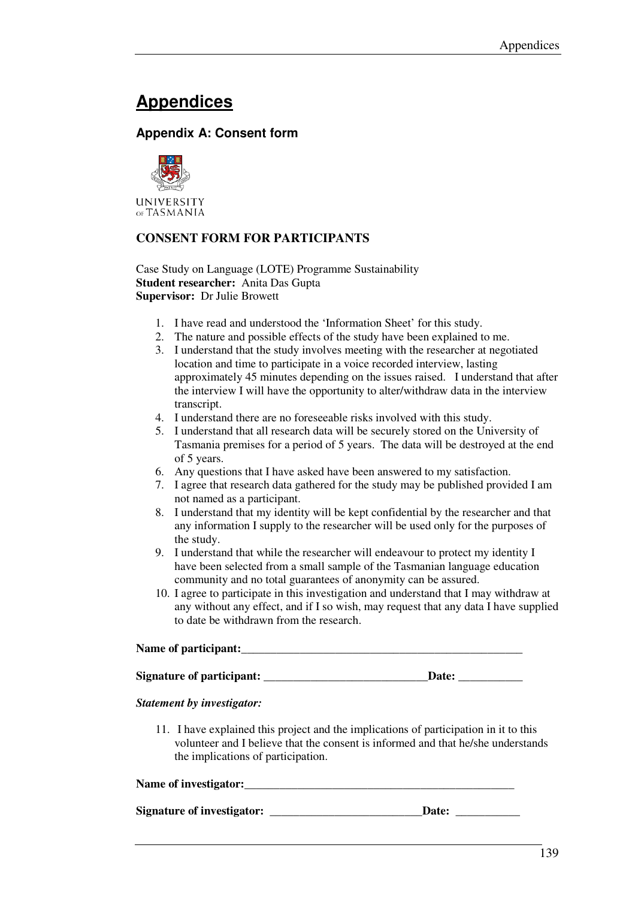# Appendices

## Appendix A: Consent form

UNIVERSITY OF TASMANIA

### CONSENT FORM FOR PARTICIPANTS

Case Study on Language (LOTE) Programme Sustainability
**Student researcher:** Anita Das Gupta
**Supervisor:** Dr Julie Browett

1. I have read and understood the 'Information Sheet' for this study.
2. The nature and possible effects of the study have been explained to me.
3. I understand that the study involves meeting with the researcher at negotiated location and time to participate in a voice recorded interview, lasting approximately 45 minutes depending on the issues raised. I understand that after the interview I will have the opportunity to alter/withdraw data in the interview transcript.
4. I understand there are no foreseeable risks involved with this study.
5. I understand that all research data will be securely stored on the University of Tasmania premises for a period of 5 years. The data will be destroyed at the end of 5 years.
6. Any questions that I have asked have been answered to my satisfaction.
7. I agree that research data gathered for the study may be published provided I am not named as a participant.
8. I understand that my identity will be kept confidential by the researcher and that any information I supply to the researcher will be used only for the purposes of the study.
9. I understand that while the researcher will endeavour to protect my identity I have been selected from a small sample of the Tasmanian language education community and no total guarantees of anonymity can be assured.
10. I agree to participate in this investigation and understand that I may withdraw at any without any effect, and if I so wish, may request that any data I have supplied to date be withdrawn from the research.

**Name of participant:**___________________________________________________

**Signature of participant:** ____________________________**Date:** ___________

***Statement by investigator:***

11. I have explained this project and the implications of participation in it to this volunteer and I believe that the consent is informed and that he/she understands the implications of participation.

**Name of investigator:**_________________________________________________

**Signature of investigator:** __________________________**Date:** ___________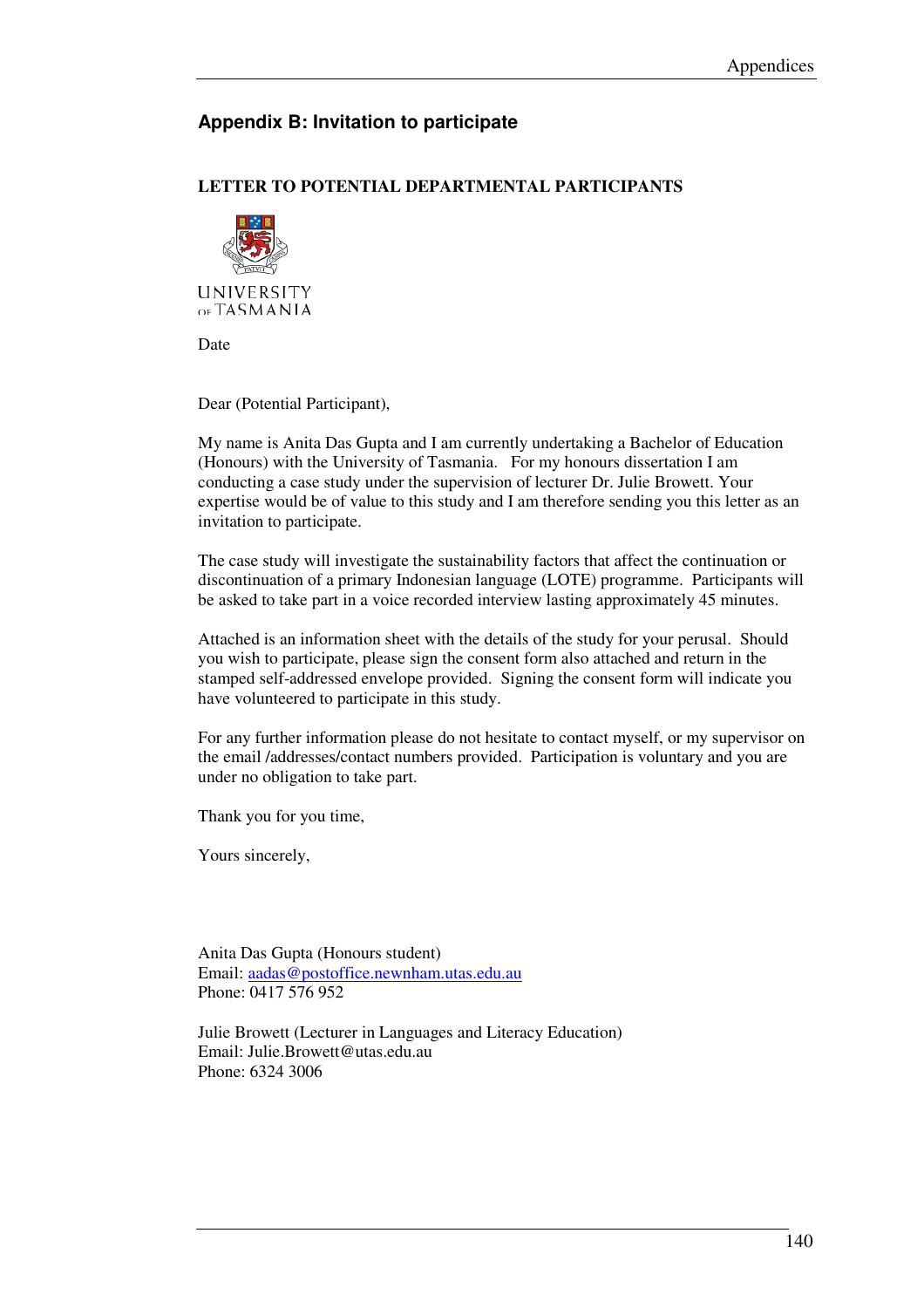## Appendix B: Invitation to participate

**LETTER TO POTENTIAL DEPARTMENTAL PARTICIPANTS**

UNIVERSITY OF TASMANIA

Date

Dear (Potential Participant),

My name is Anita Das Gupta and I am currently undertaking a Bachelor of Education (Honours) with the University of Tasmania. For my honours dissertation I am conducting a case study under the supervision of lecturer Dr. Julie Browett. Your expertise would be of value to this study and I am therefore sending you this letter as an invitation to participate.

The case study will investigate the sustainability factors that affect the continuation or discontinuation of a primary Indonesian language (LOTE) programme. Participants will be asked to take part in a voice recorded interview lasting approximately 45 minutes.

Attached is an information sheet with the details of the study for your perusal. Should you wish to participate, please sign the consent form also attached and return in the stamped self-addressed envelope provided. Signing the consent form will indicate you have volunteered to participate in this study.

For any further information please do not hesitate to contact myself, or my supervisor on the email /addresses/contact numbers provided. Participation is voluntary and you are under no obligation to take part.

Thank you for you time,

Yours sincerely,

Anita Das Gupta (Honours student)
Email: aadas@postoffice.newnham.utas.edu.au
Phone: 0417 576 952

Julie Browett (Lecturer in Languages and Literacy Education)
Email: Julie.Browett@utas.edu.au
Phone: 6324 3006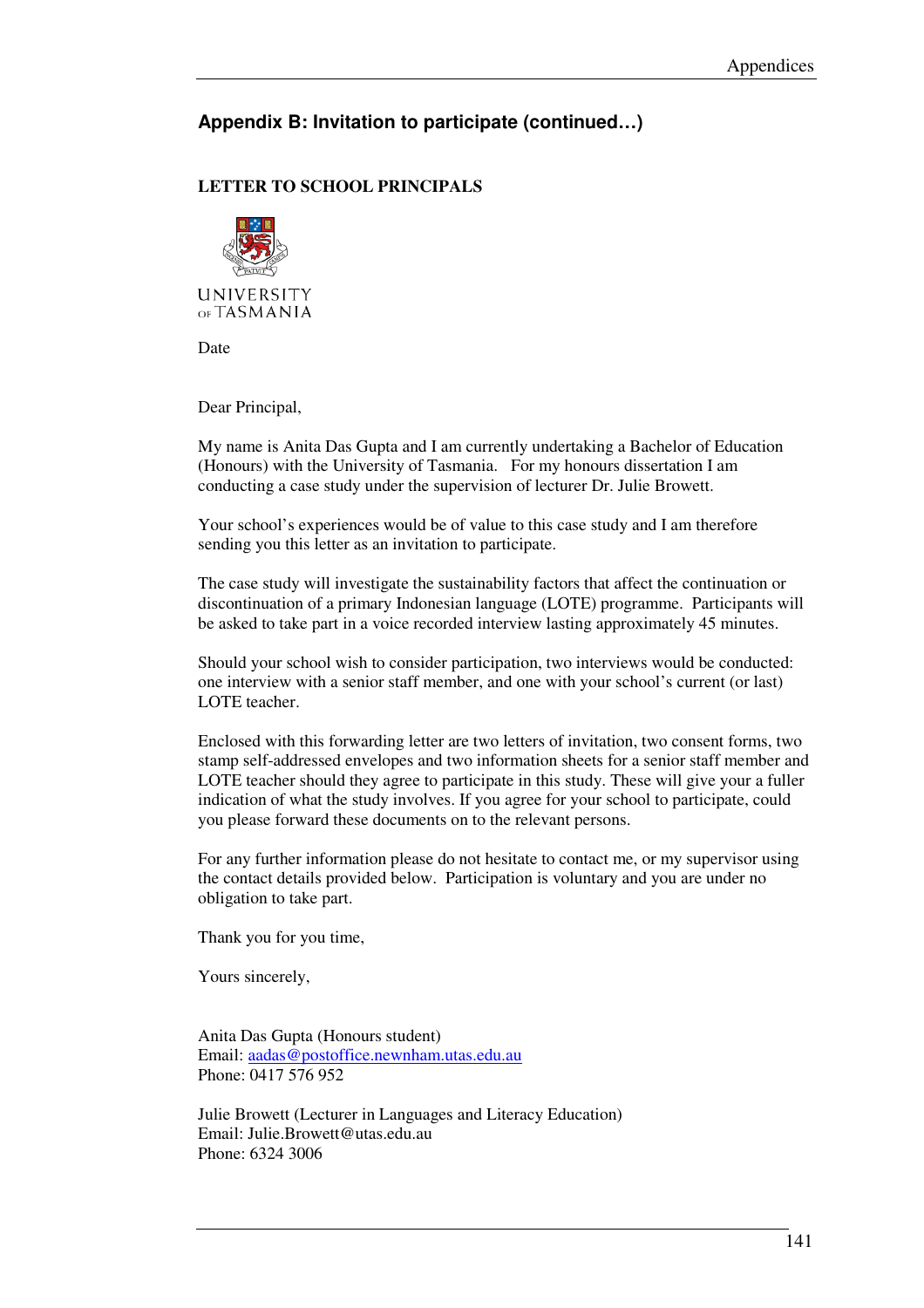## Appendix B: Invitation to participate (continued…)

**LETTER TO SCHOOL PRINCIPALS**

UNIVERSITY OF TASMANIA

Date

Dear Principal,

My name is Anita Das Gupta and I am currently undertaking a Bachelor of Education (Honours) with the University of Tasmania. For my honours dissertation I am conducting a case study under the supervision of lecturer Dr. Julie Browett.

Your school's experiences would be of value to this case study and I am therefore sending you this letter as an invitation to participate.

The case study will investigate the sustainability factors that affect the continuation or discontinuation of a primary Indonesian language (LOTE) programme. Participants will be asked to take part in a voice recorded interview lasting approximately 45 minutes.

Should your school wish to consider participation, two interviews would be conducted: one interview with a senior staff member, and one with your school's current (or last) LOTE teacher.

Enclosed with this forwarding letter are two letters of invitation, two consent forms, two stamp self-addressed envelopes and two information sheets for a senior staff member and LOTE teacher should they agree to participate in this study. These will give your a fuller indication of what the study involves. If you agree for your school to participate, could you please forward these documents on to the relevant persons.

For any further information please do not hesitate to contact me, or my supervisor using the contact details provided below. Participation is voluntary and you are under no obligation to take part.

Thank you for you time,

Yours sincerely,

Anita Das Gupta (Honours student)
Email: aadas@postoffice.newnham.utas.edu.au
Phone: 0417 576 952

Julie Browett (Lecturer in Languages and Literacy Education)
Email: Julie.Browett@utas.edu.au
Phone: 6324 3006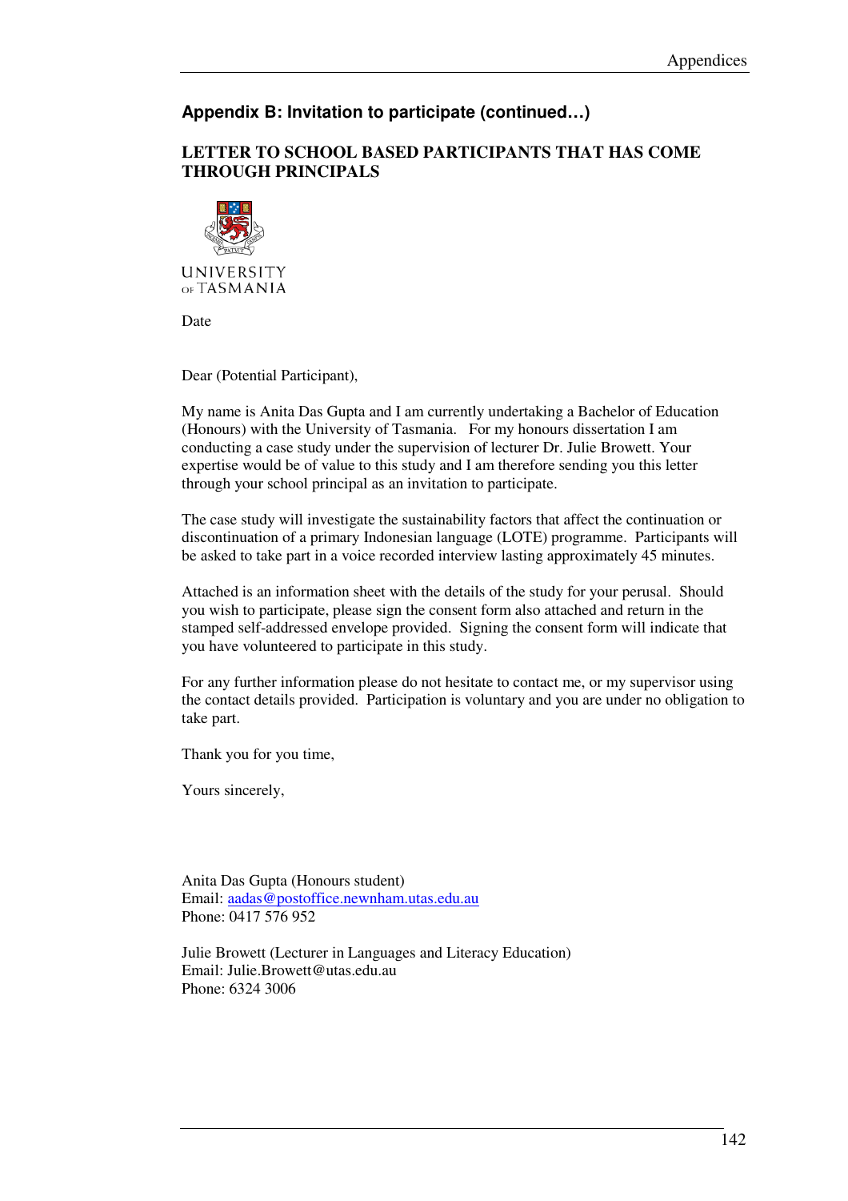## Appendix B: Invitation to participate (continued…)

### LETTER TO SCHOOL BASED PARTICIPANTS THAT HAS COME THROUGH PRINCIPALS

UNIVERSITY OF TASMANIA

Date

Dear (Potential Participant),

My name is Anita Das Gupta and I am currently undertaking a Bachelor of Education (Honours) with the University of Tasmania. For my honours dissertation I am conducting a case study under the supervision of lecturer Dr. Julie Browett. Your expertise would be of value to this study and I am therefore sending you this letter through your school principal as an invitation to participate.

The case study will investigate the sustainability factors that affect the continuation or discontinuation of a primary Indonesian language (LOTE) programme. Participants will be asked to take part in a voice recorded interview lasting approximately 45 minutes.

Attached is an information sheet with the details of the study for your perusal. Should you wish to participate, please sign the consent form also attached and return in the stamped self-addressed envelope provided. Signing the consent form will indicate that you have volunteered to participate in this study.

For any further information please do not hesitate to contact me, or my supervisor using the contact details provided. Participation is voluntary and you are under no obligation to take part.

Thank you for you time,

Yours sincerely,

Anita Das Gupta (Honours student)
Email: aadas@postoffice.newnham.utas.edu.au
Phone: 0417 576 952

Julie Browett (Lecturer in Languages and Literacy Education)
Email: Julie.Browett@utas.edu.au
Phone: 6324 3006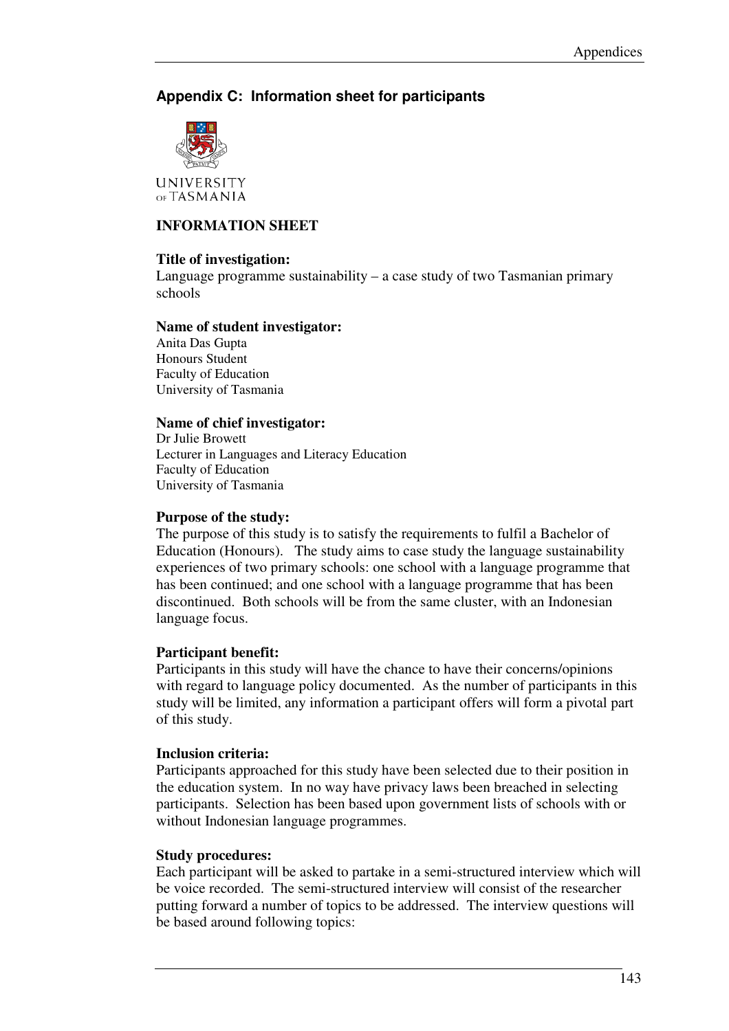## Appendix C: Information sheet for participants

UNIVERSITY OF TASMANIA

**INFORMATION SHEET**

**Title of investigation:**
Language programme sustainability – a case study of two Tasmanian primary schools

**Name of student investigator:**
Anita Das Gupta
Honours Student
Faculty of Education
University of Tasmania

**Name of chief investigator:**
Dr Julie Browett
Lecturer in Languages and Literacy Education
Faculty of Education
University of Tasmania

**Purpose of the study:**
The purpose of this study is to satisfy the requirements to fulfil a Bachelor of Education (Honours). The study aims to case study the language sustainability experiences of two primary schools: one school with a language programme that has been continued; and one school with a language programme that has been discontinued. Both schools will be from the same cluster, with an Indonesian language focus.

**Participant benefit:**
Participants in this study will have the chance to have their concerns/opinions with regard to language policy documented. As the number of participants in this study will be limited, any information a participant offers will form a pivotal part of this study.

**Inclusion criteria:**
Participants approached for this study have been selected due to their position in the education system. In no way have privacy laws been breached in selecting participants. Selection has been based upon government lists of schools with or without Indonesian language programmes.

**Study procedures:**
Each participant will be asked to partake in a semi-structured interview which will be voice recorded. The semi-structured interview will consist of the researcher putting forward a number of topics to be addressed. The interview questions will be based around following topics: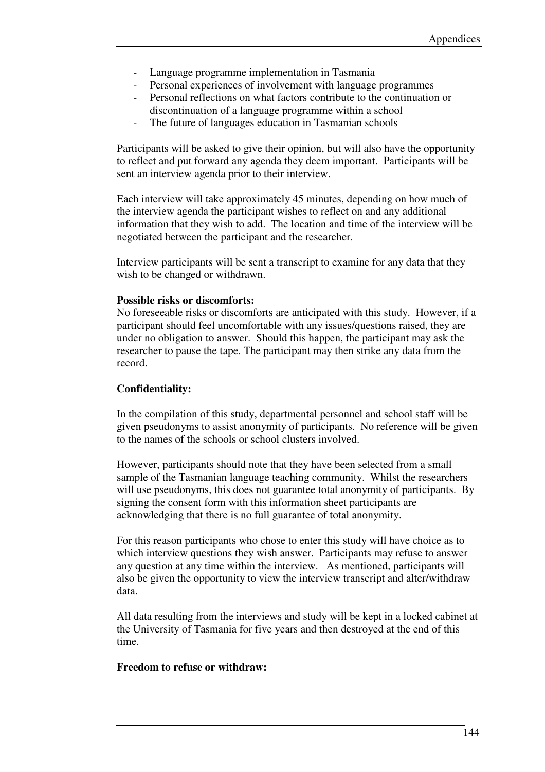- Language programme implementation in Tasmania
- Personal experiences of involvement with language programmes
- Personal reflections on what factors contribute to the continuation or discontinuation of a language programme within a school
- The future of languages education in Tasmanian schools

Participants will be asked to give their opinion, but will also have the opportunity to reflect and put forward any agenda they deem important. Participants will be sent an interview agenda prior to their interview.

Each interview will take approximately 45 minutes, depending on how much of the interview agenda the participant wishes to reflect on and any additional information that they wish to add. The location and time of the interview will be negotiated between the participant and the researcher.

Interview participants will be sent a transcript to examine for any data that they wish to be changed or withdrawn.

**Possible risks or discomforts:**
No foreseeable risks or discomforts are anticipated with this study. However, if a participant should feel uncomfortable with any issues/questions raised, they are under no obligation to answer. Should this happen, the participant may ask the researcher to pause the tape. The participant may then strike any data from the record.

**Confidentiality:**

In the compilation of this study, departmental personnel and school staff will be given pseudonyms to assist anonymity of participants. No reference will be given to the names of the schools or school clusters involved.

However, participants should note that they have been selected from a small sample of the Tasmanian language teaching community. Whilst the researchers will use pseudonyms, this does not guarantee total anonymity of participants. By signing the consent form with this information sheet participants are acknowledging that there is no full guarantee of total anonymity.

For this reason participants who chose to enter this study will have choice as to which interview questions they wish answer. Participants may refuse to answer any question at any time within the interview. As mentioned, participants will also be given the opportunity to view the interview transcript and alter/withdraw data.

All data resulting from the interviews and study will be kept in a locked cabinet at the University of Tasmania for five years and then destroyed at the end of this time.

**Freedom to refuse or withdraw:**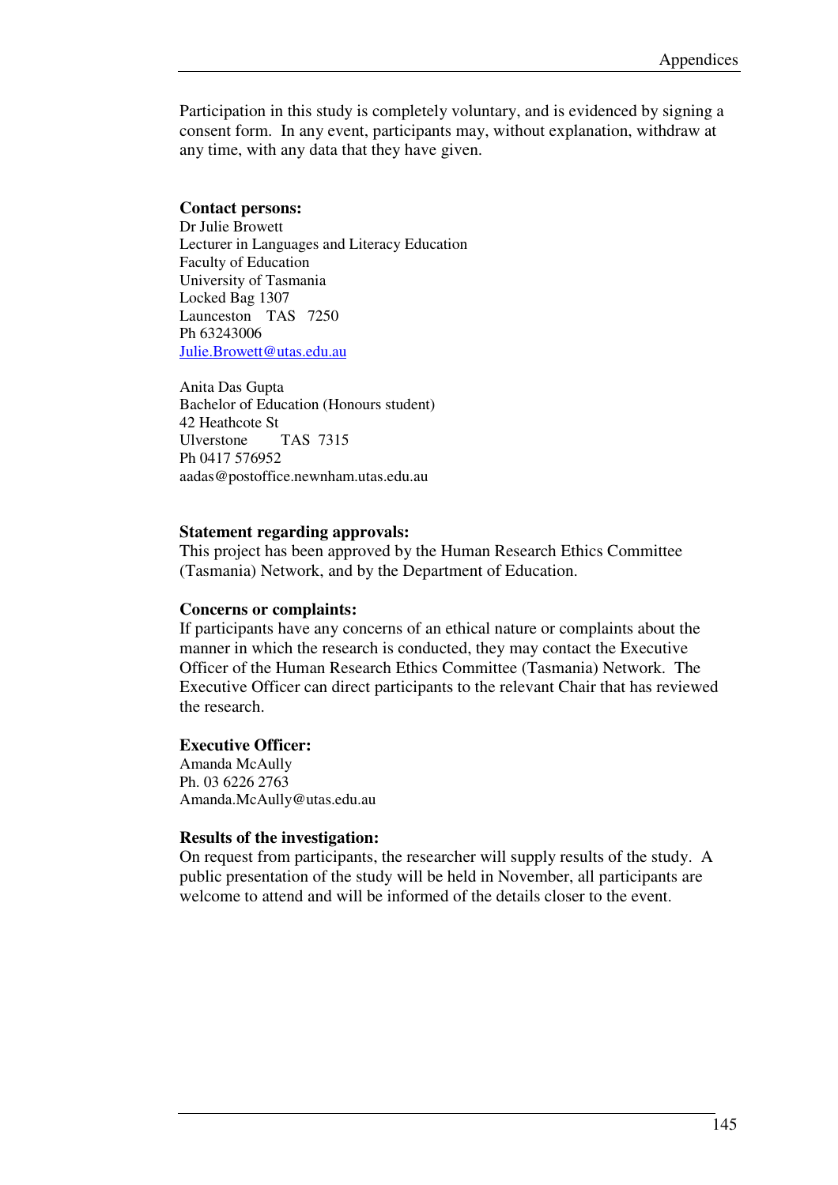Participation in this study is completely voluntary, and is evidenced by signing a consent form. In any event, participants may, without explanation, withdraw at any time, with any data that they have given.

**Contact persons:**
Dr Julie Browett
Lecturer in Languages and Literacy Education
Faculty of Education
University of Tasmania
Locked Bag 1307
Launceston TAS 7250
Ph 63243006
Julie.Browett@utas.edu.au

Anita Das Gupta
Bachelor of Education (Honours student)
42 Heathcote St
Ulverstone TAS 7315
Ph 0417 576952
aadas@postoffice.newnham.utas.edu.au

**Statement regarding approvals:**
This project has been approved by the Human Research Ethics Committee (Tasmania) Network, and by the Department of Education.

**Concerns or complaints:**
If participants have any concerns of an ethical nature or complaints about the manner in which the research is conducted, they may contact the Executive Officer of the Human Research Ethics Committee (Tasmania) Network. The Executive Officer can direct participants to the relevant Chair that has reviewed the research.

**Executive Officer:**
Amanda McAully
Ph. 03 6226 2763
Amanda.McAully@utas.edu.au

**Results of the investigation:**
On request from participants, the researcher will supply results of the study. A public presentation of the study will be held in November, all participants are welcome to attend and will be informed of the details closer to the event.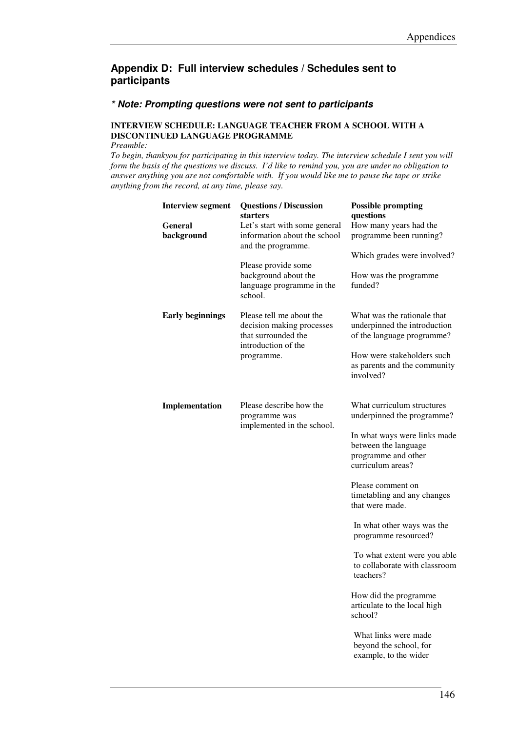## Appendix D: Full interview schedules / Schedules sent to participants

### *\* Note: Prompting questions were not sent to participants*

**INTERVIEW SCHEDULE: LANGUAGE TEACHER FROM A SCHOOL WITH A DISCONTINUED LANGUAGE PROGRAMME**

*Preamble:*

*To begin, thankyou for participating in this interview today. The interview schedule I sent you will form the basis of the questions we discuss. I'd like to remind you, you are under no obligation to answer anything you are not comfortable with. If you would like me to pause the tape or strike anything from the record, at any time, please say.*

| Interview segment | Questions / Discussion starters | Possible prompting questions |
|---|---|---|
| **General background** | Let's start with some general information about the school and the programme.<br><br>Please provide some background about the language programme in the school. | How many years had the programme been running?<br><br>Which grades were involved?<br><br>How was the programme funded? |
| **Early beginnings** | Please tell me about the decision making processes that surrounded the introduction of the programme. | What was the rationale that underpinned the introduction of the language programme?<br><br>How were stakeholders such as parents and the community involved? |
| **Implementation** | Please describe how the programme was implemented in the school. | What curriculum structures underpinned the programme?<br><br>In what ways were links made between the language programme and other curriculum areas?<br><br>Please comment on timetabling and any changes that were made.<br><br>In what other ways was the programme resourced?<br><br>To what extent were you able to collaborate with classroom teachers?<br><br>How did the programme articulate to the local high school?<br><br>What links were made beyond the school, for example, to the wider |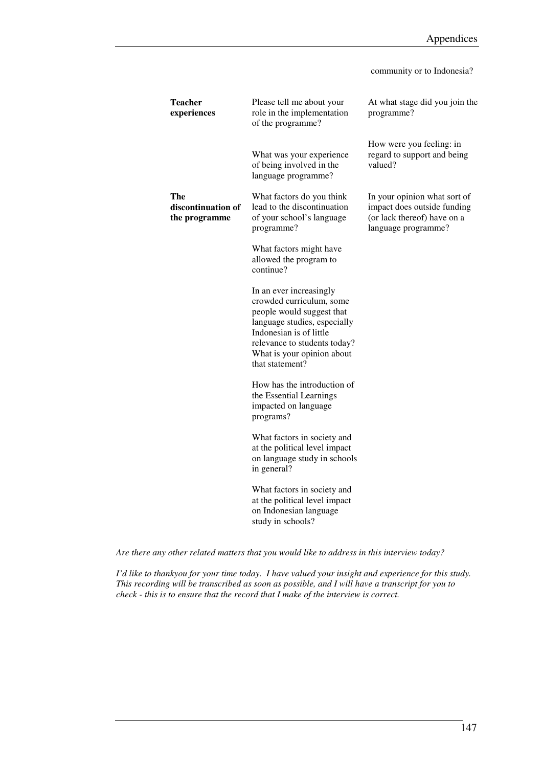| | | community or to Indonesia? |
|---|---|---|
| **Teacher experiences** | Please tell me about your role in the implementation of the programme? | At what stage did you join the programme? |
| | What was your experience of being involved in the language programme? | How were you feeling: in regard to support and being valued? |
| **The discontinuation of the programme** | What factors do you think lead to the discontinuation of your school's language programme? | In your opinion what sort of impact does outside funding (or lack thereof) have on a language programme? |
| | What factors might have allowed the program to continue? | |
| | In an ever increasingly crowded curriculum, some people would suggest that language studies, especially Indonesian is of little relevance to students today? What is your opinion about that statement? | |
| | How has the introduction of the Essential Learnings impacted on language programs? | |
| | What factors in society and at the political level impact on language study in schools in general? | |
| | What factors in society and at the political level impact on Indonesian language study in schools? | |

*Are there any other related matters that you would like to address in this interview today?*

*I'd like to thankyou for your time today. I have valued your insight and experience for this study. This recording will be transcribed as soon as possible, and I will have a transcript for you to check - this is to ensure that the record that I make of the interview is correct.*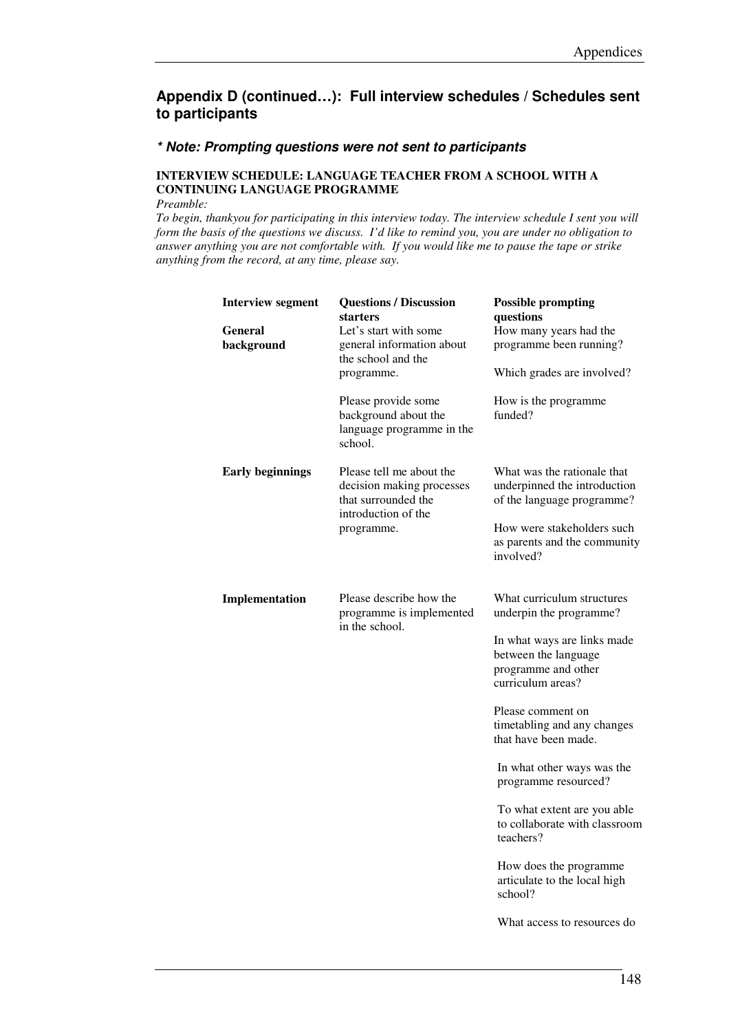## Appendix D (continued…): Full interview schedules / Schedules sent to participants

### *\* Note: Prompting questions were not sent to participants*

**INTERVIEW SCHEDULE: LANGUAGE TEACHER FROM A SCHOOL WITH A CONTINUING LANGUAGE PROGRAMME**

*Preamble:*

*To begin, thankyou for participating in this interview today. The interview schedule I sent you will form the basis of the questions we discuss. I'd like to remind you, you are under no obligation to answer anything you are not comfortable with. If you would like me to pause the tape or strike anything from the record, at any time, please say.*

| Interview segment | Questions / Discussion starters | Possible prompting questions |
|---|---|---|
| **General background** | Let's start with some general information about the school and the programme.<br><br>Please provide some background about the language programme in the school. | How many years had the programme been running?<br><br>Which grades are involved?<br><br>How is the programme funded? |
| **Early beginnings** | Please tell me about the decision making processes that surrounded the introduction of the programme. | What was the rationale that underpinned the introduction of the language programme?<br><br>How were stakeholders such as parents and the community involved? |
| **Implementation** | Please describe how the programme is implemented in the school. | What curriculum structures underpin the programme?<br><br>In what ways are links made between the language programme and other curriculum areas?<br><br>Please comment on timetabling and any changes that have been made.<br><br>In what other ways was the programme resourced?<br><br>To what extent are you able to collaborate with classroom teachers?<br><br>How does the programme articulate to the local high school?<br><br>What access to resources do |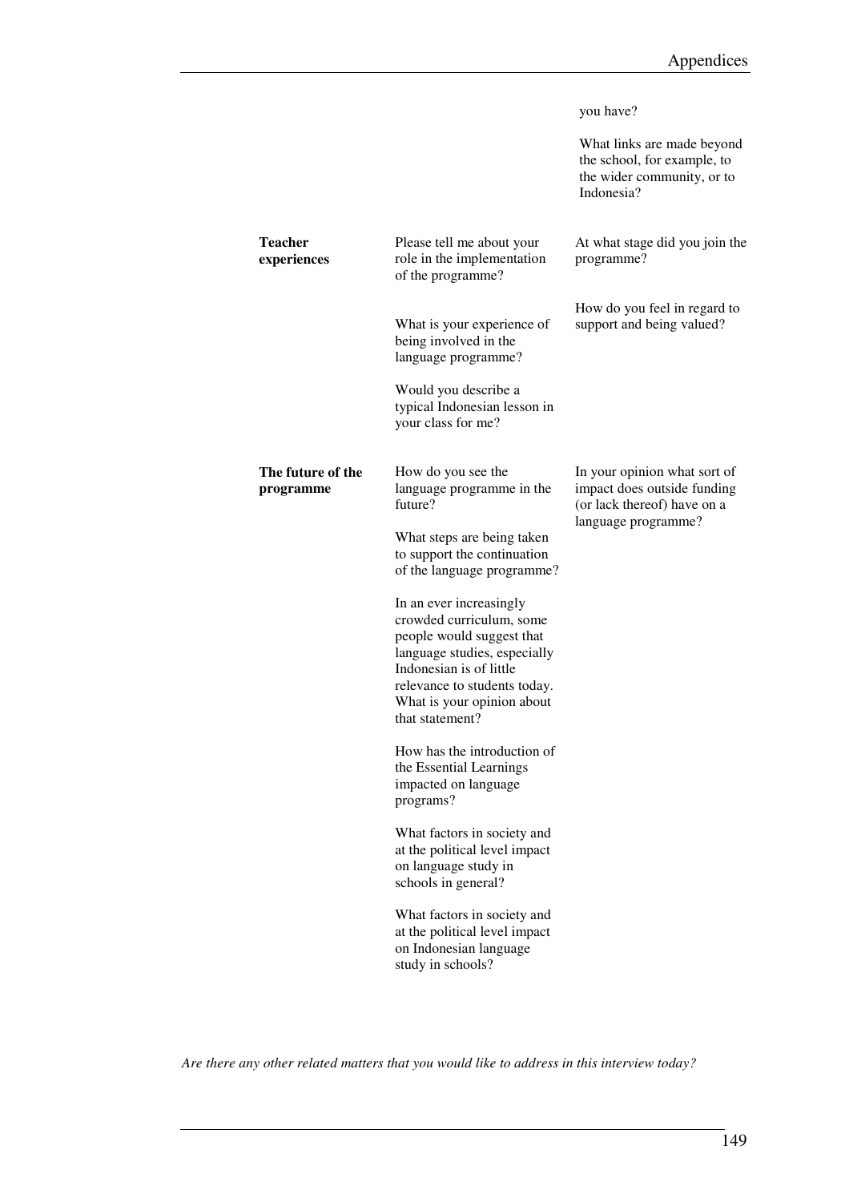| | | |
|---|---|---|
| | | you have?<br><br>What links are made beyond the school, for example, to the wider community, or to Indonesia? |
| **Teacher experiences** | Please tell me about your role in the implementation of the programme?<br><br>What is your experience of being involved in the language programme?<br><br>Would you describe a typical Indonesian lesson in your class for me? | At what stage did you join the programme?<br><br>How do you feel in regard to support and being valued? |
| **The future of the programme** | How do you see the language programme in the future?<br><br>What steps are being taken to support the continuation of the language programme?<br><br>In an ever increasingly crowded curriculum, some people would suggest that language studies, especially Indonesian is of little relevance to students today. What is your opinion about that statement?<br><br>How has the introduction of the Essential Learnings impacted on language programs?<br><br>What factors in society and at the political level impact on language study in schools in general?<br><br>What factors in society and at the political level impact on Indonesian language study in schools? | In your opinion what sort of impact does outside funding (or lack thereof) have on a language programme? |

*Are there any other related matters that you would like to address in this interview today?*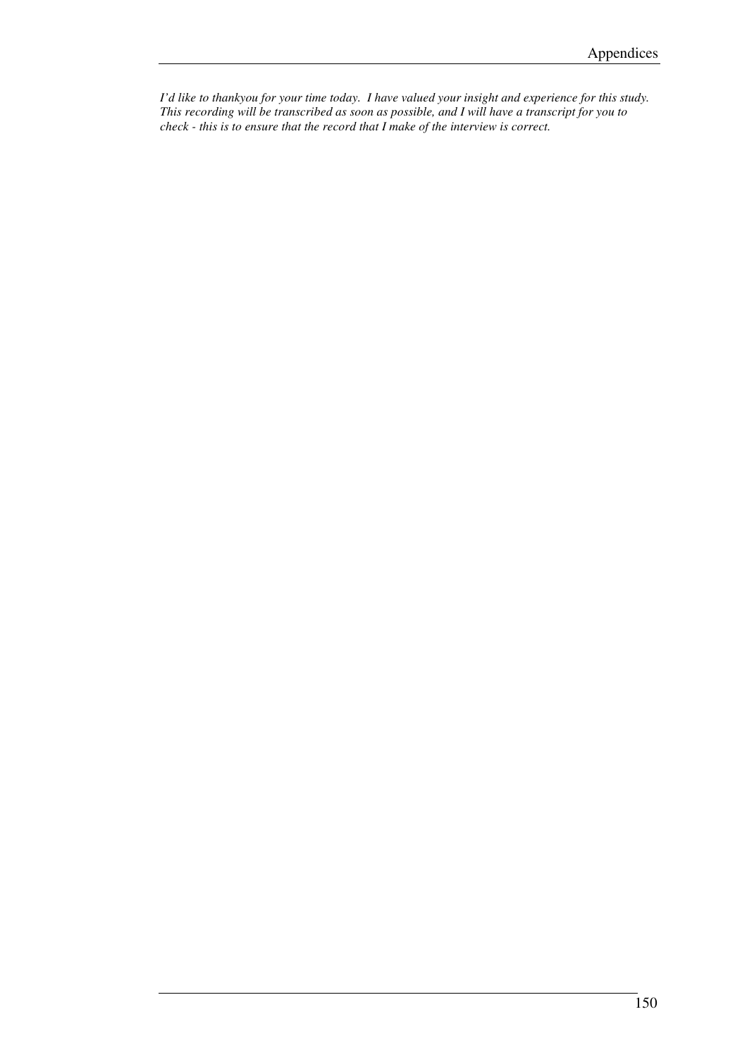*I'd like to thankyou for your time today. I have valued your insight and experience for this study. This recording will be transcribed as soon as possible, and I will have a transcript for you to check - this is to ensure that the record that I make of the interview is correct.*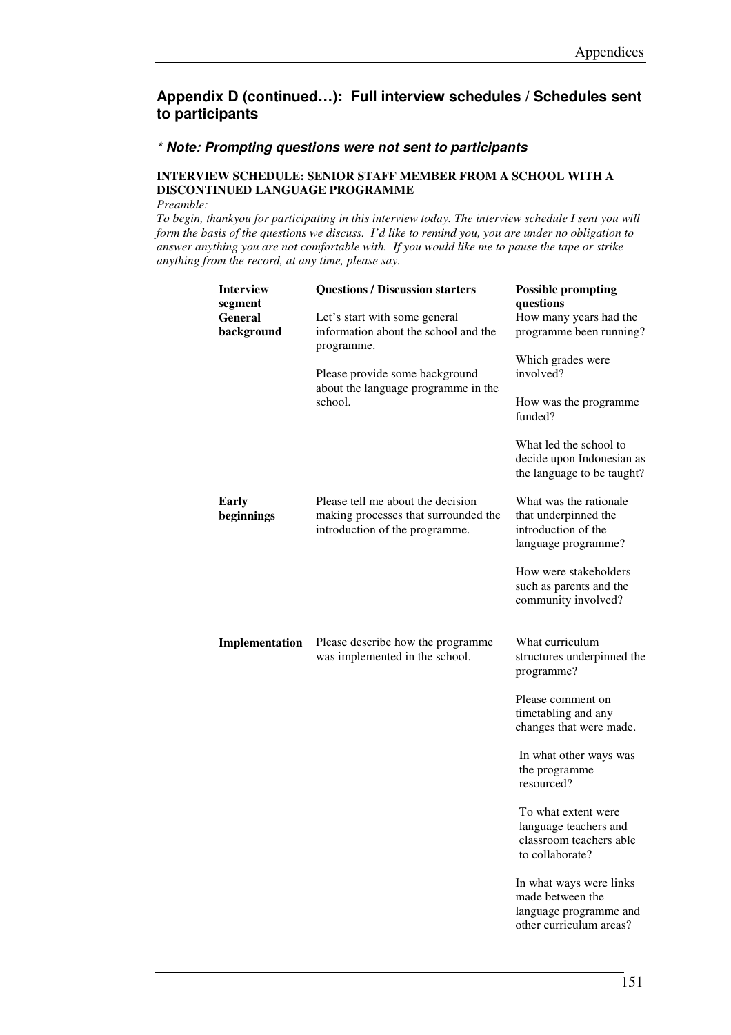## Appendix D (continued…): Full interview schedules / Schedules sent to participants

### *\* Note: Prompting questions were not sent to participants*

**INTERVIEW SCHEDULE: SENIOR STAFF MEMBER FROM A SCHOOL WITH A DISCONTINUED LANGUAGE PROGRAMME**

*Preamble:*

*To begin, thankyou for participating in this interview today. The interview schedule I sent you will form the basis of the questions we discuss. I'd like to remind you, you are under no obligation to answer anything you are not comfortable with. If you would like me to pause the tape or strike anything from the record, at any time, please say.*

| Interview segment | Questions / Discussion starters | Possible prompting questions |
|---|---|---|
| **General background** | Let's start with some general information about the school and the programme.<br><br>Please provide some background about the language programme in the school. | How many years had the programme been running?<br><br>Which grades were involved?<br><br>How was the programme funded?<br><br>What led the school to decide upon Indonesian as the language to be taught? |
| **Early beginnings** | Please tell me about the decision making processes that surrounded the introduction of the programme. | What was the rationale that underpinned the introduction of the language programme?<br><br>How were stakeholders such as parents and the community involved? |
| **Implementation** | Please describe how the programme was implemented in the school. | What curriculum structures underpinned the programme?<br><br>Please comment on timetabling and any changes that were made.<br><br>In what other ways was the programme resourced?<br><br>To what extent were language teachers and classroom teachers able to collaborate?<br><br>In what ways were links made between the language programme and other curriculum areas? |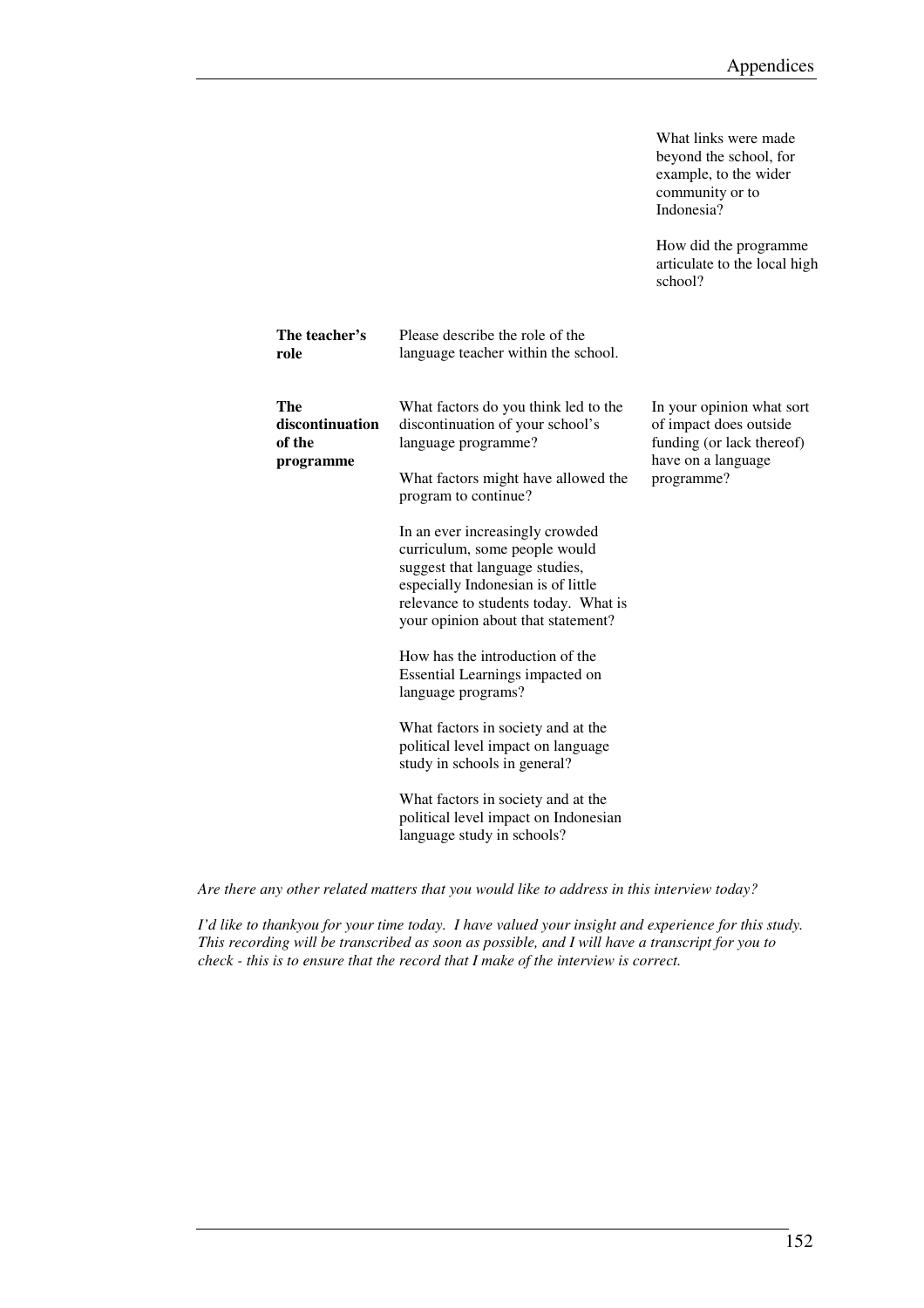| | | |
|---|---|---|
| | | What links were made beyond the school, for example, to the wider community or to Indonesia?<br><br>How did the programme articulate to the local high school? |
| **The teacher's role** | Please describe the role of the language teacher within the school. | |
| **The discontinuation of the programme** | What factors do you think led to the discontinuation of your school's language programme?<br><br>What factors might have allowed the program to continue?<br><br>In an ever increasingly crowded curriculum, some people would suggest that language studies, especially Indonesian is of little relevance to students today. What is your opinion about that statement?<br><br>How has the introduction of the Essential Learnings impacted on language programs?<br><br>What factors in society and at the political level impact on language study in schools in general?<br><br>What factors in society and at the political level impact on Indonesian language study in schools? | In your opinion what sort of impact does outside funding (or lack thereof) have on a language programme? |

*Are there any other related matters that you would like to address in this interview today?*

*I'd like to thankyou for your time today. I have valued your insight and experience for this study. This recording will be transcribed as soon as possible, and I will have a transcript for you to check - this is to ensure that the record that I make of the interview is correct.*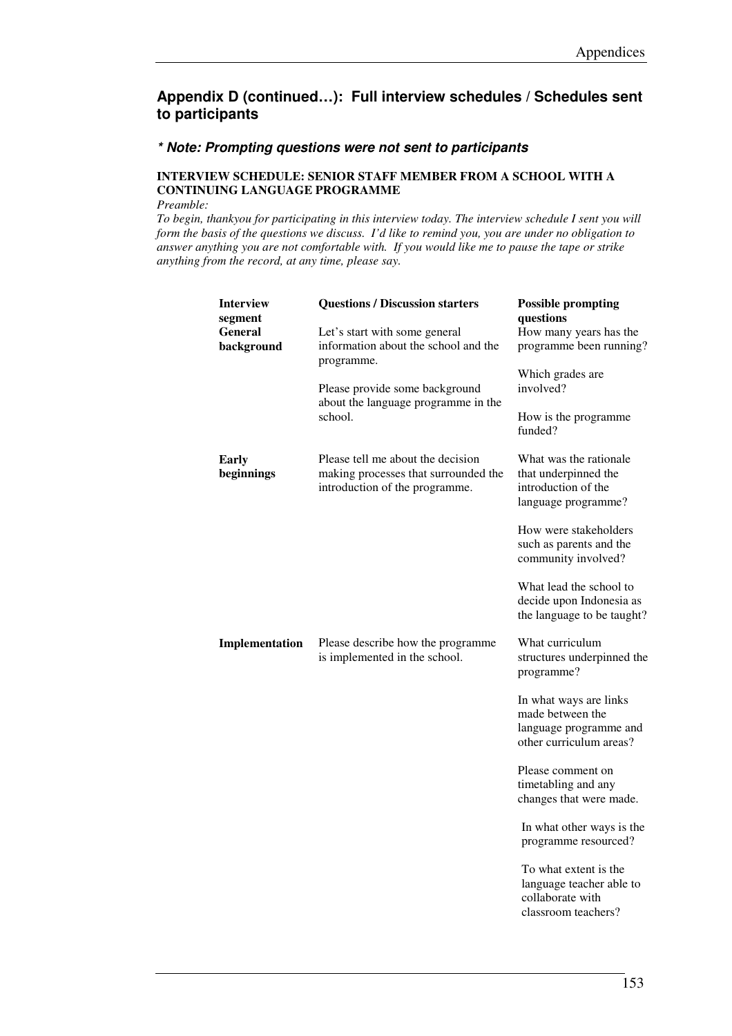## Appendix D (continued…): Full interview schedules / Schedules sent to participants

### *\* Note: Prompting questions were not sent to participants*

**INTERVIEW SCHEDULE: SENIOR STAFF MEMBER FROM A SCHOOL WITH A CONTINUING LANGUAGE PROGRAMME**

*Preamble:*

*To begin, thankyou for participating in this interview today. The interview schedule I sent you will form the basis of the questions we discuss. I'd like to remind you, you are under no obligation to answer anything you are not comfortable with. If you would like me to pause the tape or strike anything from the record, at any time, please say.*

| Interview segment | Questions / Discussion starters | Possible prompting questions |
|---|---|---|
| **General background** | Let's start with some general information about the school and the programme.<br><br>Please provide some background about the language programme in the school. | How many years has the programme been running?<br><br>Which grades are involved?<br><br>How is the programme funded? |
| **Early beginnings** | Please tell me about the decision making processes that surrounded the introduction of the programme. | What was the rationale that underpinned the introduction of the language programme?<br><br>How were stakeholders such as parents and the community involved?<br><br>What lead the school to decide upon Indonesia as the language to be taught? |
| **Implementation** | Please describe how the programme is implemented in the school. | What curriculum structures underpinned the programme?<br><br>In what ways are links made between the language programme and other curriculum areas?<br><br>Please comment on timetabling and any changes that were made.<br><br>In what other ways is the programme resourced?<br><br>To what extent is the language teacher able to collaborate with classroom teachers? |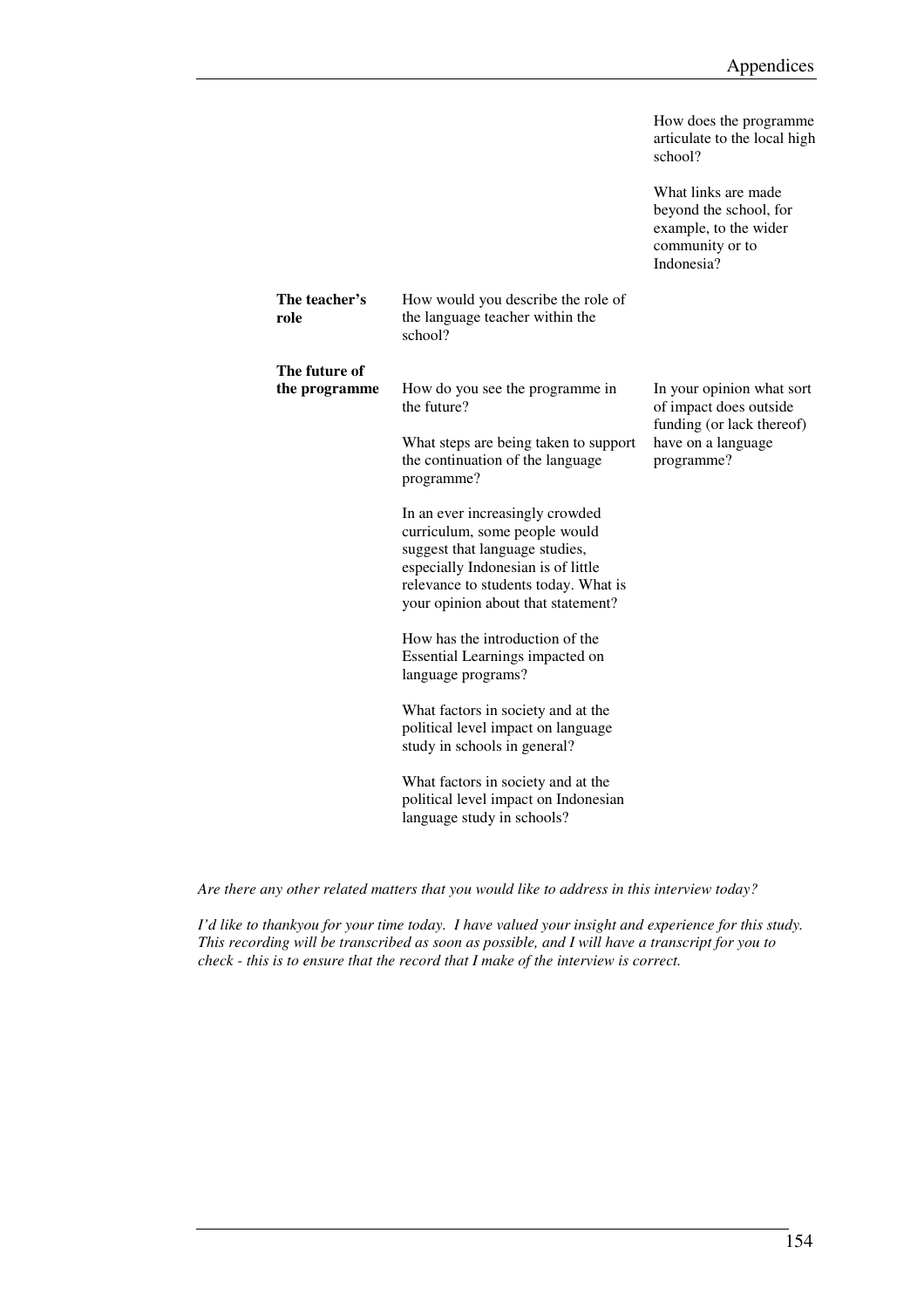| | | |
|---|---|---|
| | | How does the programme articulate to the local high school?<br><br>What links are made beyond the school, for example, to the wider community or to Indonesia? |
| **The teacher's role** | How would you describe the role of the language teacher within the school? | |
| **The future of the programme** | How do you see the programme in the future?<br><br>What steps are being taken to support the continuation of the language programme?<br><br>In an ever increasingly crowded curriculum, some people would suggest that language studies, especially Indonesian is of little relevance to students today. What is your opinion about that statement?<br><br>How has the introduction of the Essential Learnings impacted on language programs?<br><br>What factors in society and at the political level impact on language study in schools in general?<br><br>What factors in society and at the political level impact on Indonesian language study in schools? | In your opinion what sort of impact does outside funding (or lack thereof) have on a language programme? |

*Are there any other related matters that you would like to address in this interview today?*

*I'd like to thankyou for your time today. I have valued your insight and experience for this study. This recording will be transcribed as soon as possible, and I will have a transcript for you to check - this is to ensure that the record that I make of the interview is correct.*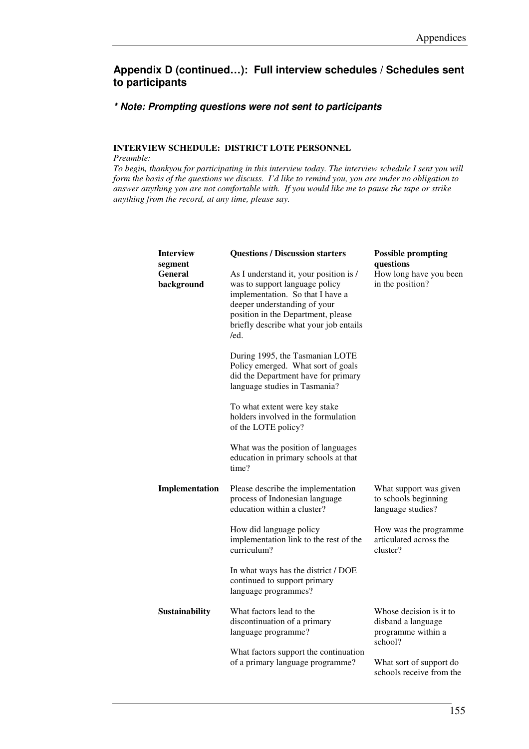## Appendix D (continued…): Full interview schedules / Schedules sent to participants

***\* Note: Prompting questions were not sent to participants***

**INTERVIEW SCHEDULE: DISTRICT LOTE PERSONNEL**

*Preamble:*

*To begin, thankyou for participating in this interview today. The interview schedule I sent you will form the basis of the questions we discuss. I'd like to remind you, you are under no obligation to answer anything you are not comfortable with. If you would like me to pause the tape or strike anything from the record, at any time, please say.*

| Interview segment | Questions / Discussion starters | Possible prompting questions |
|---|---|---|
| **General background** | As I understand it, your position is / was to support language policy implementation. So that I have a deeper understanding of your position in the Department, please briefly describe what your job entails /ed. | How long have you been in the position? |
| | During 1995, the Tasmanian LOTE Policy emerged. What sort of goals did the Department have for primary language studies in Tasmania? | |
| | To what extent were key stake holders involved in the formulation of the LOTE policy? | |
| | What was the position of languages education in primary schools at that time? | |
| **Implementation** | Please describe the implementation process of Indonesian language education within a cluster? | What support was given to schools beginning language studies? |
| | How did language policy implementation link to the rest of the curriculum? | How was the programme articulated across the cluster? |
| | In what ways has the district / DOE continued to support primary language programmes? | |
| **Sustainability** | What factors lead to the discontinuation of a primary language programme? | Whose decision is it to disband a language programme within a school? |
| | What factors support the continuation of a primary language programme? | What sort of support do schools receive from the |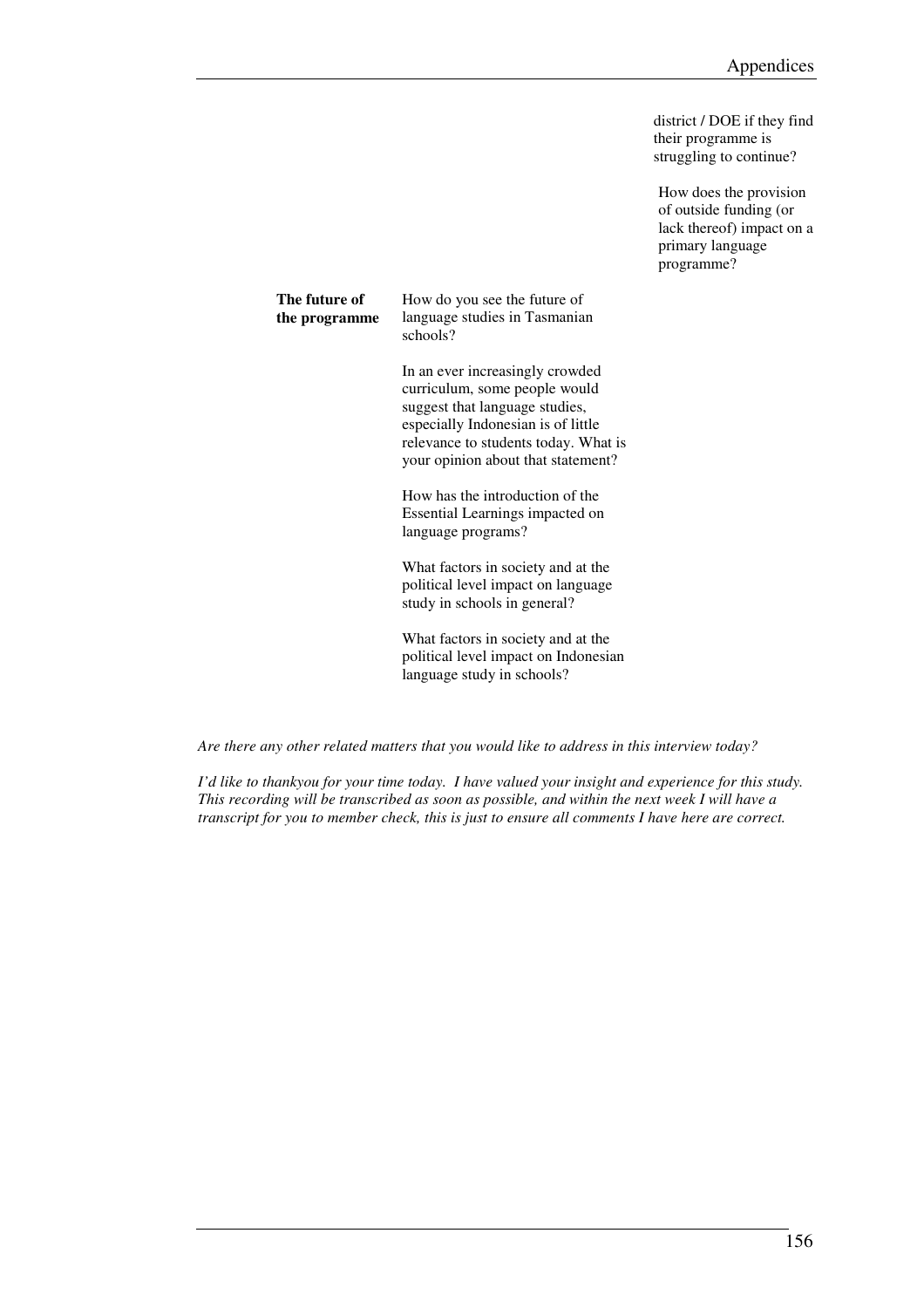| | | |
|---|---|---|
| | | district / DOE if they find their programme is struggling to continue?<br><br>How does the provision of outside funding (or lack thereof) impact on a primary language programme? |
| **The future of the programme** | How do you see the future of language studies in Tasmanian schools?<br><br>In an ever increasingly crowded curriculum, some people would suggest that language studies, especially Indonesian is of little relevance to students today. What is your opinion about that statement?<br><br>How has the introduction of the Essential Learnings impacted on language programs?<br><br>What factors in society and at the political level impact on language study in schools in general?<br><br>What factors in society and at the political level impact on Indonesian language study in schools? | |

*Are there any other related matters that you would like to address in this interview today?*

*I'd like to thankyou for your time today. I have valued your insight and experience for this study. This recording will be transcribed as soon as possible, and within the next week I will have a transcript for you to member check, this is just to ensure all comments I have here are correct.*